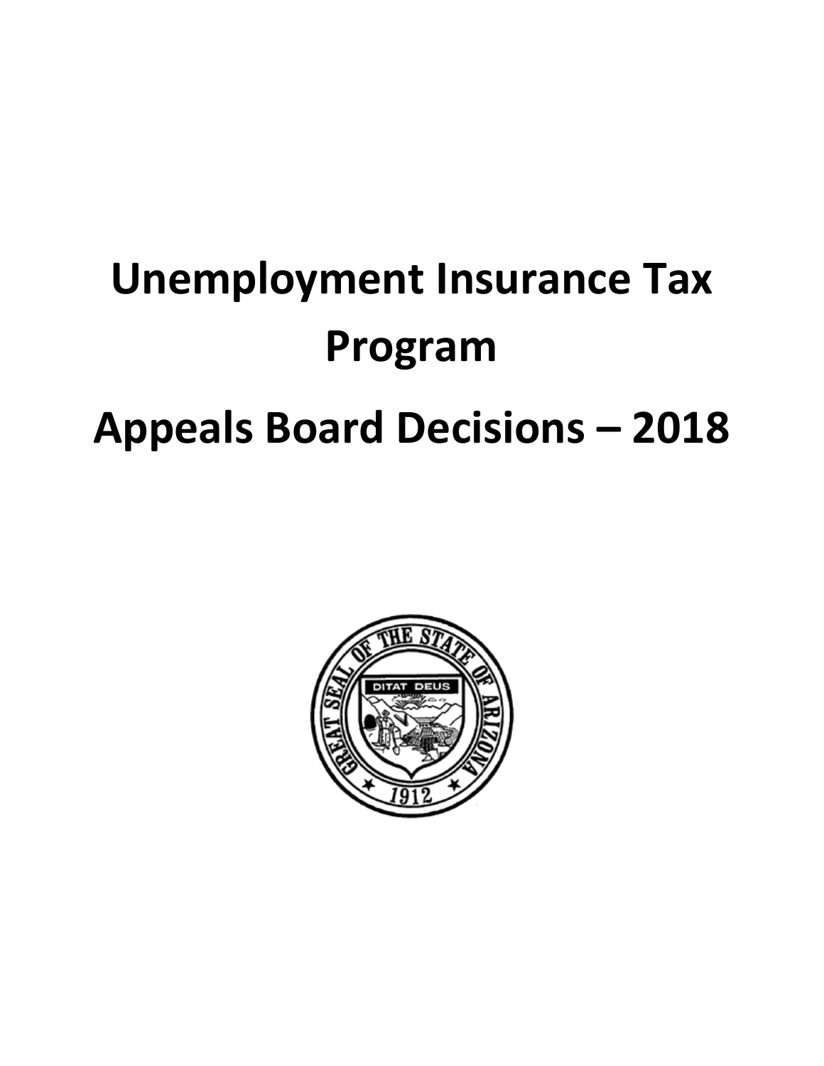# Unemployment Insurance Tax Program

# Appeals Board Decisions – 2018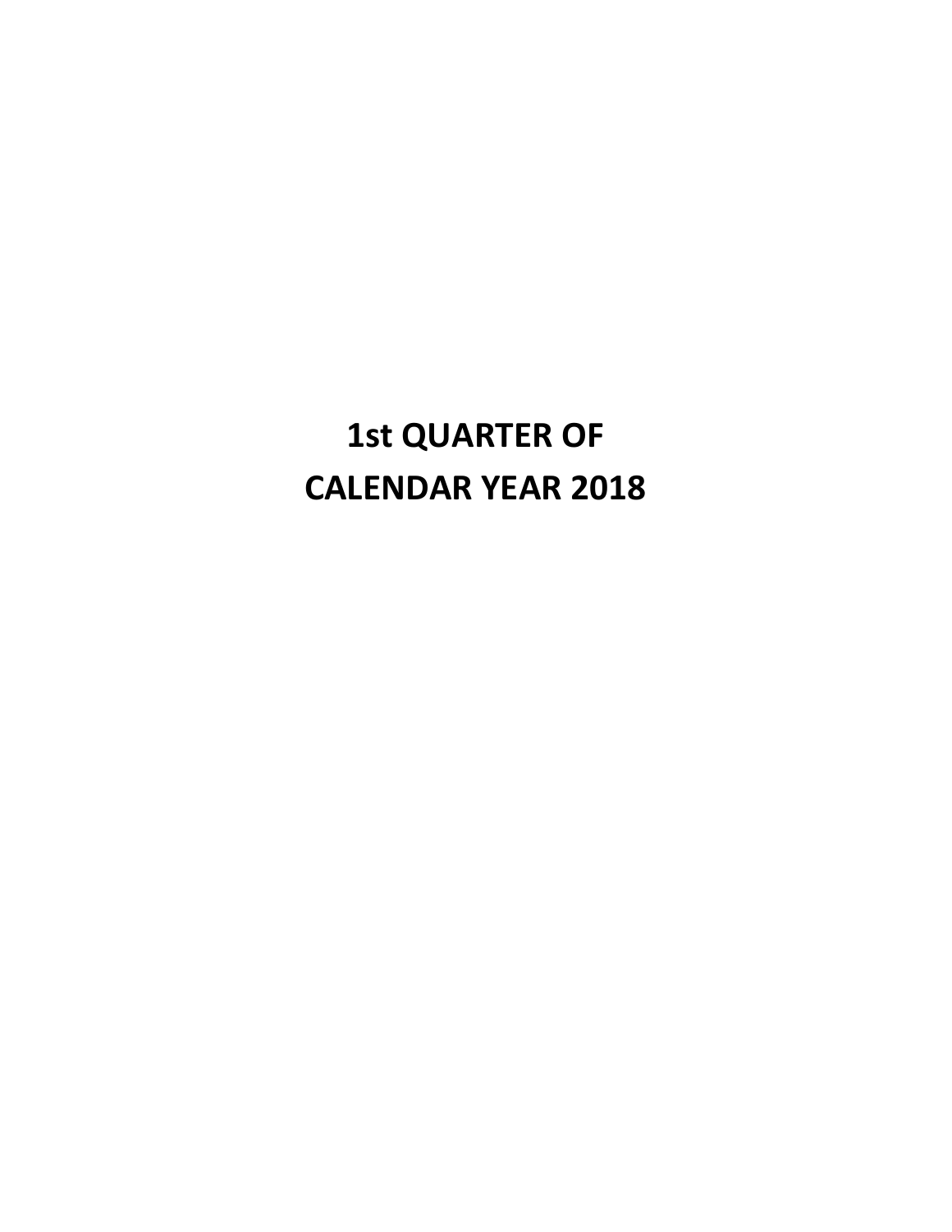# 1st QUARTER OF CALENDAR YEAR 2018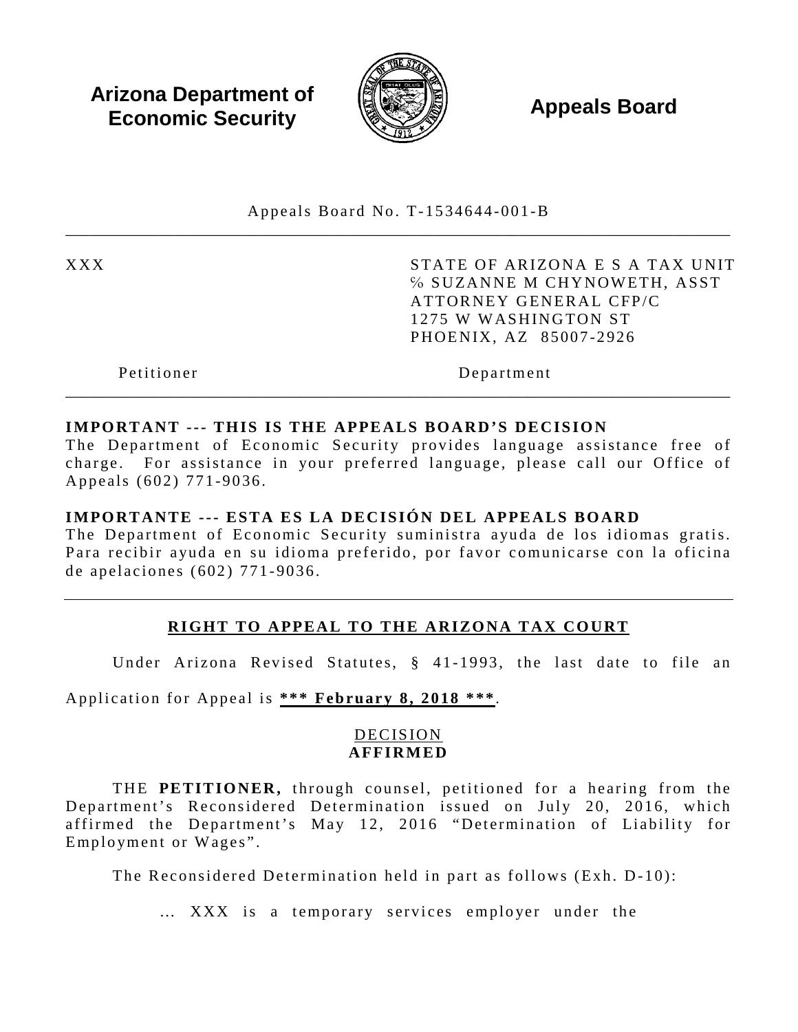**Arizona Department of Economic Security** **Appeals Board**

Appeals Board No. T-1534644-001-B

| | |
|---|---|
| XXX | STATE OF ARIZONA E S A TAX UNIT<br>℅ SUZANNE M CHYNOWETH, ASST ATTORNEY GENERAL CFP/C<br>1275 W WASHINGTON ST<br>PHOENIX, AZ 85007-2926 |
| Petitioner | Department |

**IMPORTANT --- THIS IS THE APPEALS BOARD'S DECISION**
The Department of Economic Security provides language assistance free of charge. For assistance in your preferred language, please call our Office of Appeals (602) 771-9036.

**IMPORTANTE --- ESTA ES LA DECISIÓN DEL APPEALS BOARD**
The Department of Economic Security suministra ayuda de los idiomas gratis. Para recibir ayuda en su idioma preferido, por favor comunicarse con la oficina de apelaciones (602) 771-9036.

## RIGHT TO APPEAL TO THE ARIZONA TAX COURT

Under Arizona Revised Statutes, § 41-1993, the last date to file an Application for Appeal is **\*\*\* February 8, 2018 \*\*\***.

DECISION
**AFFIRMED**

THE **PETITIONER,** through counsel, petitioned for a hearing from the Department's Reconsidered Determination issued on July 20, 2016, which affirmed the Department's May 12, 2016 "Determination of Liability for Employment or Wages".

The Reconsidered Determination held in part as follows (Exh. D-10):

> … XXX is a temporary services employer under the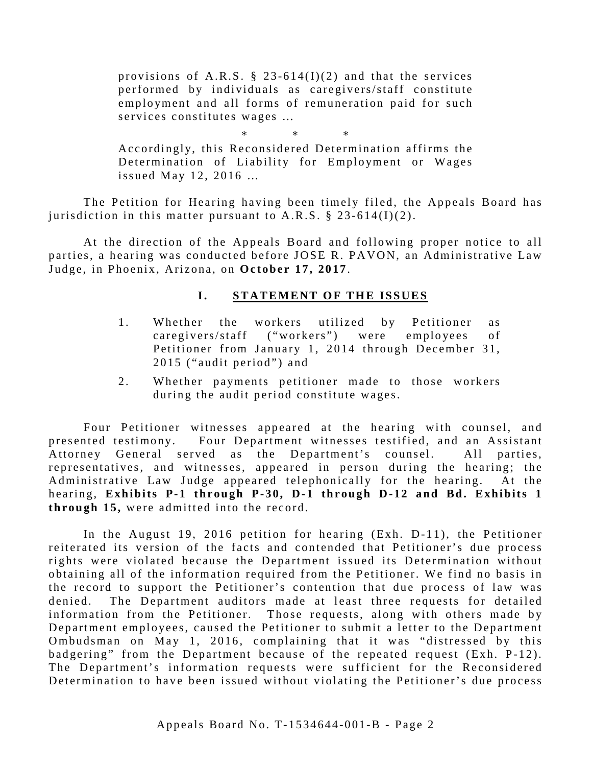> provisions of A.R.S. § 23-614(I)(2) and that the services performed by individuals as caregivers/staff constitute employment and all forms of remuneration paid for such services constitutes wages ...
>
> \* \* \*
>
> Accordingly, this Reconsidered Determination affirms the Determination of Liability for Employment or Wages issued May 12, 2016 ...

The Petition for Hearing having been timely filed, the Appeals Board has jurisdiction in this matter pursuant to A.R.S. § 23-614(I)(2).

At the direction of the Appeals Board and following proper notice to all parties, a hearing was conducted before JOSE R. PAVON, an Administrative Law Judge, in Phoenix, Arizona, on **October 17, 2017**.

## I. STATEMENT OF THE ISSUES

1. Whether the workers utilized by Petitioner as caregivers/staff ("workers") were employees of Petitioner from January 1, 2014 through December 31, 2015 ("audit period") and
2. Whether payments petitioner made to those workers during the audit period constitute wages.

Four Petitioner witnesses appeared at the hearing with counsel, and presented testimony. Four Department witnesses testified, and an Assistant Attorney General served as the Department's counsel. All parties, representatives, and witnesses, appeared in person during the hearing; the Administrative Law Judge appeared telephonically for the hearing. At the hearing, **Exhibits P-1 through P-30, D-1 through D-12 and Bd. Exhibits 1 through 15,** were admitted into the record.

In the August 19, 2016 petition for hearing (Exh. D-11), the Petitioner reiterated its version of the facts and contended that Petitioner's due process rights were violated because the Department issued its Determination without obtaining all of the information required from the Petitioner. We find no basis in the record to support the Petitioner's contention that due process of law was denied. The Department auditors made at least three requests for detailed information from the Petitioner. Those requests, along with others made by Department employees, caused the Petitioner to submit a letter to the Department Ombudsman on May 1, 2016, complaining that it was "distressed by this badgering" from the Department because of the repeated request (Exh. P-12). The Department's information requests were sufficient for the Reconsidered Determination to have been issued without violating the Petitioner's due process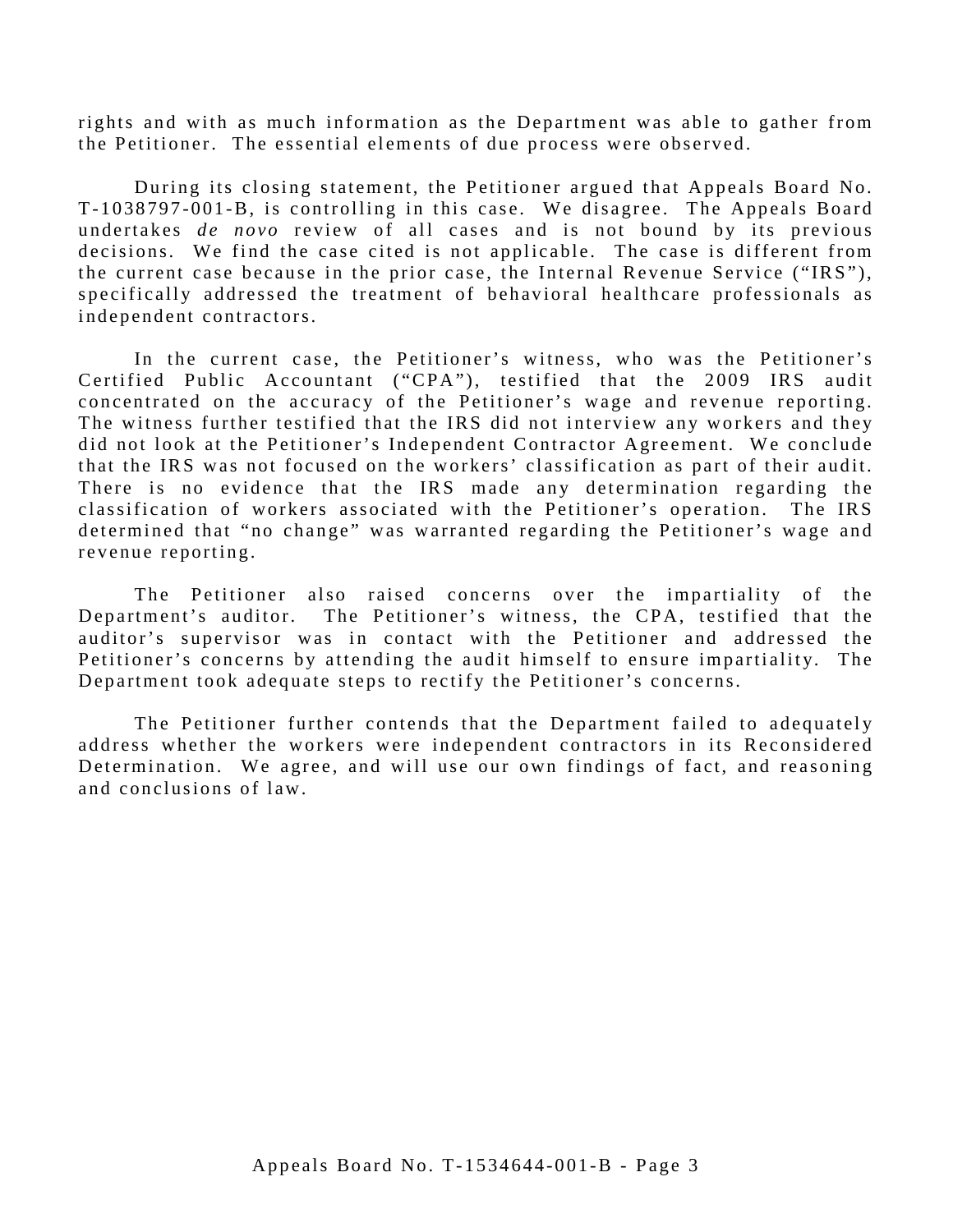rights and with as much information as the Department was able to gather from the Petitioner. The essential elements of due process were observed.

During its closing statement, the Petitioner argued that Appeals Board No. T-1038797-001-B, is controlling in this case. We disagree. The Appeals Board undertakes *de novo* review of all cases and is not bound by its previous decisions. We find the case cited is not applicable. The case is different from the current case because in the prior case, the Internal Revenue Service ("IRS"), specifically addressed the treatment of behavioral healthcare professionals as independent contractors.

In the current case, the Petitioner's witness, who was the Petitioner's Certified Public Accountant ("CPA"), testified that the 2009 IRS audit concentrated on the accuracy of the Petitioner's wage and revenue reporting. The witness further testified that the IRS did not interview any workers and they did not look at the Petitioner's Independent Contractor Agreement. We conclude that the IRS was not focused on the workers' classification as part of their audit. There is no evidence that the IRS made any determination regarding the classification of workers associated with the Petitioner's operation. The IRS determined that "no change" was warranted regarding the Petitioner's wage and revenue reporting.

The Petitioner also raised concerns over the impartiality of the Department's auditor. The Petitioner's witness, the CPA, testified that the auditor's supervisor was in contact with the Petitioner and addressed the Petitioner's concerns by attending the audit himself to ensure impartiality. The Department took adequate steps to rectify the Petitioner's concerns.

The Petitioner further contends that the Department failed to adequately address whether the workers were independent contractors in its Reconsidered Determination. We agree, and will use our own findings of fact, and reasoning and conclusions of law.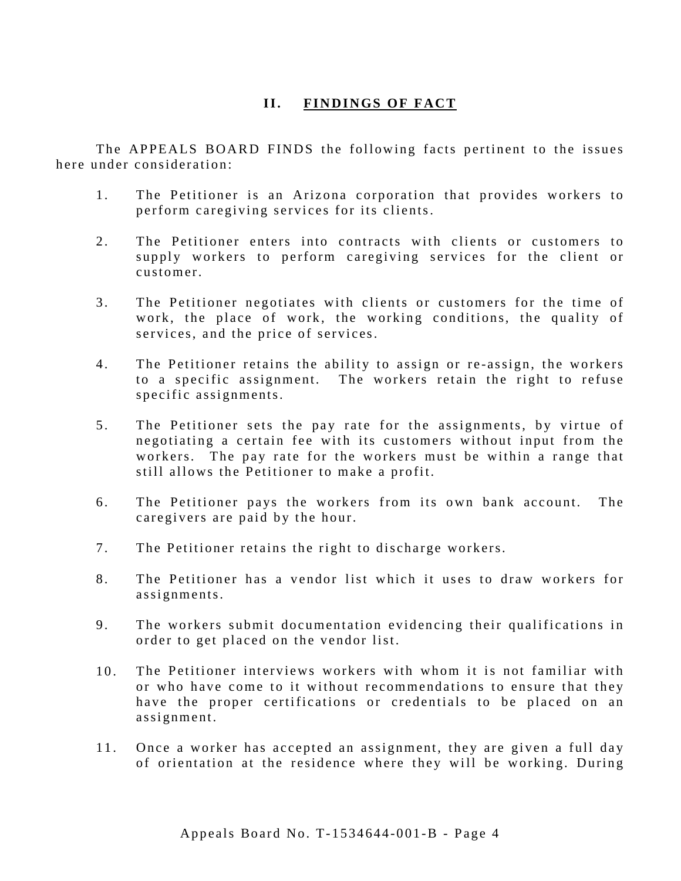## II. FINDINGS OF FACT

The APPEALS BOARD FINDS the following facts pertinent to the issues here under consideration:

1. The Petitioner is an Arizona corporation that provides workers to perform caregiving services for its clients.

2. The Petitioner enters into contracts with clients or customers to supply workers to perform caregiving services for the client or customer.

3. The Petitioner negotiates with clients or customers for the time of work, the place of work, the working conditions, the quality of services, and the price of services.

4. The Petitioner retains the ability to assign or re-assign, the workers to a specific assignment. The workers retain the right to refuse specific assignments.

5. The Petitioner sets the pay rate for the assignments, by virtue of negotiating a certain fee with its customers without input from the workers. The pay rate for the workers must be within a range that still allows the Petitioner to make a profit.

6. The Petitioner pays the workers from its own bank account. The caregivers are paid by the hour.

7. The Petitioner retains the right to discharge workers.

8. The Petitioner has a vendor list which it uses to draw workers for assignments.

9. The workers submit documentation evidencing their qualifications in order to get placed on the vendor list.

10. The Petitioner interviews workers with whom it is not familiar with or who have come to it without recommendations to ensure that they have the proper certifications or credentials to be placed on an assignment.

11. Once a worker has accepted an assignment, they are given a full day of orientation at the residence where they will be working. During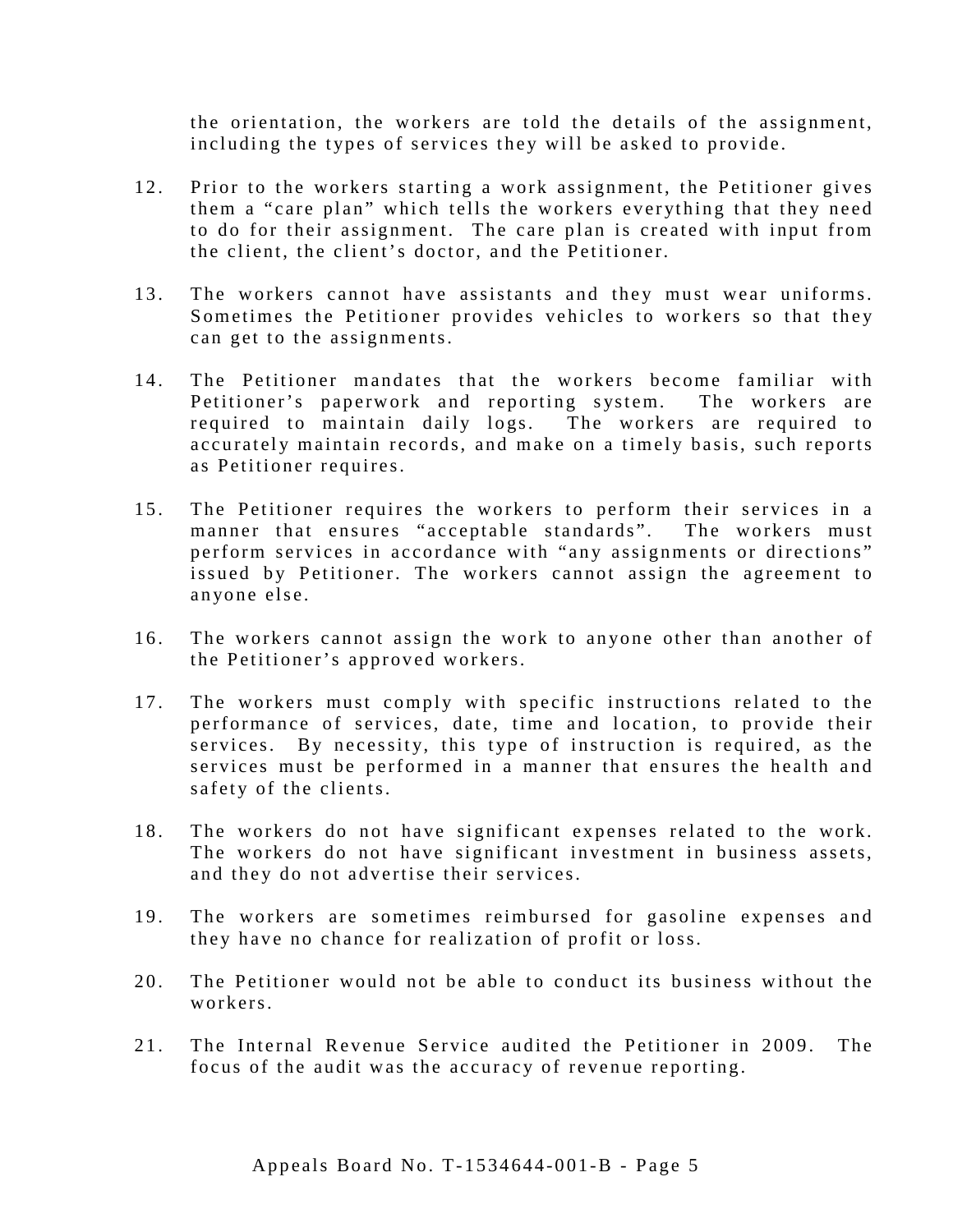the orientation, the workers are told the details of the assignment, including the types of services they will be asked to provide.

12. Prior to the workers starting a work assignment, the Petitioner gives them a "care plan" which tells the workers everything that they need to do for their assignment. The care plan is created with input from the client, the client's doctor, and the Petitioner.

13. The workers cannot have assistants and they must wear uniforms. Sometimes the Petitioner provides vehicles to workers so that they can get to the assignments.

14. The Petitioner mandates that the workers become familiar with Petitioner's paperwork and reporting system. The workers are required to maintain daily logs. The workers are required to accurately maintain records, and make on a timely basis, such reports as Petitioner requires.

15. The Petitioner requires the workers to perform their services in a manner that ensures "acceptable standards". The workers must perform services in accordance with "any assignments or directions" issued by Petitioner. The workers cannot assign the agreement to anyone else.

16. The workers cannot assign the work to anyone other than another of the Petitioner's approved workers.

17. The workers must comply with specific instructions related to the performance of services, date, time and location, to provide their services. By necessity, this type of instruction is required, as the services must be performed in a manner that ensures the health and safety of the clients.

18. The workers do not have significant expenses related to the work. The workers do not have significant investment in business assets, and they do not advertise their services.

19. The workers are sometimes reimbursed for gasoline expenses and they have no chance for realization of profit or loss.

20. The Petitioner would not be able to conduct its business without the workers.

21. The Internal Revenue Service audited the Petitioner in 2009. The focus of the audit was the accuracy of revenue reporting.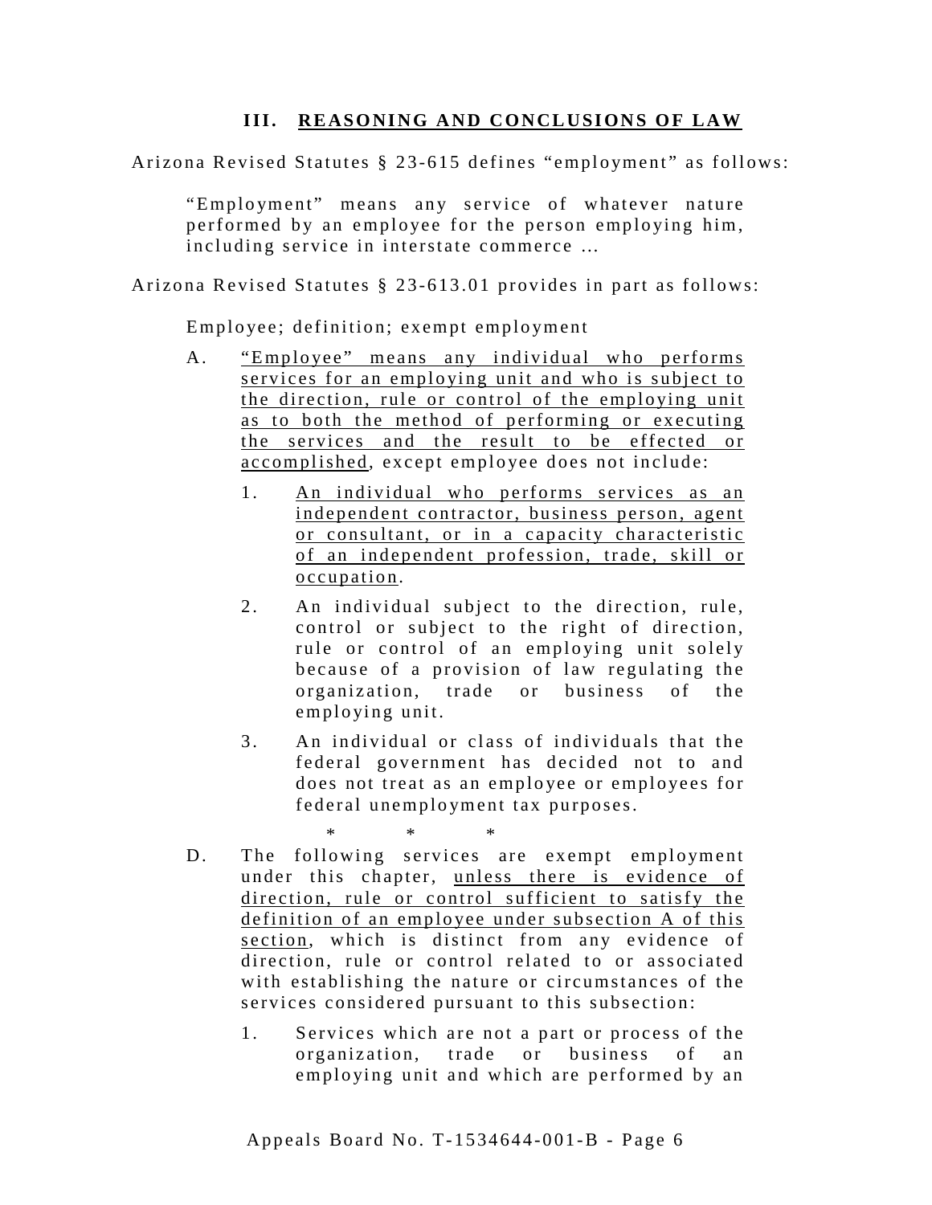## III. REASONING AND CONCLUSIONS OF LAW

Arizona Revised Statutes § 23-615 defines "employment" as follows:

> "Employment" means any service of whatever nature performed by an employee for the person employing him, including service in interstate commerce ...

Arizona Revised Statutes § 23-613.01 provides in part as follows:

> Employee; definition; exempt employment
>
> A. <u>"Employee" means any individual who performs services for an employing unit and who is subject to the direction, rule or control of the employing unit as to both the method of performing or executing the services and the result to be effected or accomplished</u>, except employee does not include:
>
> 1. <u>An individual who performs services as an independent contractor, business person, agent or consultant, or in a capacity characteristic of an independent profession, trade, skill or occupation</u>.
> 2. An individual subject to the direction, rule, control or subject to the right of direction, rule or control of an employing unit solely because of a provision of law regulating the organization, trade or business of the employing unit.
> 3. An individual or class of individuals that the federal government has decided not to and does not treat as an employee or employees for federal unemployment tax purposes.
>
> \* \* \*
>
> D. The following services are exempt employment under this chapter, <u>unless there is evidence of direction, rule or control sufficient to satisfy the definition of an employee under subsection A of this section</u>, which is distinct from any evidence of direction, rule or control related to or associated with establishing the nature or circumstances of the services considered pursuant to this subsection:
>
> 1. Services which are not a part or process of the organization, trade or business of an employing unit and which are performed by an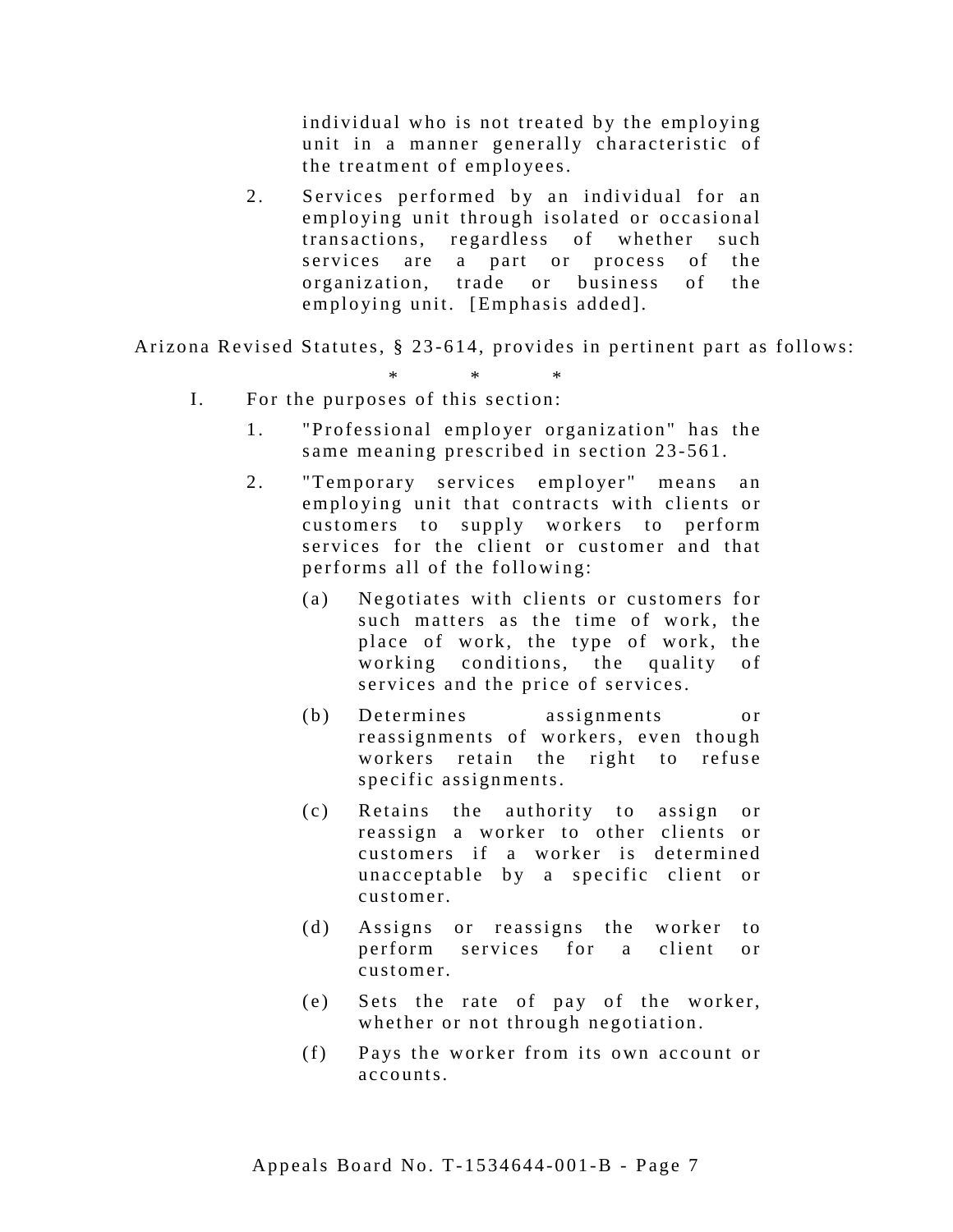individual who is not treated by the employing unit in a manner generally characteristic of the treatment of employees.

2. Services performed by an individual for an employing unit through isolated or occasional transactions, regardless of whether such services are a part or process of the organization, trade or business of the employing unit. [Emphasis added].

Arizona Revised Statutes, § 23-614, provides in pertinent part as follows:

\* \* \*

I. For the purposes of this section:

1. "Professional employer organization" has the same meaning prescribed in section 23-561.

2. "Temporary services employer" means an employing unit that contracts with clients or customers to supply workers to perform services for the client or customer and that performs all of the following:

   (a) Negotiates with clients or customers for such matters as the time of work, the place of work, the type of work, the working conditions, the quality of services and the price of services.

   (b) Determines assignments or reassignments of workers, even though workers retain the right to refuse specific assignments.

   (c) Retains the authority to assign or reassign a worker to other clients or customers if a worker is determined unacceptable by a specific client or customer.

   (d) Assigns or reassigns the worker to perform services for a client or customer.

   (e) Sets the rate of pay of the worker, whether or not through negotiation.

   (f) Pays the worker from its own account or accounts.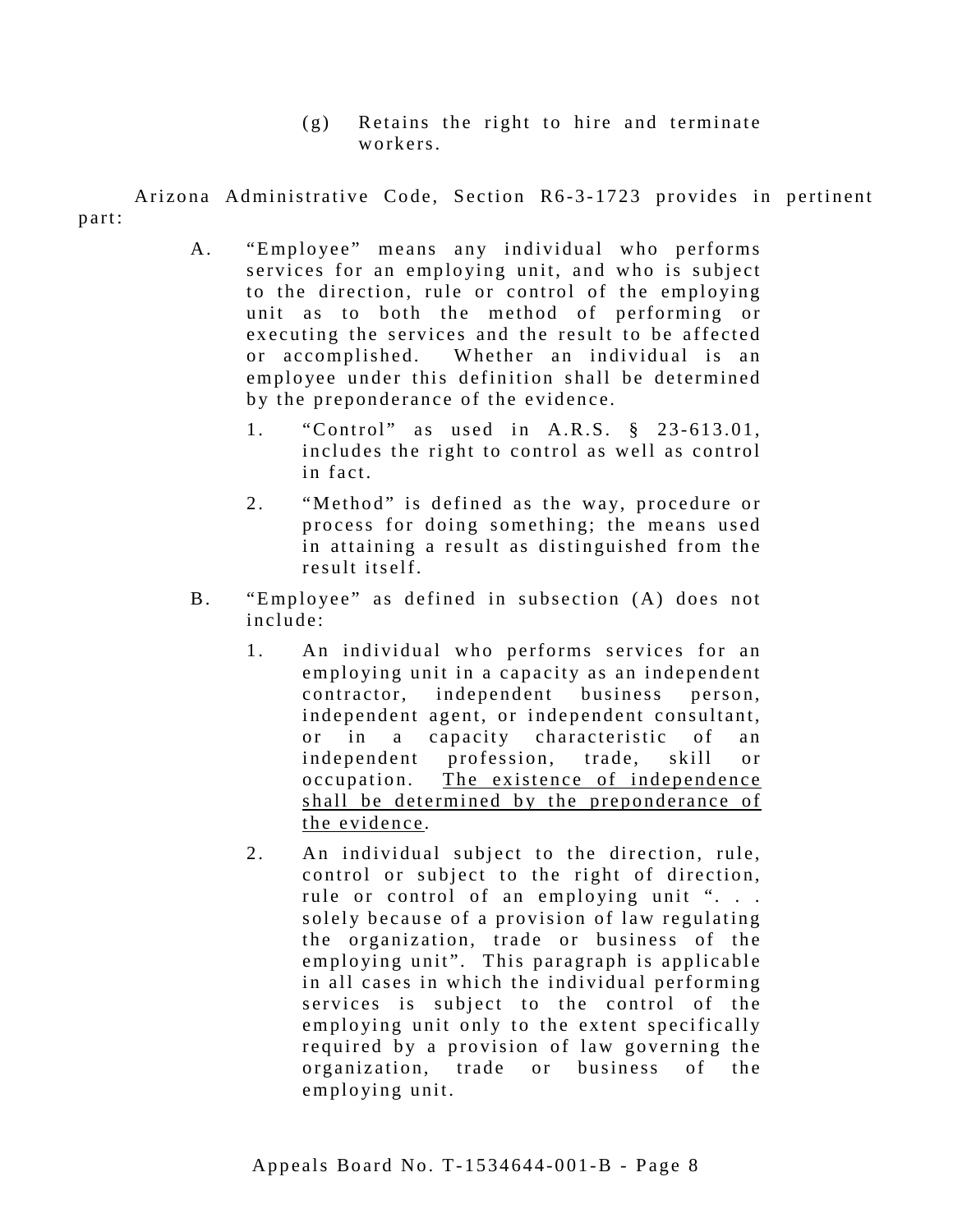(g) Retains the right to hire and terminate workers.

Arizona Administrative Code, Section R6-3-1723 provides in pertinent part:

> A. "Employee" means any individual who performs services for an employing unit, and who is subject to the direction, rule or control of the employing unit as to both the method of performing or executing the services and the result to be affected or accomplished. Whether an individual is an employee under this definition shall be determined by the preponderance of the evidence.
>
> > 1. "Control" as used in A.R.S. § 23-613.01, includes the right to control as well as control in fact.
> >
> > 2. "Method" is defined as the way, procedure or process for doing something; the means used in attaining a result as distinguished from the result itself.
>
> B. "Employee" as defined in subsection (A) does not include:
>
> > 1. An individual who performs services for an employing unit in a capacity as an independent contractor, independent business person, independent agent, or independent consultant, or in a capacity characteristic of an independent profession, trade, skill or occupation. <u>The existence of independence shall be determined by the preponderance of the evidence</u>.
> >
> > 2. An individual subject to the direction, rule, control or subject to the right of direction, rule or control of an employing unit ". . . solely because of a provision of law regulating the organization, trade or business of the employing unit". This paragraph is applicable in all cases in which the individual performing services is subject to the control of the employing unit only to the extent specifically required by a provision of law governing the organization, trade or business of the employing unit.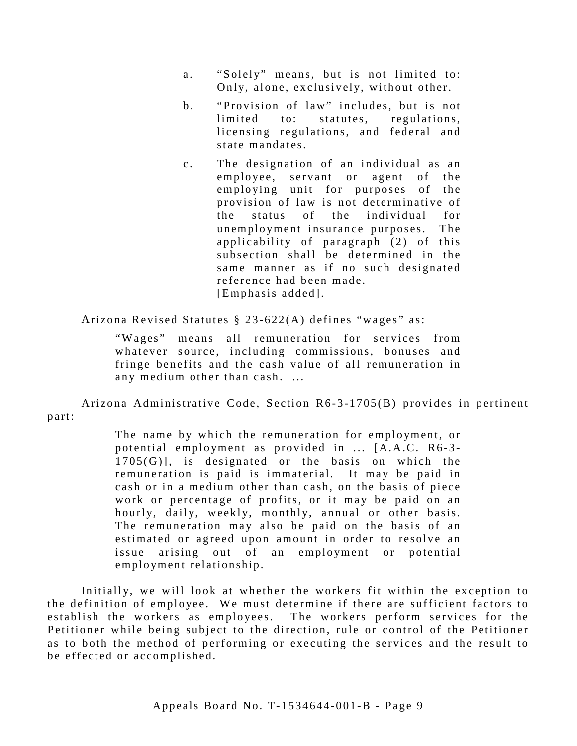a. "Solely" means, but is not limited to: Only, alone, exclusively, without other.

b. "Provision of law" includes, but is not limited to: statutes, regulations, licensing regulations, and federal and state mandates.

c. The designation of an individual as an employee, servant or agent of the employing unit for purposes of the provision of law is not determinative of the status of the individual for unemployment insurance purposes. The applicability of paragraph (2) of this subsection shall be determined in the same manner as if no such designated reference had been made.
[Emphasis added].

Arizona Revised Statutes § 23-622(A) defines "wages" as:

> "Wages" means all remuneration for services from whatever source, including commissions, bonuses and fringe benefits and the cash value of all remuneration in any medium other than cash. ...

Arizona Administrative Code, Section R6-3-1705(B) provides in pertinent part:

> The name by which the remuneration for employment, or potential employment as provided in ... [A.A.C. R6-3-1705(G)], is designated or the basis on which the remuneration is paid is immaterial. It may be paid in cash or in a medium other than cash, on the basis of piece work or percentage of profits, or it may be paid on an hourly, daily, weekly, monthly, annual or other basis. The remuneration may also be paid on the basis of an estimated or agreed upon amount in order to resolve an issue arising out of an employment or potential employment relationship.

Initially, we will look at whether the workers fit within the exception to the definition of employee. We must determine if there are sufficient factors to establish the workers as employees. The workers perform services for the Petitioner while being subject to the direction, rule or control of the Petitioner as to both the method of performing or executing the services and the result to be effected or accomplished.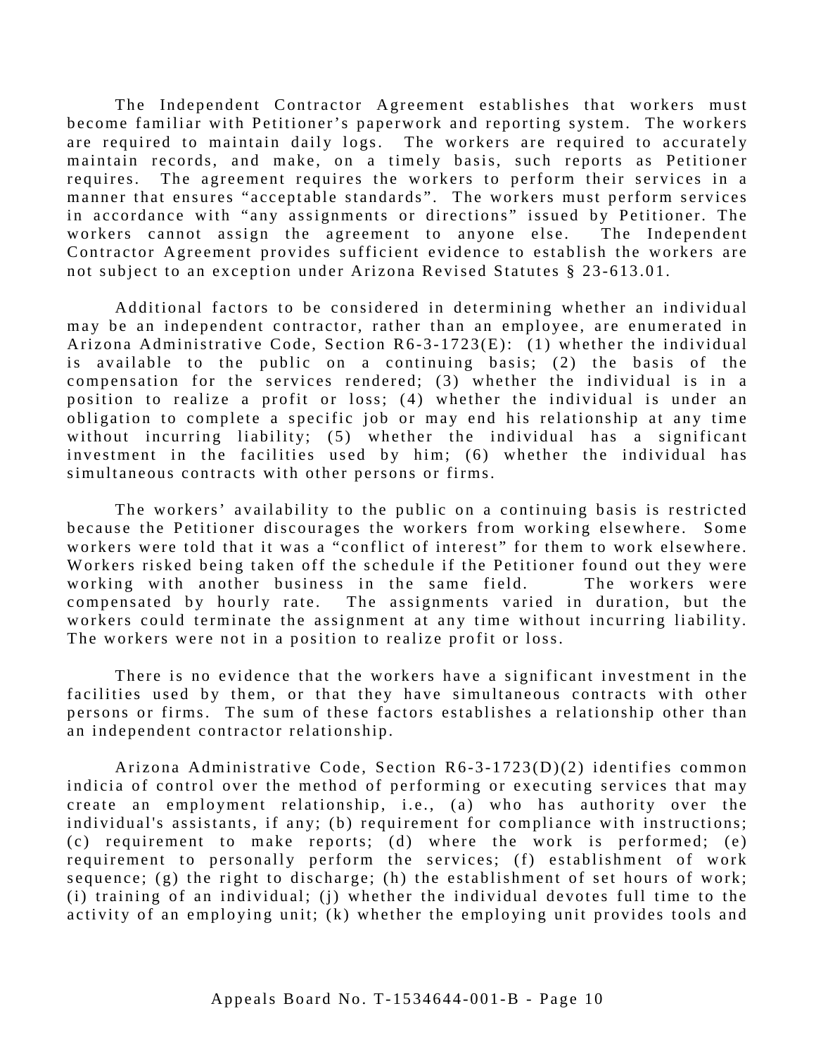The Independent Contractor Agreement establishes that workers must become familiar with Petitioner's paperwork and reporting system. The workers are required to maintain daily logs. The workers are required to accurately maintain records, and make, on a timely basis, such reports as Petitioner requires. The agreement requires the workers to perform their services in a manner that ensures "acceptable standards". The workers must perform services in accordance with "any assignments or directions" issued by Petitioner. The workers cannot assign the agreement to anyone else. The Independent Contractor Agreement provides sufficient evidence to establish the workers are not subject to an exception under Arizona Revised Statutes § 23-613.01.

Additional factors to be considered in determining whether an individual may be an independent contractor, rather than an employee, are enumerated in Arizona Administrative Code, Section R6-3-1723(E): (1) whether the individual is available to the public on a continuing basis; (2) the basis of the compensation for the services rendered; (3) whether the individual is in a position to realize a profit or loss; (4) whether the individual is under an obligation to complete a specific job or may end his relationship at any time without incurring liability; (5) whether the individual has a significant investment in the facilities used by him; (6) whether the individual has simultaneous contracts with other persons or firms.

The workers' availability to the public on a continuing basis is restricted because the Petitioner discourages the workers from working elsewhere. Some workers were told that it was a "conflict of interest" for them to work elsewhere. Workers risked being taken off the schedule if the Petitioner found out they were working with another business in the same field. The workers were compensated by hourly rate. The assignments varied in duration, but the workers could terminate the assignment at any time without incurring liability. The workers were not in a position to realize profit or loss.

There is no evidence that the workers have a significant investment in the facilities used by them, or that they have simultaneous contracts with other persons or firms. The sum of these factors establishes a relationship other than an independent contractor relationship.

Arizona Administrative Code, Section R6-3-1723(D)(2) identifies common indicia of control over the method of performing or executing services that may create an employment relationship, i.e., (a) who has authority over the individual's assistants, if any; (b) requirement for compliance with instructions; (c) requirement to make reports; (d) where the work is performed; (e) requirement to personally perform the services; (f) establishment of work sequence; (g) the right to discharge; (h) the establishment of set hours of work; (i) training of an individual; (j) whether the individual devotes full time to the activity of an employing unit; (k) whether the employing unit provides tools and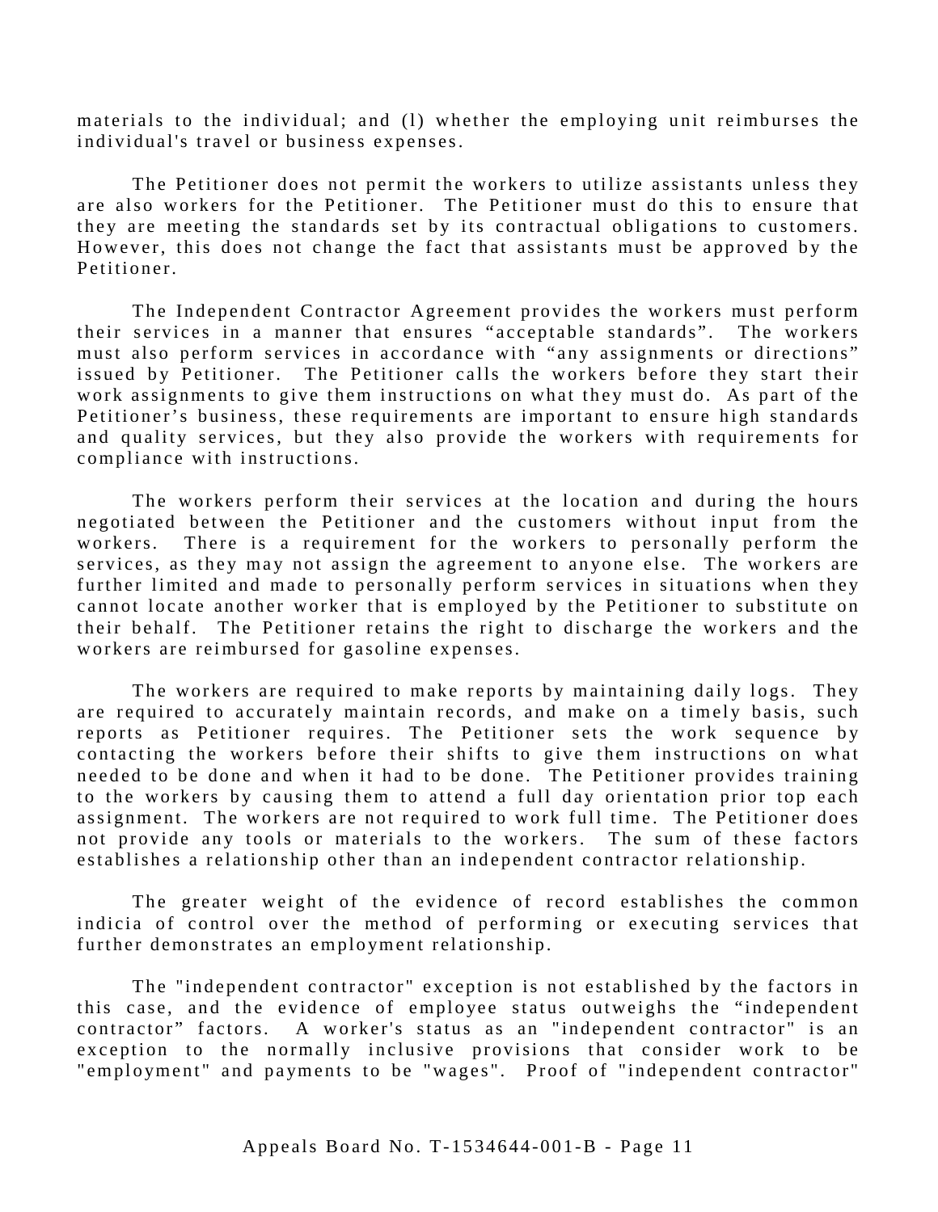materials to the individual; and (l) whether the employing unit reimburses the individual's travel or business expenses.

The Petitioner does not permit the workers to utilize assistants unless they are also workers for the Petitioner. The Petitioner must do this to ensure that they are meeting the standards set by its contractual obligations to customers. However, this does not change the fact that assistants must be approved by the Petitioner.

The Independent Contractor Agreement provides the workers must perform their services in a manner that ensures “acceptable standards”. The workers must also perform services in accordance with “any assignments or directions” issued by Petitioner. The Petitioner calls the workers before they start their work assignments to give them instructions on what they must do. As part of the Petitioner’s business, these requirements are important to ensure high standards and quality services, but they also provide the workers with requirements for compliance with instructions.

The workers perform their services at the location and during the hours negotiated between the Petitioner and the customers without input from the workers. There is a requirement for the workers to personally perform the services, as they may not assign the agreement to anyone else. The workers are further limited and made to personally perform services in situations when they cannot locate another worker that is employed by the Petitioner to substitute on their behalf. The Petitioner retains the right to discharge the workers and the workers are reimbursed for gasoline expenses.

The workers are required to make reports by maintaining daily logs. They are required to accurately maintain records, and make on a timely basis, such reports as Petitioner requires. The Petitioner sets the work sequence by contacting the workers before their shifts to give them instructions on what needed to be done and when it had to be done. The Petitioner provides training to the workers by causing them to attend a full day orientation prior top each assignment. The workers are not required to work full time. The Petitioner does not provide any tools or materials to the workers. The sum of these factors establishes a relationship other than an independent contractor relationship.

The greater weight of the evidence of record establishes the common indicia of control over the method of performing or executing services that further demonstrates an employment relationship.

The "independent contractor" exception is not established by the factors in this case, and the evidence of employee status outweighs the “independent contractor” factors. A worker's status as an "independent contractor" is an exception to the normally inclusive provisions that consider work to be "employment" and payments to be "wages". Proof of "independent contractor"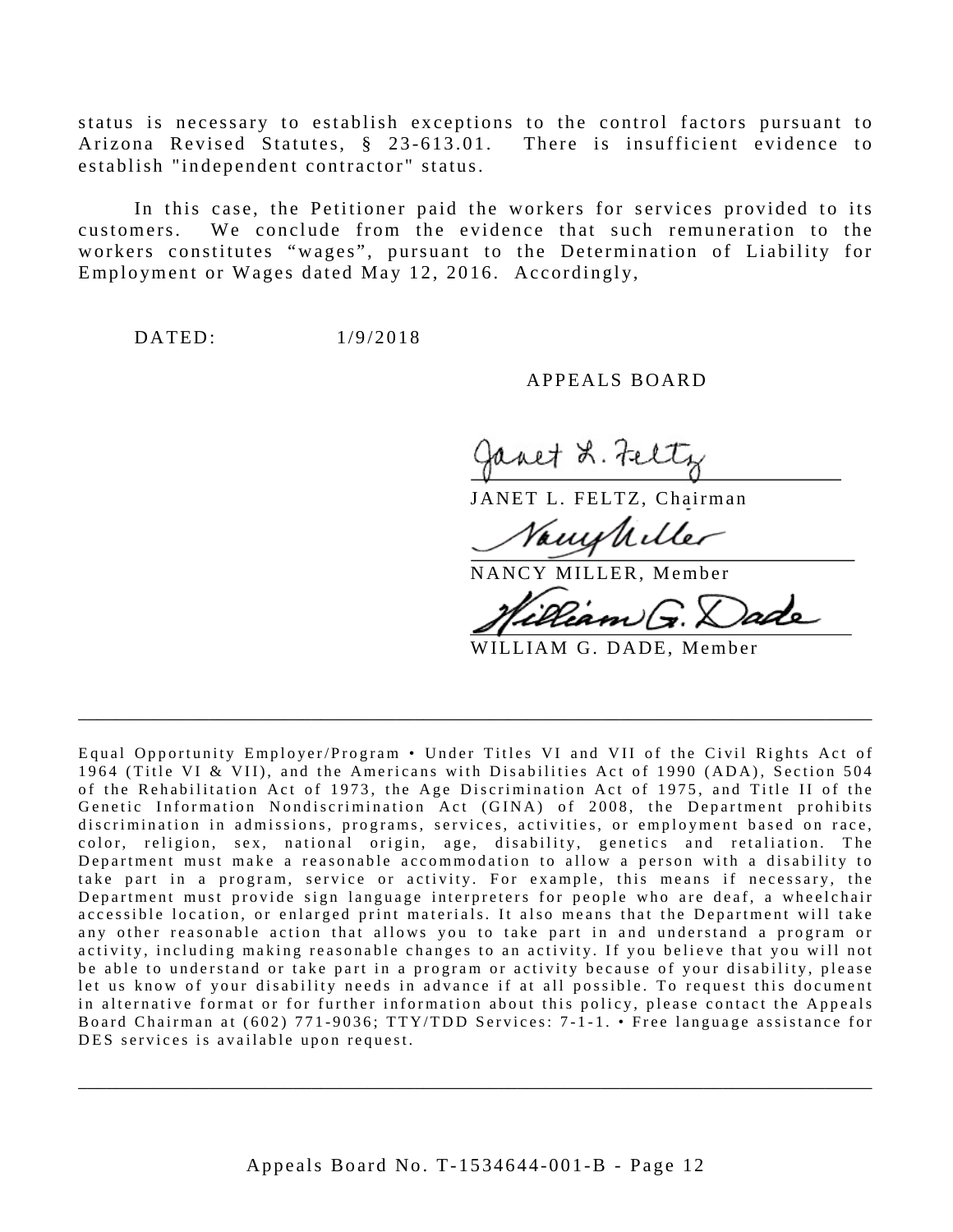status is necessary to establish exceptions to the control factors pursuant to Arizona Revised Statutes, § 23-613.01. There is insufficient evidence to establish "independent contractor" status.

In this case, the Petitioner paid the workers for services provided to its customers. We conclude from the evidence that such remuneration to the workers constitutes "wages", pursuant to the Determination of Liability for Employment or Wages dated May 12, 2016. Accordingly,

DATED: 1/9/2018

APPEALS BOARD

JANET L. FELTZ, Chairman

NANCY MILLER, Member

WILLIAM G. DADE, Member

---

Equal Opportunity Employer/Program • Under Titles VI and VII of the Civil Rights Act of 1964 (Title VI & VII), and the Americans with Disabilities Act of 1990 (ADA), Section 504 of the Rehabilitation Act of 1973, the Age Discrimination Act of 1975, and Title II of the Genetic Information Nondiscrimination Act (GINA) of 2008, the Department prohibits discrimination in admissions, programs, services, activities, or employment based on race, color, religion, sex, national origin, age, disability, genetics and retaliation. The Department must make a reasonable accommodation to allow a person with a disability to take part in a program, service or activity. For example, this means if necessary, the Department must provide sign language interpreters for people who are deaf, a wheelchair accessible location, or enlarged print materials. It also means that the Department will take any other reasonable action that allows you to take part in and understand a program or activity, including making reasonable changes to an activity. If you believe that you will not be able to understand or take part in a program or activity because of your disability, please let us know of your disability needs in advance if at all possible. To request this document in alternative format or for further information about this policy, please contact the Appeals Board Chairman at (602) 771-9036; TTY/TDD Services: 7-1-1. • Free language assistance for DES services is available upon request.

---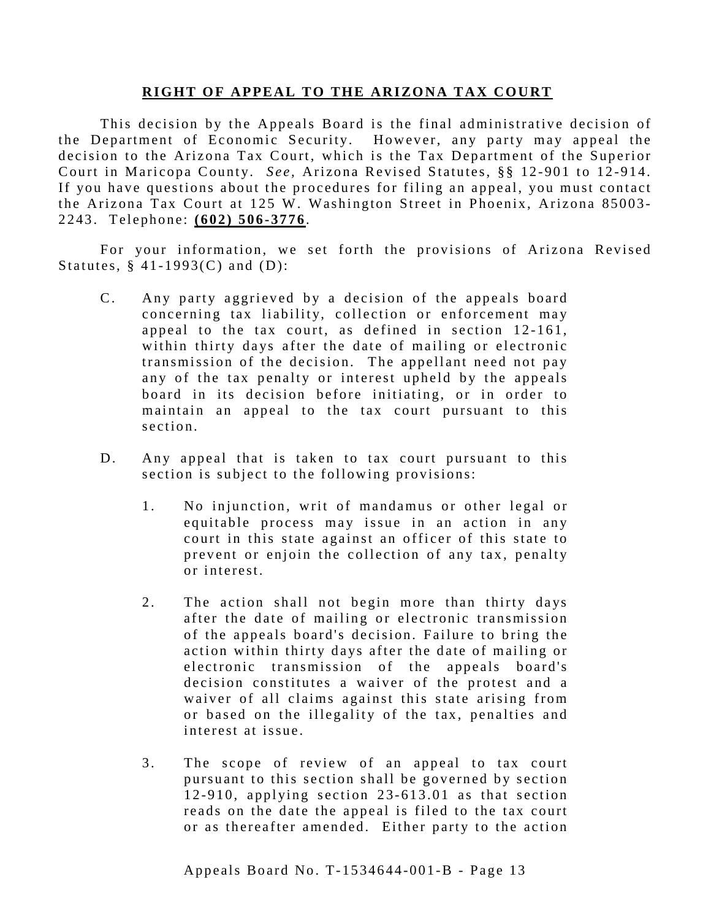## **RIGHT OF APPEAL TO THE ARIZONA TAX COURT**

This decision by the Appeals Board is the final administrative decision of the Department of Economic Security. However, any party may appeal the decision to the Arizona Tax Court, which is the Tax Department of the Superior Court in Maricopa County. *See*, Arizona Revised Statutes, §§ 12-901 to 12-914. If you have questions about the procedures for filing an appeal, you must contact the Arizona Tax Court at 125 W. Washington Street in Phoenix, Arizona 85003-2243. Telephone: **(602) 506-3776**.

For your information, we set forth the provisions of Arizona Revised Statutes, § 41-1993(C) and (D):

C. Any party aggrieved by a decision of the appeals board concerning tax liability, collection or enforcement may appeal to the tax court, as defined in section 12-161, within thirty days after the date of mailing or electronic transmission of the decision. The appellant need not pay any of the tax penalty or interest upheld by the appeals board in its decision before initiating, or in order to maintain an appeal to the tax court pursuant to this section.

D. Any appeal that is taken to tax court pursuant to this section is subject to the following provisions:

1. No injunction, writ of mandamus or other legal or equitable process may issue in an action in any court in this state against an officer of this state to prevent or enjoin the collection of any tax, penalty or interest.

2. The action shall not begin more than thirty days after the date of mailing or electronic transmission of the appeals board's decision. Failure to bring the action within thirty days after the date of mailing or electronic transmission of the appeals board's decision constitutes a waiver of the protest and a waiver of all claims against this state arising from or based on the illegality of the tax, penalties and interest at issue.

3. The scope of review of an appeal to tax court pursuant to this section shall be governed by section 12-910, applying section 23-613.01 as that section reads on the date the appeal is filed to the tax court or as thereafter amended. Either party to the action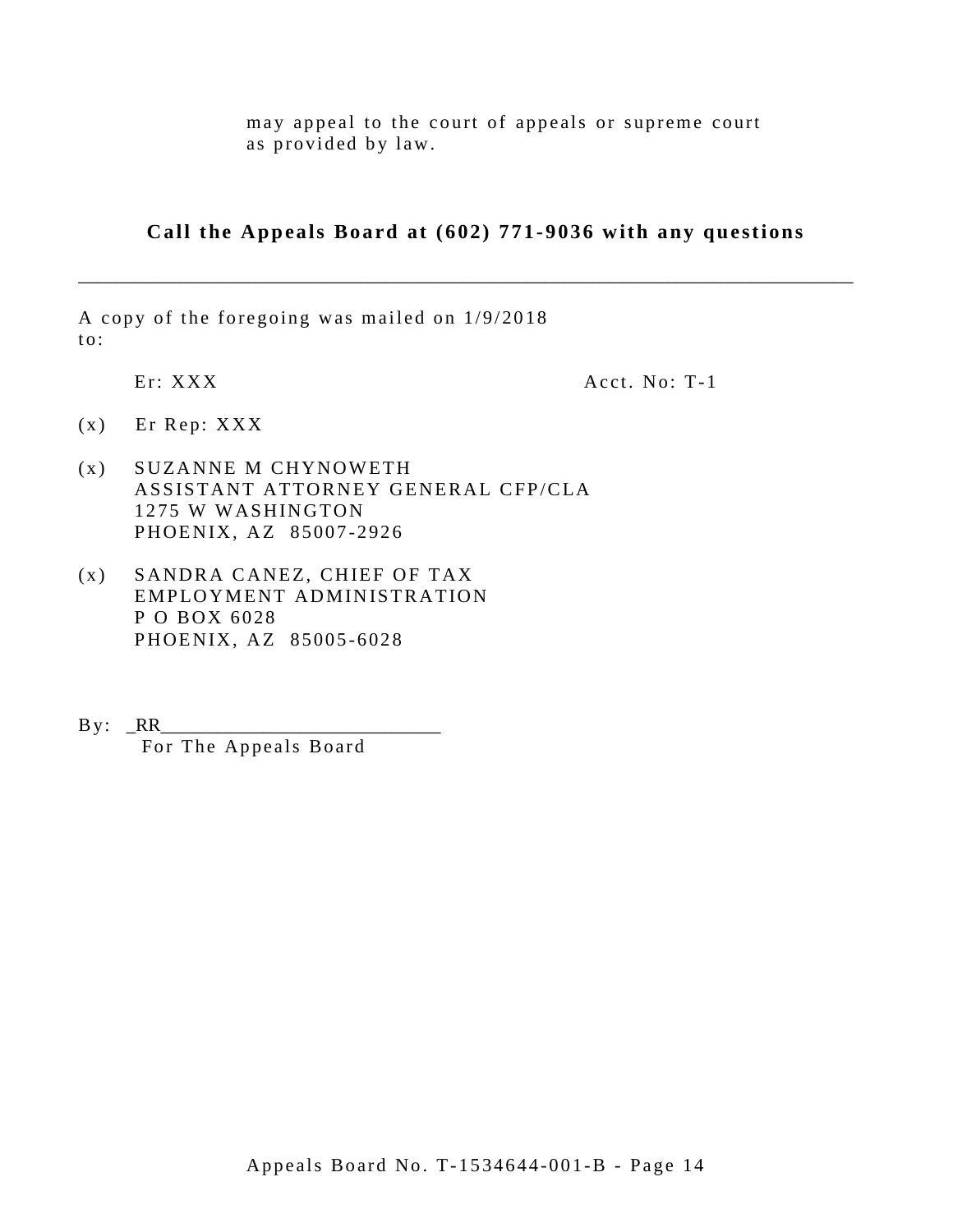may appeal to the court of appeals or supreme court as provided by law.

**Call the Appeals Board at (602) 771-9036 with any questions**

---

A copy of the foregoing was mailed on 1/9/2018 to:

Er: XXX                                                    Acct. No: T-1

(x) Er Rep: XXX

(x) SUZANNE M CHYNOWETH
ASSISTANT ATTORNEY GENERAL CFP/CLA
1275 W WASHINGTON
PHOENIX, AZ 85007-2926

(x) SANDRA CANEZ, CHIEF OF TAX
EMPLOYMENT ADMINISTRATION
P O BOX 6028
PHOENIX, AZ 85005-6028

By: _RR___________________________
For The Appeals Board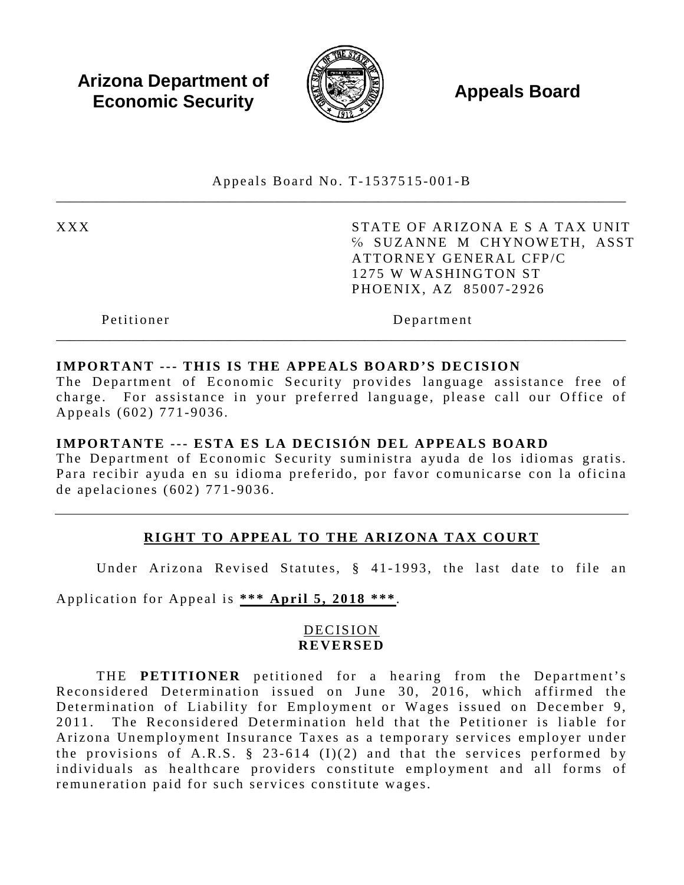**Arizona Department of Economic Security**

**Appeals Board**

Appeals Board No. T-1537515-001-B

---

| | |
|---|---|
| XXX | STATE OF ARIZONA E S A TAX UNIT<br>% SUZANNE M CHYNOWETH, ASST ATTORNEY GENERAL CFP/C<br>1275 W WASHINGTON ST<br>PHOENIX, AZ 85007-2926 |
| Petitioner | Department |

---

**IMPORTANT --- THIS IS THE APPEALS BOARD'S DECISION**
The Department of Economic Security provides language assistance free of charge. For assistance in your preferred language, please call our Office of Appeals (602) 771-9036.

**IMPORTANTE --- ESTA ES LA DECISIÓN DEL APPEALS BOARD**
The Department of Economic Security suministra ayuda de los idiomas gratis. Para recibir ayuda en su idioma preferido, por favor comunicarse con la oficina de apelaciones (602) 771-9036.

---

## RIGHT TO APPEAL TO THE ARIZONA TAX COURT

Under Arizona Revised Statutes, § 41-1993, the last date to file an Application for Appeal is **\*\*\* April 5, 2018 \*\*\***.

DECISION
**REVERSED**

THE **PETITIONER** petitioned for a hearing from the Department's Reconsidered Determination issued on June 30, 2016, which affirmed the Determination of Liability for Employment or Wages issued on December 9, 2011. The Reconsidered Determination held that the Petitioner is liable for Arizona Unemployment Insurance Taxes as a temporary services employer under the provisions of A.R.S. § 23-614 (I)(2) and that the services performed by individuals as healthcare providers constitute employment and all forms of remuneration paid for such services constitute wages.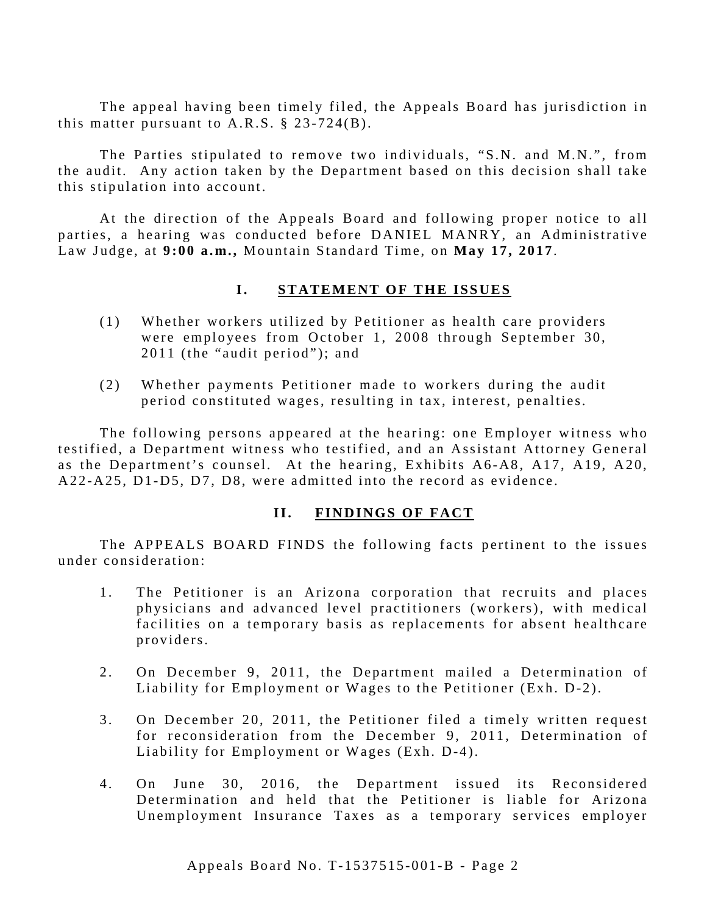The appeal having been timely filed, the Appeals Board has jurisdiction in this matter pursuant to A.R.S. § 23-724(B).

The Parties stipulated to remove two individuals, "S.N. and M.N.", from the audit. Any action taken by the Department based on this decision shall take this stipulation into account.

At the direction of the Appeals Board and following proper notice to all parties, a hearing was conducted before DANIEL MANRY, an Administrative Law Judge, at **9:00 a.m.,** Mountain Standard Time, on **May 17, 2017**.

## I. STATEMENT OF THE ISSUES

(1) Whether workers utilized by Petitioner as health care providers were employees from October 1, 2008 through September 30, 2011 (the "audit period"); and

(2) Whether payments Petitioner made to workers during the audit period constituted wages, resulting in tax, interest, penalties.

The following persons appeared at the hearing: one Employer witness who testified, a Department witness who testified, and an Assistant Attorney General as the Department's counsel. At the hearing, Exhibits A6-A8, A17, A19, A20, A22-A25, D1-D5, D7, D8, were admitted into the record as evidence.

## II. FINDINGS OF FACT

The APPEALS BOARD FINDS the following facts pertinent to the issues under consideration:

1. The Petitioner is an Arizona corporation that recruits and places physicians and advanced level practitioners (workers), with medical facilities on a temporary basis as replacements for absent healthcare providers.

2. On December 9, 2011, the Department mailed a Determination of Liability for Employment or Wages to the Petitioner (Exh. D-2).

3. On December 20, 2011, the Petitioner filed a timely written request for reconsideration from the December 9, 2011, Determination of Liability for Employment or Wages (Exh. D-4).

4. On June 30, 2016, the Department issued its Reconsidered Determination and held that the Petitioner is liable for Arizona Unemployment Insurance Taxes as a temporary services employer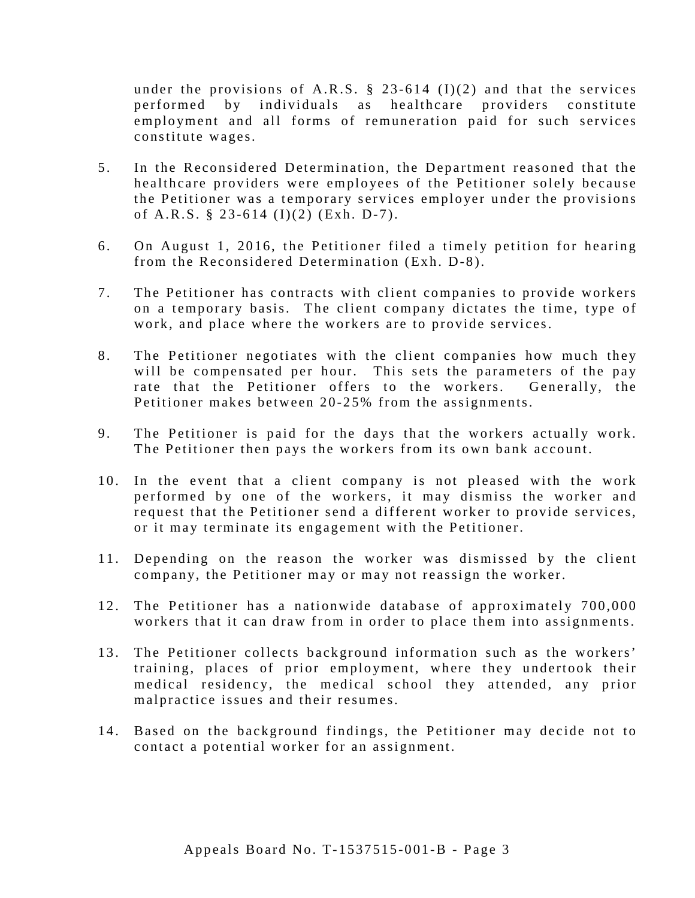under the provisions of A.R.S. § 23-614 (I)(2) and that the services performed by individuals as healthcare providers constitute employment and all forms of remuneration paid for such services constitute wages.

5. In the Reconsidered Determination, the Department reasoned that the healthcare providers were employees of the Petitioner solely because the Petitioner was a temporary services employer under the provisions of A.R.S. § 23-614 (I)(2) (Exh. D-7).

6. On August 1, 2016, the Petitioner filed a timely petition for hearing from the Reconsidered Determination (Exh. D-8).

7. The Petitioner has contracts with client companies to provide workers on a temporary basis. The client company dictates the time, type of work, and place where the workers are to provide services.

8. The Petitioner negotiates with the client companies how much they will be compensated per hour. This sets the parameters of the pay rate that the Petitioner offers to the workers. Generally, the Petitioner makes between 20-25% from the assignments.

9. The Petitioner is paid for the days that the workers actually work. The Petitioner then pays the workers from its own bank account.

10. In the event that a client company is not pleased with the work performed by one of the workers, it may dismiss the worker and request that the Petitioner send a different worker to provide services, or it may terminate its engagement with the Petitioner.

11. Depending on the reason the worker was dismissed by the client company, the Petitioner may or may not reassign the worker.

12. The Petitioner has a nationwide database of approximately 700,000 workers that it can draw from in order to place them into assignments.

13. The Petitioner collects background information such as the workers' training, places of prior employment, where they undertook their medical residency, the medical school they attended, any prior malpractice issues and their resumes.

14. Based on the background findings, the Petitioner may decide not to contact a potential worker for an assignment.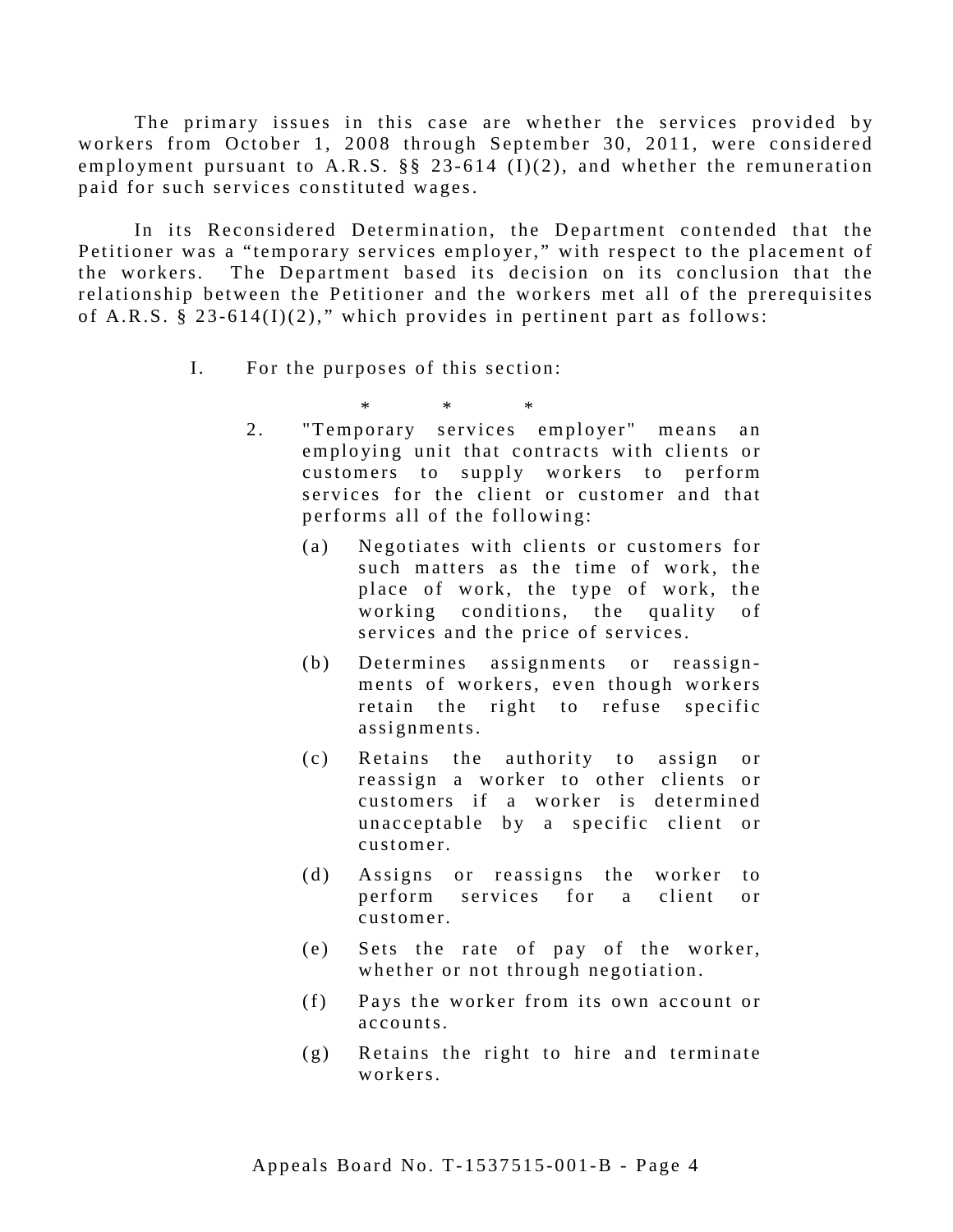The primary issues in this case are whether the services provided by workers from October 1, 2008 through September 30, 2011, were considered employment pursuant to A.R.S. §§ 23-614 (I)(2), and whether the remuneration paid for such services constituted wages.

In its Reconsidered Determination, the Department contended that the Petitioner was a "temporary services employer," with respect to the placement of the workers. The Department based its decision on its conclusion that the relationship between the Petitioner and the workers met all of the prerequisites of A.R.S. § 23-614(I)(2)," which provides in pertinent part as follows:

> I. For the purposes of this section:
>
> \* \* \*
>
> 2. "Temporary services employer" means an employing unit that contracts with clients or customers to supply workers to perform services for the client or customer and that performs all of the following:
>
>    (a) Negotiates with clients or customers for such matters as the time of work, the place of work, the type of work, the working conditions, the quality of services and the price of services.
>
>    (b) Determines assignments or reassignments of workers, even though workers retain the right to refuse specific assignments.
>
>    (c) Retains the authority to assign or reassign a worker to other clients or customers if a worker is determined unacceptable by a specific client or customer.
>
>    (d) Assigns or reassigns the worker to perform services for a client or customer.
>
>    (e) Sets the rate of pay of the worker, whether or not through negotiation.
>
>    (f) Pays the worker from its own account or accounts.
>
>    (g) Retains the right to hire and terminate workers.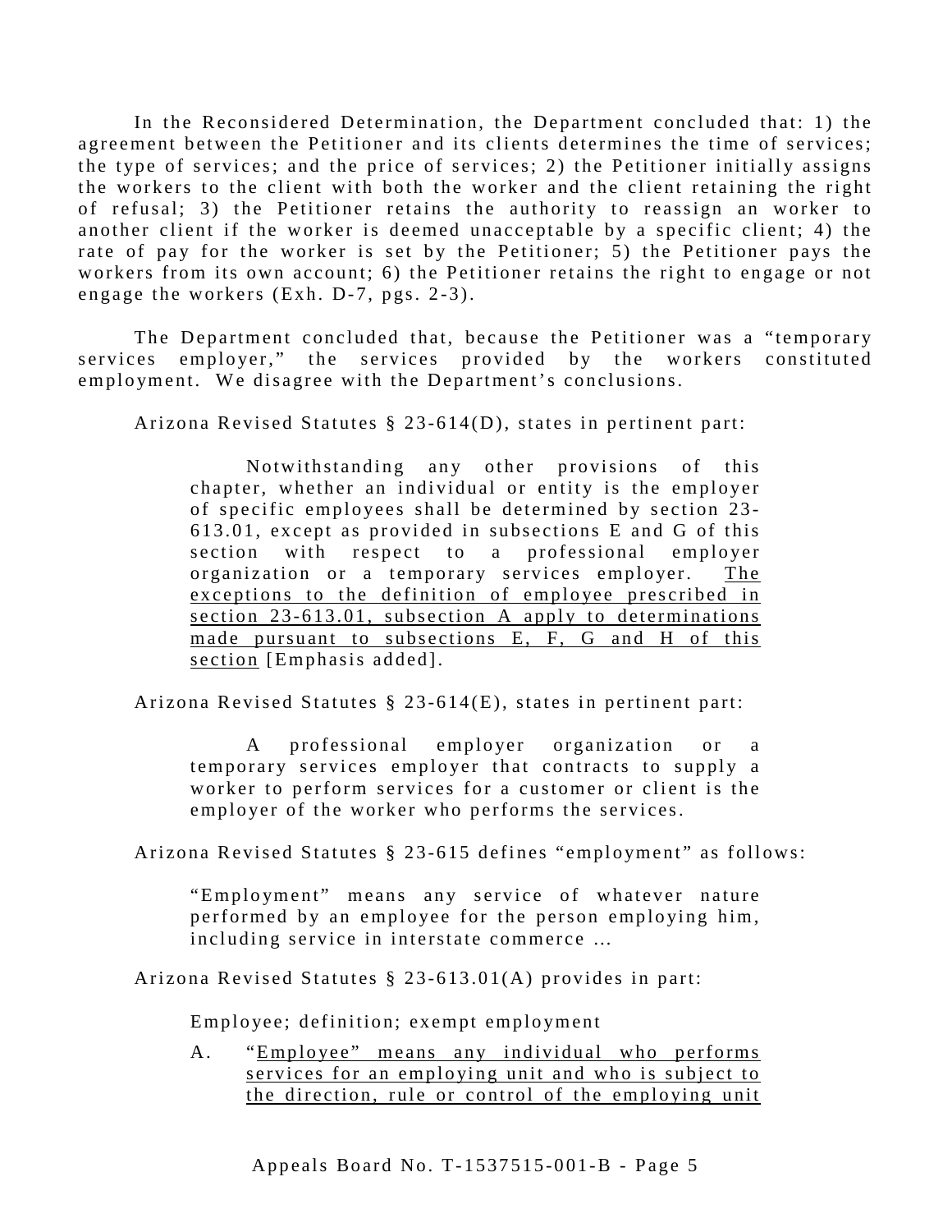In the Reconsidered Determination, the Department concluded that: 1) the agreement between the Petitioner and its clients determines the time of services; the type of services; and the price of services; 2) the Petitioner initially assigns the workers to the client with both the worker and the client retaining the right of refusal; 3) the Petitioner retains the authority to reassign an worker to another client if the worker is deemed unacceptable by a specific client; 4) the rate of pay for the worker is set by the Petitioner; 5) the Petitioner pays the workers from its own account; 6) the Petitioner retains the right to engage or not engage the workers (Exh. D-7, pgs. 2-3).

The Department concluded that, because the Petitioner was a "temporary services employer," the services provided by the workers constituted employment. We disagree with the Department's conclusions.

Arizona Revised Statutes § 23-614(D), states in pertinent part:

> Notwithstanding any other provisions of this chapter, whether an individual or entity is the employer of specific employees shall be determined by section 23-613.01, except as provided in subsections E and G of this section with respect to a professional employer organization or a temporary services employer. <u>The exceptions to the definition of employee prescribed in section 23-613.01, subsection A apply to determinations made pursuant to subsections E, F, G and H of this section</u> [Emphasis added].

Arizona Revised Statutes § 23-614(E), states in pertinent part:

> A professional employer organization or a temporary services employer that contracts to supply a worker to perform services for a customer or client is the employer of the worker who performs the services.

Arizona Revised Statutes § 23-615 defines "employment" as follows:

> "Employment" means any service of whatever nature performed by an employee for the person employing him, including service in interstate commerce …

Arizona Revised Statutes § 23-613.01(A) provides in part:

> Employee; definition; exempt employment
>
> A. "<u>Employee" means any individual who performs services for an employing unit and who is subject to the direction, rule or control of the employing unit</u>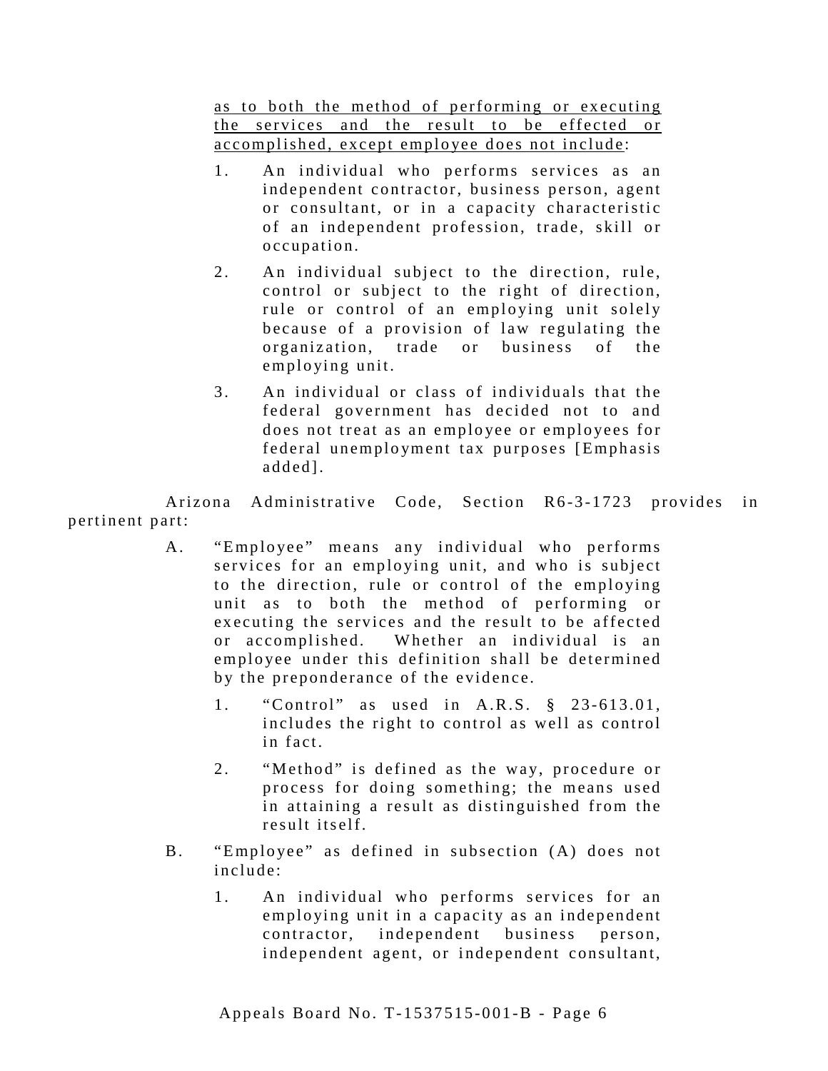> <u>as to both the method of performing or executing the services and the result to be effected or accomplished, except employee does not include</u>:
>
> 1. An individual who performs services as an independent contractor, business person, agent or consultant, or in a capacity characteristic of an independent profession, trade, skill or occupation.
>
> 2. An individual subject to the direction, rule, control or subject to the right of direction, rule or control of an employing unit solely because of a provision of law regulating the organization, trade or business of the employing unit.
>
> 3. An individual or class of individuals that the federal government has decided not to and does not treat as an employee or employees for federal unemployment tax purposes [Emphasis added].

Arizona Administrative Code, Section R6-3-1723 provides in pertinent part:

> A. "Employee" means any individual who performs services for an employing unit, and who is subject to the direction, rule or control of the employing unit as to both the method of performing or executing the services and the result to be affected or accomplished. Whether an individual is an employee under this definition shall be determined by the preponderance of the evidence.
>
> 1. "Control" as used in A.R.S. § 23-613.01, includes the right to control as well as control in fact.
>
> 2. "Method" is defined as the way, procedure or process for doing something; the means used in attaining a result as distinguished from the result itself.
>
> B. "Employee" as defined in subsection (A) does not include:
>
> 1. An individual who performs services for an employing unit in a capacity as an independent contractor, independent business person, independent agent, or independent consultant,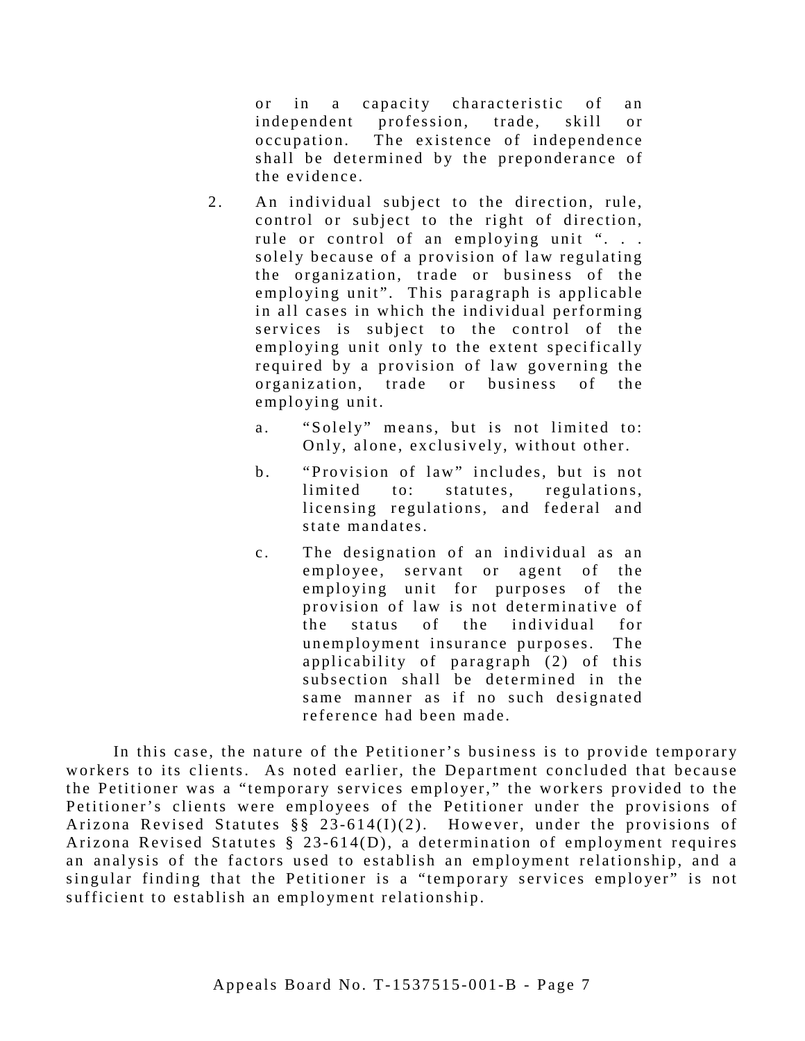or in a capacity characteristic of an independent profession, trade, skill or occupation. The existence of independence shall be determined by the preponderance of the evidence.

2. An individual subject to the direction, rule, control or subject to the right of direction, rule or control of an employing unit ". . . solely because of a provision of law regulating the organization, trade or business of the employing unit". This paragraph is applicable in all cases in which the individual performing services is subject to the control of the employing unit only to the extent specifically required by a provision of law governing the organization, trade or business of the employing unit.

   a. "Solely" means, but is not limited to: Only, alone, exclusively, without other.

   b. "Provision of law" includes, but is not limited to: statutes, regulations, licensing regulations, and federal and state mandates.

   c. The designation of an individual as an employee, servant or agent of the employing unit for purposes of the provision of law is not determinative of the status of the individual for unemployment insurance purposes. The applicability of paragraph (2) of this subsection shall be determined in the same manner as if no such designated reference had been made.

In this case, the nature of the Petitioner's business is to provide temporary workers to its clients. As noted earlier, the Department concluded that because the Petitioner was a "temporary services employer," the workers provided to the Petitioner's clients were employees of the Petitioner under the provisions of Arizona Revised Statutes §§ 23-614(I)(2). However, under the provisions of Arizona Revised Statutes § 23-614(D), a determination of employment requires an analysis of the factors used to establish an employment relationship, and a singular finding that the Petitioner is a "temporary services employer" is not sufficient to establish an employment relationship.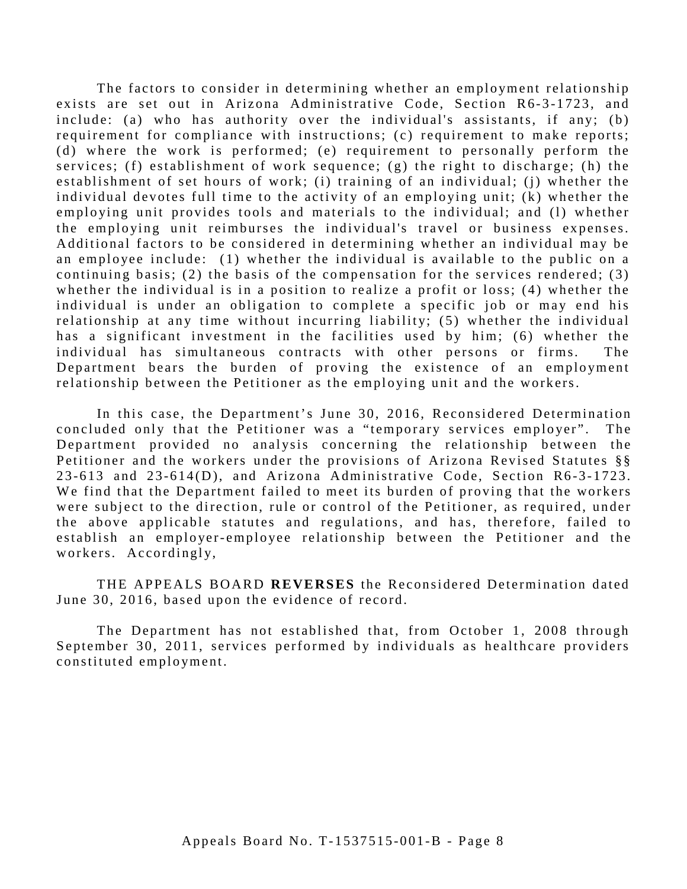The factors to consider in determining whether an employment relationship exists are set out in Arizona Administrative Code, Section R6-3-1723, and include: (a) who has authority over the individual's assistants, if any; (b) requirement for compliance with instructions; (c) requirement to make reports; (d) where the work is performed; (e) requirement to personally perform the services; (f) establishment of work sequence; (g) the right to discharge; (h) the establishment of set hours of work; (i) training of an individual; (j) whether the individual devotes full time to the activity of an employing unit; (k) whether the employing unit provides tools and materials to the individual; and (l) whether the employing unit reimburses the individual's travel or business expenses. Additional factors to be considered in determining whether an individual may be an employee include: (1) whether the individual is available to the public on a continuing basis; (2) the basis of the compensation for the services rendered; (3) whether the individual is in a position to realize a profit or loss; (4) whether the individual is under an obligation to complete a specific job or may end his relationship at any time without incurring liability; (5) whether the individual has a significant investment in the facilities used by him; (6) whether the individual has simultaneous contracts with other persons or firms. The Department bears the burden of proving the existence of an employment relationship between the Petitioner as the employing unit and the workers.

In this case, the Department's June 30, 2016, Reconsidered Determination concluded only that the Petitioner was a "temporary services employer". The Department provided no analysis concerning the relationship between the Petitioner and the workers under the provisions of Arizona Revised Statutes §§ 23-613 and 23-614(D), and Arizona Administrative Code, Section R6-3-1723. We find that the Department failed to meet its burden of proving that the workers were subject to the direction, rule or control of the Petitioner, as required, under the above applicable statutes and regulations, and has, therefore, failed to establish an employer-employee relationship between the Petitioner and the workers. Accordingly,

THE APPEALS BOARD **REVERSES** the Reconsidered Determination dated June 30, 2016, based upon the evidence of record.

The Department has not established that, from October 1, 2008 through September 30, 2011, services performed by individuals as healthcare providers constituted employment.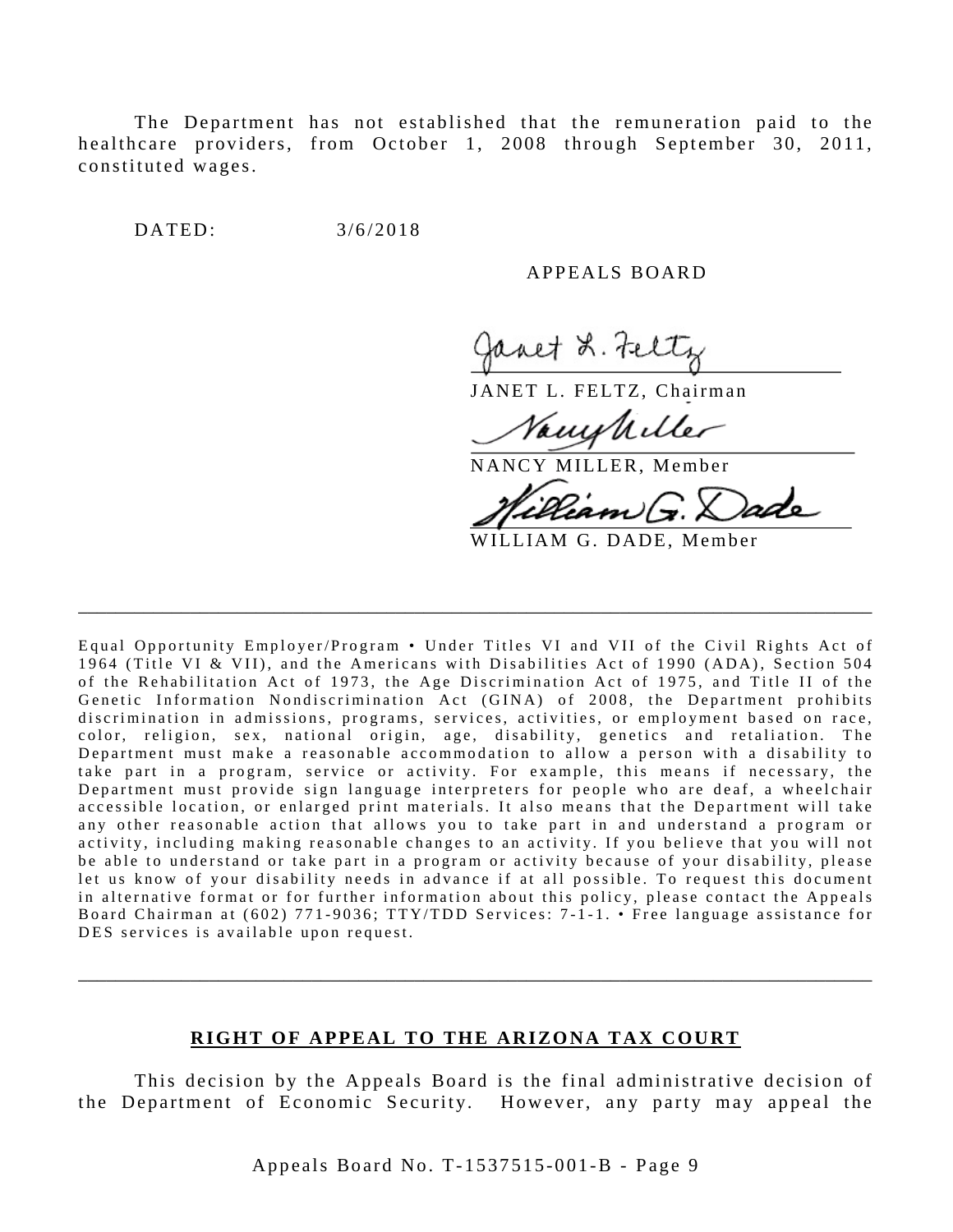The Department has not established that the remuneration paid to the healthcare providers, from October 1, 2008 through September 30, 2011, constituted wages.

DATED: 3/6/2018

APPEALS BOARD

JANET L. FELTZ, Chairman

NANCY MILLER, Member

WILLIAM G. DADE, Member

---

Equal Opportunity Employer/Program • Under Titles VI and VII of the Civil Rights Act of 1964 (Title VI & VII), and the Americans with Disabilities Act of 1990 (ADA), Section 504 of the Rehabilitation Act of 1973, the Age Discrimination Act of 1975, and Title II of the Genetic Information Nondiscrimination Act (GINA) of 2008, the Department prohibits discrimination in admissions, programs, services, activities, or employment based on race, color, religion, sex, national origin, age, disability, genetics and retaliation. The Department must make a reasonable accommodation to allow a person with a disability to take part in a program, service or activity. For example, this means if necessary, the Department must provide sign language interpreters for people who are deaf, a wheelchair accessible location, or enlarged print materials. It also means that the Department will take any other reasonable action that allows you to take part in and understand a program or activity, including making reasonable changes to an activity. If you believe that you will not be able to understand or take part in a program or activity because of your disability, please let us know of your disability needs in advance if at all possible. To request this document in alternative format or for further information about this policy, please contact the Appeals Board Chairman at (602) 771-9036; TTY/TDD Services: 7-1-1. • Free language assistance for DES services is available upon request.

---

## RIGHT OF APPEAL TO THE ARIZONA TAX COURT

This decision by the Appeals Board is the final administrative decision of the Department of Economic Security. However, any party may appeal the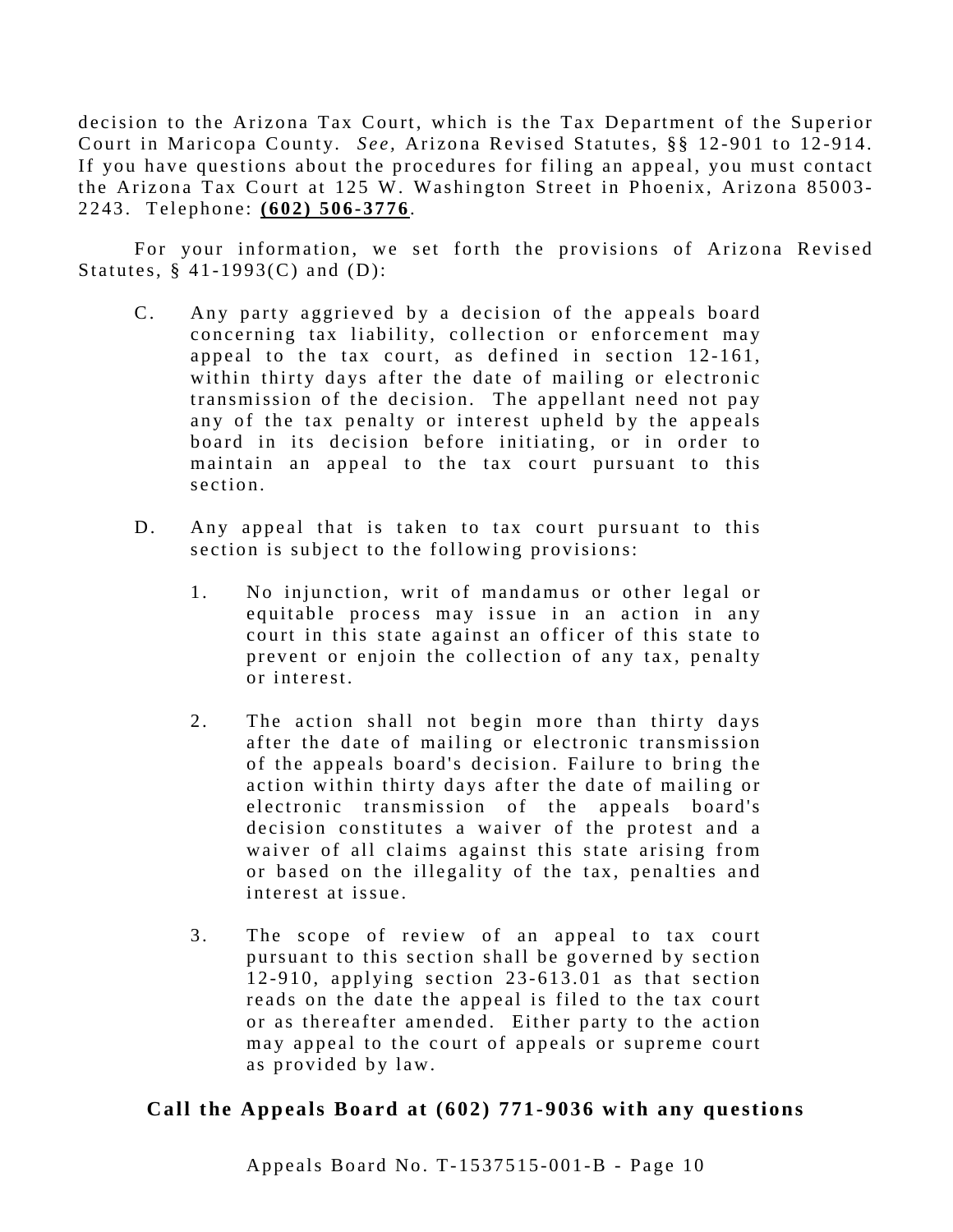decision to the Arizona Tax Court, which is the Tax Department of the Superior Court in Maricopa County. *See,* Arizona Revised Statutes, §§ 12-901 to 12-914. If you have questions about the procedures for filing an appeal, you must contact the Arizona Tax Court at 125 W. Washington Street in Phoenix, Arizona 85003-2243. Telephone: **(602) 506-3776**.

For your information, we set forth the provisions of Arizona Revised Statutes, § 41-1993(C) and (D):

> C. Any party aggrieved by a decision of the appeals board concerning tax liability, collection or enforcement may appeal to the tax court, as defined in section 12-161, within thirty days after the date of mailing or electronic transmission of the decision. The appellant need not pay any of the tax penalty or interest upheld by the appeals board in its decision before initiating, or in order to maintain an appeal to the tax court pursuant to this section.
>
> D. Any appeal that is taken to tax court pursuant to this section is subject to the following provisions:
>
> 1. No injunction, writ of mandamus or other legal or equitable process may issue in an action in any court in this state against an officer of this state to prevent or enjoin the collection of any tax, penalty or interest.
>
> 2. The action shall not begin more than thirty days after the date of mailing or electronic transmission of the appeals board's decision. Failure to bring the action within thirty days after the date of mailing or electronic transmission of the appeals board's decision constitutes a waiver of the protest and a waiver of all claims against this state arising from or based on the illegality of the tax, penalties and interest at issue.
>
> 3. The scope of review of an appeal to tax court pursuant to this section shall be governed by section 12-910, applying section 23-613.01 as that section reads on the date the appeal is filed to the tax court or as thereafter amended. Either party to the action may appeal to the court of appeals or supreme court as provided by law.

**Call the Appeals Board at (602) 771-9036 with any questions**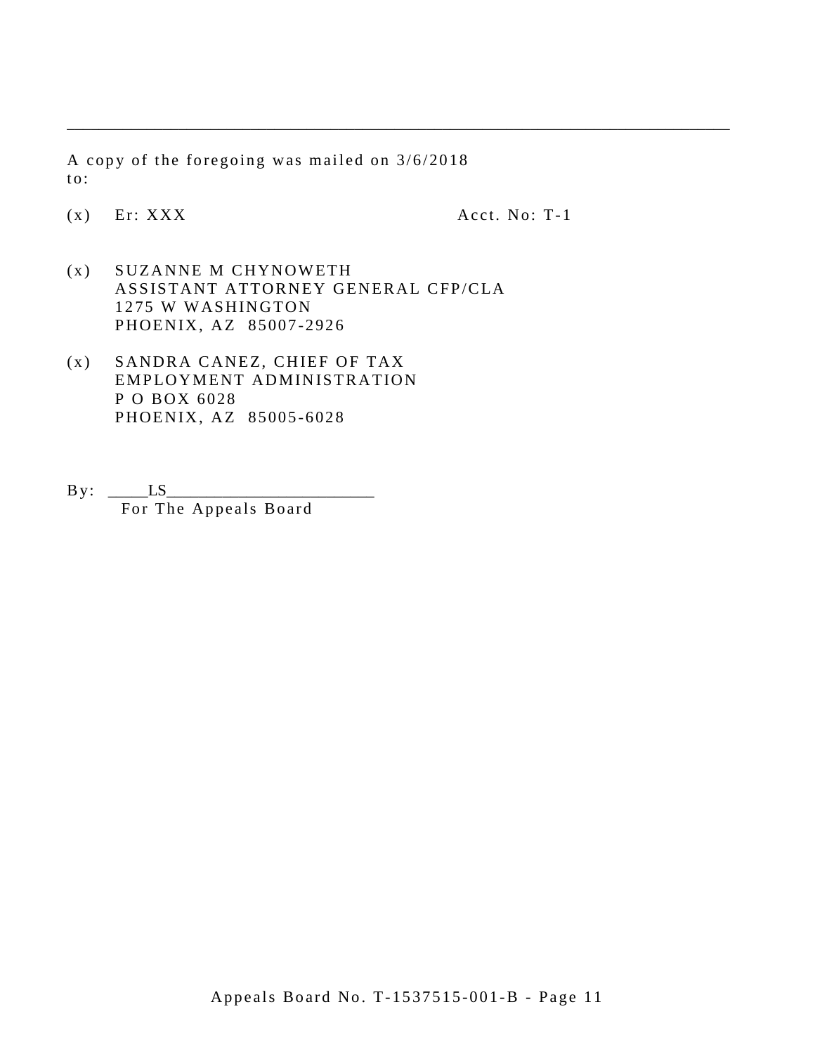---

A copy of the foregoing was mailed on 3/6/2018 to:

(x) Er: XXX Acct. No: T-1

(x) SUZANNE M CHYNOWETH
ASSISTANT ATTORNEY GENERAL CFP/CLA
1275 W WASHINGTON
PHOENIX, AZ 85007-2926

(x) SANDRA CANEZ, CHIEF OF TAX
EMPLOYMENT ADMINISTRATION
P O BOX 6028
PHOENIX, AZ 85005-6028

By: _____LS________________________
For The Appeals Board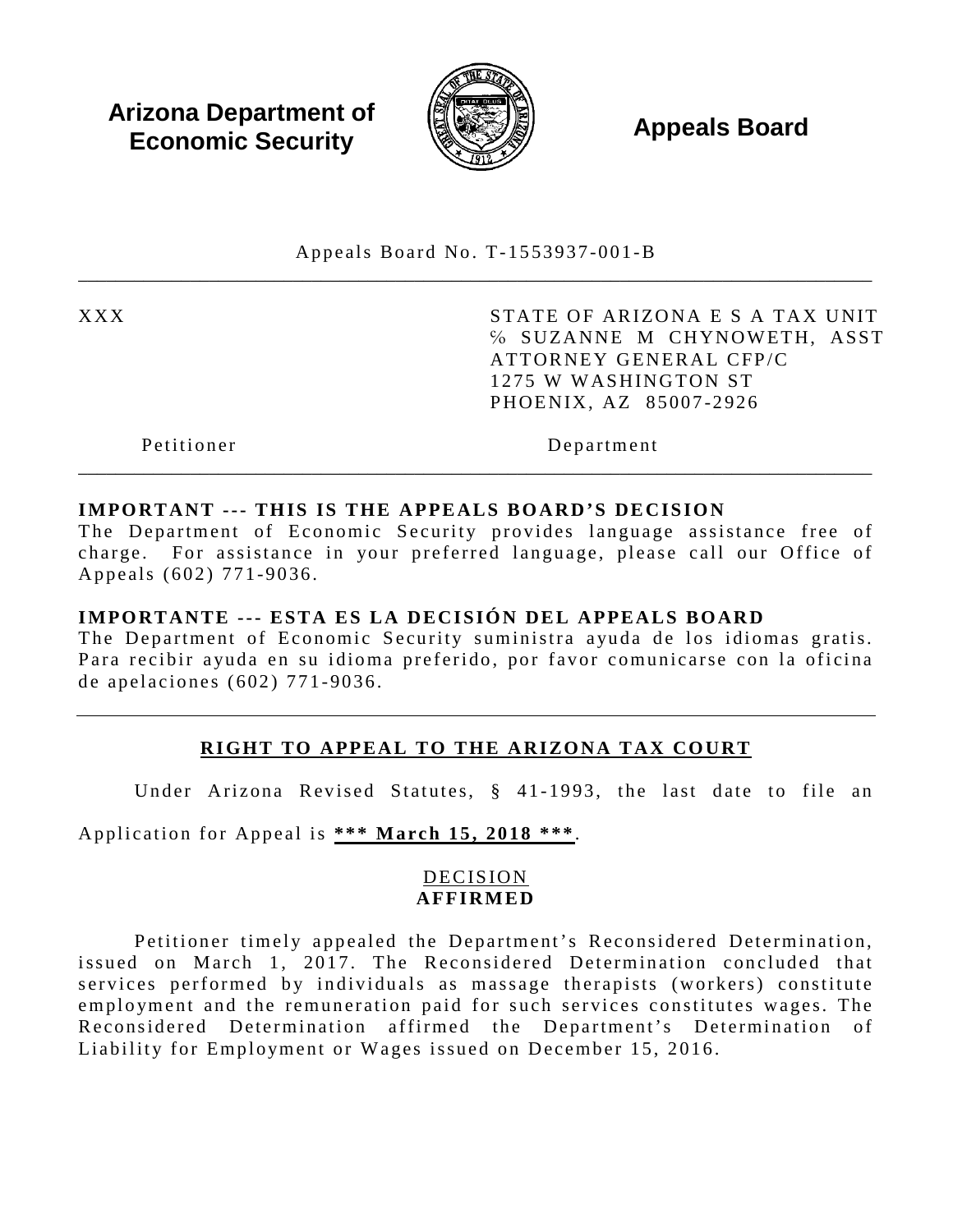**Arizona Department of Economic Security** **Appeals Board**

Appeals Board No. T-1553937-001-B

---

XXX

STATE OF ARIZONA E S A TAX UNIT
% SUZANNE M CHYNOWETH, ASST ATTORNEY GENERAL CFP/C
1275 W WASHINGTON ST
PHOENIX, AZ 85007-2926

Petitioner Department

---

**IMPORTANT --- THIS IS THE APPEALS BOARD'S DECISION**
The Department of Economic Security provides language assistance free of charge. For assistance in your preferred language, please call our Office of Appeals (602) 771-9036.

**IMPORTANTE --- ESTA ES LA DECISIÓN DEL APPEALS BOARD**
The Department of Economic Security suministra ayuda de los idiomas gratis. Para recibir ayuda en su idioma preferido, por favor comunicarse con la oficina de apelaciones (602) 771-9036.

---

**RIGHT TO APPEAL TO THE ARIZONA TAX COURT**

Under Arizona Revised Statutes, § 41-1993, the last date to file an Application for Appeal is **\*\*\* March 15, 2018 \*\*\***.

DECISION
**AFFIRMED**

Petitioner timely appealed the Department's Reconsidered Determination, issued on March 1, 2017. The Reconsidered Determination concluded that services performed by individuals as massage therapists (workers) constitute employment and the remuneration paid for such services constitutes wages. The Reconsidered Determination affirmed the Department's Determination of Liability for Employment or Wages issued on December 15, 2016.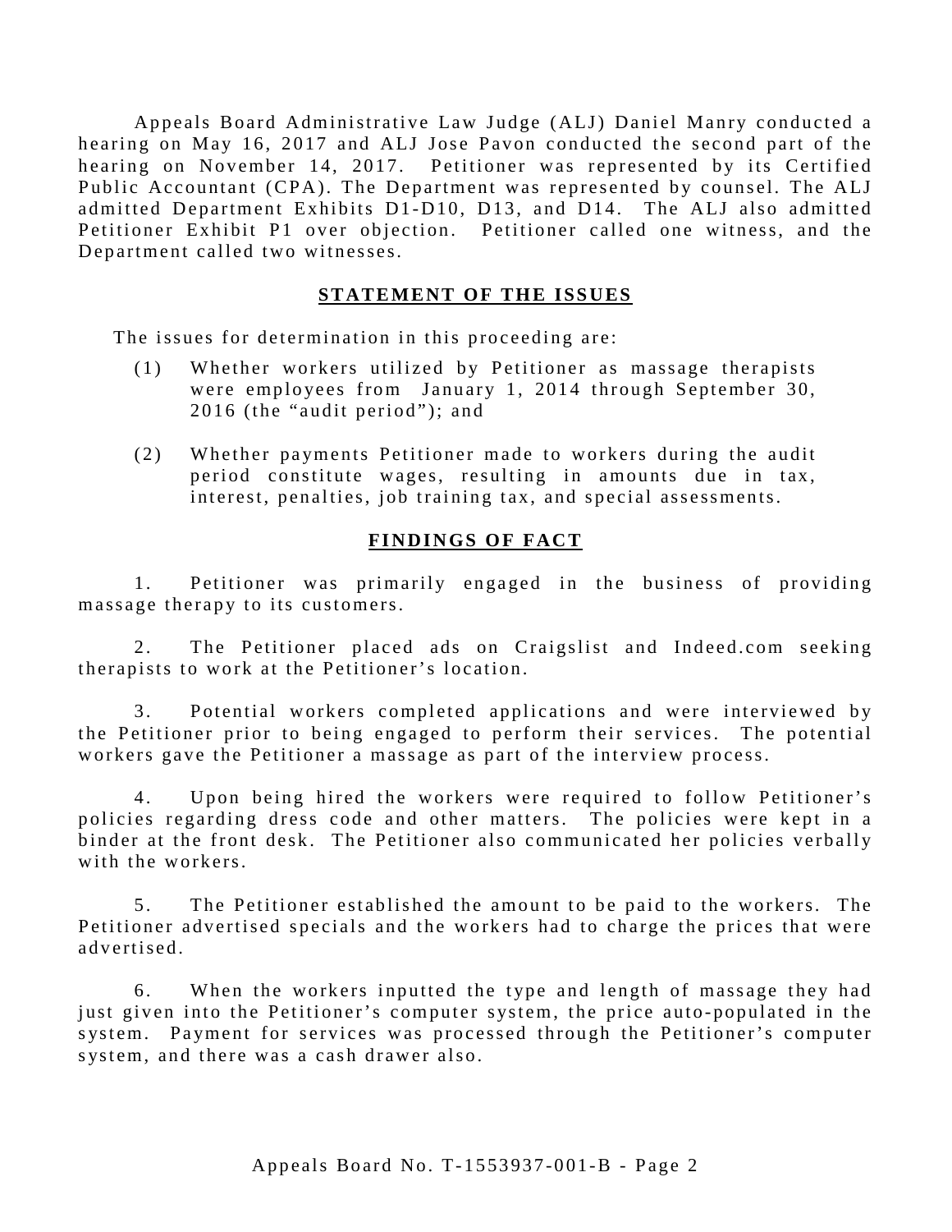Appeals Board Administrative Law Judge (ALJ) Daniel Manry conducted a hearing on May 16, 2017 and ALJ Jose Pavon conducted the second part of the hearing on November 14, 2017. Petitioner was represented by its Certified Public Accountant (CPA). The Department was represented by counsel. The ALJ admitted Department Exhibits D1-D10, D13, and D14. The ALJ also admitted Petitioner Exhibit P1 over objection. Petitioner called one witness, and the Department called two witnesses.

## STATEMENT OF THE ISSUES

The issues for determination in this proceeding are:

(1) Whether workers utilized by Petitioner as massage therapists were employees from January 1, 2014 through September 30, 2016 (the "audit period"); and

(2) Whether payments Petitioner made to workers during the audit period constitute wages, resulting in amounts due in tax, interest, penalties, job training tax, and special assessments.

## FINDINGS OF FACT

1. Petitioner was primarily engaged in the business of providing massage therapy to its customers.

2. The Petitioner placed ads on Craigslist and Indeed.com seeking therapists to work at the Petitioner's location.

3. Potential workers completed applications and were interviewed by the Petitioner prior to being engaged to perform their services. The potential workers gave the Petitioner a massage as part of the interview process.

4. Upon being hired the workers were required to follow Petitioner's policies regarding dress code and other matters. The policies were kept in a binder at the front desk. The Petitioner also communicated her policies verbally with the workers.

5. The Petitioner established the amount to be paid to the workers. The Petitioner advertised specials and the workers had to charge the prices that were advertised.

6. When the workers inputted the type and length of massage they had just given into the Petitioner's computer system, the price auto-populated in the system. Payment for services was processed through the Petitioner's computer system, and there was a cash drawer also.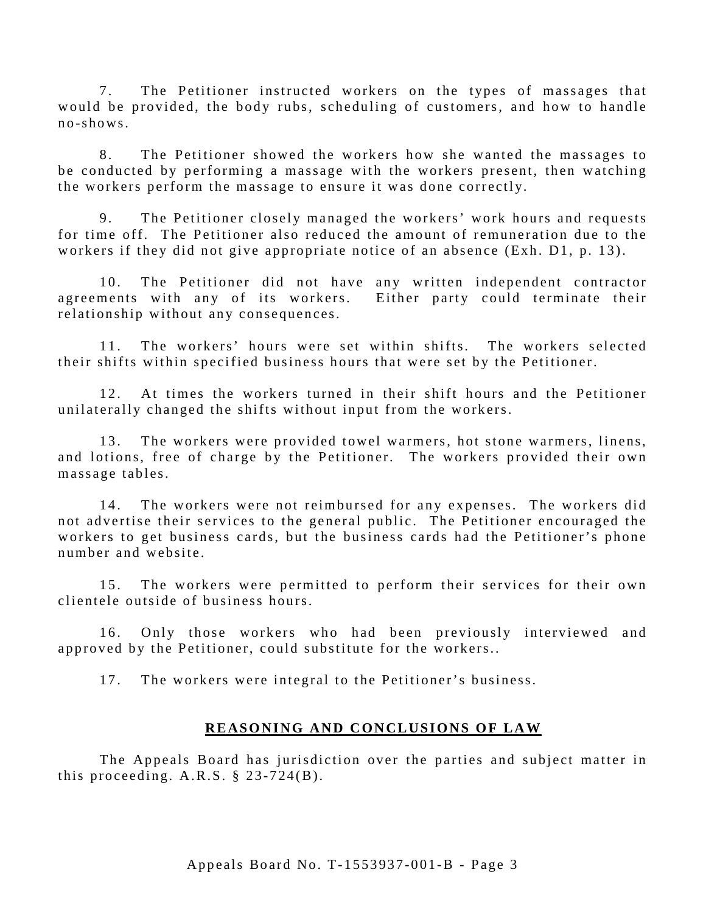7. The Petitioner instructed workers on the types of massages that would be provided, the body rubs, scheduling of customers, and how to handle no-shows.

8. The Petitioner showed the workers how she wanted the massages to be conducted by performing a massage with the workers present, then watching the workers perform the massage to ensure it was done correctly.

9. The Petitioner closely managed the workers' work hours and requests for time off. The Petitioner also reduced the amount of remuneration due to the workers if they did not give appropriate notice of an absence (Exh. D1, p. 13).

10. The Petitioner did not have any written independent contractor agreements with any of its workers. Either party could terminate their relationship without any consequences.

11. The workers' hours were set within shifts. The workers selected their shifts within specified business hours that were set by the Petitioner.

12. At times the workers turned in their shift hours and the Petitioner unilaterally changed the shifts without input from the workers.

13. The workers were provided towel warmers, hot stone warmers, linens, and lotions, free of charge by the Petitioner. The workers provided their own massage tables.

14. The workers were not reimbursed for any expenses. The workers did not advertise their services to the general public. The Petitioner encouraged the workers to get business cards, but the business cards had the Petitioner's phone number and website.

15. The workers were permitted to perform their services for their own clientele outside of business hours.

16. Only those workers who had been previously interviewed and approved by the Petitioner, could substitute for the workers..

17. The workers were integral to the Petitioner's business.

## REASONING AND CONCLUSIONS OF LAW

The Appeals Board has jurisdiction over the parties and subject matter in this proceeding. A.R.S. § 23-724(B).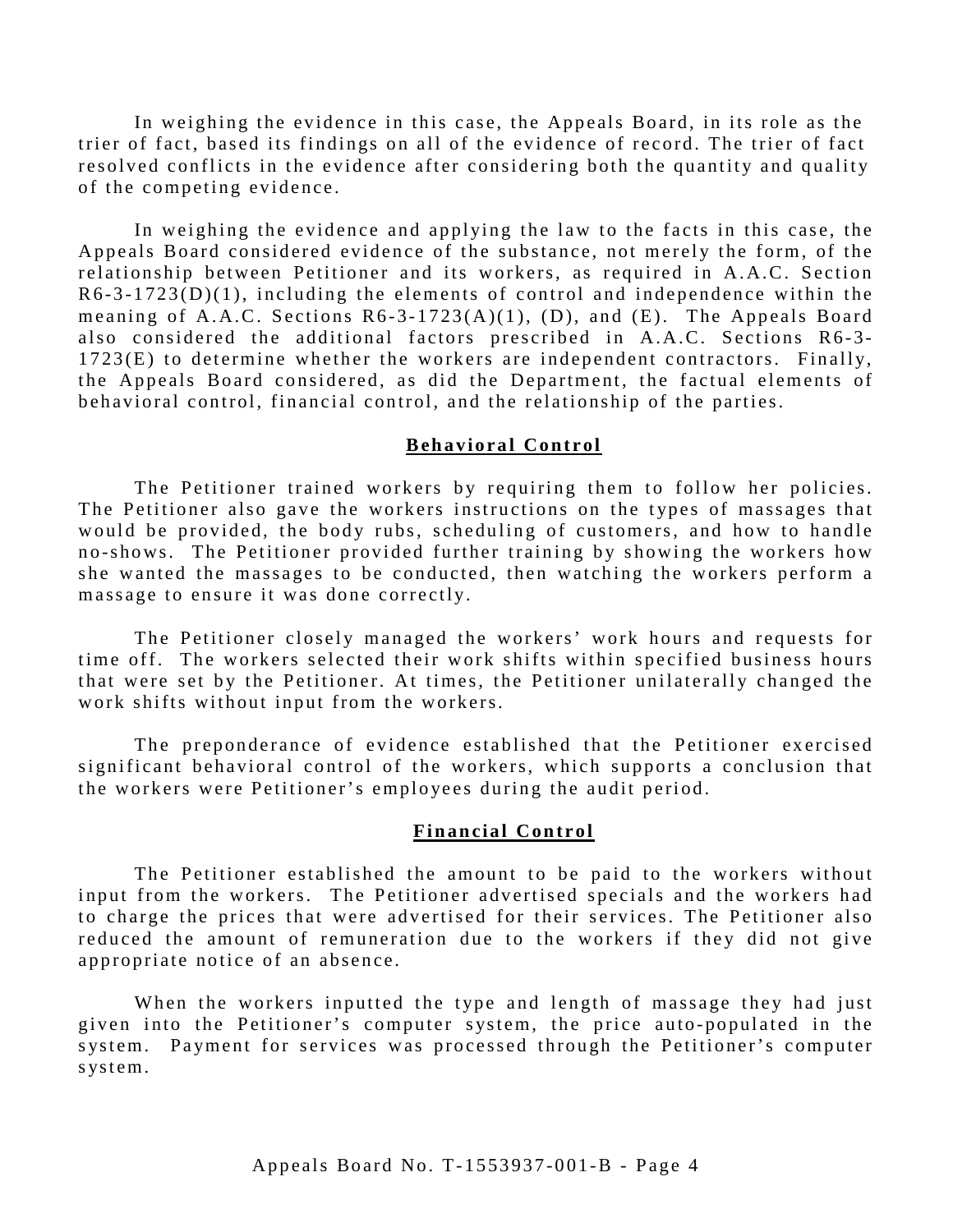In weighing the evidence in this case, the Appeals Board, in its role as the trier of fact, based its findings on all of the evidence of record. The trier of fact resolved conflicts in the evidence after considering both the quantity and quality of the competing evidence.

In weighing the evidence and applying the law to the facts in this case, the Appeals Board considered evidence of the substance, not merely the form, of the relationship between Petitioner and its workers, as required in A.A.C. Section R6-3-1723(D)(1), including the elements of control and independence within the meaning of A.A.C. Sections R6-3-1723(A)(1), (D), and (E). The Appeals Board also considered the additional factors prescribed in A.A.C. Sections R6-3-1723(E) to determine whether the workers are independent contractors. Finally, the Appeals Board considered, as did the Department, the factual elements of behavioral control, financial control, and the relationship of the parties.

## Behavioral Control

The Petitioner trained workers by requiring them to follow her policies. The Petitioner also gave the workers instructions on the types of massages that would be provided, the body rubs, scheduling of customers, and how to handle no-shows. The Petitioner provided further training by showing the workers how she wanted the massages to be conducted, then watching the workers perform a massage to ensure it was done correctly.

The Petitioner closely managed the workers' work hours and requests for time off. The workers selected their work shifts within specified business hours that were set by the Petitioner. At times, the Petitioner unilaterally changed the work shifts without input from the workers.

The preponderance of evidence established that the Petitioner exercised significant behavioral control of the workers, which supports a conclusion that the workers were Petitioner's employees during the audit period.

## Financial Control

The Petitioner established the amount to be paid to the workers without input from the workers. The Petitioner advertised specials and the workers had to charge the prices that were advertised for their services. The Petitioner also reduced the amount of remuneration due to the workers if they did not give appropriate notice of an absence.

When the workers inputted the type and length of massage they had just given into the Petitioner's computer system, the price auto-populated in the system. Payment for services was processed through the Petitioner's computer system.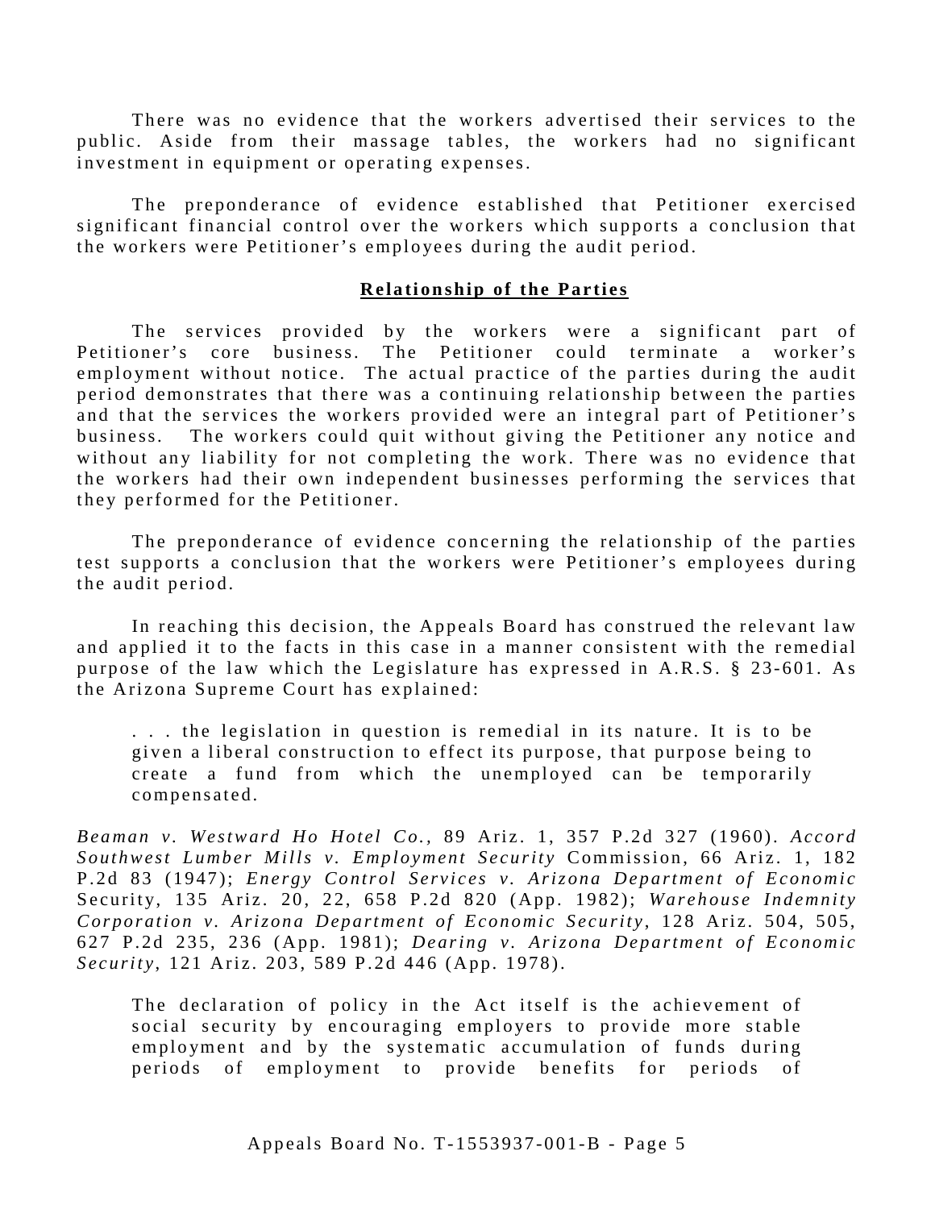There was no evidence that the workers advertised their services to the public. Aside from their massage tables, the workers had no significant investment in equipment or operating expenses.

The preponderance of evidence established that Petitioner exercised significant financial control over the workers which supports a conclusion that the workers were Petitioner's employees during the audit period.

**Relationship of the Parties**

The services provided by the workers were a significant part of Petitioner's core business. The Petitioner could terminate a worker's employment without notice. The actual practice of the parties during the audit period demonstrates that there was a continuing relationship between the parties and that the services the workers provided were an integral part of Petitioner's business. The workers could quit without giving the Petitioner any notice and without any liability for not completing the work. There was no evidence that the workers had their own independent businesses performing the services that they performed for the Petitioner.

The preponderance of evidence concerning the relationship of the parties test supports a conclusion that the workers were Petitioner's employees during the audit period.

In reaching this decision, the Appeals Board has construed the relevant law and applied it to the facts in this case in a manner consistent with the remedial purpose of the law which the Legislature has expressed in A.R.S. § 23-601. As the Arizona Supreme Court has explained:

> . . . the legislation in question is remedial in its nature. It is to be given a liberal construction to effect its purpose, that purpose being to create a fund from which the unemployed can be temporarily compensated.

*Beaman v. Westward Ho Hotel Co.*, 89 Ariz. 1, 357 P.2d 327 (1960). *Accord Southwest Lumber Mills v. Employment Security* Commission, 66 Ariz. 1, 182 P.2d 83 (1947); *Energy Control Services v. Arizona Department of Economic* Security, 135 Ariz. 20, 22, 658 P.2d 820 (App. 1982); *Warehouse Indemnity Corporation v. Arizona Department of Economic Security*, 128 Ariz. 504, 505, 627 P.2d 235, 236 (App. 1981); *Dearing v. Arizona Department of Economic Security*, 121 Ariz. 203, 589 P.2d 446 (App. 1978).

> The declaration of policy in the Act itself is the achievement of social security by encouraging employers to provide more stable employment and by the systematic accumulation of funds during periods of employment to provide benefits for periods of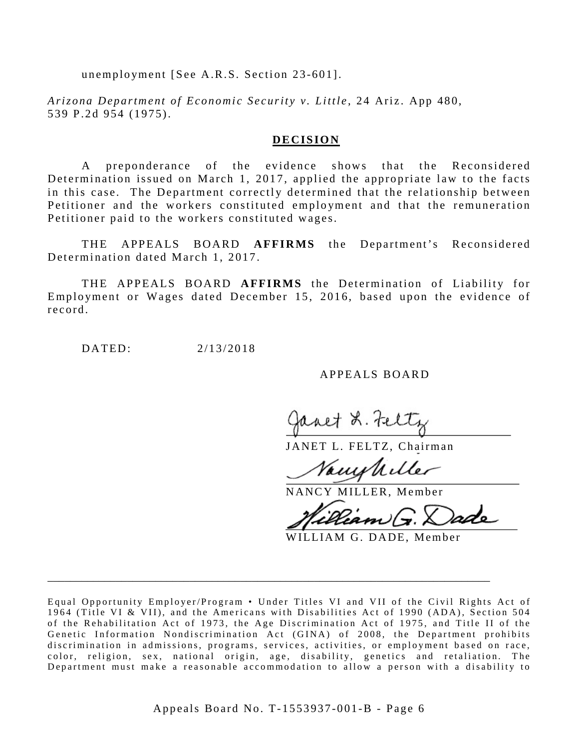unemployment [See A.R.S. Section 23-601].

*Arizona Department of Economic Security v. Little*, 24 Ariz. App 480, 539 P.2d 954 (1975).

## **DECISION**

A preponderance of the evidence shows that the Reconsidered Determination issued on March 1, 2017, applied the appropriate law to the facts in this case. The Department correctly determined that the relationship between Petitioner and the workers constituted employment and that the remuneration Petitioner paid to the workers constituted wages.

THE APPEALS BOARD **AFFIRMS** the Department's Reconsidered Determination dated March 1, 2017.

THE APPEALS BOARD **AFFIRMS** the Determination of Liability for Employment or Wages dated December 15, 2016, based upon the evidence of record.

DATED: 2/13/2018

APPEALS BOARD

Janet L. Feltz

JANET L. FELTZ, Chairman

Nancy Miller

NANCY MILLER, Member

William G. Dade

WILLIAM G. DADE, Member

---

Equal Opportunity Employer/Program • Under Titles VI and VII of the Civil Rights Act of 1964 (Title VI & VII), and the Americans with Disabilities Act of 1990 (ADA), Section 504 of the Rehabilitation Act of 1973, the Age Discrimination Act of 1975, and Title II of the Genetic Information Nondiscrimination Act (GINA) of 2008, the Department prohibits discrimination in admissions, programs, services, activities, or employment based on race, color, religion, sex, national origin, age, disability, genetics and retaliation. The Department must make a reasonable accommodation to allow a person with a disability to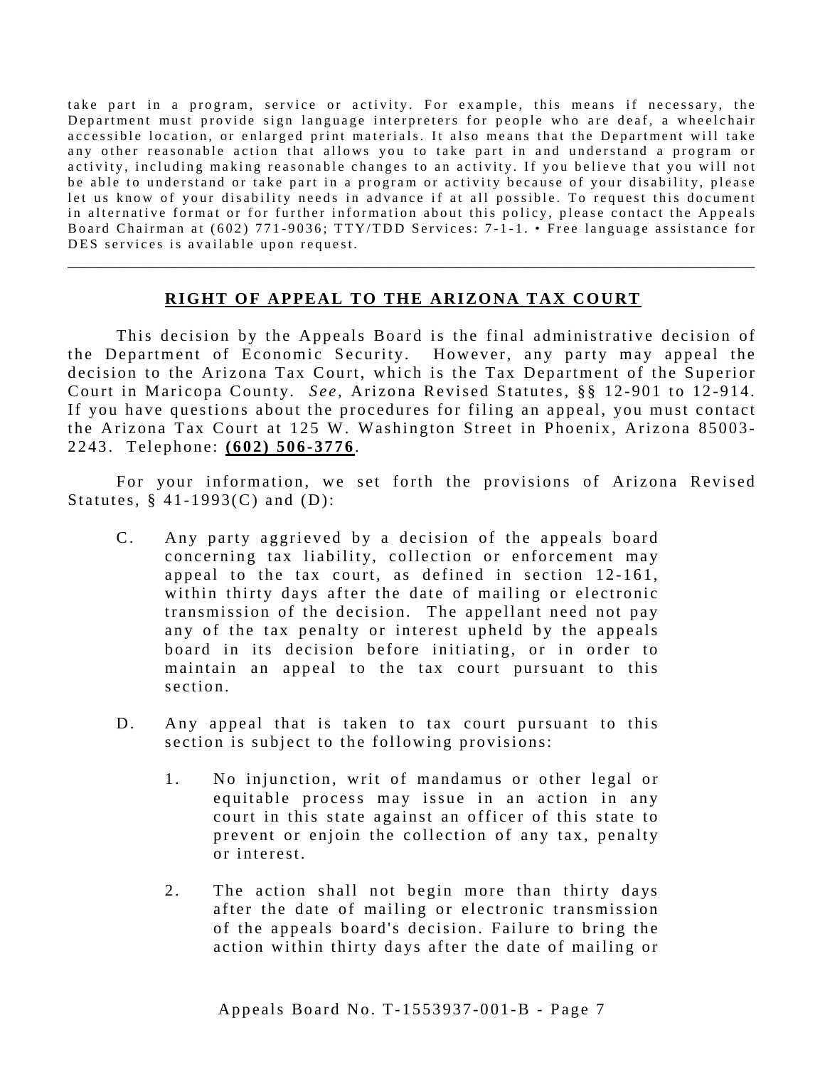take part in a program, service or activity. For example, this means if necessary, the Department must provide sign language interpreters for people who are deaf, a wheelchair accessible location, or enlarged print materials. It also means that the Department will take any other reasonable action that allows you to take part in and understand a program or activity, including making reasonable changes to an activity. If you believe that you will not be able to understand or take part in a program or activity because of your disability, please let us know of your disability needs in advance if at all possible. To request this document in alternative format or for further information about this policy, please contact the Appeals Board Chairman at (602) 771-9036; TTY/TDD Services: 7-1-1. • Free language assistance for DES services is available upon request.

---

## RIGHT OF APPEAL TO THE ARIZONA TAX COURT

This decision by the Appeals Board is the final administrative decision of the Department of Economic Security. However, any party may appeal the decision to the Arizona Tax Court, which is the Tax Department of the Superior Court in Maricopa County. *See*, Arizona Revised Statutes, §§ 12-901 to 12-914. If you have questions about the procedures for filing an appeal, you must contact the Arizona Tax Court at 125 W. Washington Street in Phoenix, Arizona 85003-2243. Telephone: **(602) 506-3776**.

For your information, we set forth the provisions of Arizona Revised Statutes, § 41-1993(C) and (D):

C. Any party aggrieved by a decision of the appeals board concerning tax liability, collection or enforcement may appeal to the tax court, as defined in section 12-161, within thirty days after the date of mailing or electronic transmission of the decision. The appellant need not pay any of the tax penalty or interest upheld by the appeals board in its decision before initiating, or in order to maintain an appeal to the tax court pursuant to this section.

D. Any appeal that is taken to tax court pursuant to this section is subject to the following provisions:

1. No injunction, writ of mandamus or other legal or equitable process may issue in an action in any court in this state against an officer of this state to prevent or enjoin the collection of any tax, penalty or interest.

2. The action shall not begin more than thirty days after the date of mailing or electronic transmission of the appeals board's decision. Failure to bring the action within thirty days after the date of mailing or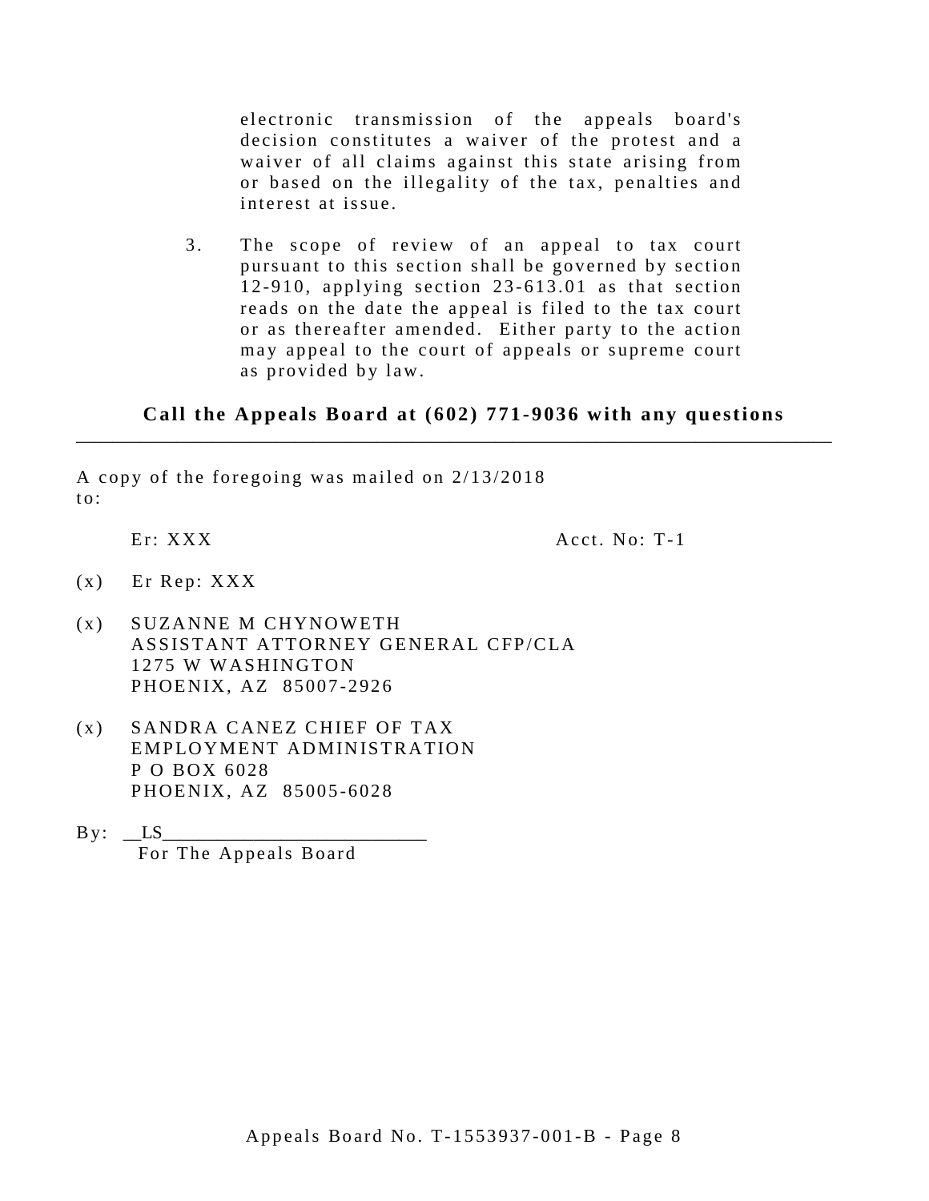electronic transmission of the appeals board's decision constitutes a waiver of the protest and a waiver of all claims against this state arising from or based on the illegality of the tax, penalties and interest at issue.

3. The scope of review of an appeal to tax court pursuant to this section shall be governed by section 12-910, applying section 23-613.01 as that section reads on the date the appeal is filed to the tax court or as thereafter amended. Either party to the action may appeal to the court of appeals or supreme court as provided by law.

**Call the Appeals Board at (602) 771-9036 with any questions**

---

A copy of the foregoing was mailed on 2/13/2018 to:

Er: XXX                                                    Acct. No: T-1

(x) Er Rep: XXX

(x) SUZANNE M CHYNOWETH
ASSISTANT ATTORNEY GENERAL CFP/CLA
1275 W WASHINGTON
PHOENIX, AZ 85007-2926

(x) SANDRA CANEZ CHIEF OF TAX
EMPLOYMENT ADMINISTRATION
P O BOX 6028
PHOENIX, AZ 85005-6028

By: __LS__________________________
For The Appeals Board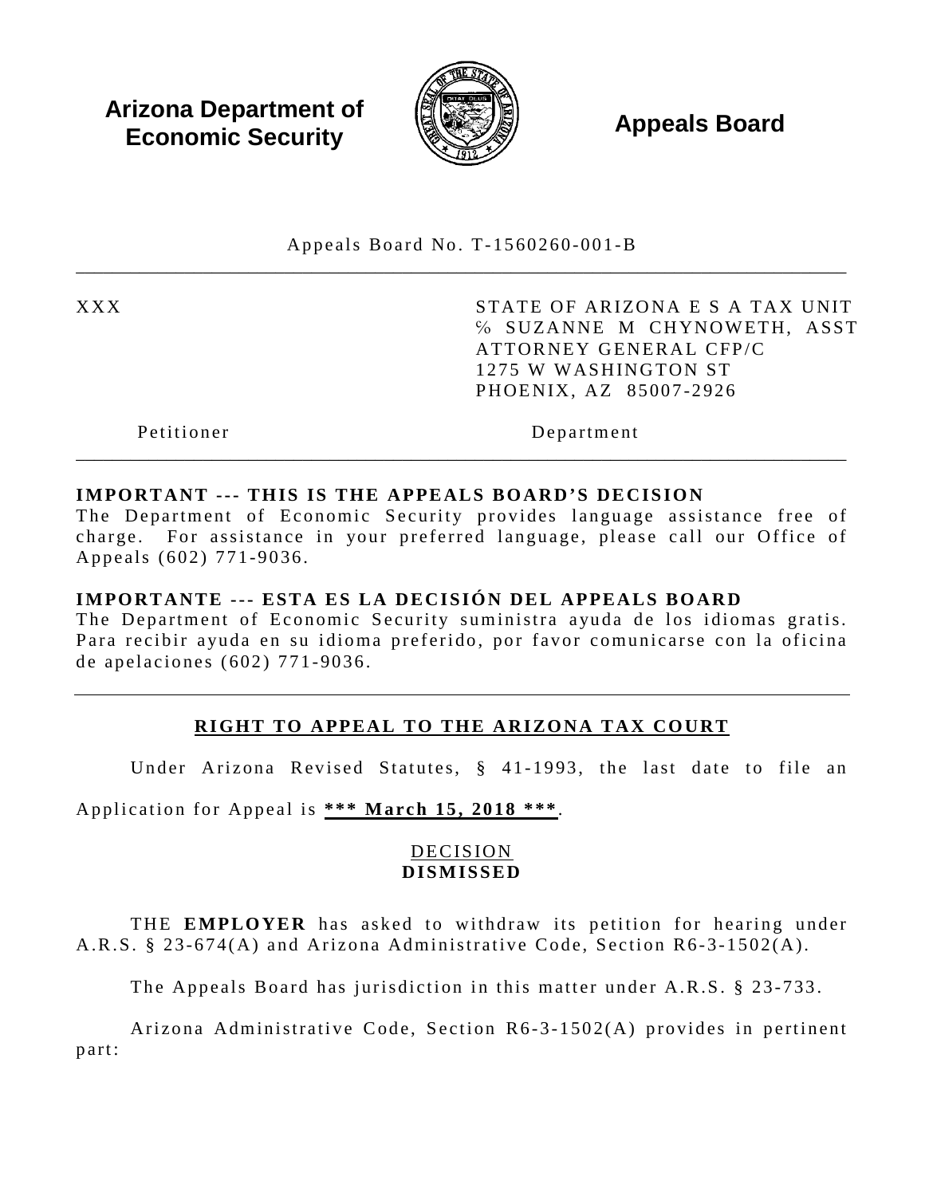**Arizona Department of Economic Security** | **Appeals Board**

Appeals Board No. T-1560260-001-B

---

| XXX | STATE OF ARIZONA E S A TAX UNIT<br>% SUZANNE M CHYNOWETH, ASST ATTORNEY GENERAL CFP/C<br>1275 W WASHINGTON ST<br>PHOENIX, AZ 85007-2926 |
|---|---|
| Petitioner | Department |

---

**IMPORTANT --- THIS IS THE APPEALS BOARD'S DECISION**
The Department of Economic Security provides language assistance free of charge. For assistance in your preferred language, please call our Office of Appeals (602) 771-9036.

**IMPORTANTE --- ESTA ES LA DECISIÓN DEL APPEALS BOARD**
The Department of Economic Security suministra ayuda de los idiomas gratis. Para recibir ayuda en su idioma preferido, por favor comunicarse con la oficina de apelaciones (602) 771-9036.

---

## RIGHT TO APPEAL TO THE ARIZONA TAX COURT

Under Arizona Revised Statutes, § 41-1993, the last date to file an Application for Appeal is **\*\*\* March 15, 2018 \*\*\***.

DECISION
**DISMISSED**

THE **EMPLOYER** has asked to withdraw its petition for hearing under A.R.S. § 23-674(A) and Arizona Administrative Code, Section R6-3-1502(A).

The Appeals Board has jurisdiction in this matter under A.R.S. § 23-733.

Arizona Administrative Code, Section R6-3-1502(A) provides in pertinent part: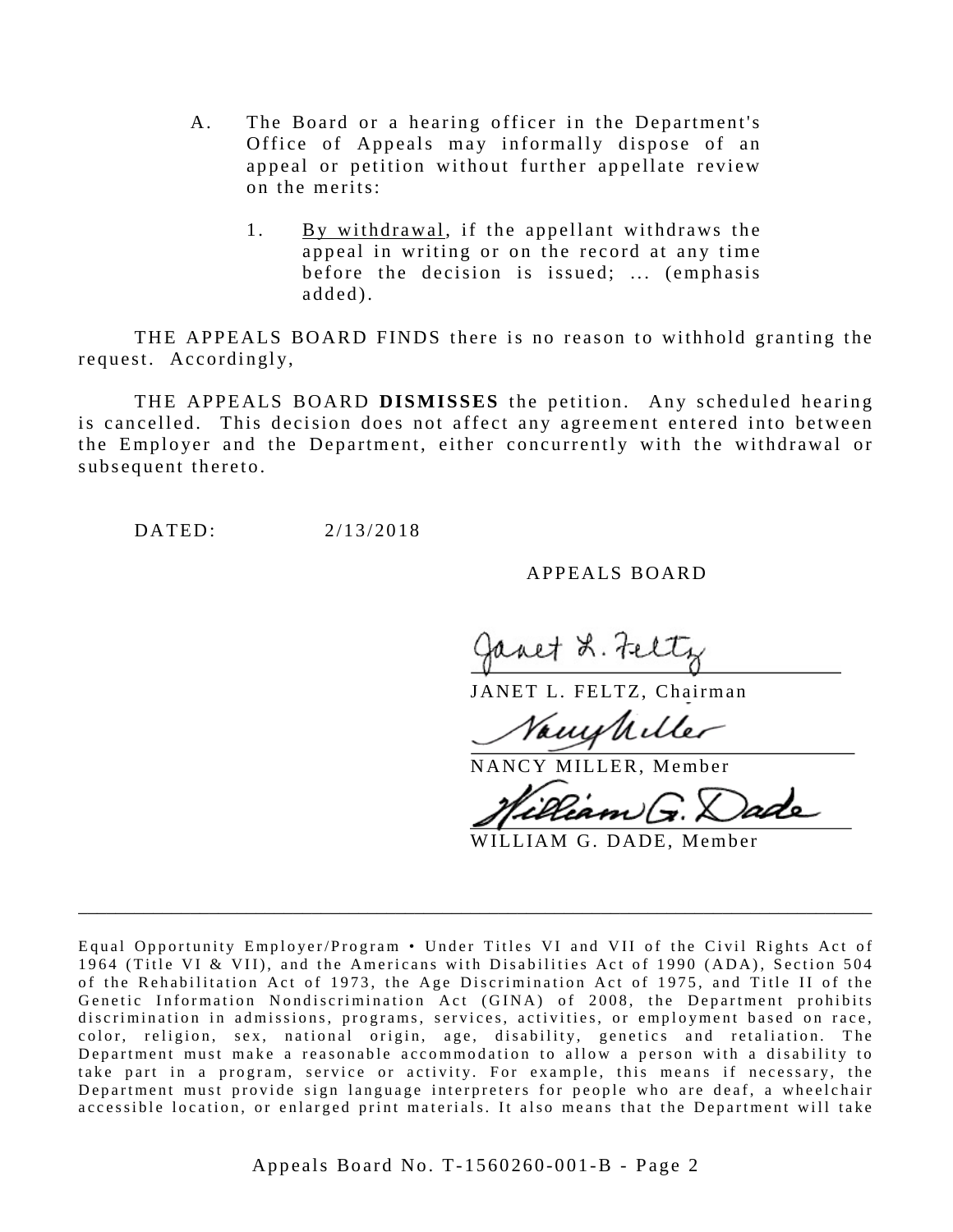A. The Board or a hearing officer in the Department's Office of Appeals may informally dispose of an appeal or petition without further appellate review on the merits:

  1. By withdrawal, if the appellant withdraws the appeal in writing or on the record at any time before the decision is issued; ... (emphasis added).

THE APPEALS BOARD FINDS there is no reason to withhold granting the request. Accordingly,

THE APPEALS BOARD **DISMISSES** the petition. Any scheduled hearing is cancelled. This decision does not affect any agreement entered into between the Employer and the Department, either concurrently with the withdrawal or subsequent thereto.

DATED: 2/13/2018

APPEALS BOARD

Janet L. Feltz
JANET L. FELTZ, Chairman

Nancy Miller
NANCY MILLER, Member

William G. Dade
WILLIAM G. DADE, Member

---

Equal Opportunity Employer/Program • Under Titles VI and VII of the Civil Rights Act of 1964 (Title VI & VII), and the Americans with Disabilities Act of 1990 (ADA), Section 504 of the Rehabilitation Act of 1973, the Age Discrimination Act of 1975, and Title II of the Genetic Information Nondiscrimination Act (GINA) of 2008, the Department prohibits discrimination in admissions, programs, services, activities, or employment based on race, color, religion, sex, national origin, age, disability, genetics and retaliation. The Department must make a reasonable accommodation to allow a person with a disability to take part in a program, service or activity. For example, this means if necessary, the Department must provide sign language interpreters for people who are deaf, a wheelchair accessible location, or enlarged print materials. It also means that the Department will take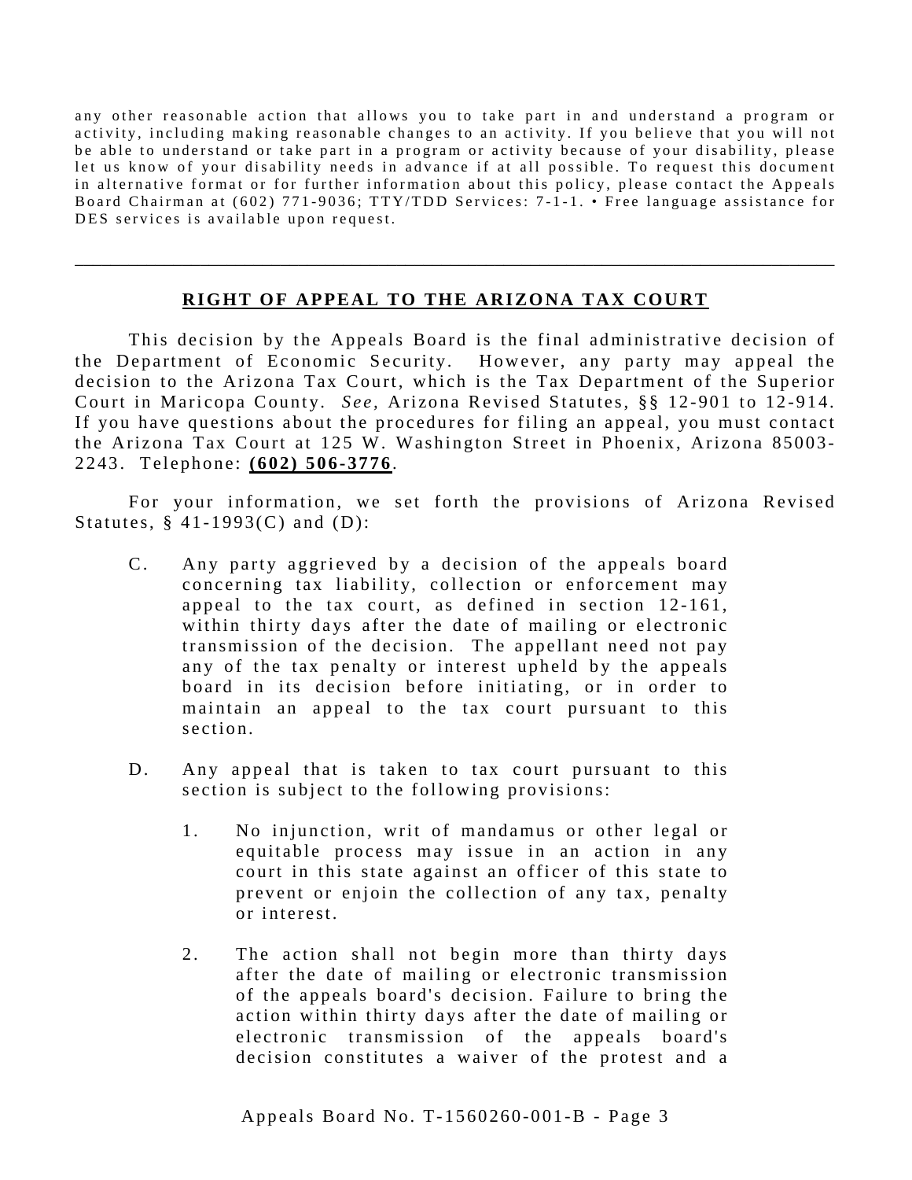any other reasonable action that allows you to take part in and understand a program or activity, including making reasonable changes to an activity. If you believe that you will not be able to understand or take part in a program or activity because of your disability, please let us know of your disability needs in advance if at all possible. To request this document in alternative format or for further information about this policy, please contact the Appeals Board Chairman at (602) 771-9036; TTY/TDD Services: 7-1-1. • Free language assistance for DES services is available upon request.

---

## RIGHT OF APPEAL TO THE ARIZONA TAX COURT

This decision by the Appeals Board is the final administrative decision of the Department of Economic Security. However, any party may appeal the decision to the Arizona Tax Court, which is the Tax Department of the Superior Court in Maricopa County. *See*, Arizona Revised Statutes, §§ 12-901 to 12-914. If you have questions about the procedures for filing an appeal, you must contact the Arizona Tax Court at 125 W. Washington Street in Phoenix, Arizona 85003-2243. Telephone: **(602) 506-3776**.

For your information, we set forth the provisions of Arizona Revised Statutes, § 41-1993(C) and (D):

> C. Any party aggrieved by a decision of the appeals board concerning tax liability, collection or enforcement may appeal to the tax court, as defined in section 12-161, within thirty days after the date of mailing or electronic transmission of the decision. The appellant need not pay any of the tax penalty or interest upheld by the appeals board in its decision before initiating, or in order to maintain an appeal to the tax court pursuant to this section.
>
> D. Any appeal that is taken to tax court pursuant to this section is subject to the following provisions:
>
> 1. No injunction, writ of mandamus or other legal or equitable process may issue in an action in any court in this state against an officer of this state to prevent or enjoin the collection of any tax, penalty or interest.
>
> 2. The action shall not begin more than thirty days after the date of mailing or electronic transmission of the appeals board's decision. Failure to bring the action within thirty days after the date of mailing or electronic transmission of the appeals board's decision constitutes a waiver of the protest and a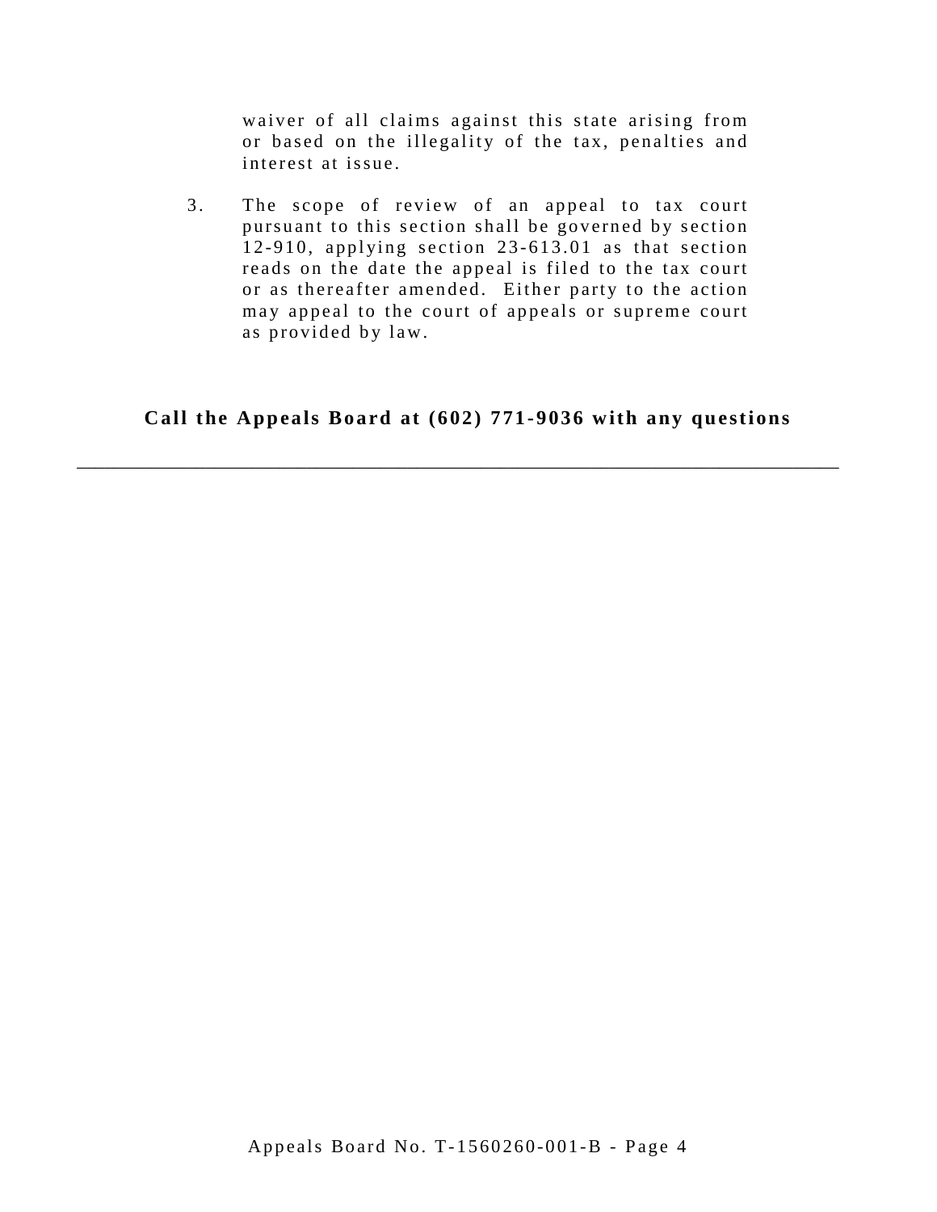waiver of all claims against this state arising from or based on the illegality of the tax, penalties and interest at issue.

3. The scope of review of an appeal to tax court pursuant to this section shall be governed by section 12-910, applying section 23-613.01 as that section reads on the date the appeal is filed to the tax court or as thereafter amended. Either party to the action may appeal to the court of appeals or supreme court as provided by law.

**Call the Appeals Board at (602) 771-9036 with any questions**

---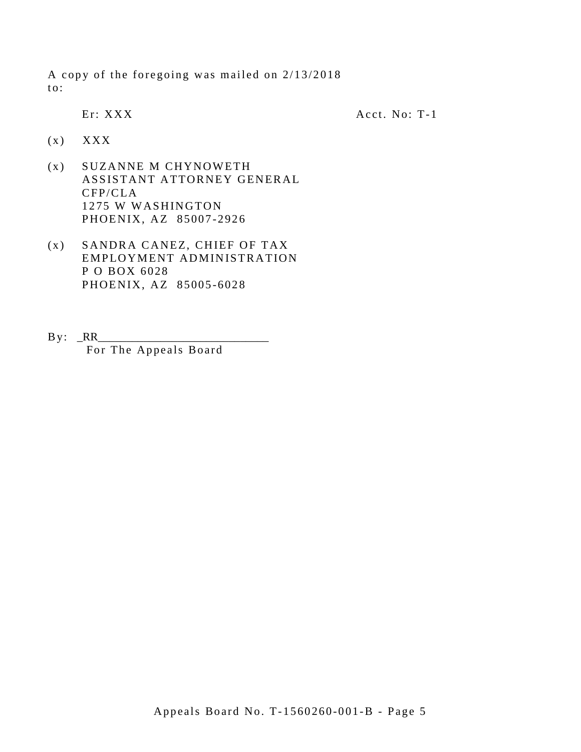A copy of the foregoing was mailed on 2/13/2018 to:

Er: XXX Acct. No: T-1

(x) XXX

(x) SUZANNE M CHYNOWETH
ASSISTANT ATTORNEY GENERAL
CFP/CLA
1275 W WASHINGTON
PHOENIX, AZ 85007-2926

(x) SANDRA CANEZ, CHIEF OF TAX
EMPLOYMENT ADMINISTRATION
P O BOX 6028
PHOENIX, AZ 85005-6028

By: _RR____________________________
For The Appeals Board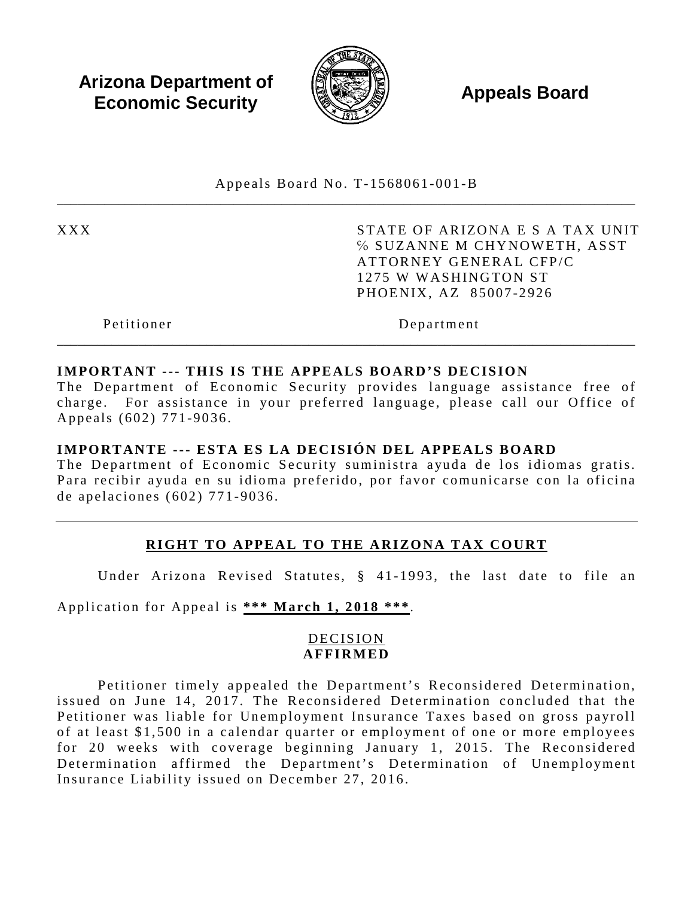**Arizona Department of Economic Security** **Appeals Board**

Appeals Board No. T-1568061-001-B

| | |
|---|---|
| XXX | STATE OF ARIZONA E S A TAX UNIT<br>% SUZANNE M CHYNOWETH, ASST<br>ATTORNEY GENERAL CFP/C<br>1275 W WASHINGTON ST<br>PHOENIX, AZ 85007-2926 |
| Petitioner | Department |

**IMPORTANT --- THIS IS THE APPEALS BOARD'S DECISION**
The Department of Economic Security provides language assistance free of charge. For assistance in your preferred language, please call our Office of Appeals (602) 771-9036.

**IMPORTANTE --- ESTA ES LA DECISIÓN DEL APPEALS BOARD**
The Department of Economic Security suministra ayuda de los idiomas gratis. Para recibir ayuda en su idioma preferido, por favor comunicarse con la oficina de apelaciones (602) 771-9036.

---

## RIGHT TO APPEAL TO THE ARIZONA TAX COURT

Under Arizona Revised Statutes, § 41-1993, the last date to file an Application for Appeal is **\*\*\* March 1, 2018 \*\*\***.

### DECISION
### AFFIRMED

Petitioner timely appealed the Department's Reconsidered Determination, issued on June 14, 2017. The Reconsidered Determination concluded that the Petitioner was liable for Unemployment Insurance Taxes based on gross payroll of at least $1,500 in a calendar quarter or employment of one or more employees for 20 weeks with coverage beginning January 1, 2015. The Reconsidered Determination affirmed the Department's Determination of Unemployment Insurance Liability issued on December 27, 2016.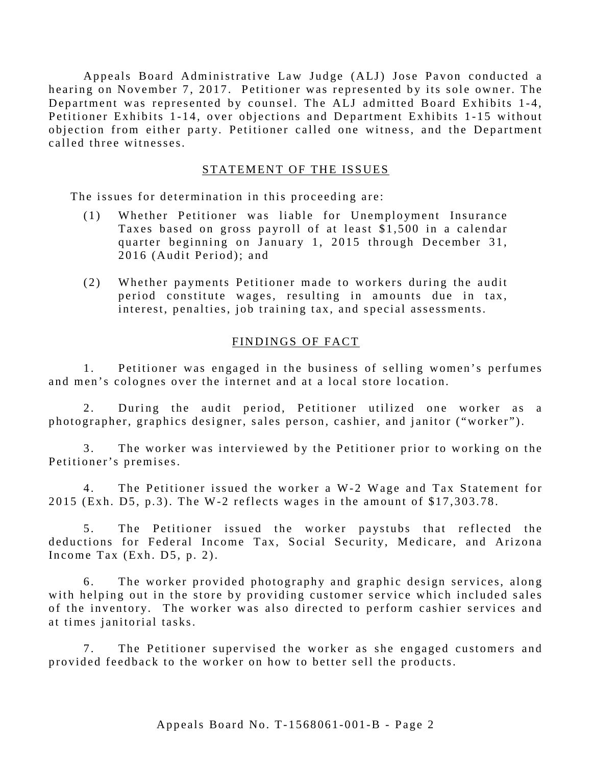Appeals Board Administrative Law Judge (ALJ) Jose Pavon conducted a hearing on November 7, 2017. Petitioner was represented by its sole owner. The Department was represented by counsel. The ALJ admitted Board Exhibits 1-4, Petitioner Exhibits 1-14, over objections and Department Exhibits 1-15 without objection from either party. Petitioner called one witness, and the Department called three witnesses.

## STATEMENT OF THE ISSUES

The issues for determination in this proceeding are:

(1) Whether Petitioner was liable for Unemployment Insurance Taxes based on gross payroll of at least $1,500 in a calendar quarter beginning on January 1, 2015 through December 31, 2016 (Audit Period); and

(2) Whether payments Petitioner made to workers during the audit period constitute wages, resulting in amounts due in tax, interest, penalties, job training tax, and special assessments.

## FINDINGS OF FACT

1. Petitioner was engaged in the business of selling women's perfumes and men's colognes over the internet and at a local store location.

2. During the audit period, Petitioner utilized one worker as a photographer, graphics designer, sales person, cashier, and janitor ("worker").

3. The worker was interviewed by the Petitioner prior to working on the Petitioner's premises.

4. The Petitioner issued the worker a W-2 Wage and Tax Statement for 2015 (Exh. D5, p.3). The W-2 reflects wages in the amount of $17,303.78.

5. The Petitioner issued the worker paystubs that reflected the deductions for Federal Income Tax, Social Security, Medicare, and Arizona Income Tax (Exh. D5, p. 2).

6. The worker provided photography and graphic design services, along with helping out in the store by providing customer service which included sales of the inventory. The worker was also directed to perform cashier services and at times janitorial tasks.

7. The Petitioner supervised the worker as she engaged customers and provided feedback to the worker on how to better sell the products.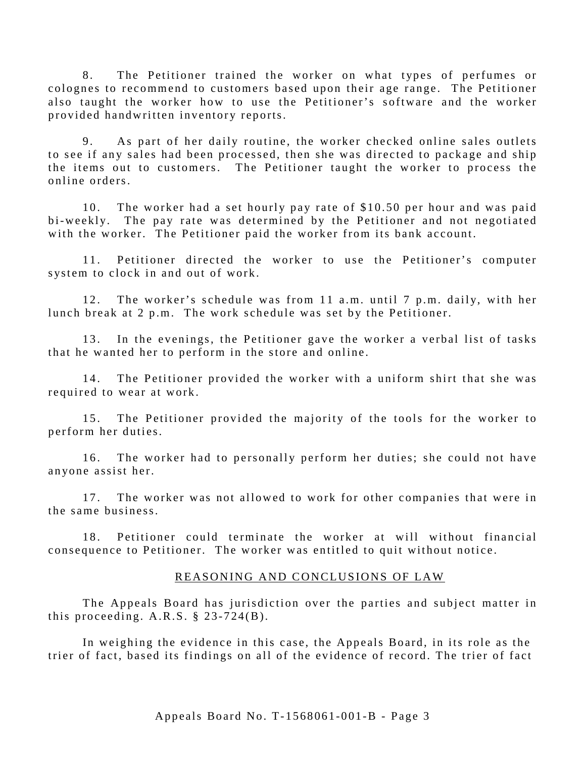8. The Petitioner trained the worker on what types of perfumes or colognes to recommend to customers based upon their age range. The Petitioner also taught the worker how to use the Petitioner's software and the worker provided handwritten inventory reports.

9. As part of her daily routine, the worker checked online sales outlets to see if any sales had been processed, then she was directed to package and ship the items out to customers. The Petitioner taught the worker to process the online orders.

10. The worker had a set hourly pay rate of $10.50 per hour and was paid bi-weekly. The pay rate was determined by the Petitioner and not negotiated with the worker. The Petitioner paid the worker from its bank account.

11. Petitioner directed the worker to use the Petitioner's computer system to clock in and out of work.

12. The worker's schedule was from 11 a.m. until 7 p.m. daily, with her lunch break at 2 p.m. The work schedule was set by the Petitioner.

13. In the evenings, the Petitioner gave the worker a verbal list of tasks that he wanted her to perform in the store and online.

14. The Petitioner provided the worker with a uniform shirt that she was required to wear at work.

15. The Petitioner provided the majority of the tools for the worker to perform her duties.

16. The worker had to personally perform her duties; she could not have anyone assist her.

17. The worker was not allowed to work for other companies that were in the same business.

18. Petitioner could terminate the worker at will without financial consequence to Petitioner. The worker was entitled to quit without notice.

## REASONING AND CONCLUSIONS OF LAW

The Appeals Board has jurisdiction over the parties and subject matter in this proceeding. A.R.S. § 23-724(B).

In weighing the evidence in this case, the Appeals Board, in its role as the trier of fact, based its findings on all of the evidence of record. The trier of fact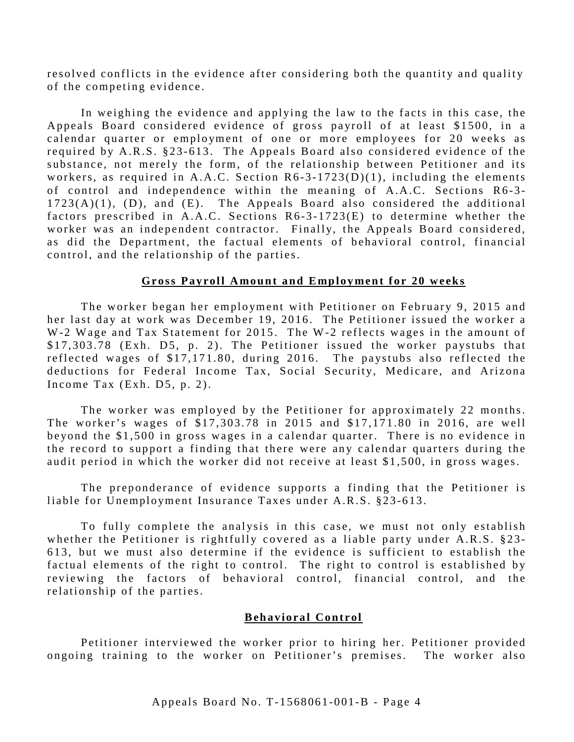resolved conflicts in the evidence after considering both the quantity and quality of the competing evidence.

In weighing the evidence and applying the law to the facts in this case, the Appeals Board considered evidence of gross payroll of at least $1500, in a calendar quarter or employment of one or more employees for 20 weeks as required by A.R.S. §23-613. The Appeals Board also considered evidence of the substance, not merely the form, of the relationship between Petitioner and its workers, as required in A.A.C. Section R6-3-1723(D)(1), including the elements of control and independence within the meaning of A.A.C. Sections R6-3-1723(A)(1), (D), and (E). The Appeals Board also considered the additional factors prescribed in A.A.C. Sections R6-3-1723(E) to determine whether the worker was an independent contractor. Finally, the Appeals Board considered, as did the Department, the factual elements of behavioral control, financial control, and the relationship of the parties.

## Gross Payroll Amount and Employment for 20 weeks

The worker began her employment with Petitioner on February 9, 2015 and her last day at work was December 19, 2016. The Petitioner issued the worker a W-2 Wage and Tax Statement for 2015. The W-2 reflects wages in the amount of $17,303.78 (Exh. D5, p. 2). The Petitioner issued the worker paystubs that reflected wages of $17,171.80, during 2016. The paystubs also reflected the deductions for Federal Income Tax, Social Security, Medicare, and Arizona Income Tax (Exh. D5, p. 2).

The worker was employed by the Petitioner for approximately 22 months. The worker's wages of $17,303.78 in 2015 and $17,171.80 in 2016, are well beyond the $1,500 in gross wages in a calendar quarter. There is no evidence in the record to support a finding that there were any calendar quarters during the audit period in which the worker did not receive at least $1,500, in gross wages.

The preponderance of evidence supports a finding that the Petitioner is liable for Unemployment Insurance Taxes under A.R.S. §23-613.

To fully complete the analysis in this case, we must not only establish whether the Petitioner is rightfully covered as a liable party under A.R.S. §23-613, but we must also determine if the evidence is sufficient to establish the factual elements of the right to control. The right to control is established by reviewing the factors of behavioral control, financial control, and the relationship of the parties.

## Behavioral Control

Petitioner interviewed the worker prior to hiring her. Petitioner provided ongoing training to the worker on Petitioner's premises. The worker also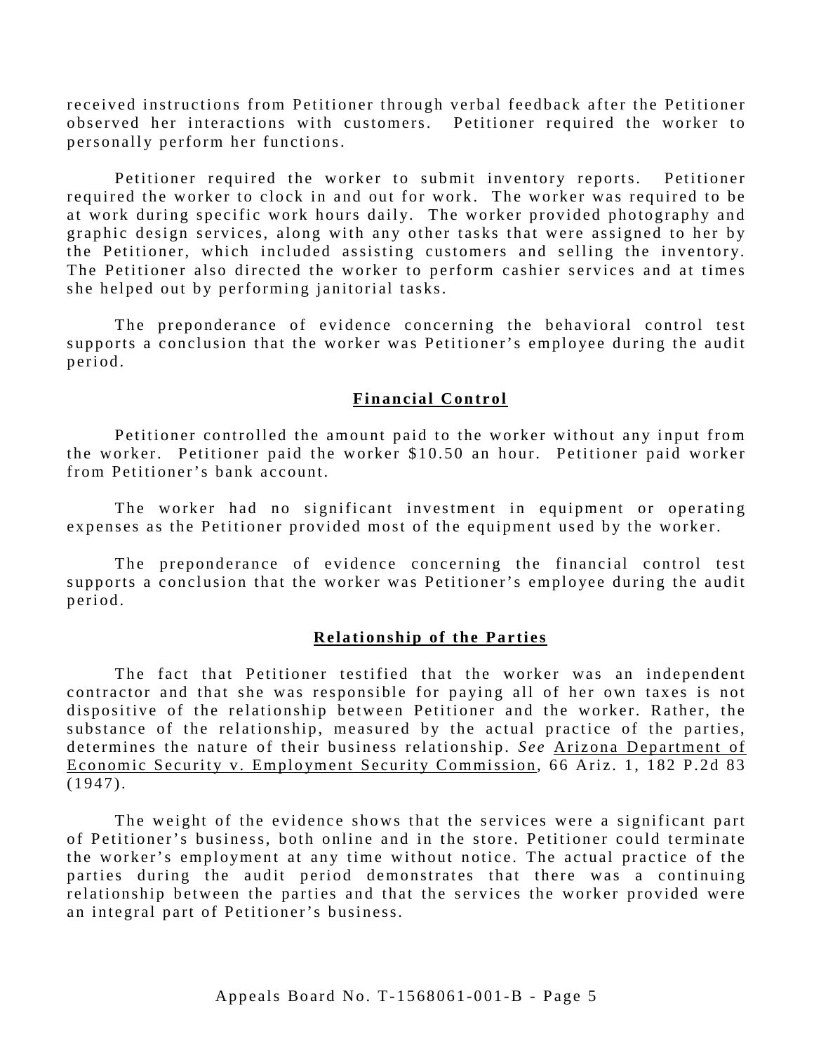received instructions from Petitioner through verbal feedback after the Petitioner observed her interactions with customers. Petitioner required the worker to personally perform her functions.

Petitioner required the worker to submit inventory reports. Petitioner required the worker to clock in and out for work. The worker was required to be at work during specific work hours daily. The worker provided photography and graphic design services, along with any other tasks that were assigned to her by the Petitioner, which included assisting customers and selling the inventory. The Petitioner also directed the worker to perform cashier services and at times she helped out by performing janitorial tasks.

The preponderance of evidence concerning the behavioral control test supports a conclusion that the worker was Petitioner's employee during the audit period.

## Financial Control

Petitioner controlled the amount paid to the worker without any input from the worker. Petitioner paid the worker $10.50 an hour. Petitioner paid worker from Petitioner's bank account.

The worker had no significant investment in equipment or operating expenses as the Petitioner provided most of the equipment used by the worker.

The preponderance of evidence concerning the financial control test supports a conclusion that the worker was Petitioner's employee during the audit period.

## Relationship of the Parties

The fact that Petitioner testified that the worker was an independent contractor and that she was responsible for paying all of her own taxes is not dispositive of the relationship between Petitioner and the worker. Rather, the substance of the relationship, measured by the actual practice of the parties, determines the nature of their business relationship. *See* Arizona Department of Economic Security v. Employment Security Commission, 66 Ariz. 1, 182 P.2d 83 (1947).

The weight of the evidence shows that the services were a significant part of Petitioner's business, both online and in the store. Petitioner could terminate the worker's employment at any time without notice. The actual practice of the parties during the audit period demonstrates that there was a continuing relationship between the parties and that the services the worker provided were an integral part of Petitioner's business.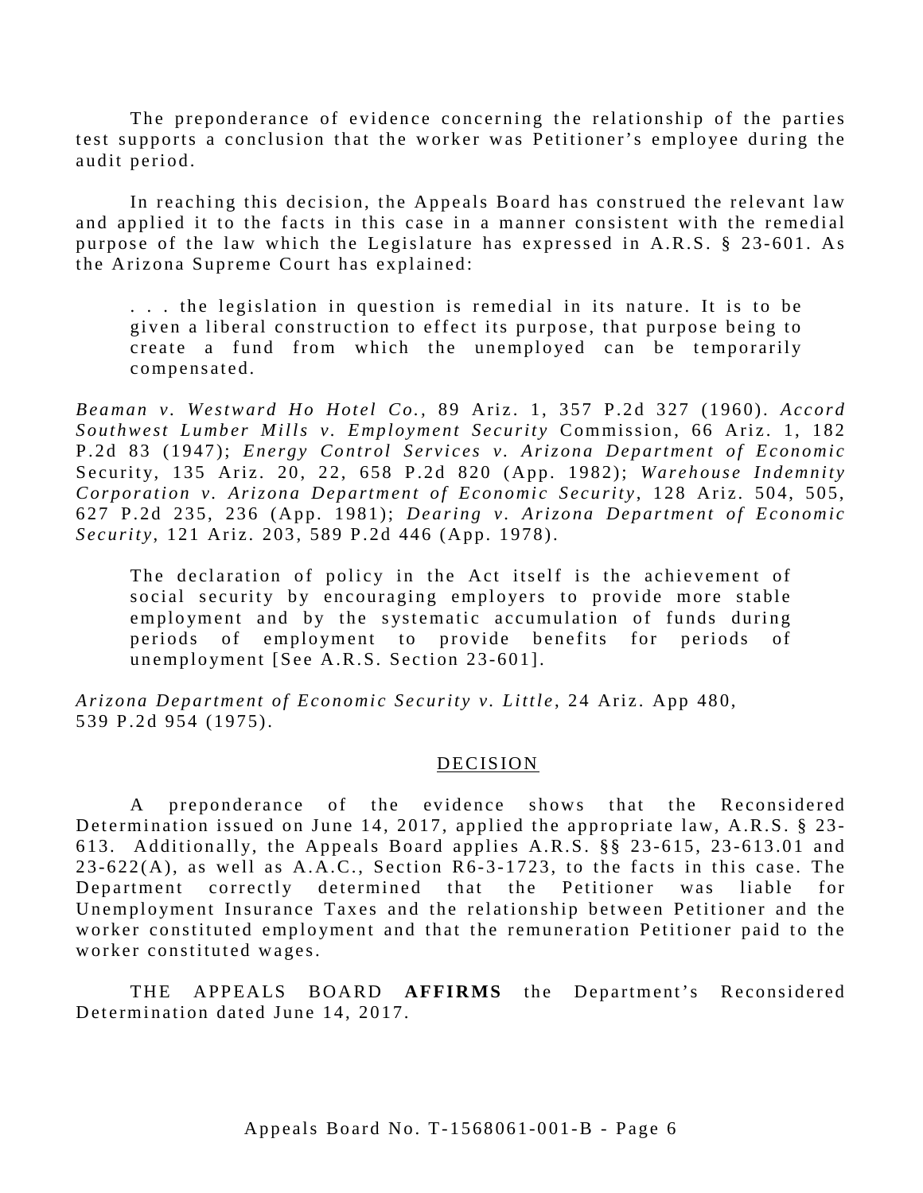The preponderance of evidence concerning the relationship of the parties test supports a conclusion that the worker was Petitioner's employee during the audit period.

In reaching this decision, the Appeals Board has construed the relevant law and applied it to the facts in this case in a manner consistent with the remedial purpose of the law which the Legislature has expressed in A.R.S. § 23-601. As the Arizona Supreme Court has explained:

> . . . the legislation in question is remedial in its nature. It is to be given a liberal construction to effect its purpose, that purpose being to create a fund from which the unemployed can be temporarily compensated.

*Beaman v. Westward Ho Hotel Co.*, 89 Ariz. 1, 357 P.2d 327 (1960). *Accord Southwest Lumber Mills v. Employment Security* Commission, 66 Ariz. 1, 182 P.2d 83 (1947); *Energy Control Services v. Arizona Department of Economic* Security, 135 Ariz. 20, 22, 658 P.2d 820 (App. 1982); *Warehouse Indemnity Corporation v. Arizona Department of Economic Security*, 128 Ariz. 504, 505, 627 P.2d 235, 236 (App. 1981); *Dearing v. Arizona Department of Economic Security*, 121 Ariz. 203, 589 P.2d 446 (App. 1978).

> The declaration of policy in the Act itself is the achievement of social security by encouraging employers to provide more stable employment and by the systematic accumulation of funds during periods of employment to provide benefits for periods of unemployment [See A.R.S. Section 23-601].

*Arizona Department of Economic Security v. Little*, 24 Ariz. App 480, 539 P.2d 954 (1975).

## DECISION

A preponderance of the evidence shows that the Reconsidered Determination issued on June 14, 2017, applied the appropriate law, A.R.S. § 23-613. Additionally, the Appeals Board applies A.R.S. §§ 23-615, 23-613.01 and 23-622(A), as well as A.A.C., Section R6-3-1723, to the facts in this case. The Department correctly determined that the Petitioner was liable for Unemployment Insurance Taxes and the relationship between Petitioner and the worker constituted employment and that the remuneration Petitioner paid to the worker constituted wages.

THE APPEALS BOARD **AFFIRMS** the Department's Reconsidered Determination dated June 14, 2017.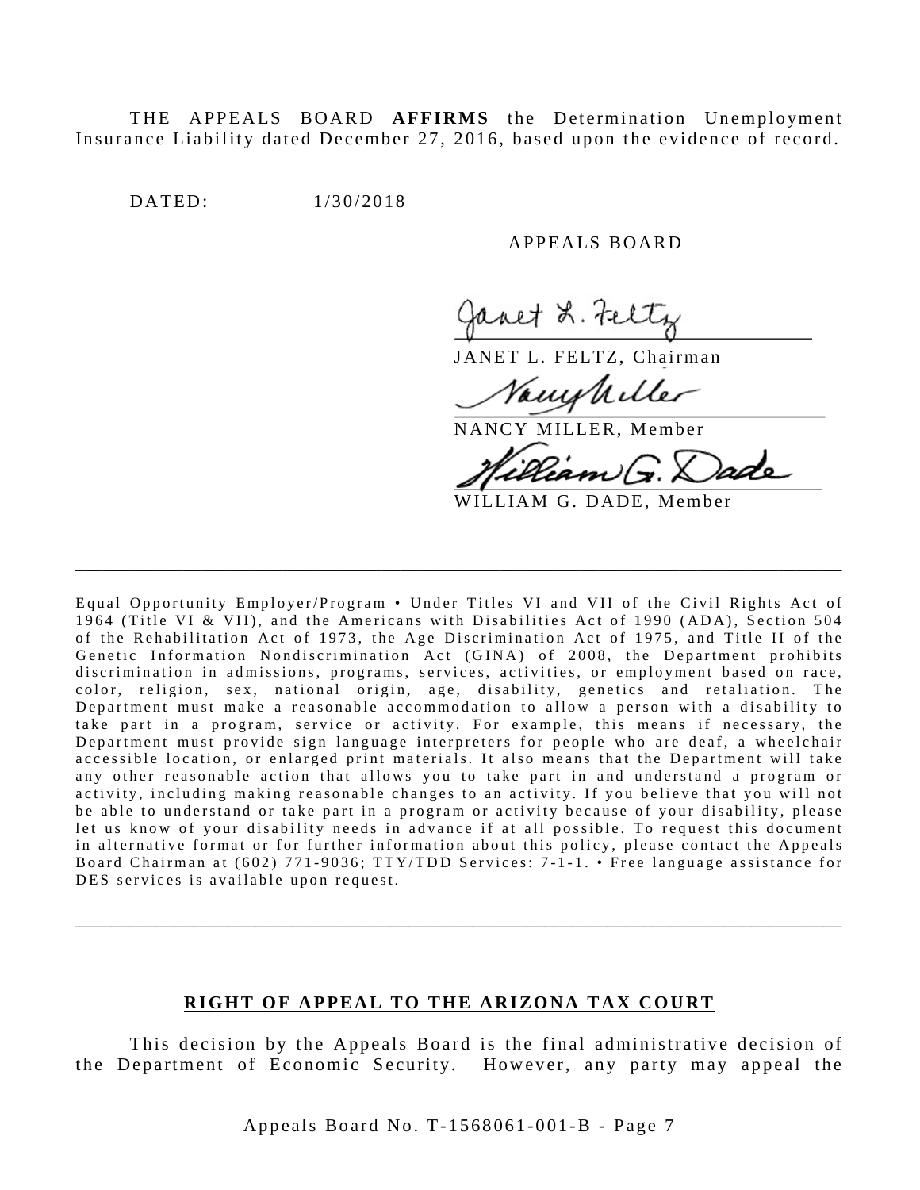THE APPEALS BOARD **AFFIRMS** the Determination Unemployment Insurance Liability dated December 27, 2016, based upon the evidence of record.

DATED: 1/30/2018

APPEALS BOARD

JANET L. FELTZ, Chairman

NANCY MILLER, Member

WILLIAM G. DADE, Member

---

Equal Opportunity Employer/Program • Under Titles VI and VII of the Civil Rights Act of 1964 (Title VI & VII), and the Americans with Disabilities Act of 1990 (ADA), Section 504 of the Rehabilitation Act of 1973, the Age Discrimination Act of 1975, and Title II of the Genetic Information Nondiscrimination Act (GINA) of 2008, the Department prohibits discrimination in admissions, programs, services, activities, or employment based on race, color, religion, sex, national origin, age, disability, genetics and retaliation. The Department must make a reasonable accommodation to allow a person with a disability to take part in a program, service or activity. For example, this means if necessary, the Department must provide sign language interpreters for people who are deaf, a wheelchair accessible location, or enlarged print materials. It also means that the Department will take any other reasonable action that allows you to take part in and understand a program or activity, including making reasonable changes to an activity. If you believe that you will not be able to understand or take part in a program or activity because of your disability, please let us know of your disability needs in advance if at all possible. To request this document in alternative format or for further information about this policy, please contact the Appeals Board Chairman at (602) 771-9036; TTY/TDD Services: 7-1-1. • Free language assistance for DES services is available upon request.

---

## RIGHT OF APPEAL TO THE ARIZONA TAX COURT

This decision by the Appeals Board is the final administrative decision of the Department of Economic Security. However, any party may appeal the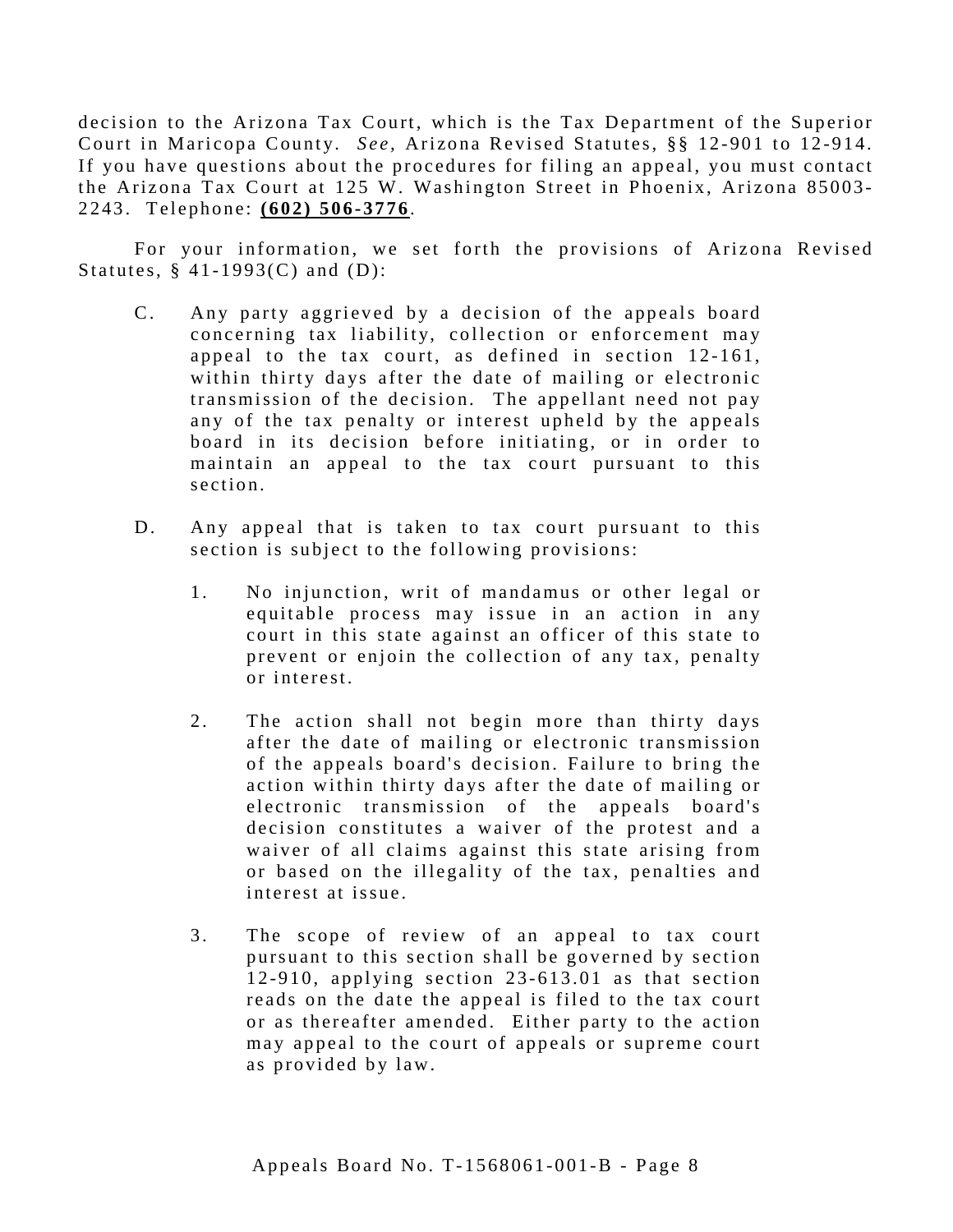decision to the Arizona Tax Court, which is the Tax Department of the Superior Court in Maricopa County. *See*, Arizona Revised Statutes, §§ 12-901 to 12-914. If you have questions about the procedures for filing an appeal, you must contact the Arizona Tax Court at 125 W. Washington Street in Phoenix, Arizona 85003-2243. Telephone: **(602) 506-3776**.

For your information, we set forth the provisions of Arizona Revised Statutes, § 41-1993(C) and (D):

> C. Any party aggrieved by a decision of the appeals board concerning tax liability, collection or enforcement may appeal to the tax court, as defined in section 12-161, within thirty days after the date of mailing or electronic transmission of the decision. The appellant need not pay any of the tax penalty or interest upheld by the appeals board in its decision before initiating, or in order to maintain an appeal to the tax court pursuant to this section.
>
> D. Any appeal that is taken to tax court pursuant to this section is subject to the following provisions:
>
> 1. No injunction, writ of mandamus or other legal or equitable process may issue in an action in any court in this state against an officer of this state to prevent or enjoin the collection of any tax, penalty or interest.
>
> 2. The action shall not begin more than thirty days after the date of mailing or electronic transmission of the appeals board's decision. Failure to bring the action within thirty days after the date of mailing or electronic transmission of the appeals board's decision constitutes a waiver of the protest and a waiver of all claims against this state arising from or based on the illegality of the tax, penalties and interest at issue.
>
> 3. The scope of review of an appeal to tax court pursuant to this section shall be governed by section 12-910, applying section 23-613.01 as that section reads on the date the appeal is filed to the tax court or as thereafter amended. Either party to the action may appeal to the court of appeals or supreme court as provided by law.

Appeals Board No. T-1568061-001-B - Page 8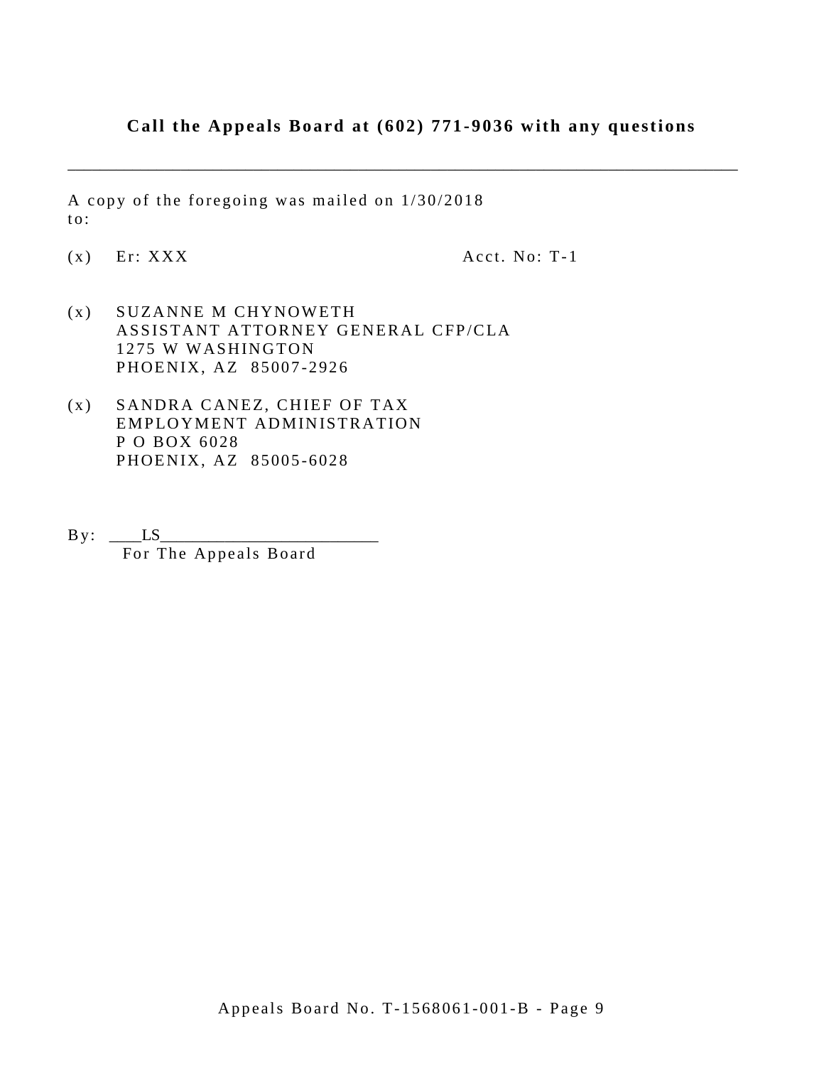**Call the Appeals Board at (602) 771-9036 with any questions**

---

A copy of the foregoing was mailed on 1/30/2018 to:

(x) Er: XXX Acct. No: T-1

(x) SUZANNE M CHYNOWETH
ASSISTANT ATTORNEY GENERAL CFP/CLA
1275 W WASHINGTON
PHOENIX, AZ 85007-2926

(x) SANDRA CANEZ, CHIEF OF TAX
EMPLOYMENT ADMINISTRATION
P O BOX 6028
PHOENIX, AZ 85005-6028

By: ____LS_________________________
For The Appeals Board

Appeals Board No. T-1568061-001-B - Page 9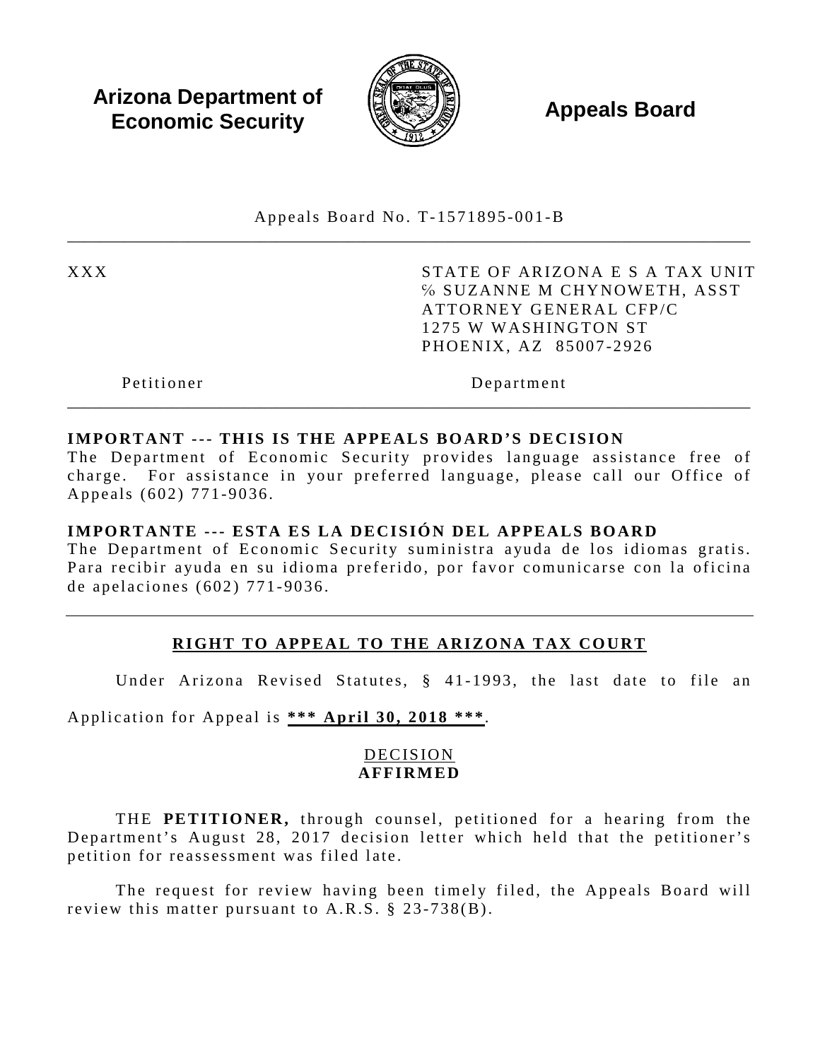**Arizona Department of Economic Security** **Appeals Board**

Appeals Board No. T-1571895-001-B

---

| XXX | STATE OF ARIZONA E S A TAX UNIT<br>% SUZANNE M CHYNOWETH, ASST<br>ATTORNEY GENERAL CFP/C<br>1275 W WASHINGTON ST<br>PHOENIX, AZ 85007-2926 |
|---|---|
| Petitioner | Department |

---

**IMPORTANT --- THIS IS THE APPEALS BOARD'S DECISION**
The Department of Economic Security provides language assistance free of charge. For assistance in your preferred language, please call our Office of Appeals (602) 771-9036.

**IMPORTANTE --- ESTA ES LA DECISIÓN DEL APPEALS BOARD**
The Department of Economic Security suministra ayuda de los idiomas gratis. Para recibir ayuda en su idioma preferido, por favor comunicarse con la oficina de apelaciones (602) 771-9036.

---

## RIGHT TO APPEAL TO THE ARIZONA TAX COURT

Under Arizona Revised Statutes, § 41-1993, the last date to file an Application for Appeal is **\*\*\* April 30, 2018 \*\*\***.

DECISION
**AFFIRMED**

THE **PETITIONER,** through counsel, petitioned for a hearing from the Department's August 28, 2017 decision letter which held that the petitioner's petition for reassessment was filed late.

The request for review having been timely filed, the Appeals Board will review this matter pursuant to A.R.S. § 23-738(B).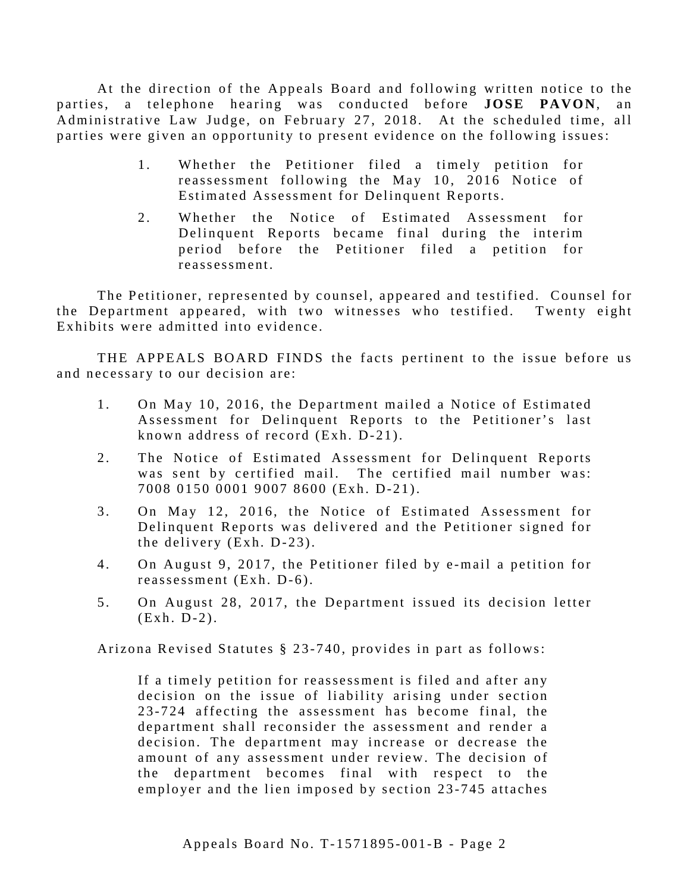At the direction of the Appeals Board and following written notice to the parties, a telephone hearing was conducted before **JOSE PAVON**, an Administrative Law Judge, on February 27, 2018. At the scheduled time, all parties were given an opportunity to present evidence on the following issues:

> 1. Whether the Petitioner filed a timely petition for reassessment following the May 10, 2016 Notice of Estimated Assessment for Delinquent Reports.
> 2. Whether the Notice of Estimated Assessment for Delinquent Reports became final during the interim period before the Petitioner filed a petition for reassessment.

The Petitioner, represented by counsel, appeared and testified. Counsel for the Department appeared, with two witnesses who testified. Twenty eight Exhibits were admitted into evidence.

THE APPEALS BOARD FINDS the facts pertinent to the issue before us and necessary to our decision are:

1. On May 10, 2016, the Department mailed a Notice of Estimated Assessment for Delinquent Reports to the Petitioner's last known address of record (Exh. D-21).
2. The Notice of Estimated Assessment for Delinquent Reports was sent by certified mail. The certified mail number was: 7008 0150 0001 9007 8600 (Exh. D-21).
3. On May 12, 2016, the Notice of Estimated Assessment for Delinquent Reports was delivered and the Petitioner signed for the delivery (Exh. D-23).
4. On August 9, 2017, the Petitioner filed by e-mail a petition for reassessment (Exh. D-6).
5. On August 28, 2017, the Department issued its decision letter (Exh. D-2).

Arizona Revised Statutes § 23-740, provides in part as follows:

> If a timely petition for reassessment is filed and after any decision on the issue of liability arising under section 23-724 affecting the assessment has become final, the department shall reconsider the assessment and render a decision. The department may increase or decrease the amount of any assessment under review. The decision of the department becomes final with respect to the employer and the lien imposed by section 23-745 attaches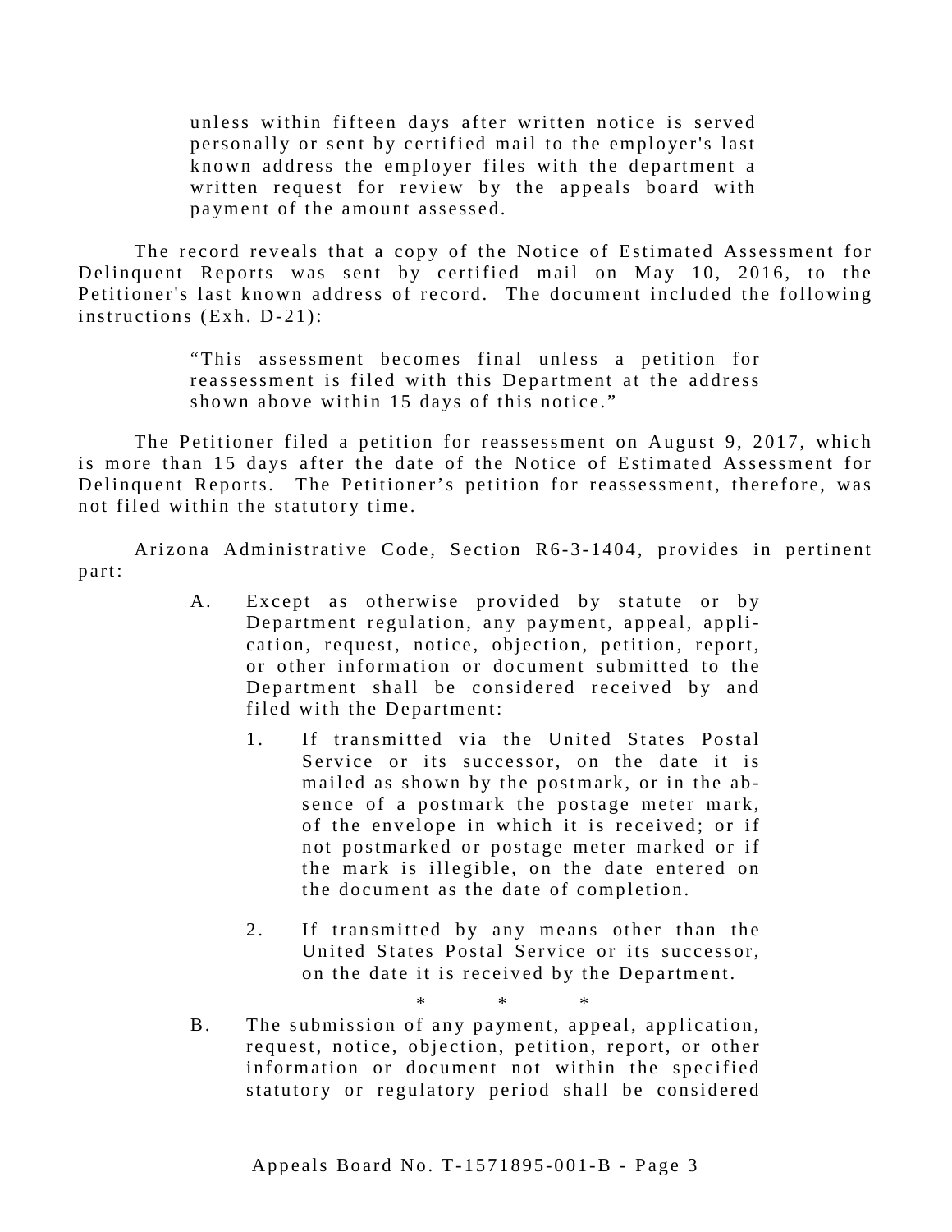> unless within fifteen days after written notice is served personally or sent by certified mail to the employer's last known address the employer files with the department a written request for review by the appeals board with payment of the amount assessed.

The record reveals that a copy of the Notice of Estimated Assessment for Delinquent Reports was sent by certified mail on May 10, 2016, to the Petitioner's last known address of record. The document included the following instructions (Exh. D-21):

> "This assessment becomes final unless a petition for reassessment is filed with this Department at the address shown above within 15 days of this notice."

The Petitioner filed a petition for reassessment on August 9, 2017, which is more than 15 days after the date of the Notice of Estimated Assessment for Delinquent Reports. The Petitioner's petition for reassessment, therefore, was not filed within the statutory time.

Arizona Administrative Code, Section R6-3-1404, provides in pertinent part:

> A. Except as otherwise provided by statute or by Department regulation, any payment, appeal, application, request, notice, objection, petition, report, or other information or document submitted to the Department shall be considered received by and filed with the Department:
>
> 1. If transmitted via the United States Postal Service or its successor, on the date it is mailed as shown by the postmark, or in the absence of a postmark the postage meter mark, of the envelope in which it is received; or if not postmarked or postage meter marked or if the mark is illegible, on the date entered on the document as the date of completion.
>
> 2. If transmitted by any means other than the United States Postal Service or its successor, on the date it is received by the Department.
>
> \* \* \*
>
> B. The submission of any payment, appeal, application, request, notice, objection, petition, report, or other information or document not within the specified statutory or regulatory period shall be considered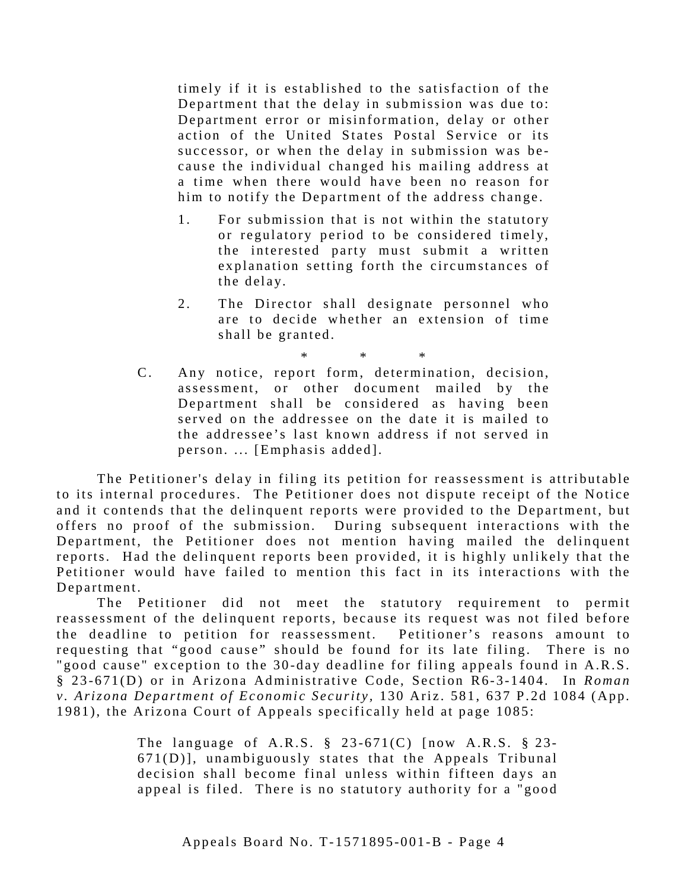> timely if it is established to the satisfaction of the Department that the delay in submission was due to: Department error or misinformation, delay or other action of the United States Postal Service or its successor, or when the delay in submission was because the individual changed his mailing address at a time when there would have been no reason for him to notify the Department of the address change.
>
> 1. For submission that is not within the statutory or regulatory period to be considered timely, the interested party must submit a written explanation setting forth the circumstances of the delay.
>
> 2. The Director shall designate personnel who are to decide whether an extension of time shall be granted.
>
> \* \* \*
>
> C. Any notice, report form, determination, decision, assessment, or other document mailed by the Department shall be considered as having been served on the addressee on the date it is mailed to the addressee's last known address if not served in person. ... [Emphasis added].

The Petitioner's delay in filing its petition for reassessment is attributable to its internal procedures. The Petitioner does not dispute receipt of the Notice and it contends that the delinquent reports were provided to the Department, but offers no proof of the submission. During subsequent interactions with the Department, the Petitioner does not mention having mailed the delinquent reports. Had the delinquent reports been provided, it is highly unlikely that the Petitioner would have failed to mention this fact in its interactions with the Department.

The Petitioner did not meet the statutory requirement to permit reassessment of the delinquent reports, because its request was not filed before the deadline to petition for reassessment. Petitioner's reasons amount to requesting that "good cause" should be found for its late filing. There is no "good cause" exception to the 30-day deadline for filing appeals found in A.R.S. § 23-671(D) or in Arizona Administrative Code, Section R6-3-1404. In *Roman v. Arizona Department of Economic Security,* 130 Ariz. 581, 637 P.2d 1084 (App. 1981), the Arizona Court of Appeals specifically held at page 1085:

> The language of A.R.S. § 23-671(C) [now A.R.S. § 23-671(D)], unambiguously states that the Appeals Tribunal decision shall become final unless within fifteen days an appeal is filed. There is no statutory authority for a "good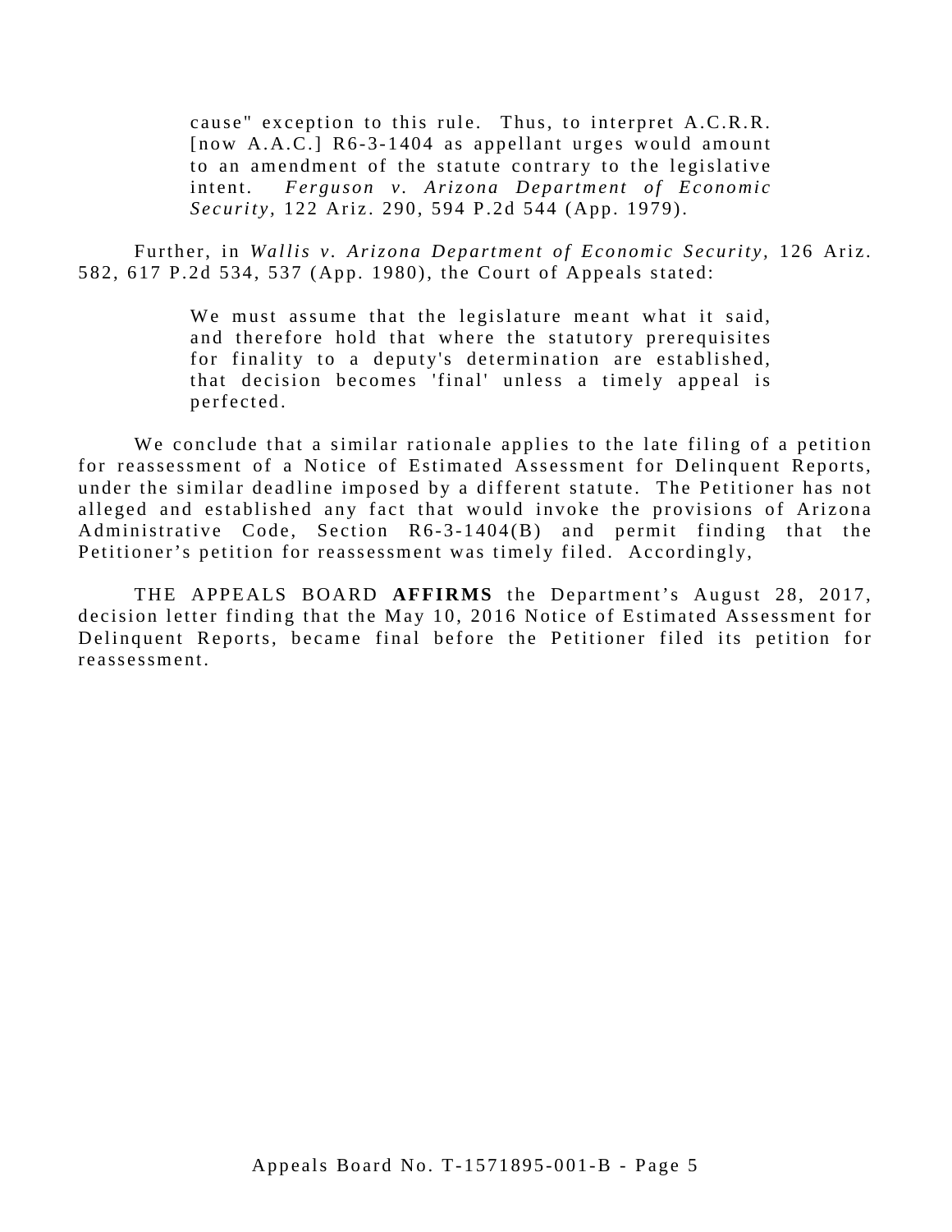> cause" exception to this rule. Thus, to interpret A.C.R.R. [now A.A.C.] R6-3-1404 as appellant urges would amount to an amendment of the statute contrary to the legislative intent. *Ferguson v. Arizona Department of Economic Security*, 122 Ariz. 290, 594 P.2d 544 (App. 1979).

Further, in *Wallis v. Arizona Department of Economic Security*, 126 Ariz. 582, 617 P.2d 534, 537 (App. 1980), the Court of Appeals stated:

> We must assume that the legislature meant what it said, and therefore hold that where the statutory prerequisites for finality to a deputy's determination are established, that decision becomes 'final' unless a timely appeal is perfected.

We conclude that a similar rationale applies to the late filing of a petition for reassessment of a Notice of Estimated Assessment for Delinquent Reports, under the similar deadline imposed by a different statute. The Petitioner has not alleged and established any fact that would invoke the provisions of Arizona Administrative Code, Section R6-3-1404(B) and permit finding that the Petitioner's petition for reassessment was timely filed. Accordingly,

THE APPEALS BOARD **AFFIRMS** the Department's August 28, 2017, decision letter finding that the May 10, 2016 Notice of Estimated Assessment for Delinquent Reports, became final before the Petitioner filed its petition for reassessment.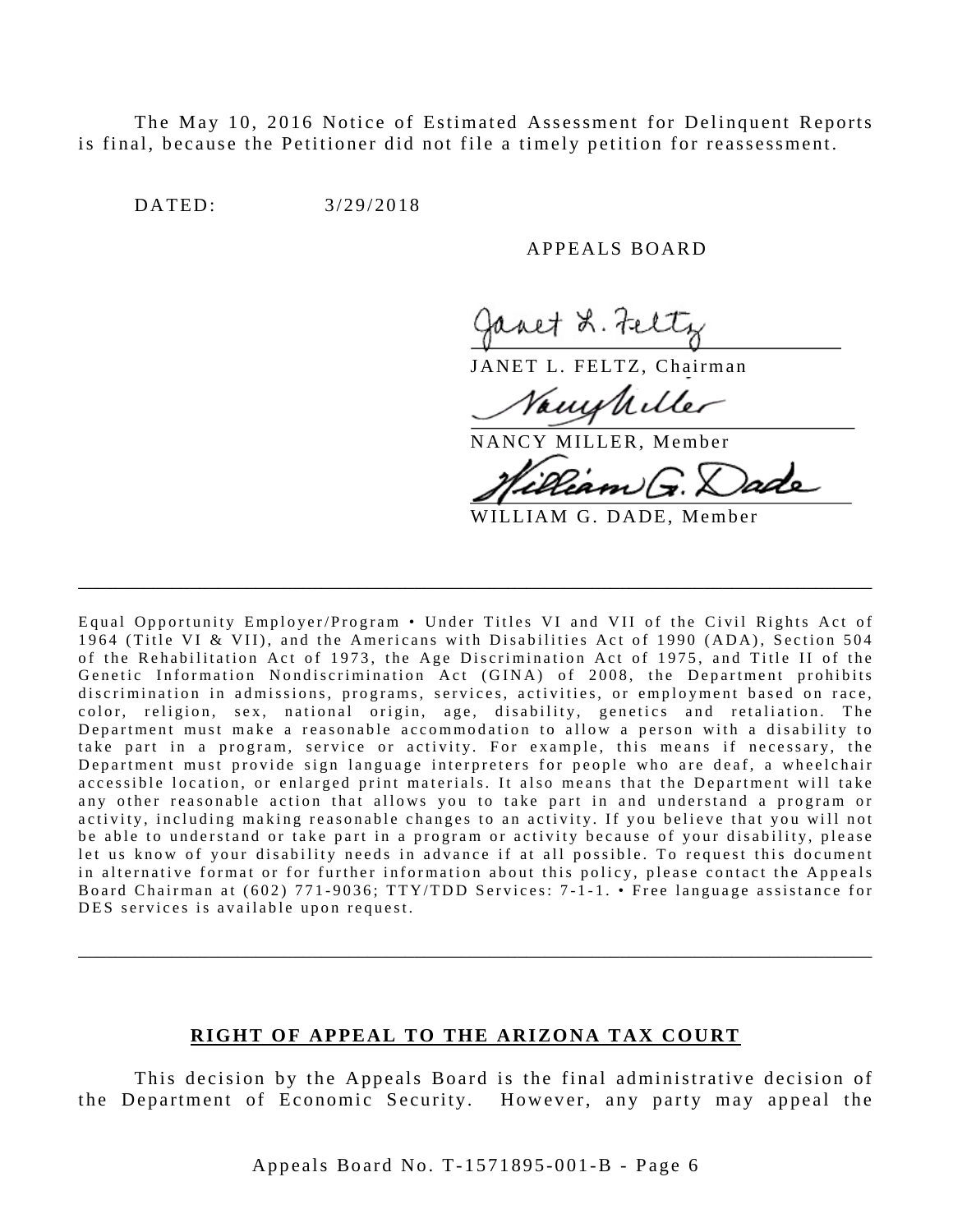The May 10, 2016 Notice of Estimated Assessment for Delinquent Reports is final, because the Petitioner did not file a timely petition for reassessment.

DATED: 3/29/2018

APPEALS BOARD

JANET L. FELTZ, Chairman

NANCY MILLER, Member

WILLIAM G. DADE, Member

---

Equal Opportunity Employer/Program • Under Titles VI and VII of the Civil Rights Act of 1964 (Title VI & VII), and the Americans with Disabilities Act of 1990 (ADA), Section 504 of the Rehabilitation Act of 1973, the Age Discrimination Act of 1975, and Title II of the Genetic Information Nondiscrimination Act (GINA) of 2008, the Department prohibits discrimination in admissions, programs, services, activities, or employment based on race, color, religion, sex, national origin, age, disability, genetics and retaliation. The Department must make a reasonable accommodation to allow a person with a disability to take part in a program, service or activity. For example, this means if necessary, the Department must provide sign language interpreters for people who are deaf, a wheelchair accessible location, or enlarged print materials. It also means that the Department will take any other reasonable action that allows you to take part in and understand a program or activity, including making reasonable changes to an activity. If you believe that you will not be able to understand or take part in a program or activity because of your disability, please let us know of your disability needs in advance if at all possible. To request this document in alternative format or for further information about this policy, please contact the Appeals Board Chairman at (602) 771-9036; TTY/TDD Services: 7-1-1. • Free language assistance for DES services is available upon request.

---

## RIGHT OF APPEAL TO THE ARIZONA TAX COURT

This decision by the Appeals Board is the final administrative decision of the Department of Economic Security. However, any party may appeal the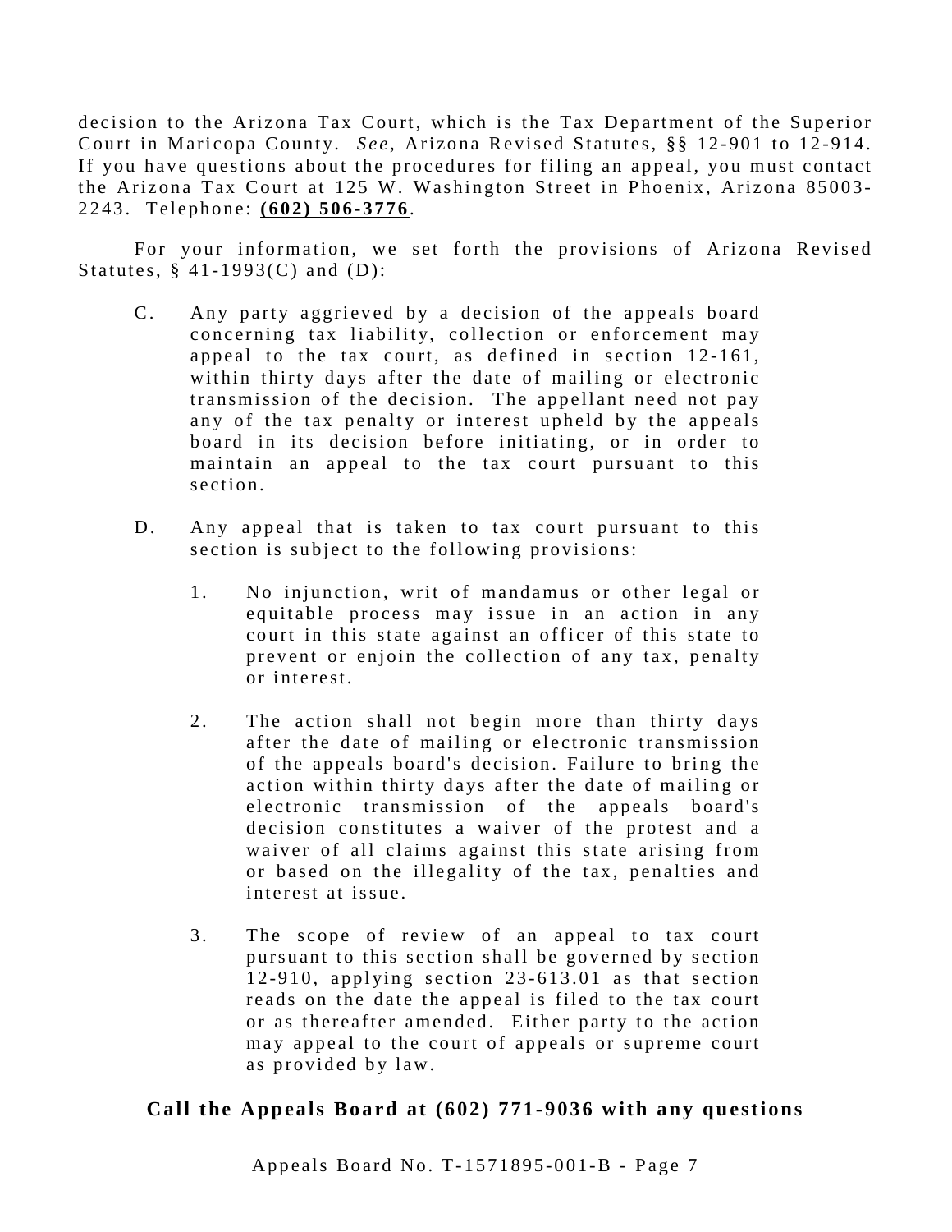decision to the Arizona Tax Court, which is the Tax Department of the Superior Court in Maricopa County. *See*, Arizona Revised Statutes, §§ 12-901 to 12-914. If you have questions about the procedures for filing an appeal, you must contact the Arizona Tax Court at 125 W. Washington Street in Phoenix, Arizona 85003-2243. Telephone: **(602) 506-3776**.

For your information, we set forth the provisions of Arizona Revised Statutes, § 41-1993(C) and (D):

> C. Any party aggrieved by a decision of the appeals board concerning tax liability, collection or enforcement may appeal to the tax court, as defined in section 12-161, within thirty days after the date of mailing or electronic transmission of the decision. The appellant need not pay any of the tax penalty or interest upheld by the appeals board in its decision before initiating, or in order to maintain an appeal to the tax court pursuant to this section.
>
> D. Any appeal that is taken to tax court pursuant to this section is subject to the following provisions:
>
> 1. No injunction, writ of mandamus or other legal or equitable process may issue in an action in any court in this state against an officer of this state to prevent or enjoin the collection of any tax, penalty or interest.
>
> 2. The action shall not begin more than thirty days after the date of mailing or electronic transmission of the appeals board's decision. Failure to bring the action within thirty days after the date of mailing or electronic transmission of the appeals board's decision constitutes a waiver of the protest and a waiver of all claims against this state arising from or based on the illegality of the tax, penalties and interest at issue.
>
> 3. The scope of review of an appeal to tax court pursuant to this section shall be governed by section 12-910, applying section 23-613.01 as that section reads on the date the appeal is filed to the tax court or as thereafter amended. Either party to the action may appeal to the court of appeals or supreme court as provided by law.

**Call the Appeals Board at (602) 771-9036 with any questions**

Appeals Board No. T-1571895-001-B - Page 7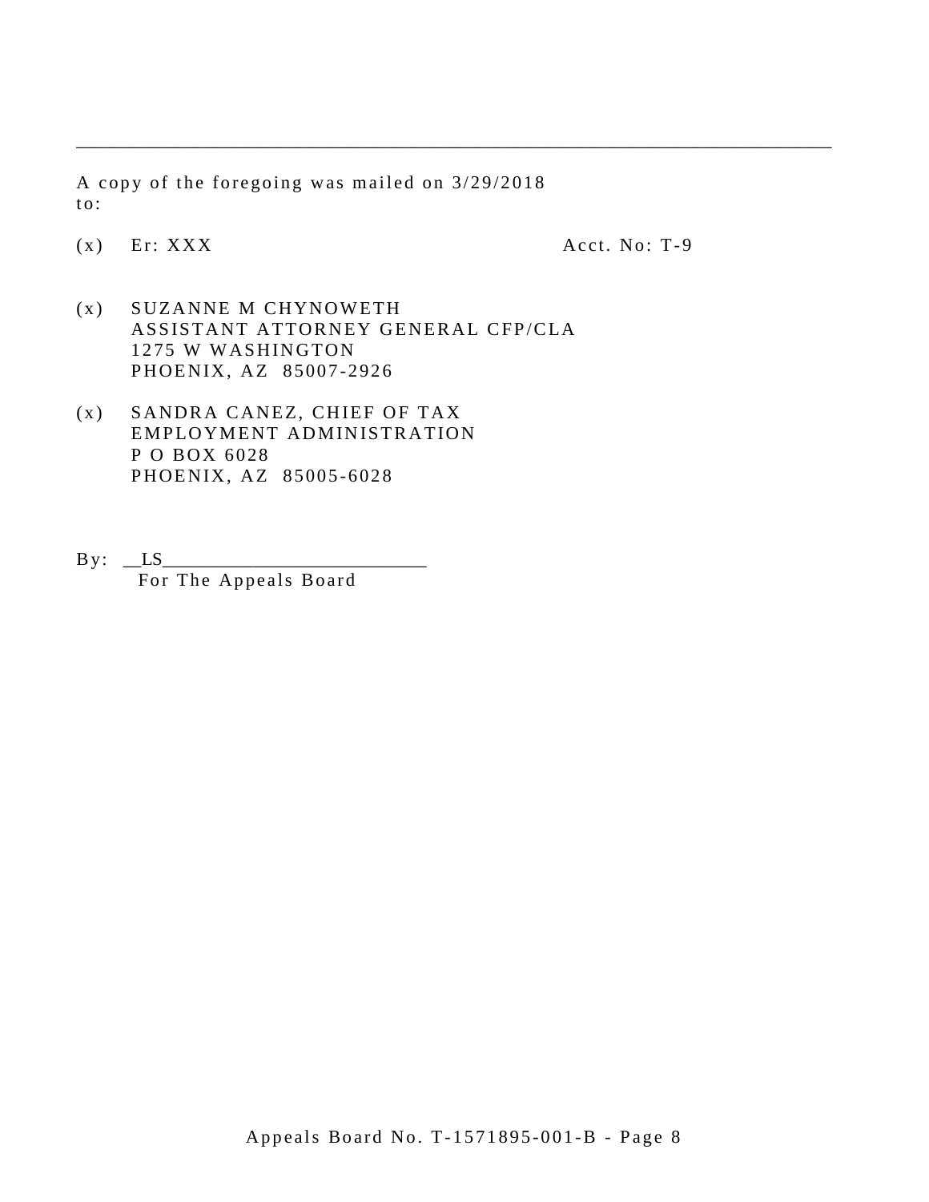---

A copy of the foregoing was mailed on 3/29/2018 to:

(x) Er: XXX Acct. No: T-9

(x) SUZANNE M CHYNOWETH
ASSISTANT ATTORNEY GENERAL CFP/CLA
1275 W WASHINGTON
PHOENIX, AZ 85007-2926

(x) SANDRA CANEZ, CHIEF OF TAX
EMPLOYMENT ADMINISTRATION
P O BOX 6028
PHOENIX, AZ 85005-6028

By: __LS___________________________
For The Appeals Board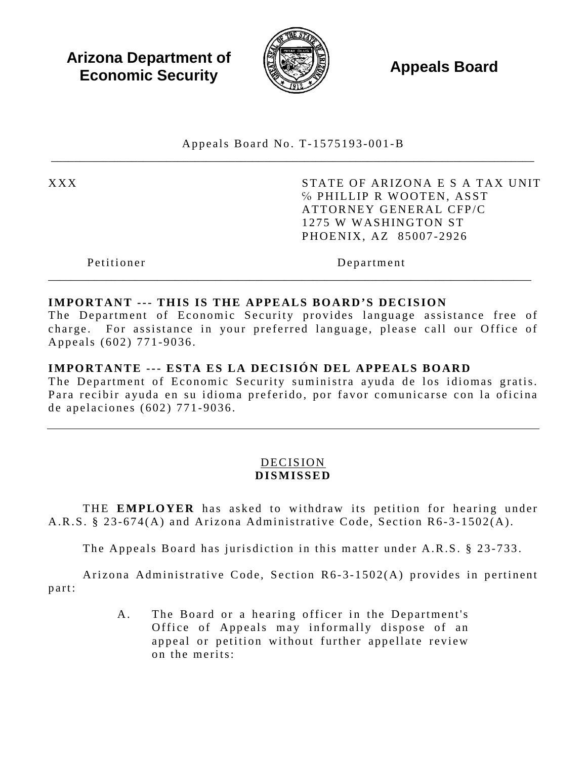**Arizona Department of Economic Security** | **Appeals Board**

Appeals Board No. T-1575193-001-B

---

| XXX | STATE OF ARIZONA E S A TAX UNIT<br>% PHILLIP R WOOTEN, ASST<br>ATTORNEY GENERAL CFP/C<br>1275 W WASHINGTON ST<br>PHOENIX, AZ 85007-2926 |
|---|---|
| Petitioner | Department |

---

**IMPORTANT --- THIS IS THE APPEALS BOARD'S DECISION**
The Department of Economic Security provides language assistance free of charge. For assistance in your preferred language, please call our Office of Appeals (602) 771-9036.

**IMPORTANTE --- ESTA ES LA DECISIÓN DEL APPEALS BOARD**
The Department of Economic Security suministra ayuda de los idiomas gratis. Para recibir ayuda en su idioma preferido, por favor comunicarse con la oficina de apelaciones (602) 771-9036.

---

DECISION
**DISMISSED**

THE **EMPLOYER** has asked to withdraw its petition for hearing under A.R.S. § 23-674(A) and Arizona Administrative Code, Section R6-3-1502(A).

The Appeals Board has jurisdiction in this matter under A.R.S. § 23-733.

Arizona Administrative Code, Section R6-3-1502(A) provides in pertinent part:

> A. The Board or a hearing officer in the Department's Office of Appeals may informally dispose of an appeal or petition without further appellate review on the merits: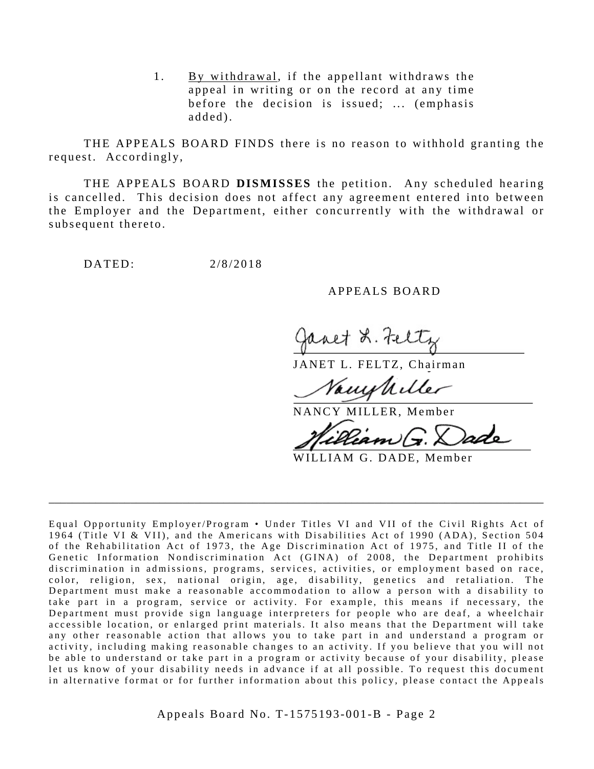> 1. By withdrawal, if the appellant withdraws the appeal in writing or on the record at any time before the decision is issued; ... (emphasis added).

THE APPEALS BOARD FINDS there is no reason to withhold granting the request. Accordingly,

THE APPEALS BOARD **DISMISSES** the petition. Any scheduled hearing is cancelled. This decision does not affect any agreement entered into between the Employer and the Department, either concurrently with the withdrawal or subsequent thereto.

DATED: 2/8/2018

APPEALS BOARD

JANET L. FELTZ, Chairman

NANCY MILLER, Member

WILLIAM G. DADE, Member

---

Equal Opportunity Employer/Program • Under Titles VI and VII of the Civil Rights Act of 1964 (Title VI & VII), and the Americans with Disabilities Act of 1990 (ADA), Section 504 of the Rehabilitation Act of 1973, the Age Discrimination Act of 1975, and Title II of the Genetic Information Nondiscrimination Act (GINA) of 2008, the Department prohibits discrimination in admissions, programs, services, activities, or employment based on race, color, religion, sex, national origin, age, disability, genetics and retaliation. The Department must make a reasonable accommodation to allow a person with a disability to take part in a program, service or activity. For example, this means if necessary, the Department must provide sign language interpreters for people who are deaf, a wheelchair accessible location, or enlarged print materials. It also means that the Department will take any other reasonable action that allows you to take part in and understand a program or activity, including making reasonable changes to an activity. If you believe that you will not be able to understand or take part in a program or activity because of your disability, please let us know of your disability needs in advance if at all possible. To request this document in alternative format or for further information about this policy, please contact the Appeals

Appeals Board No. T-1575193-001-B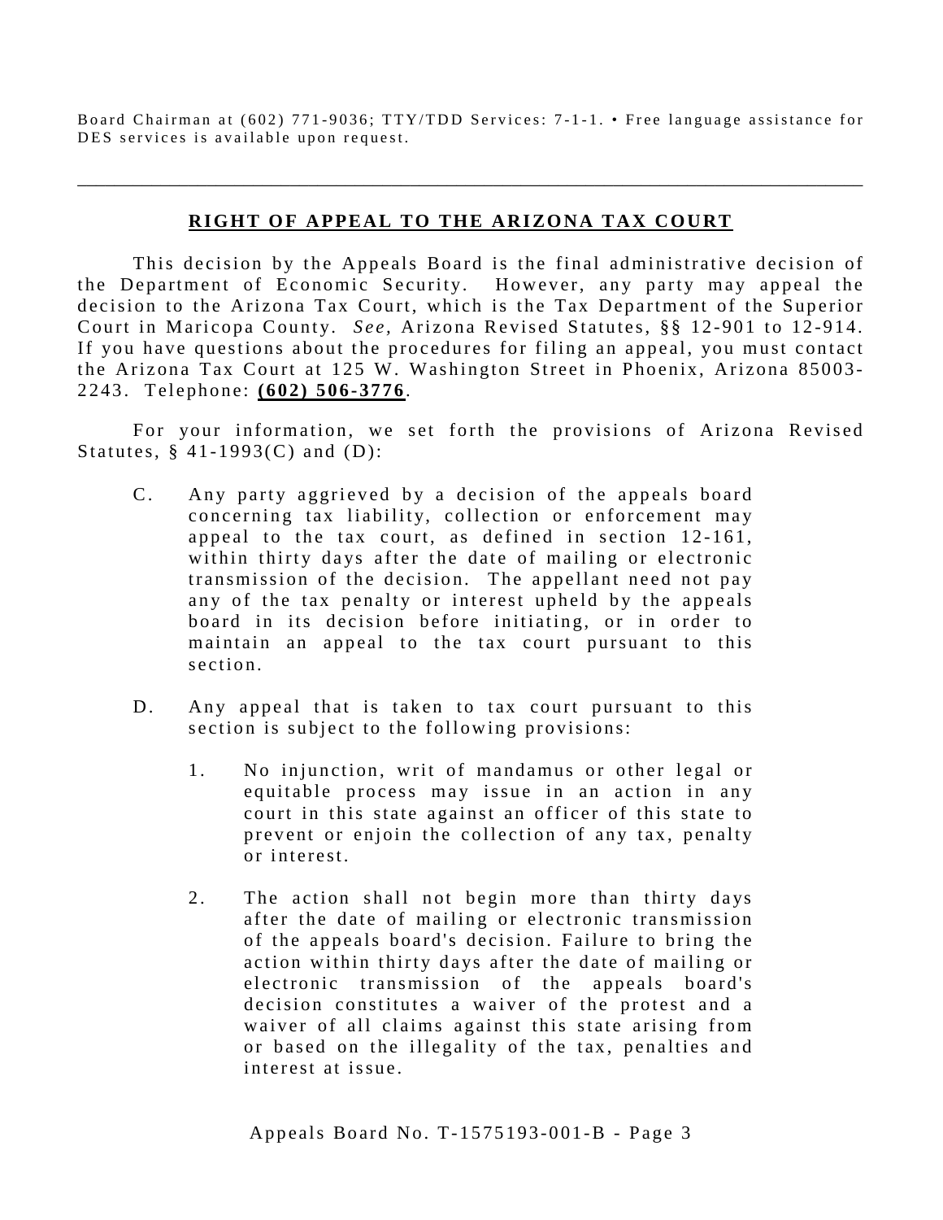Board Chairman at (602) 771-9036; TTY/TDD Services: 7-1-1. • Free language assistance for DES services is available upon request.

---

## RIGHT OF APPEAL TO THE ARIZONA TAX COURT

This decision by the Appeals Board is the final administrative decision of the Department of Economic Security. However, any party may appeal the decision to the Arizona Tax Court, which is the Tax Department of the Superior Court in Maricopa County. *See,* Arizona Revised Statutes, §§ 12-901 to 12-914. If you have questions about the procedures for filing an appeal, you must contact the Arizona Tax Court at 125 W. Washington Street in Phoenix, Arizona 85003-2243. Telephone: **(602) 506-3776**.

For your information, we set forth the provisions of Arizona Revised Statutes, § 41-1993(C) and (D):

> C. Any party aggrieved by a decision of the appeals board concerning tax liability, collection or enforcement may appeal to the tax court, as defined in section 12-161, within thirty days after the date of mailing or electronic transmission of the decision. The appellant need not pay any of the tax penalty or interest upheld by the appeals board in its decision before initiating, or in order to maintain an appeal to the tax court pursuant to this section.
>
> D. Any appeal that is taken to tax court pursuant to this section is subject to the following provisions:
>
> 1. No injunction, writ of mandamus or other legal or equitable process may issue in an action in any court in this state against an officer of this state to prevent or enjoin the collection of any tax, penalty or interest.
>
> 2. The action shall not begin more than thirty days after the date of mailing or electronic transmission of the appeals board's decision. Failure to bring the action within thirty days after the date of mailing or electronic transmission of the appeals board's decision constitutes a waiver of the protest and a waiver of all claims against this state arising from or based on the illegality of the tax, penalties and interest at issue.

Appeals Board No. T-1575193-001-B - Page 3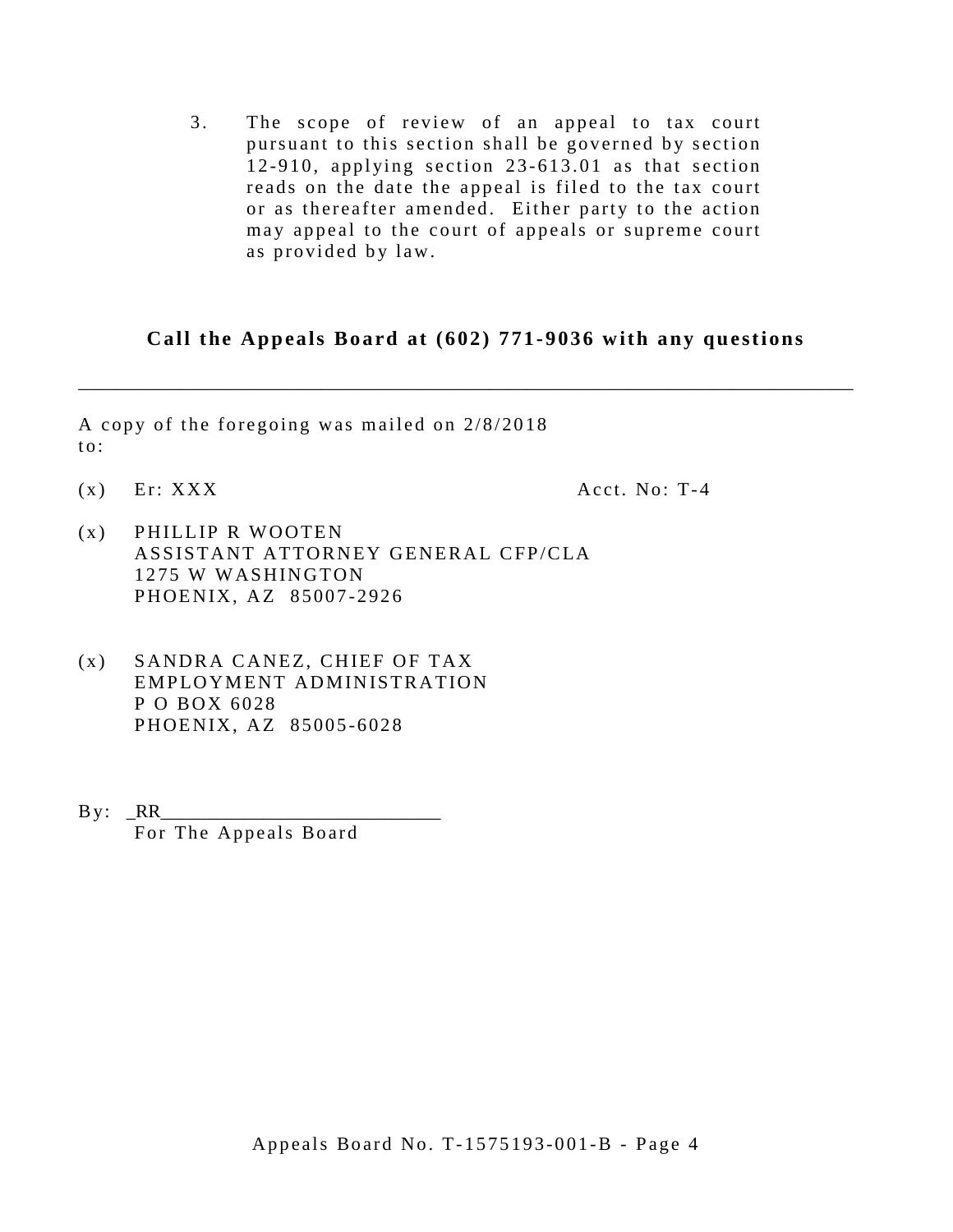3. The scope of review of an appeal to tax court pursuant to this section shall be governed by section 12-910, applying section 23-613.01 as that section reads on the date the appeal is filed to the tax court or as thereafter amended. Either party to the action may appeal to the court of appeals or supreme court as provided by law.

**Call the Appeals Board at (602) 771-9036 with any questions**

---

A copy of the foregoing was mailed on 2/8/2018 to:

(x) Er: XXX Acct. No: T-4

(x) PHILLIP R WOOTEN
ASSISTANT ATTORNEY GENERAL CFP/CLA
1275 W WASHINGTON
PHOENIX, AZ 85007-2926

(x) SANDRA CANEZ, CHIEF OF TAX
EMPLOYMENT ADMINISTRATION
P O BOX 6028
PHOENIX, AZ 85005-6028

By: _RR___________________________
For The Appeals Board

Appeals Board No. T-1575193-001-B - Page 4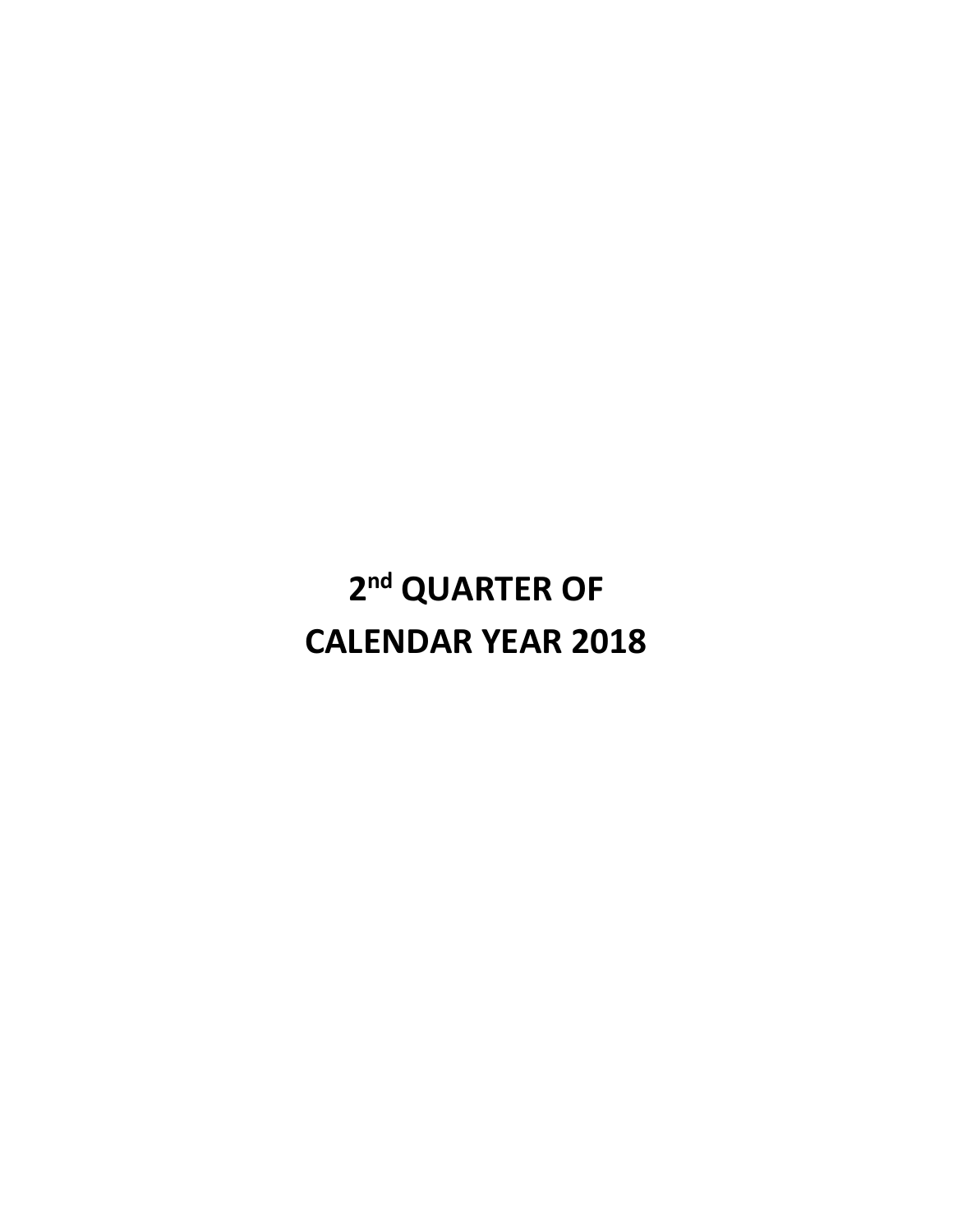# 2nd QUARTER OF CALENDAR YEAR 2018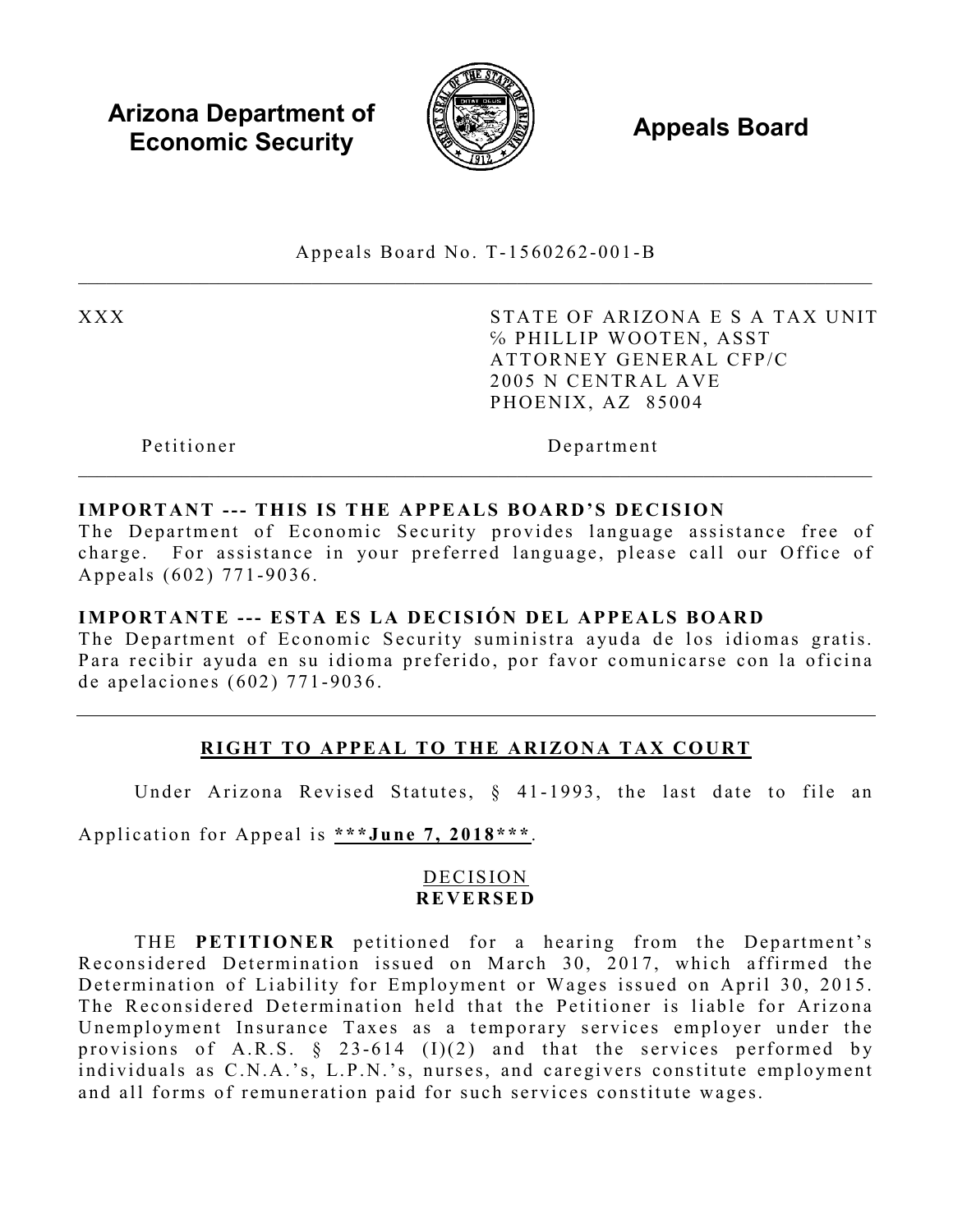**Arizona Department of Economic Security** **Appeals Board**

Appeals Board No. T-1560262-001-B

| | |
|---|---|
| XXX | STATE OF ARIZONA E S A TAX UNIT<br>% PHILLIP WOOTEN, ASST<br>ATTORNEY GENERAL CFP/C<br>2005 N CENTRAL AVE<br>PHOENIX, AZ 85004 |
| Petitioner | Department |

**IMPORTANT --- THIS IS THE APPEALS BOARD'S DECISION**
The Department of Economic Security provides language assistance free of charge. For assistance in your preferred language, please call our Office of Appeals (602) 771-9036.

**IMPORTANTE --- ESTA ES LA DECISIÓN DEL APPEALS BOARD**
The Department of Economic Security suministra ayuda de los idiomas gratis. Para recibir ayuda en su idioma preferido, por favor comunicarse con la oficina de apelaciones (602) 771-9036.

## RIGHT TO APPEAL TO THE ARIZONA TAX COURT

Under Arizona Revised Statutes, § 41-1993, the last date to file an Application for Appeal is **\*\*\*June 7, 2018\*\*\***.

## DECISION
## REVERSED

THE **PETITIONER** petitioned for a hearing from the Department's Reconsidered Determination issued on March 30, 2017, which affirmed the Determination of Liability for Employment or Wages issued on April 30, 2015. The Reconsidered Determination held that the Petitioner is liable for Arizona Unemployment Insurance Taxes as a temporary services employer under the provisions of A.R.S. § 23-614 (I)(2) and that the services performed by individuals as C.N.A.'s, L.P.N.'s, nurses, and caregivers constitute employment and all forms of remuneration paid for such services constitute wages.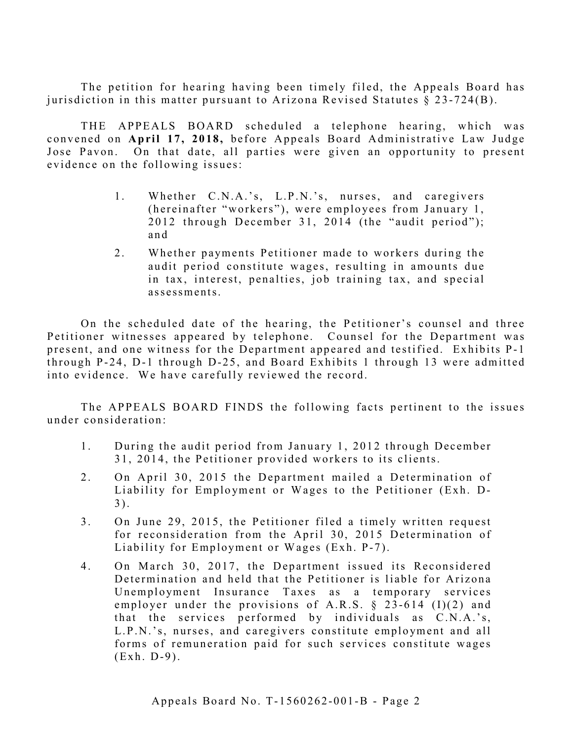The petition for hearing having been timely filed, the Appeals Board has jurisdiction in this matter pursuant to Arizona Revised Statutes § 23-724(B).

THE APPEALS BOARD scheduled a telephone hearing, which was convened on **April 17, 2018,** before Appeals Board Administrative Law Judge Jose Pavon. On that date, all parties were given an opportunity to present evidence on the following issues:

1. Whether C.N.A.'s, L.P.N.'s, nurses, and caregivers (hereinafter "workers"), were employees from January 1, 2012 through December 31, 2014 (the "audit period"); and
2. Whether payments Petitioner made to workers during the audit period constitute wages, resulting in amounts due in tax, interest, penalties, job training tax, and special assessments.

On the scheduled date of the hearing, the Petitioner's counsel and three Petitioner witnesses appeared by telephone. Counsel for the Department was present, and one witness for the Department appeared and testified. Exhibits P-1 through P-24, D-1 through D-25, and Board Exhibits 1 through 13 were admitted into evidence. We have carefully reviewed the record.

The APPEALS BOARD FINDS the following facts pertinent to the issues under consideration:

1. During the audit period from January 1, 2012 through December 31, 2014, the Petitioner provided workers to its clients.
2. On April 30, 2015 the Department mailed a Determination of Liability for Employment or Wages to the Petitioner (Exh. D-3).
3. On June 29, 2015, the Petitioner filed a timely written request for reconsideration from the April 30, 2015 Determination of Liability for Employment or Wages (Exh. P-7).
4. On March 30, 2017, the Department issued its Reconsidered Determination and held that the Petitioner is liable for Arizona Unemployment Insurance Taxes as a temporary services employer under the provisions of A.R.S. § 23-614 (I)(2) and that the services performed by individuals as C.N.A.'s, L.P.N.'s, nurses, and caregivers constitute employment and all forms of remuneration paid for such services constitute wages (Exh. D-9).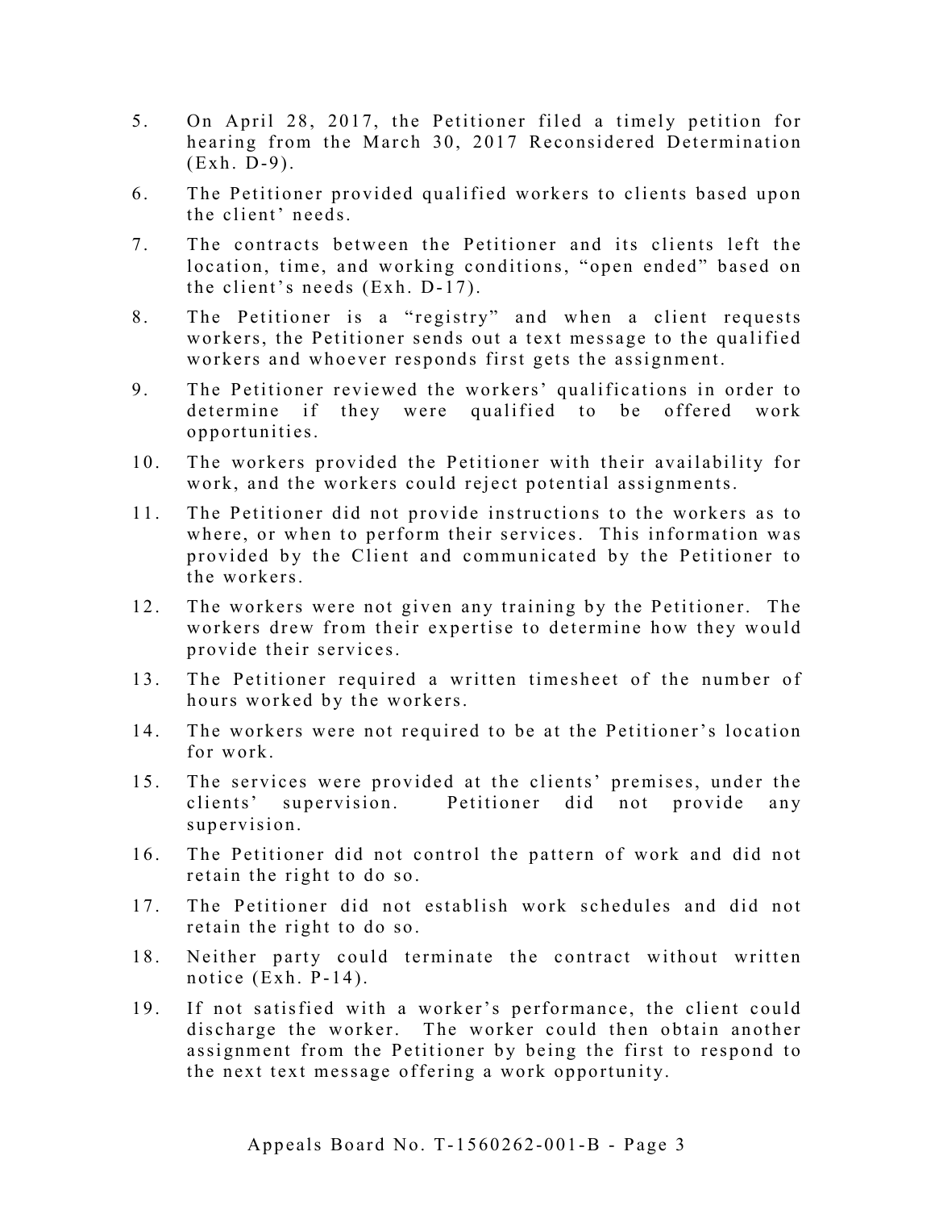5. On April 28, 2017, the Petitioner filed a timely petition for hearing from the March 30, 2017 Reconsidered Determination (Exh. D-9).

6. The Petitioner provided qualified workers to clients based upon the client' needs.

7. The contracts between the Petitioner and its clients left the location, time, and working conditions, "open ended" based on the client's needs (Exh. D-17).

8. The Petitioner is a "registry" and when a client requests workers, the Petitioner sends out a text message to the qualified workers and whoever responds first gets the assignment.

9. The Petitioner reviewed the workers' qualifications in order to determine if they were qualified to be offered work opportunities.

10. The workers provided the Petitioner with their availability for work, and the workers could reject potential assignments.

11. The Petitioner did not provide instructions to the workers as to where, or when to perform their services. This information was provided by the Client and communicated by the Petitioner to the workers.

12. The workers were not given any training by the Petitioner. The workers drew from their expertise to determine how they would provide their services.

13. The Petitioner required a written timesheet of the number of hours worked by the workers.

14. The workers were not required to be at the Petitioner's location for work.

15. The services were provided at the clients' premises, under the clients' supervision. Petitioner did not provide any supervision.

16. The Petitioner did not control the pattern of work and did not retain the right to do so.

17. The Petitioner did not establish work schedules and did not retain the right to do so.

18. Neither party could terminate the contract without written notice (Exh. P-14).

19. If not satisfied with a worker's performance, the client could discharge the worker. The worker could then obtain another assignment from the Petitioner by being the first to respond to the next text message offering a work opportunity.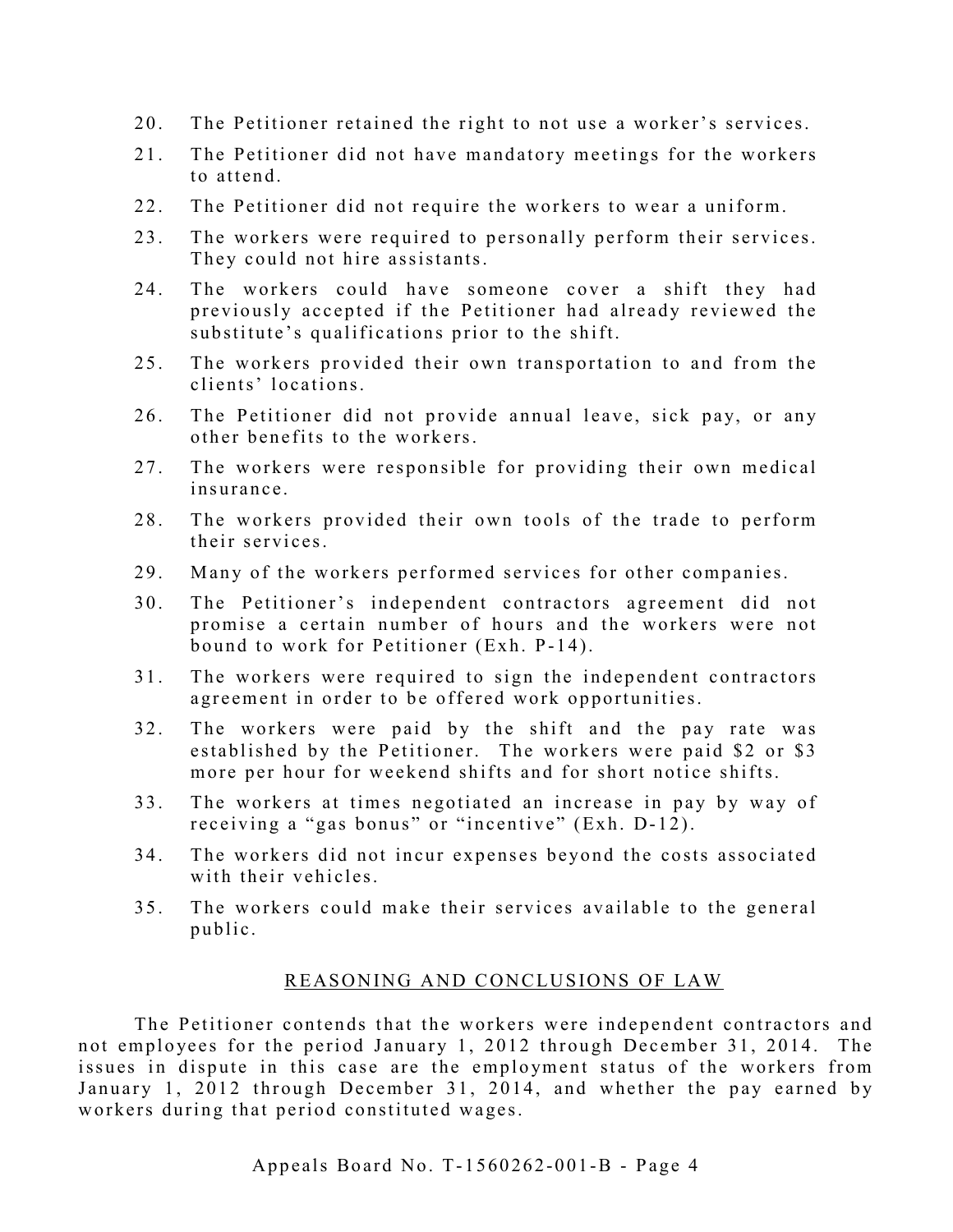20. The Petitioner retained the right to not use a worker's services.
21. The Petitioner did not have mandatory meetings for the workers to attend.
22. The Petitioner did not require the workers to wear a uniform.
23. The workers were required to personally perform their services. They could not hire assistants.
24. The workers could have someone cover a shift they had previously accepted if the Petitioner had already reviewed the substitute's qualifications prior to the shift.
25. The workers provided their own transportation to and from the clients' locations.
26. The Petitioner did not provide annual leave, sick pay, or any other benefits to the workers.
27. The workers were responsible for providing their own medical insurance.
28. The workers provided their own tools of the trade to perform their services.
29. Many of the workers performed services for other companies.
30. The Petitioner's independent contractors agreement did not promise a certain number of hours and the workers were not bound to work for Petitioner (Exh. P-14).
31. The workers were required to sign the independent contractors agreement in order to be offered work opportunities.
32. The workers were paid by the shift and the pay rate was established by the Petitioner. The workers were paid $2 or $3 more per hour for weekend shifts and for short notice shifts.
33. The workers at times negotiated an increase in pay by way of receiving a "gas bonus" or "incentive" (Exh. D-12).
34. The workers did not incur expenses beyond the costs associated with their vehicles.
35. The workers could make their services available to the general public.

## REASONING AND CONCLUSIONS OF LAW

The Petitioner contends that the workers were independent contractors and not employees for the period January 1, 2012 through December 31, 2014. The issues in dispute in this case are the employment status of the workers from January 1, 2012 through December 31, 2014, and whether the pay earned by workers during that period constituted wages.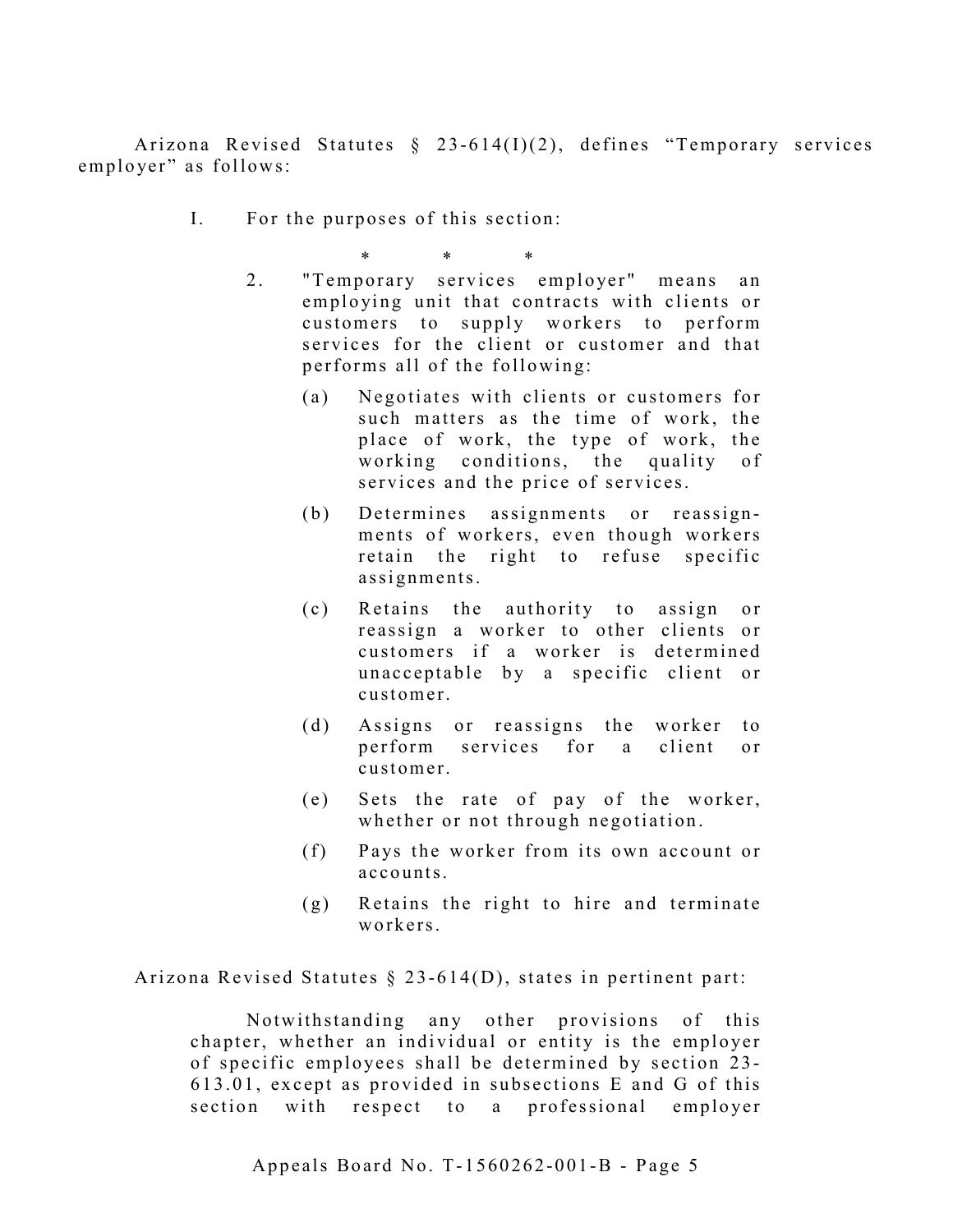Arizona Revised Statutes § 23-614(I)(2), defines "Temporary services employer" as follows:

> I. For the purposes of this section:
>
> \* \* \*
>
> 2. "Temporary services employer" means an employing unit that contracts with clients or customers to supply workers to perform services for the client or customer and that performs all of the following:
>
>    (a) Negotiates with clients or customers for such matters as the time of work, the place of work, the type of work, the working conditions, the quality of services and the price of services.
>
>    (b) Determines assignments or reassignments of workers, even though workers retain the right to refuse specific assignments.
>
>    (c) Retains the authority to assign or reassign a worker to other clients or customers if a worker is determined unacceptable by a specific client or customer.
>
>    (d) Assigns or reassigns the worker to perform services for a client or customer.
>
>    (e) Sets the rate of pay of the worker, whether or not through negotiation.
>
>    (f) Pays the worker from its own account or accounts.
>
>    (g) Retains the right to hire and terminate workers.

Arizona Revised Statutes § 23-614(D), states in pertinent part:

> Notwithstanding any other provisions of this chapter, whether an individual or entity is the employer of specific employees shall be determined by section 23-613.01, except as provided in subsections E and G of this section with respect to a professional employer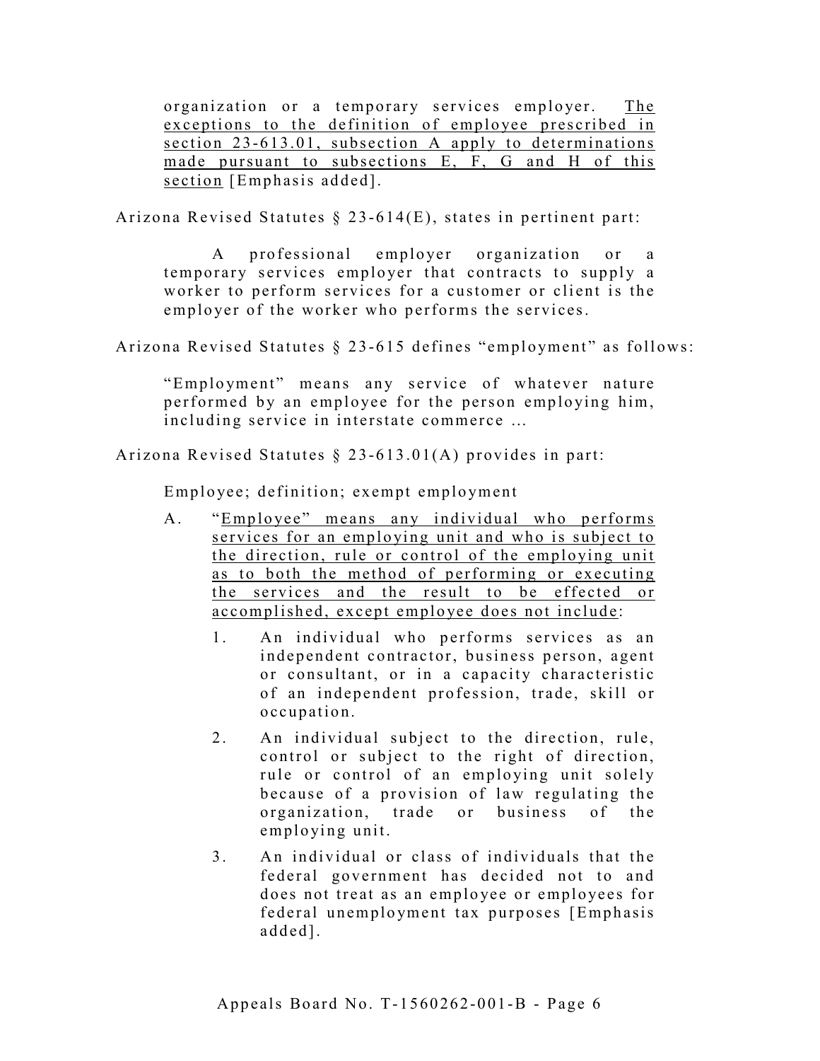organization or a temporary services employer. <u>The exceptions to the definition of employee prescribed in section 23-613.01, subsection A apply to determinations made pursuant to subsections E, F, G and H of this section</u> [Emphasis added].

Arizona Revised Statutes § 23-614(E), states in pertinent part:

> A professional employer organization or a temporary services employer that contracts to supply a worker to perform services for a customer or client is the employer of the worker who performs the services.

Arizona Revised Statutes § 23-615 defines "employment" as follows:

> "Employment" means any service of whatever nature performed by an employee for the person employing him, including service in interstate commerce …

Arizona Revised Statutes § 23-613.01(A) provides in part:

> Employee; definition; exempt employment
>
> A. "<u>Employee" means any individual who performs services for an employing unit and who is subject to the direction, rule or control of the employing unit as to both the method of performing or executing the services and the result to be effected or accomplished, except employee does not include</u>:
>
> 1. An individual who performs services as an independent contractor, business person, agent or consultant, or in a capacity characteristic of an independent profession, trade, skill or occupation.
> 2. An individual subject to the direction, rule, control or subject to the right of direction, rule or control of an employing unit solely because of a provision of law regulating the organization, trade or business of the employing unit.
> 3. An individual or class of individuals that the federal government has decided not to and does not treat as an employee or employees for federal unemployment tax purposes [Emphasis added].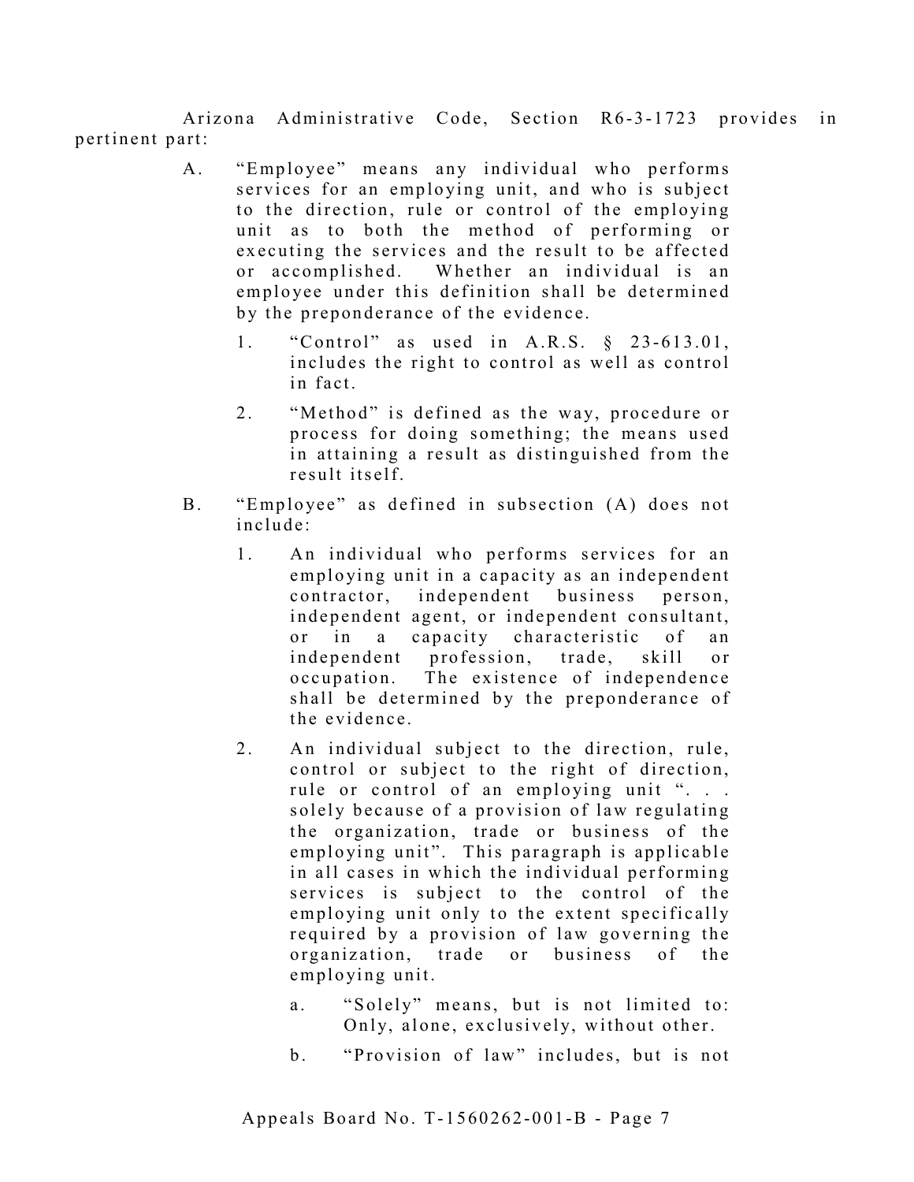Arizona Administrative Code, Section R6-3-1723 provides in pertinent part:

> A. "Employee" means any individual who performs services for an employing unit, and who is subject to the direction, rule or control of the employing unit as to both the method of performing or executing the services and the result to be affected or accomplished. Whether an individual is an employee under this definition shall be determined by the preponderance of the evidence.
>
> > 1. "Control" as used in A.R.S. § 23-613.01, includes the right to control as well as control in fact.
> >
> > 2. "Method" is defined as the way, procedure or process for doing something; the means used in attaining a result as distinguished from the result itself.
>
> B. "Employee" as defined in subsection (A) does not include:
>
> > 1. An individual who performs services for an employing unit in a capacity as an independent contractor, independent business person, independent agent, or independent consultant, or in a capacity characteristic of an independent profession, trade, skill or occupation. The existence of independence shall be determined by the preponderance of the evidence.
> >
> > 2. An individual subject to the direction, rule, control or subject to the right of direction, rule or control of an employing unit ". . . solely because of a provision of law regulating the organization, trade or business of the employing unit". This paragraph is applicable in all cases in which the individual performing services is subject to the control of the employing unit only to the extent specifically required by a provision of law governing the organization, trade or business of the employing unit.
> >
> > > a. "Solely" means, but is not limited to: Only, alone, exclusively, without other.
> > >
> > > b. "Provision of law" includes, but is not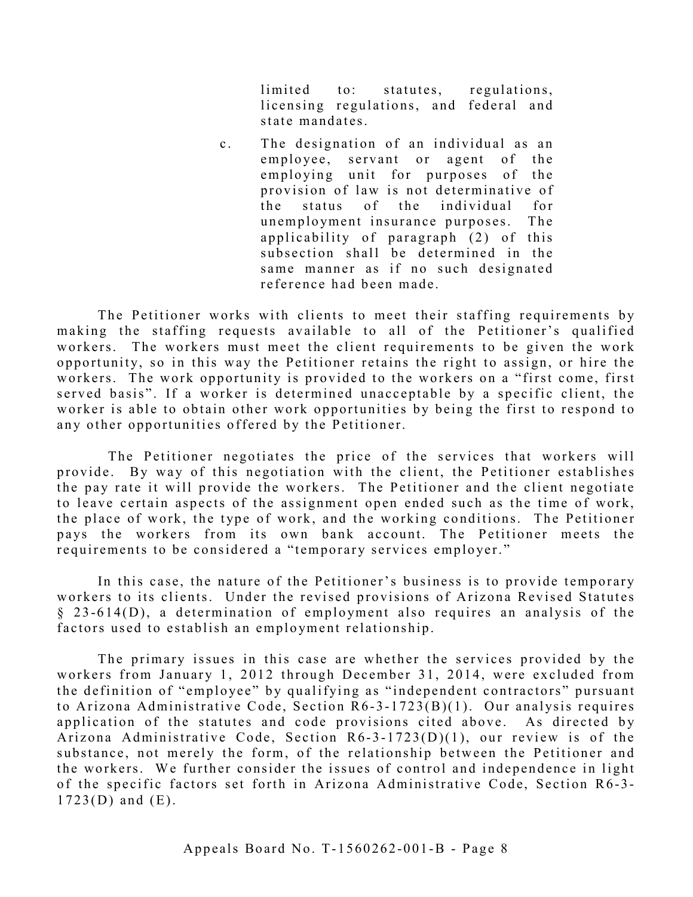limited to: statutes, regulations, licensing regulations, and federal and state mandates.

c. The designation of an individual as an employee, servant or agent of the employing unit for purposes of the provision of law is not determinative of the status of the individual for unemployment insurance purposes. The applicability of paragraph (2) of this subsection shall be determined in the same manner as if no such designated reference had been made.

The Petitioner works with clients to meet their staffing requirements by making the staffing requests available to all of the Petitioner's qualified workers. The workers must meet the client requirements to be given the work opportunity, so in this way the Petitioner retains the right to assign, or hire the workers. The work opportunity is provided to the workers on a "first come, first served basis". If a worker is determined unacceptable by a specific client, the worker is able to obtain other work opportunities by being the first to respond to any other opportunities offered by the Petitioner.

The Petitioner negotiates the price of the services that workers will provide. By way of this negotiation with the client, the Petitioner establishes the pay rate it will provide the workers. The Petitioner and the client negotiate to leave certain aspects of the assignment open ended such as the time of work, the place of work, the type of work, and the working conditions. The Petitioner pays the workers from its own bank account. The Petitioner meets the requirements to be considered a "temporary services employer."

In this case, the nature of the Petitioner's business is to provide temporary workers to its clients. Under the revised provisions of Arizona Revised Statutes § 23-614(D), a determination of employment also requires an analysis of the factors used to establish an employment relationship.

The primary issues in this case are whether the services provided by the workers from January 1, 2012 through December 31, 2014, were excluded from the definition of "employee" by qualifying as "independent contractors" pursuant to Arizona Administrative Code, Section R6-3-1723(B)(1). Our analysis requires application of the statutes and code provisions cited above. As directed by Arizona Administrative Code, Section R6-3-1723(D)(1), our review is of the substance, not merely the form, of the relationship between the Petitioner and the workers. We further consider the issues of control and independence in light of the specific factors set forth in Arizona Administrative Code, Section R6-3-1723(D) and (E).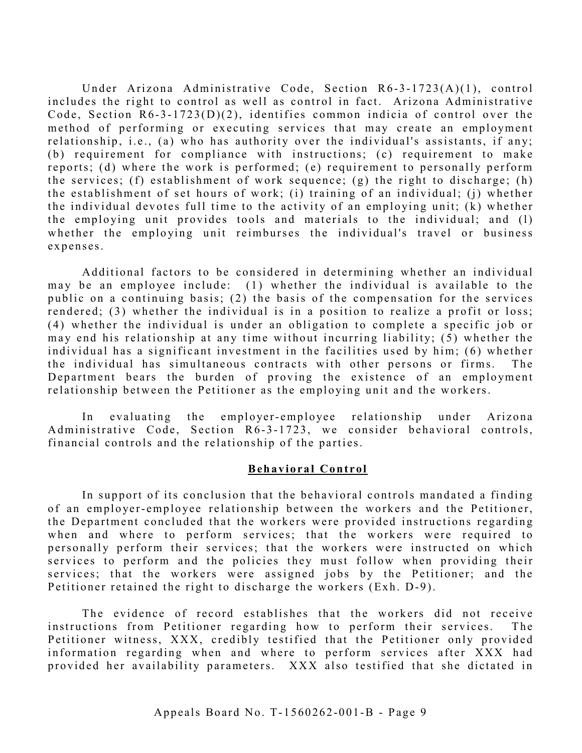Under Arizona Administrative Code, Section R6-3-1723(A)(1), control includes the right to control as well as control in fact. Arizona Administrative Code, Section R6-3-1723(D)(2), identifies common indicia of control over the method of performing or executing services that may create an employment relationship, i.e., (a) who has authority over the individual's assistants, if any; (b) requirement for compliance with instructions; (c) requirement to make reports; (d) where the work is performed; (e) requirement to personally perform the services; (f) establishment of work sequence; (g) the right to discharge; (h) the establishment of set hours of work; (i) training of an individual; (j) whether the individual devotes full time to the activity of an employing unit; (k) whether the employing unit provides tools and materials to the individual; and (l) whether the employing unit reimburses the individual's travel or business expenses.

Additional factors to be considered in determining whether an individual may be an employee include: (1) whether the individual is available to the public on a continuing basis; (2) the basis of the compensation for the services rendered; (3) whether the individual is in a position to realize a profit or loss; (4) whether the individual is under an obligation to complete a specific job or may end his relationship at any time without incurring liability; (5) whether the individual has a significant investment in the facilities used by him; (6) whether the individual has simultaneous contracts with other persons or firms. The Department bears the burden of proving the existence of an employment relationship between the Petitioner as the employing unit and the workers.

In evaluating the employer-employee relationship under Arizona Administrative Code, Section R6-3-1723, we consider behavioral controls, financial controls and the relationship of the parties.

## Behavioral Control

In support of its conclusion that the behavioral controls mandated a finding of an employer-employee relationship between the workers and the Petitioner, the Department concluded that the workers were provided instructions regarding when and where to perform services; that the workers were required to personally perform their services; that the workers were instructed on which services to perform and the policies they must follow when providing their services; that the workers were assigned jobs by the Petitioner; and the Petitioner retained the right to discharge the workers (Exh. D-9).

The evidence of record establishes that the workers did not receive instructions from Petitioner regarding how to perform their services. The Petitioner witness, XXX, credibly testified that the Petitioner only provided information regarding when and where to perform services after XXX had provided her availability parameters. XXX also testified that she dictated in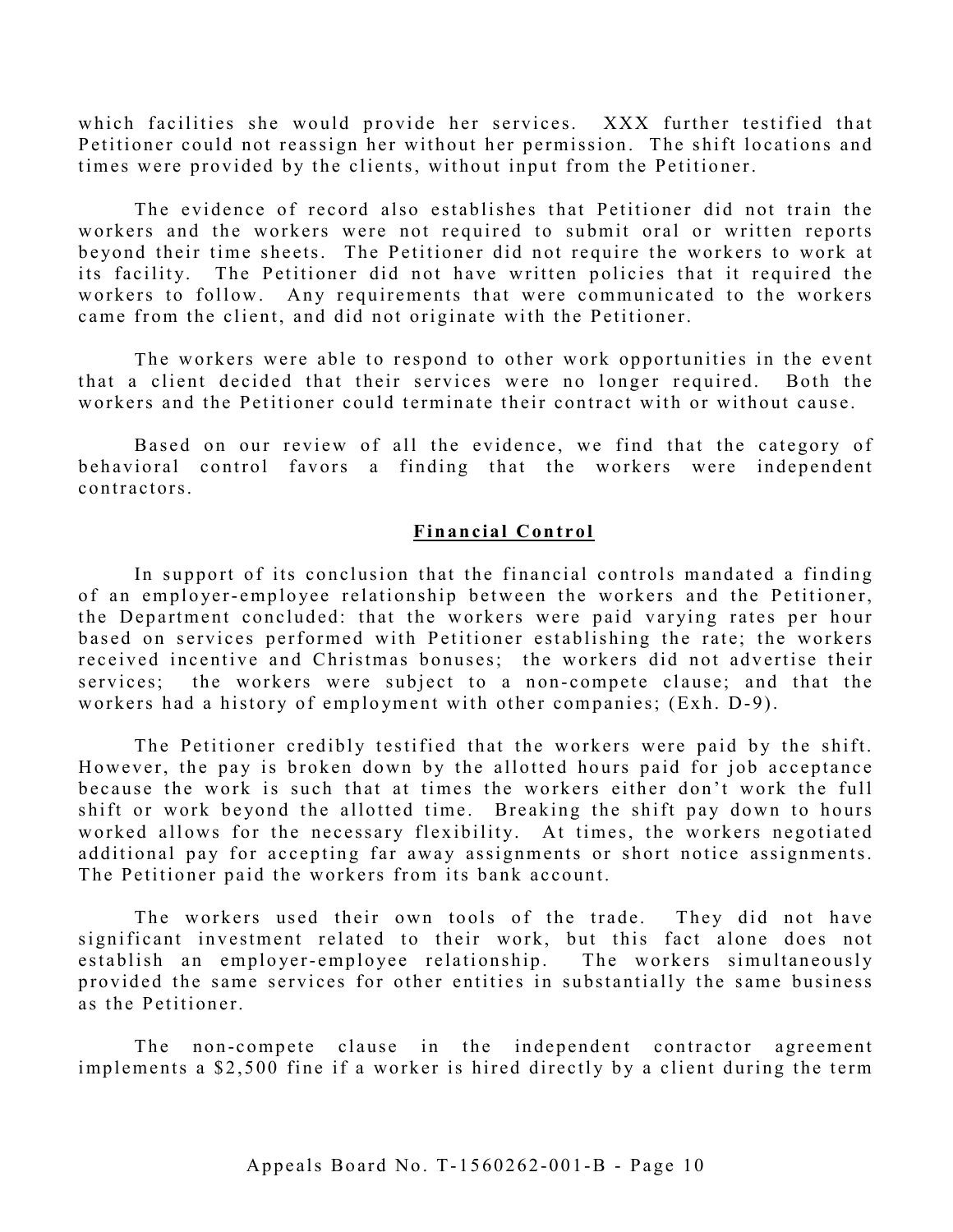which facilities she would provide her services. XXX further testified that Petitioner could not reassign her without her permission. The shift locations and times were provided by the clients, without input from the Petitioner.

The evidence of record also establishes that Petitioner did not train the workers and the workers were not required to submit oral or written reports beyond their time sheets. The Petitioner did not require the workers to work at its facility. The Petitioner did not have written policies that it required the workers to follow. Any requirements that were communicated to the workers came from the client, and did not originate with the Petitioner.

The workers were able to respond to other work opportunities in the event that a client decided that their services were no longer required. Both the workers and the Petitioner could terminate their contract with or without cause.

Based on our review of all the evidence, we find that the category of behavioral control favors a finding that the workers were independent contractors.

**Financial Control**

In support of its conclusion that the financial controls mandated a finding of an employer-employee relationship between the workers and the Petitioner, the Department concluded: that the workers were paid varying rates per hour based on services performed with Petitioner establishing the rate; the workers received incentive and Christmas bonuses; the workers did not advertise their services; the workers were subject to a non-compete clause; and that the workers had a history of employment with other companies; (Exh. D-9).

The Petitioner credibly testified that the workers were paid by the shift. However, the pay is broken down by the allotted hours paid for job acceptance because the work is such that at times the workers either don't work the full shift or work beyond the allotted time. Breaking the shift pay down to hours worked allows for the necessary flexibility. At times, the workers negotiated additional pay for accepting far away assignments or short notice assignments. The Petitioner paid the workers from its bank account.

The workers used their own tools of the trade. They did not have significant investment related to their work, but this fact alone does not establish an employer-employee relationship. The workers simultaneously provided the same services for other entities in substantially the same business as the Petitioner.

The non-compete clause in the independent contractor agreement implements a $2,500 fine if a worker is hired directly by a client during the term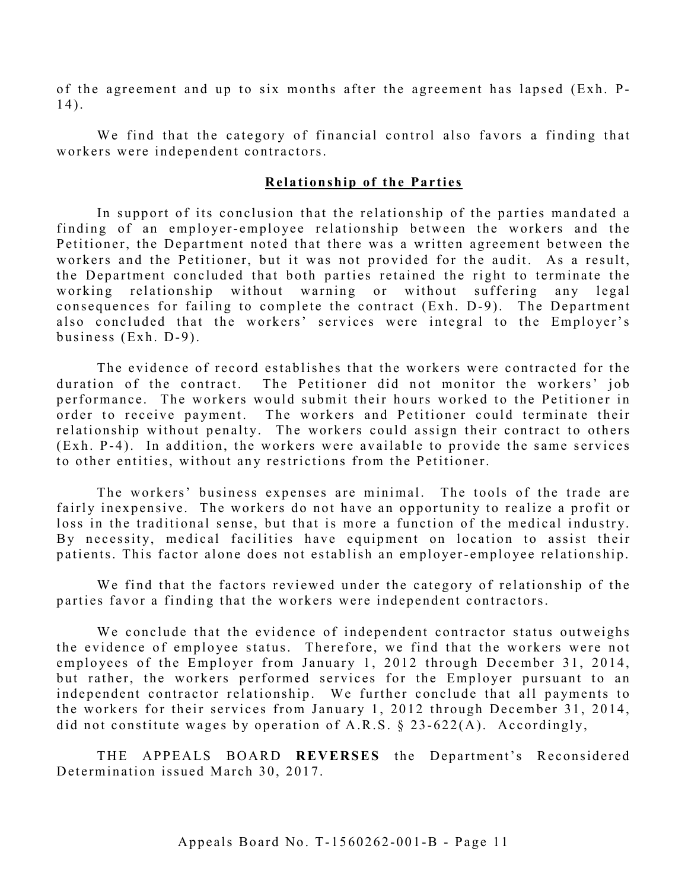of the agreement and up to six months after the agreement has lapsed (Exh. P-14).

We find that the category of financial control also favors a finding that workers were independent contractors.

## **Relationship of the Parties**

In support of its conclusion that the relationship of the parties mandated a finding of an employer-employee relationship between the workers and the Petitioner, the Department noted that there was a written agreement between the workers and the Petitioner, but it was not provided for the audit. As a result, the Department concluded that both parties retained the right to terminate the working relationship without warning or without suffering any legal consequences for failing to complete the contract (Exh. D-9). The Department also concluded that the workers' services were integral to the Employer's business (Exh. D-9).

The evidence of record establishes that the workers were contracted for the duration of the contract. The Petitioner did not monitor the workers' job performance. The workers would submit their hours worked to the Petitioner in order to receive payment. The workers and Petitioner could terminate their relationship without penalty. The workers could assign their contract to others (Exh. P-4). In addition, the workers were available to provide the same services to other entities, without any restrictions from the Petitioner.

The workers' business expenses are minimal. The tools of the trade are fairly inexpensive. The workers do not have an opportunity to realize a profit or loss in the traditional sense, but that is more a function of the medical industry. By necessity, medical facilities have equipment on location to assist their patients. This factor alone does not establish an employer-employee relationship.

We find that the factors reviewed under the category of relationship of the parties favor a finding that the workers were independent contractors.

We conclude that the evidence of independent contractor status outweighs the evidence of employee status. Therefore, we find that the workers were not employees of the Employer from January 1, 2012 through December 31, 2014, but rather, the workers performed services for the Employer pursuant to an independent contractor relationship. We further conclude that all payments to the workers for their services from January 1, 2012 through December 31, 2014, did not constitute wages by operation of A.R.S. § 23-622(A). Accordingly,

THE APPEALS BOARD **REVERSES** the Department's Reconsidered Determination issued March 30, 2017.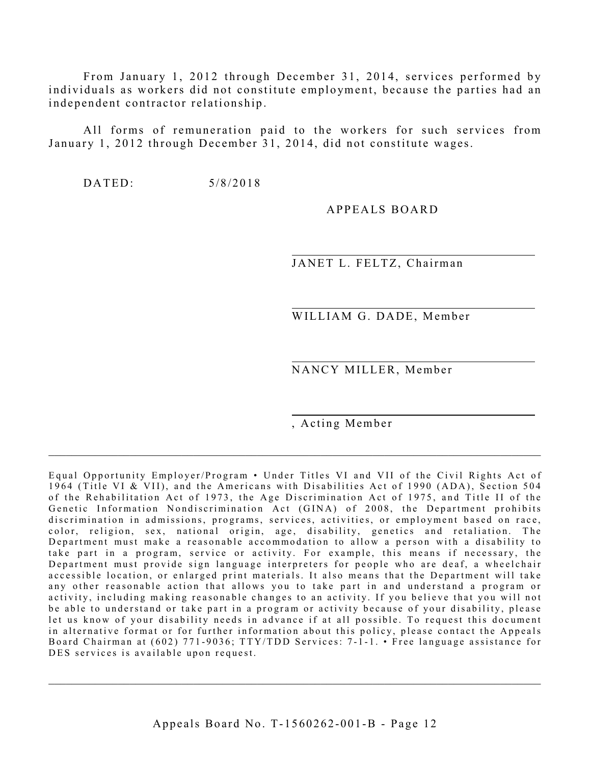From January 1, 2012 through December 31, 2014, services performed by individuals as workers did not constitute employment, because the parties had an independent contractor relationship.

All forms of remuneration paid to the workers for such services from January 1, 2012 through December 31, 2014, did not constitute wages.

DATED: 5/8/2018

APPEALS BOARD

JANET L. FELTZ, Chairman

WILLIAM G. DADE, Member

NANCY MILLER, Member

, Acting Member

---

Equal Opportunity Employer/Program • Under Titles VI and VII of the Civil Rights Act of 1964 (Title VI & VII), and the Americans with Disabilities Act of 1990 (ADA), Section 504 of the Rehabilitation Act of 1973, the Age Discrimination Act of 1975, and Title II of the Genetic Information Nondiscrimination Act (GINA) of 2008, the Department prohibits discrimination in admissions, programs, services, activities, or employment based on race, color, religion, sex, national origin, age, disability, genetics and retaliation. The Department must make a reasonable accommodation to allow a person with a disability to take part in a program, service or activity. For example, this means if necessary, the Department must provide sign language interpreters for people who are deaf, a wheelchair accessible location, or enlarged print materials. It also means that the Department will take any other reasonable action that allows you to take part in and understand a program or activity, including making reasonable changes to an activity. If you believe that you will not be able to understand or take part in a program or activity because of your disability, please let us know of your disability needs in advance if at all possible. To request this document in alternative format or for further information about this policy, please contact the Appeals Board Chairman at (602) 771-9036; TTY/TDD Services: 7-1-1. • Free language assistance for DES services is available upon request.

---

Appeals Board No. T-1560262-001-B - Page 12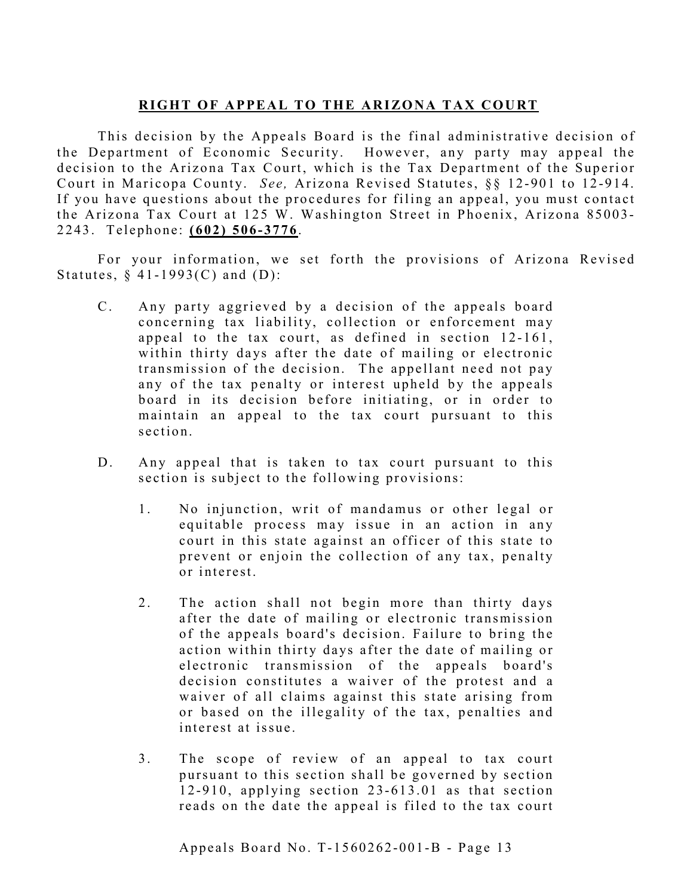## RIGHT OF APPEAL TO THE ARIZONA TAX COURT

This decision by the Appeals Board is the final administrative decision of the Department of Economic Security. However, any party may appeal the decision to the Arizona Tax Court, which is the Tax Department of the Superior Court in Maricopa County. *See,* Arizona Revised Statutes, §§ 12-901 to 12-914. If you have questions about the procedures for filing an appeal, you must contact the Arizona Tax Court at 125 W. Washington Street in Phoenix, Arizona 85003-2243. Telephone: **(602) 506-3776**.

For your information, we set forth the provisions of Arizona Revised Statutes, § 41-1993(C) and (D):

C. Any party aggrieved by a decision of the appeals board concerning tax liability, collection or enforcement may appeal to the tax court, as defined in section 12-161, within thirty days after the date of mailing or electronic transmission of the decision. The appellant need not pay any of the tax penalty or interest upheld by the appeals board in its decision before initiating, or in order to maintain an appeal to the tax court pursuant to this section.

D. Any appeal that is taken to tax court pursuant to this section is subject to the following provisions:

1. No injunction, writ of mandamus or other legal or equitable process may issue in an action in any court in this state against an officer of this state to prevent or enjoin the collection of any tax, penalty or interest.

2. The action shall not begin more than thirty days after the date of mailing or electronic transmission of the appeals board's decision. Failure to bring the action within thirty days after the date of mailing or electronic transmission of the appeals board's decision constitutes a waiver of the protest and a waiver of all claims against this state arising from or based on the illegality of the tax, penalties and interest at issue.

3. The scope of review of an appeal to tax court pursuant to this section shall be governed by section 12-910, applying section 23-613.01 as that section reads on the date the appeal is filed to the tax court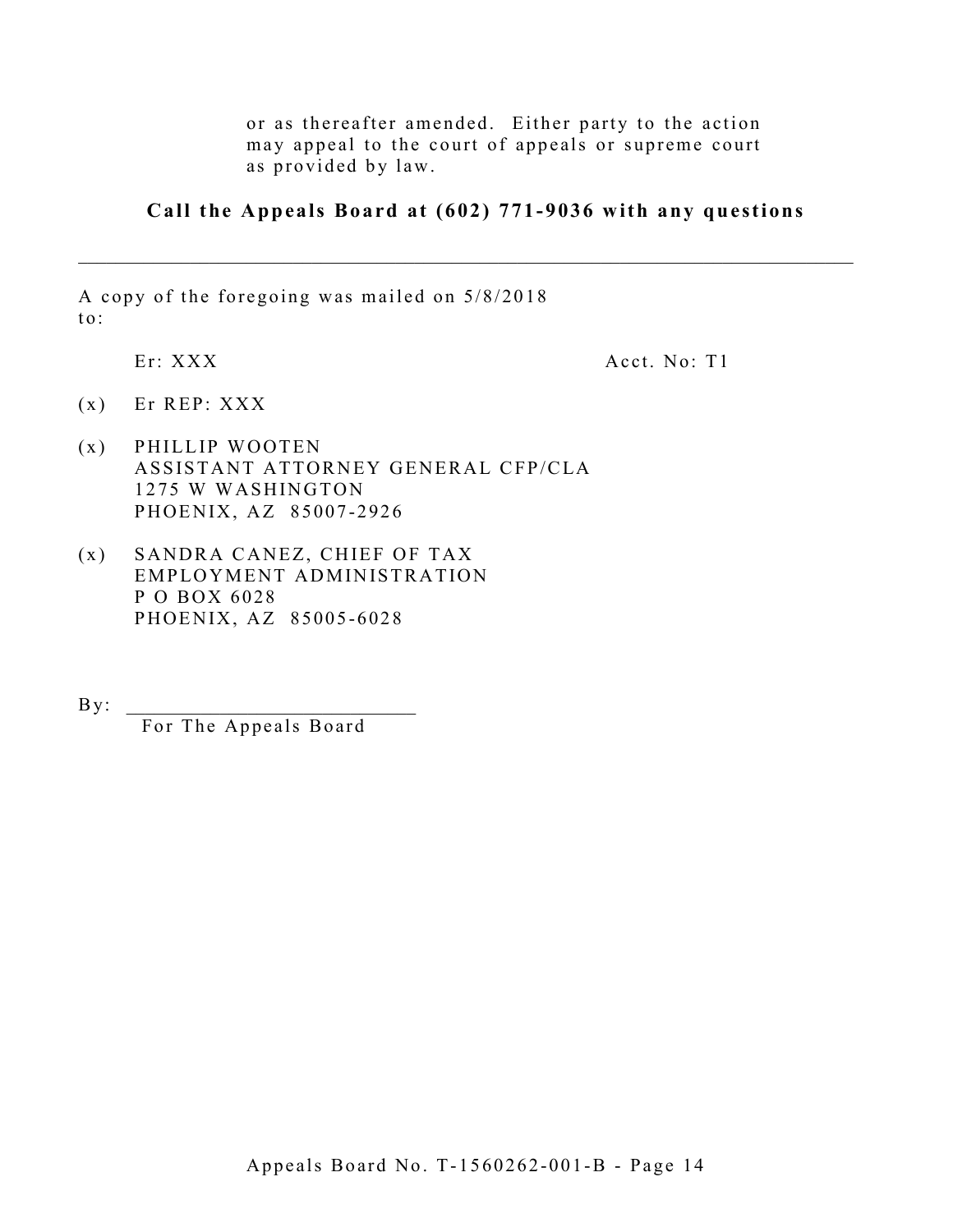or as thereafter amended. Either party to the action may appeal to the court of appeals or supreme court as provided by law.

**Call the Appeals Board at (602) 771-9036 with any questions**

---

A copy of the foregoing was mailed on 5/8/2018 to:

Er: XXX                                                            Acct. No: T1

(x) Er REP: XXX

(x) PHILLIP WOOTEN
ASSISTANT ATTORNEY GENERAL CFP/CLA
1275 W WASHINGTON
PHOENIX, AZ 85007-2926

(x) SANDRA CANEZ, CHIEF OF TAX
EMPLOYMENT ADMINISTRATION
P O BOX 6028
PHOENIX, AZ 85005-6028

By: ___________________________
For The Appeals Board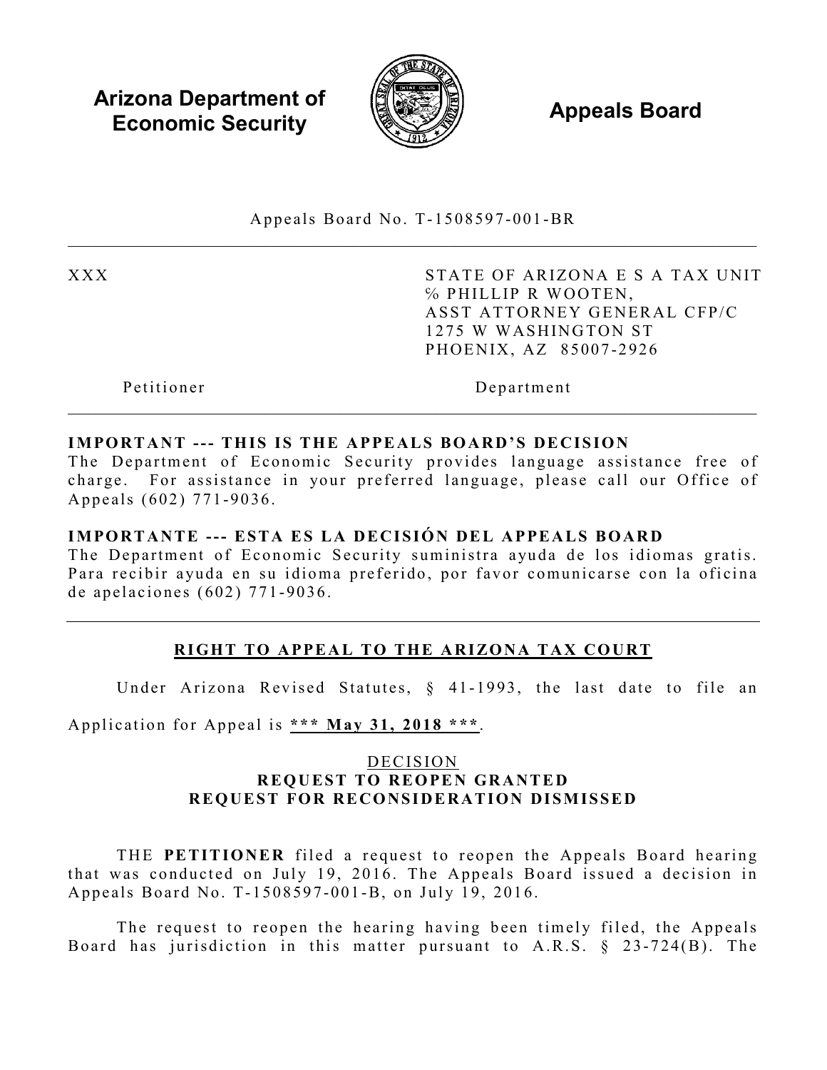**Arizona Department of Economic Security** | **Appeals Board**

Appeals Board No. T-1508597-001-BR

| | |
|---|---|
| XXX | STATE OF ARIZONA E S A TAX UNIT<br>% PHILLIP R WOOTEN,<br>ASST ATTORNEY GENERAL CFP/C<br>1275 W WASHINGTON ST<br>PHOENIX, AZ 85007-2926 |
| Petitioner | Department |

**IMPORTANT --- THIS IS THE APPEALS BOARD'S DECISION**

The Department of Economic Security provides language assistance free of charge. For assistance in your preferred language, please call our Office of Appeals (602) 771-9036.

**IMPORTANTE --- ESTA ES LA DECISIÓN DEL APPEALS BOARD**

The Department of Economic Security suministra ayuda de los idiomas gratis. Para recibir ayuda en su idioma preferido, por favor comunicarse con la oficina de apelaciones (602) 771-9036.

## RIGHT TO APPEAL TO THE ARIZONA TAX COURT

Under Arizona Revised Statutes, § 41-1993, the last date to file an Application for Appeal is **\*\*\* May 31, 2018 \*\*\***.

### DECISION
**REQUEST TO REOPEN GRANTED**
**REQUEST FOR RECONSIDERATION DISMISSED**

THE **PETITIONER** filed a request to reopen the Appeals Board hearing that was conducted on July 19, 2016. The Appeals Board issued a decision in Appeals Board No. T-1508597-001-B, on July 19, 2016.

The request to reopen the hearing having been timely filed, the Appeals Board has jurisdiction in this matter pursuant to A.R.S. § 23-724(B). The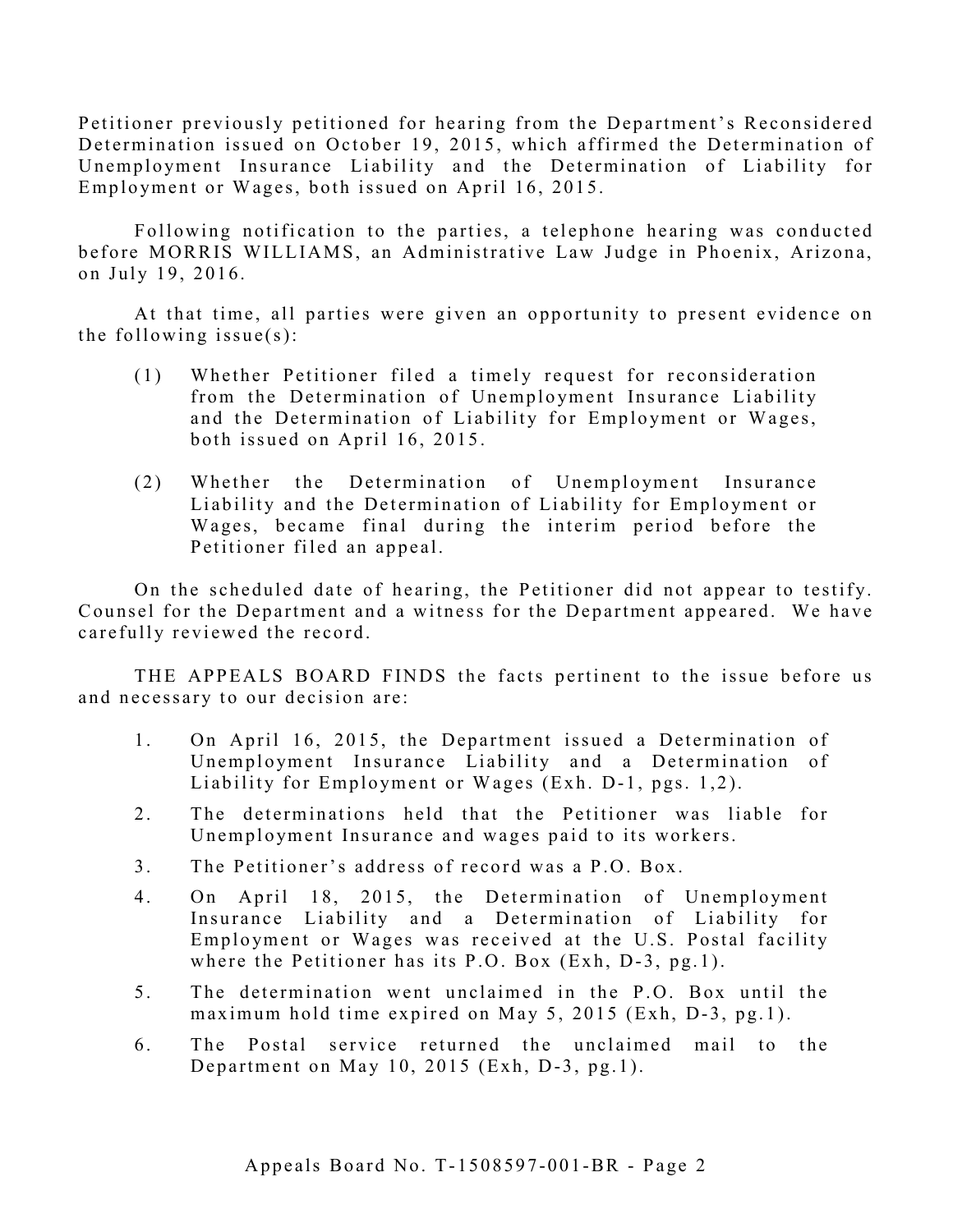Petitioner previously petitioned for hearing from the Department's Reconsidered Determination issued on October 19, 2015, which affirmed the Determination of Unemployment Insurance Liability and the Determination of Liability for Employment or Wages, both issued on April 16, 2015.

Following notification to the parties, a telephone hearing was conducted before MORRIS WILLIAMS, an Administrative Law Judge in Phoenix, Arizona, on July 19, 2016.

At that time, all parties were given an opportunity to present evidence on the following issue(s):

(1) Whether Petitioner filed a timely request for reconsideration from the Determination of Unemployment Insurance Liability and the Determination of Liability for Employment or Wages, both issued on April 16, 2015.

(2) Whether the Determination of Unemployment Insurance Liability and the Determination of Liability for Employment or Wages, became final during the interim period before the Petitioner filed an appeal.

On the scheduled date of hearing, the Petitioner did not appear to testify. Counsel for the Department and a witness for the Department appeared. We have carefully reviewed the record.

THE APPEALS BOARD FINDS the facts pertinent to the issue before us and necessary to our decision are:

1. On April 16, 2015, the Department issued a Determination of Unemployment Insurance Liability and a Determination of Liability for Employment or Wages (Exh. D-1, pgs. 1,2).
2. The determinations held that the Petitioner was liable for Unemployment Insurance and wages paid to its workers.
3. The Petitioner's address of record was a P.O. Box.
4. On April 18, 2015, the Determination of Unemployment Insurance Liability and a Determination of Liability for Employment or Wages was received at the U.S. Postal facility where the Petitioner has its P.O. Box (Exh, D-3, pg.1).
5. The determination went unclaimed in the P.O. Box until the maximum hold time expired on May 5, 2015 (Exh, D-3, pg.1).
6. The Postal service returned the unclaimed mail to the Department on May 10, 2015 (Exh, D-3, pg.1).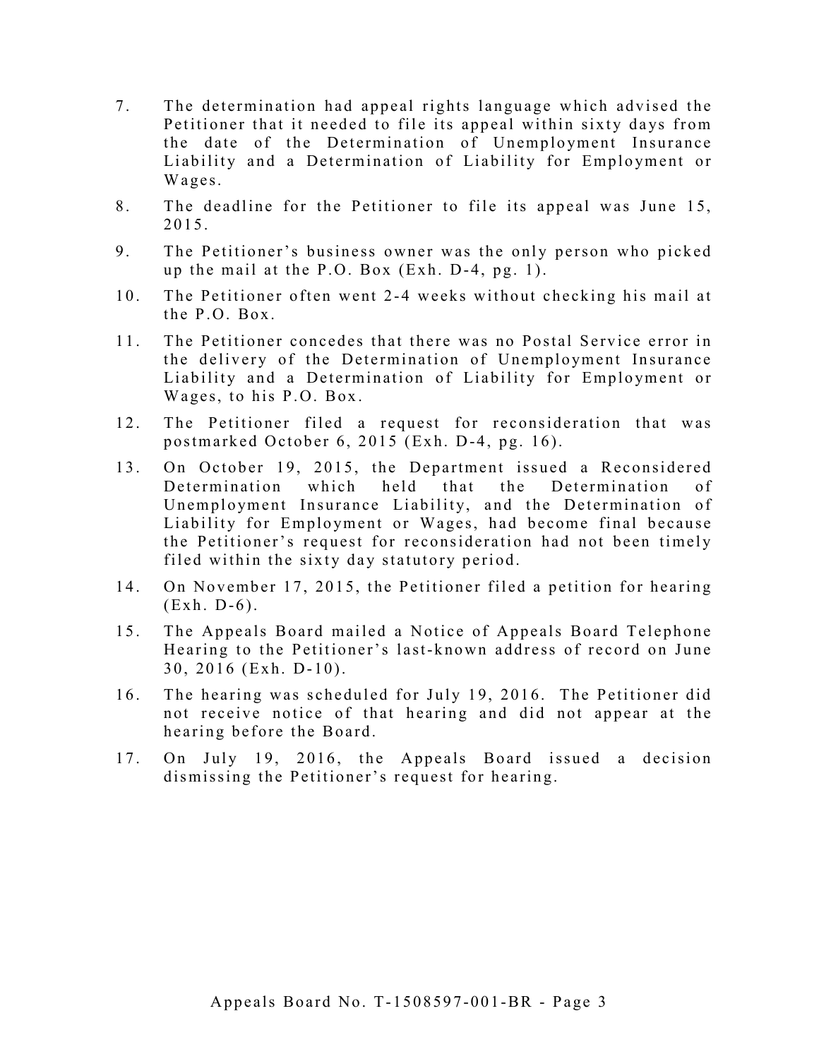7. The determination had appeal rights language which advised the Petitioner that it needed to file its appeal within sixty days from the date of the Determination of Unemployment Insurance Liability and a Determination of Liability for Employment or Wages.

8. The deadline for the Petitioner to file its appeal was June 15, 2015.

9. The Petitioner's business owner was the only person who picked up the mail at the P.O. Box (Exh. D-4, pg. 1).

10. The Petitioner often went 2-4 weeks without checking his mail at the P.O. Box.

11. The Petitioner concedes that there was no Postal Service error in the delivery of the Determination of Unemployment Insurance Liability and a Determination of Liability for Employment or Wages, to his P.O. Box.

12. The Petitioner filed a request for reconsideration that was postmarked October 6, 2015 (Exh. D-4, pg. 16).

13. On October 19, 2015, the Department issued a Reconsidered Determination which held that the Determination of Unemployment Insurance Liability, and the Determination of Liability for Employment or Wages, had become final because the Petitioner's request for reconsideration had not been timely filed within the sixty day statutory period.

14. On November 17, 2015, the Petitioner filed a petition for hearing (Exh. D-6).

15. The Appeals Board mailed a Notice of Appeals Board Telephone Hearing to the Petitioner's last-known address of record on June 30, 2016 (Exh. D-10).

16. The hearing was scheduled for July 19, 2016. The Petitioner did not receive notice of that hearing and did not appear at the hearing before the Board.

17. On July 19, 2016, the Appeals Board issued a decision dismissing the Petitioner's request for hearing.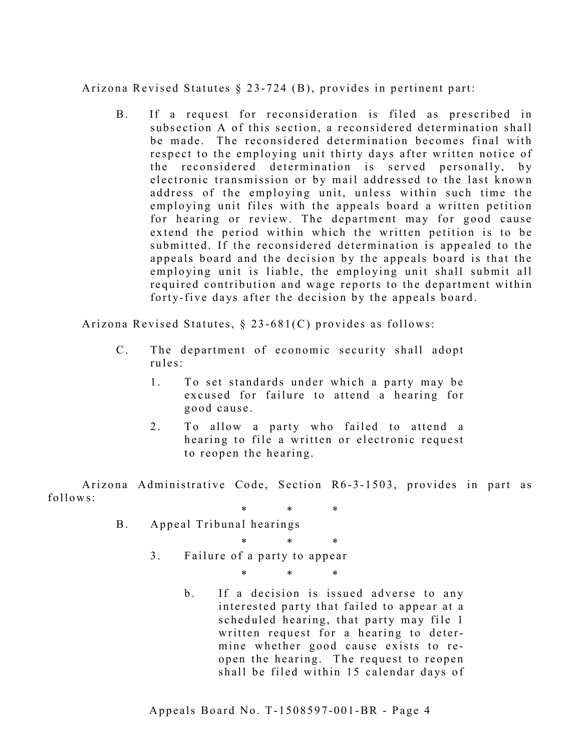Arizona Revised Statutes § 23-724 (B), provides in pertinent part:

> B. If a request for reconsideration is filed as prescribed in subsection A of this section, a reconsidered determination shall be made. The reconsidered determination becomes final with respect to the employing unit thirty days after written notice of the reconsidered determination is served personally, by electronic transmission or by mail addressed to the last known address of the employing unit, unless within such time the employing unit files with the appeals board a written petition for hearing or review. The department may for good cause extend the period within which the written petition is to be submitted. If the reconsidered determination is appealed to the appeals board and the decision by the appeals board is that the employing unit is liable, the employing unit shall submit all required contribution and wage reports to the department within forty-five days after the decision by the appeals board.

Arizona Revised Statutes, § 23-681(C) provides as follows:

> C. The department of economic security shall adopt rules:
>
> 1. To set standards under which a party may be excused for failure to attend a hearing for good cause.
> 2. To allow a party who failed to attend a hearing to file a written or electronic request to reopen the hearing.

Arizona Administrative Code, Section R6-3-1503, provides in part as follows:

> \* \* \*
>
> B. Appeal Tribunal hearings
>
> \* \* \*
>
> 3. Failure of a party to appear
>
> \* \* \*
>
> b. If a decision is issued adverse to any interested party that failed to appear at a scheduled hearing, that party may file 1 written request for a hearing to determine whether good cause exists to re-open the hearing. The request to reopen shall be filed within 15 calendar days of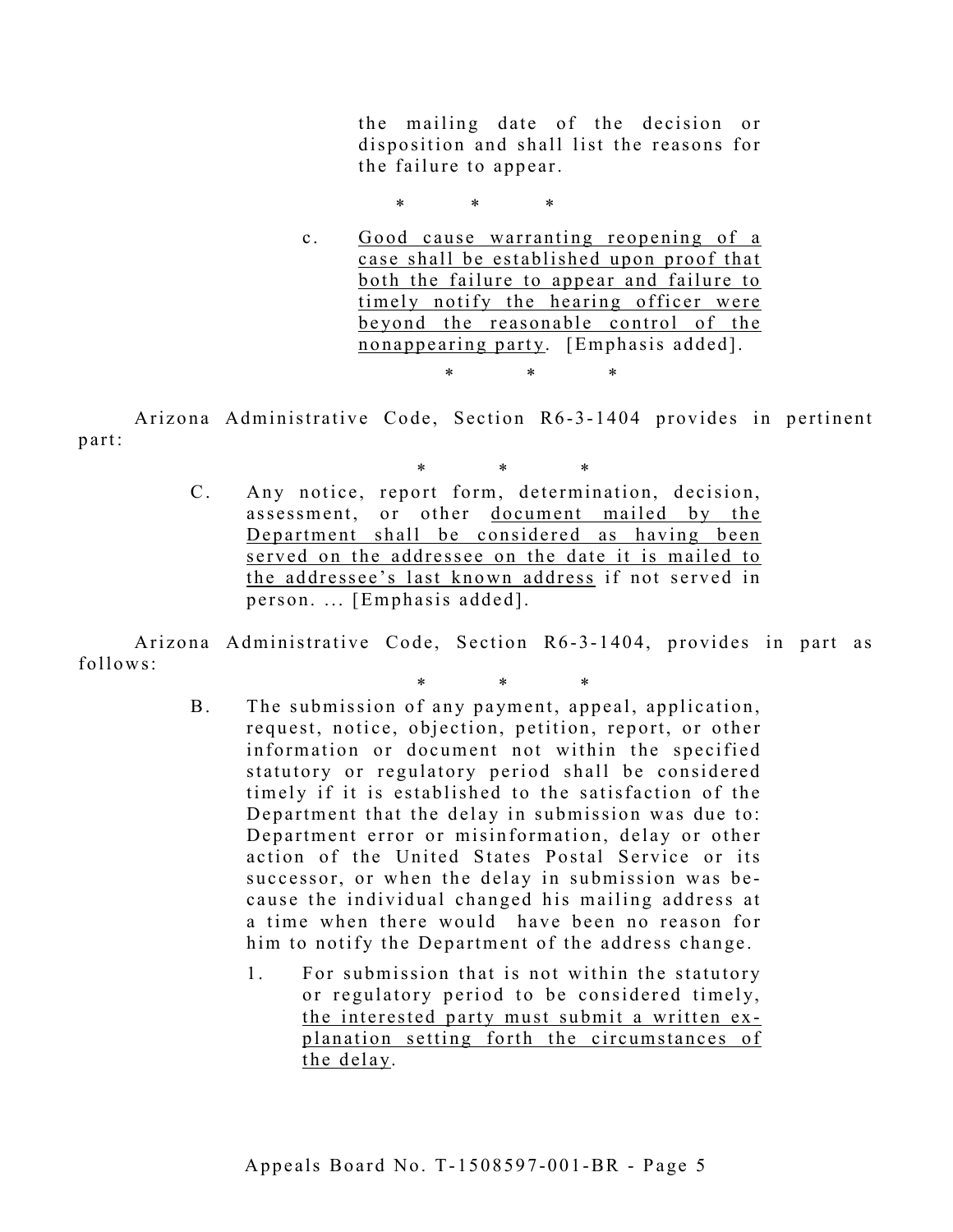> the mailing date of the decision or disposition and shall list the reasons for the failure to appear.
>
> \* \* \*
>
> c. <u>Good cause warranting reopening of a case shall be established upon proof that both the failure to appear and failure to timely notify the hearing officer were beyond the reasonable control of the nonappearing party</u>. [Emphasis added].
>
> \* \* \*

Arizona Administrative Code, Section R6-3-1404 provides in pertinent part:

> \* \* \*
>
> C. Any notice, report form, determination, decision, assessment, or other <u>document mailed by the Department shall be considered as having been served on the addressee on the date it is mailed to the addressee's last known address</u> if not served in person. ... [Emphasis added].

Arizona Administrative Code, Section R6-3-1404, provides in part as follows:

> \* \* \*
>
> B. The submission of any payment, appeal, application, request, notice, objection, petition, report, or other information or document not within the specified statutory or regulatory period shall be considered timely if it is established to the satisfaction of the Department that the delay in submission was due to: Department error or misinformation, delay or other action of the United States Postal Service or its successor, or when the delay in submission was because the individual changed his mailing address at a time when there would have been no reason for him to notify the Department of the address change.
>
> 1. For submission that is not within the statutory or regulatory period to be considered timely, <u>the interested party must submit a written explanation setting forth the circumstances of the delay</u>.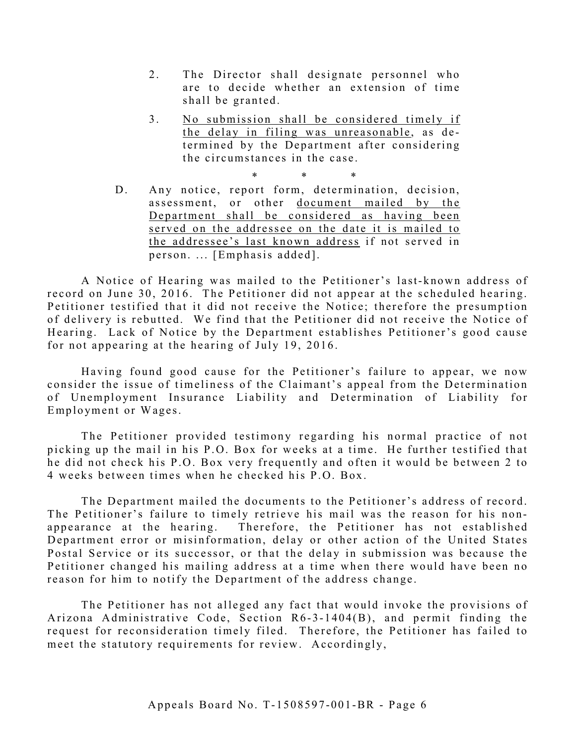2. The Director shall designate personnel who are to decide whether an extension of time shall be granted.

3. No submission shall be considered timely if the delay in filing was unreasonable, as determined by the Department after considering the circumstances in the case.

\* \* \*

D. Any notice, report form, determination, decision, assessment, or other document mailed by the Department shall be considered as having been served on the addressee on the date it is mailed to the addressee's last known address if not served in person. ... [Emphasis added].

A Notice of Hearing was mailed to the Petitioner's last-known address of record on June 30, 2016. The Petitioner did not appear at the scheduled hearing. Petitioner testified that it did not receive the Notice; therefore the presumption of delivery is rebutted. We find that the Petitioner did not receive the Notice of Hearing. Lack of Notice by the Department establishes Petitioner's good cause for not appearing at the hearing of July 19, 2016.

Having found good cause for the Petitioner's failure to appear, we now consider the issue of timeliness of the Claimant's appeal from the Determination of Unemployment Insurance Liability and Determination of Liability for Employment or Wages.

The Petitioner provided testimony regarding his normal practice of not picking up the mail in his P.O. Box for weeks at a time. He further testified that he did not check his P.O. Box very frequently and often it would be between 2 to 4 weeks between times when he checked his P.O. Box.

The Department mailed the documents to the Petitioner's address of record. The Petitioner's failure to timely retrieve his mail was the reason for his non-appearance at the hearing. Therefore, the Petitioner has not established Department error or misinformation, delay or other action of the United States Postal Service or its successor, or that the delay in submission was because the Petitioner changed his mailing address at a time when there would have been no reason for him to notify the Department of the address change.

The Petitioner has not alleged any fact that would invoke the provisions of Arizona Administrative Code, Section R6-3-1404(B), and permit finding the request for reconsideration timely filed. Therefore, the Petitioner has failed to meet the statutory requirements for review. Accordingly,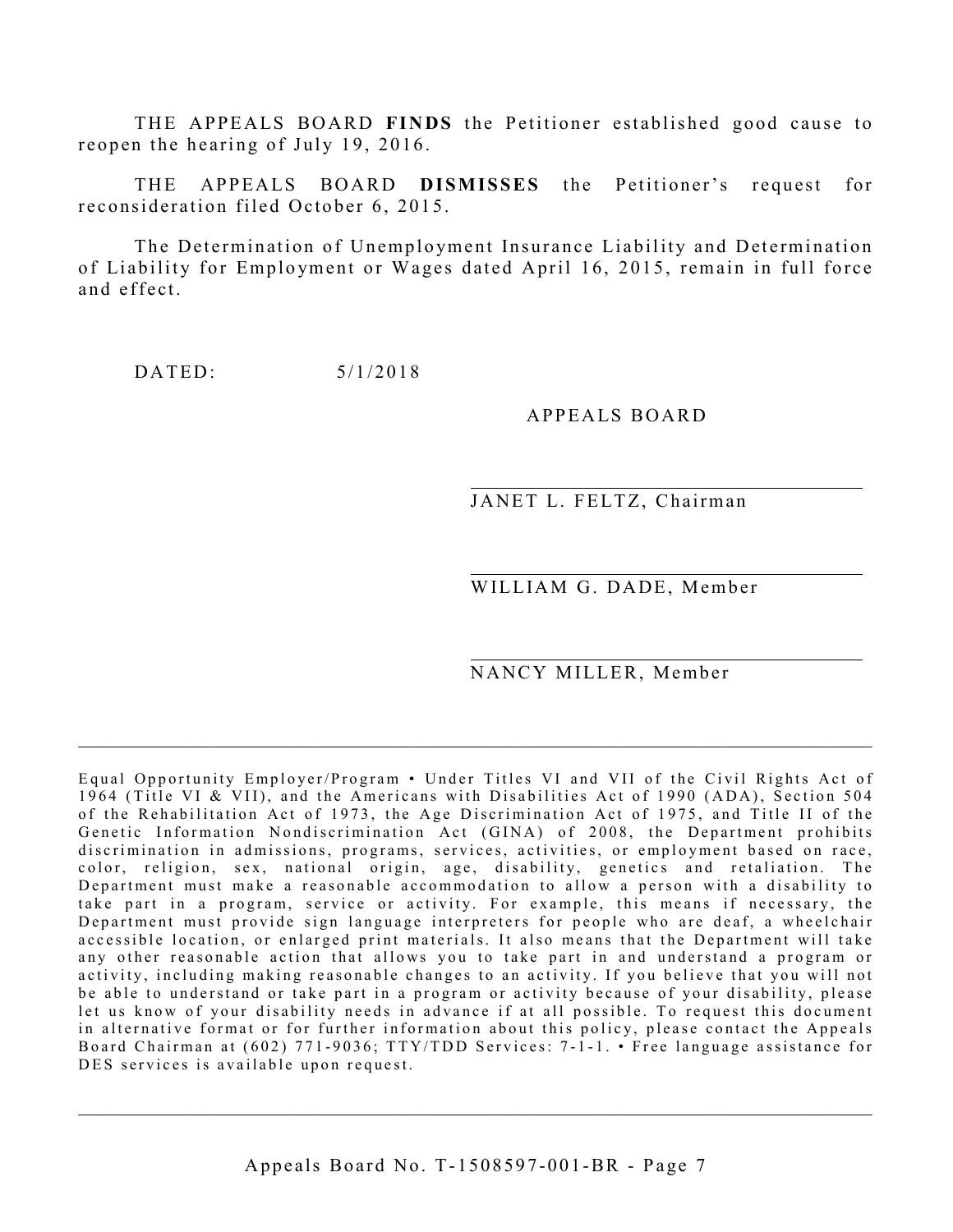THE APPEALS BOARD **FINDS** the Petitioner established good cause to reopen the hearing of July 19, 2016.

THE APPEALS BOARD **DISMISSES** the Petitioner's request for reconsideration filed October 6, 2015.

The Determination of Unemployment Insurance Liability and Determination of Liability for Employment or Wages dated April 16, 2015, remain in full force and effect.

DATED: 5/1/2018

APPEALS BOARD

JANET L. FELTZ, Chairman

WILLIAM G. DADE, Member

NANCY MILLER, Member

---

Equal Opportunity Employer/Program • Under Titles VI and VII of the Civil Rights Act of 1964 (Title VI & VII), and the Americans with Disabilities Act of 1990 (ADA), Section 504 of the Rehabilitation Act of 1973, the Age Discrimination Act of 1975, and Title II of the Genetic Information Nondiscrimination Act (GINA) of 2008, the Department prohibits discrimination in admissions, programs, services, activities, or employment based on race, color, religion, sex, national origin, age, disability, genetics and retaliation. The Department must make a reasonable accommodation to allow a person with a disability to take part in a program, service or activity. For example, this means if necessary, the Department must provide sign language interpreters for people who are deaf, a wheelchair accessible location, or enlarged print materials. It also means that the Department will take any other reasonable action that allows you to take part in and understand a program or activity, including making reasonable changes to an activity. If you believe that you will not be able to understand or take part in a program or activity because of your disability, please let us know of your disability needs in advance if at all possible. To request this document in alternative format or for further information about this policy, please contact the Appeals Board Chairman at (602) 771-9036; TTY/TDD Services: 7-1-1. • Free language assistance for DES services is available upon request.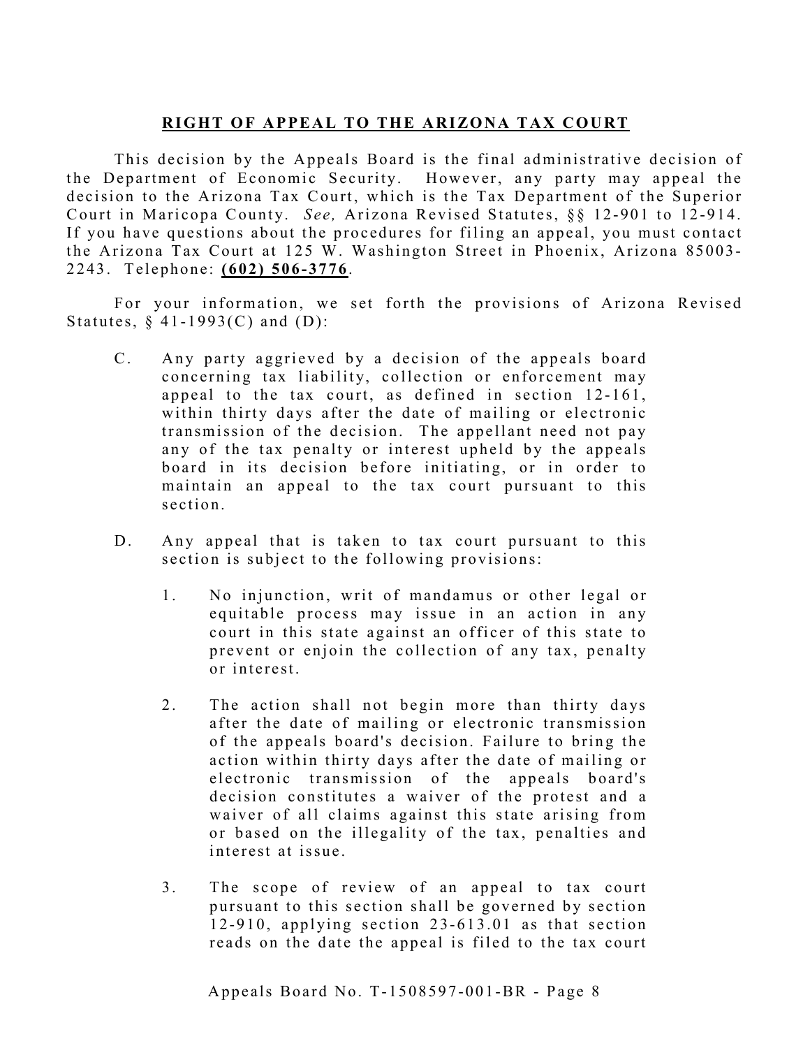**RIGHT OF APPEAL TO THE ARIZONA TAX COURT**

This decision by the Appeals Board is the final administrative decision of the Department of Economic Security. However, any party may appeal the decision to the Arizona Tax Court, which is the Tax Department of the Superior Court in Maricopa County. *See,* Arizona Revised Statutes, §§ 12-901 to 12-914. If you have questions about the procedures for filing an appeal, you must contact the Arizona Tax Court at 125 W. Washington Street in Phoenix, Arizona 85003-2243. Telephone: **(602) 506-3776**.

For your information, we set forth the provisions of Arizona Revised Statutes, § 41-1993(C) and (D):

C. Any party aggrieved by a decision of the appeals board concerning tax liability, collection or enforcement may appeal to the tax court, as defined in section 12-161, within thirty days after the date of mailing or electronic transmission of the decision. The appellant need not pay any of the tax penalty or interest upheld by the appeals board in its decision before initiating, or in order to maintain an appeal to the tax court pursuant to this section.

D. Any appeal that is taken to tax court pursuant to this section is subject to the following provisions:

1. No injunction, writ of mandamus or other legal or equitable process may issue in an action in any court in this state against an officer of this state to prevent or enjoin the collection of any tax, penalty or interest.

2. The action shall not begin more than thirty days after the date of mailing or electronic transmission of the appeals board's decision. Failure to bring the action within thirty days after the date of mailing or electronic transmission of the appeals board's decision constitutes a waiver of the protest and a waiver of all claims against this state arising from or based on the illegality of the tax, penalties and interest at issue.

3. The scope of review of an appeal to tax court pursuant to this section shall be governed by section 12-910, applying section 23-613.01 as that section reads on the date the appeal is filed to the tax court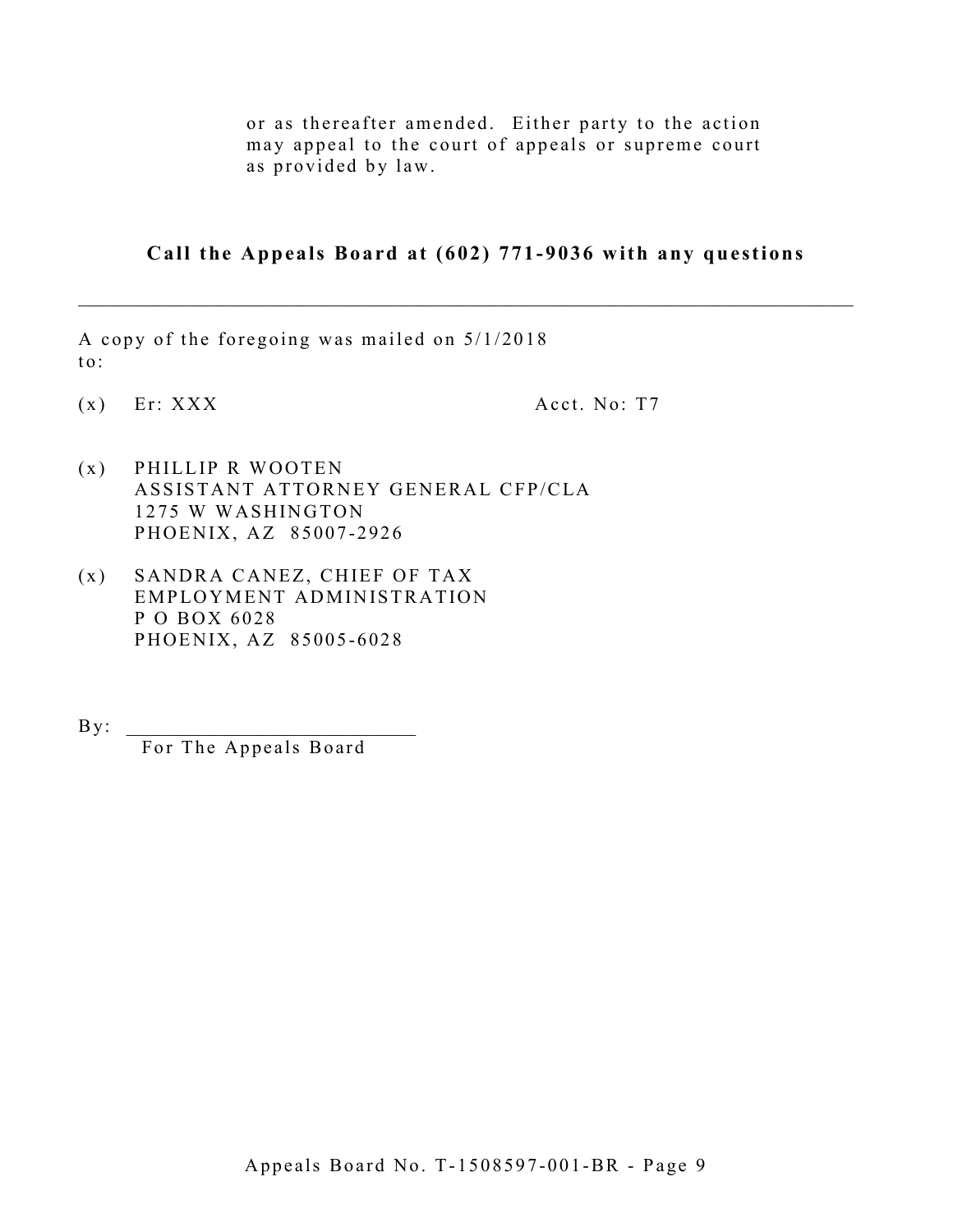or as thereafter amended. Either party to the action may appeal to the court of appeals or supreme court as provided by law.

**Call the Appeals Board at (602) 771-9036 with any questions**

---

A copy of the foregoing was mailed on 5/1/2018 to:

(x) Er: XXX Acct. No: T7

(x) PHILLIP R WOOTEN
ASSISTANT ATTORNEY GENERAL CFP/CLA
1275 W WASHINGTON
PHOENIX, AZ 85007-2926

(x) SANDRA CANEZ, CHIEF OF TAX
EMPLOYMENT ADMINISTRATION
P O BOX 6028
PHOENIX, AZ 85005-6028

By: ___________________________
For The Appeals Board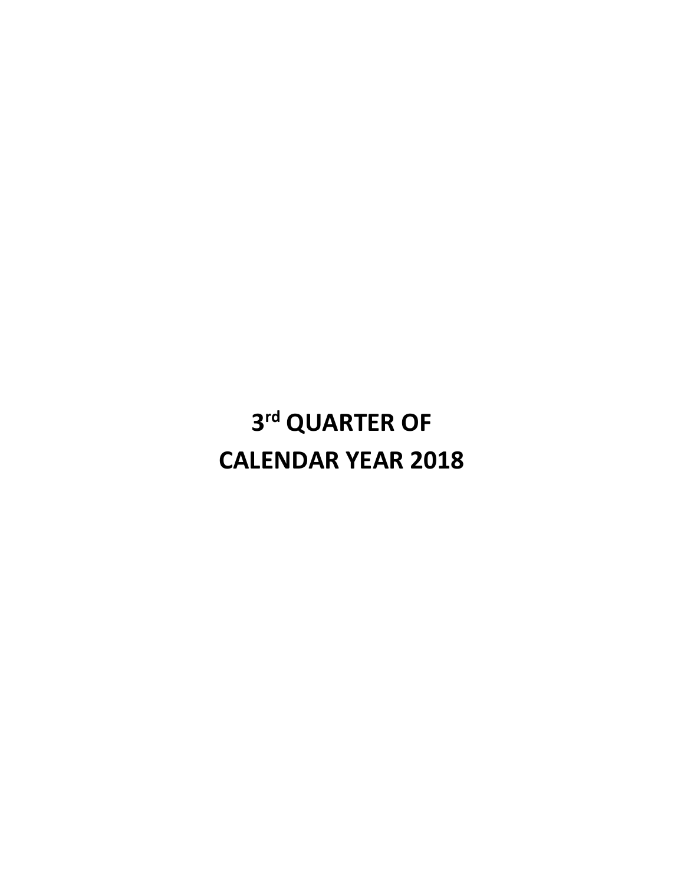# 3rd QUARTER OF CALENDAR YEAR 2018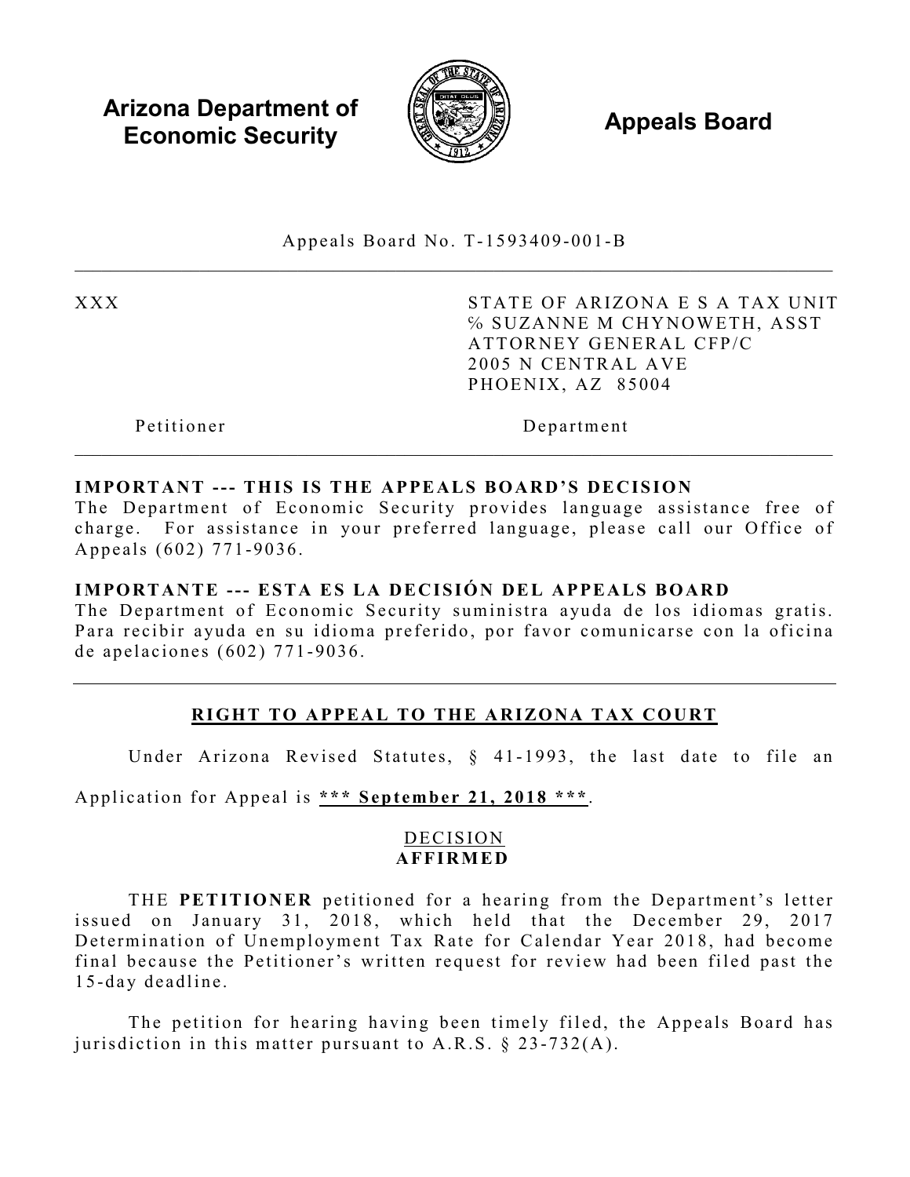**Arizona Department of Economic Security**

**Appeals Board**

Appeals Board No. T-1593409-001-B

| XXX | STATE OF ARIZONA E S A TAX UNIT<br>% SUZANNE M CHYNOWETH, ASST<br>ATTORNEY GENERAL CFP/C<br>2005 N CENTRAL AVE<br>PHOENIX, AZ 85004 |
| --- | --- |
| Petitioner | Department |

**IMPORTANT --- THIS IS THE APPEALS BOARD'S DECISION**
The Department of Economic Security provides language assistance free of charge. For assistance in your preferred language, please call our Office of Appeals (602) 771-9036.

**IMPORTANTE --- ESTA ES LA DECISIÓN DEL APPEALS BOARD**
The Department of Economic Security suministra ayuda de los idiomas gratis. Para recibir ayuda en su idioma preferido, por favor comunicarse con la oficina de apelaciones (602) 771-9036.

## RIGHT TO APPEAL TO THE ARIZONA TAX COURT

Under Arizona Revised Statutes, § 41-1993, the last date to file an Application for Appeal is **\*\*\* September 21, 2018 \*\*\***.

## DECISION
**AFFIRMED**

THE **PETITIONER** petitioned for a hearing from the Department's letter issued on January 31, 2018, which held that the December 29, 2017 Determination of Unemployment Tax Rate for Calendar Year 2018, had become final because the Petitioner's written request for review had been filed past the 15-day deadline.

The petition for hearing having been timely filed, the Appeals Board has jurisdiction in this matter pursuant to A.R.S. § 23-732(A).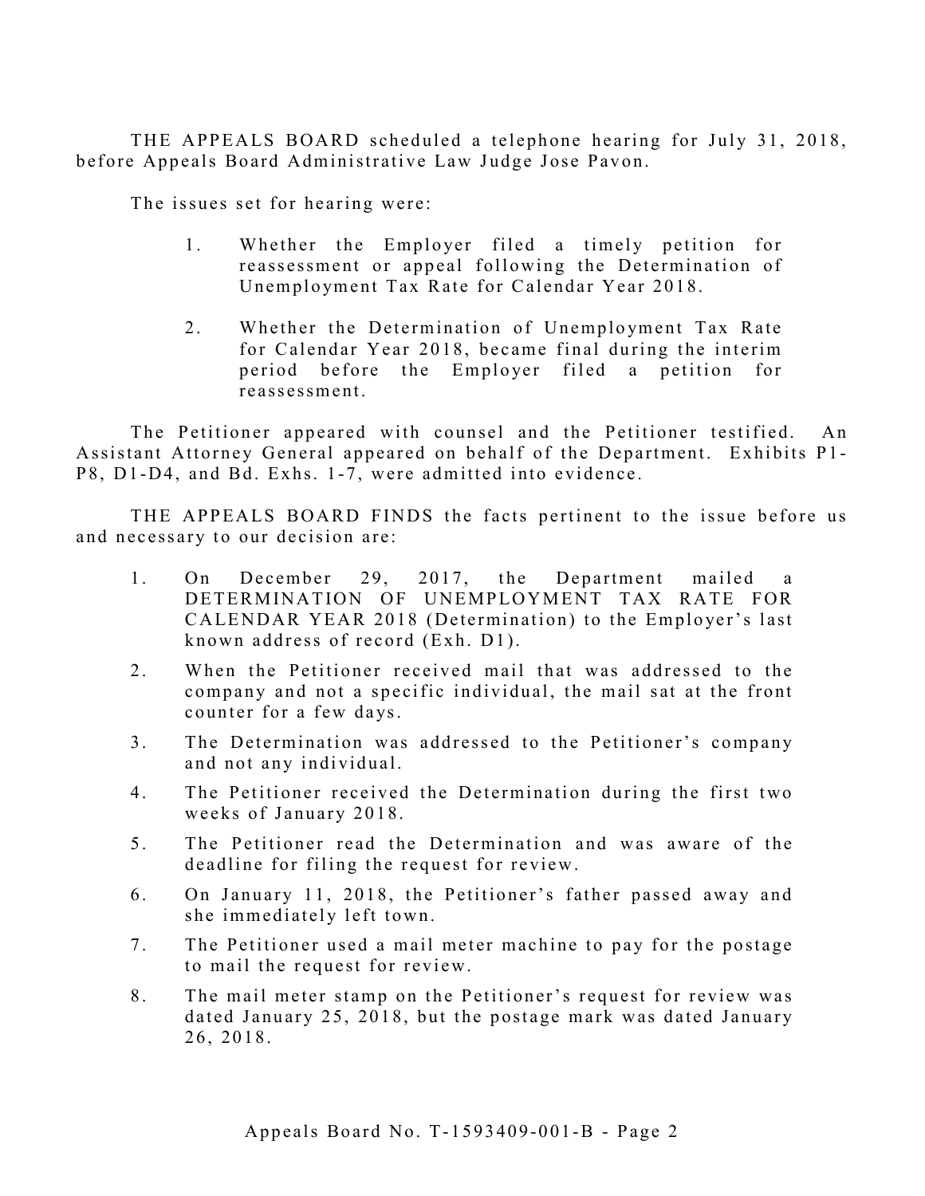THE APPEALS BOARD scheduled a telephone hearing for July 31, 2018, before Appeals Board Administrative Law Judge Jose Pavon.

The issues set for hearing were:

1. Whether the Employer filed a timely petition for reassessment or appeal following the Determination of Unemployment Tax Rate for Calendar Year 2018.

2. Whether the Determination of Unemployment Tax Rate for Calendar Year 2018, became final during the interim period before the Employer filed a petition for reassessment.

The Petitioner appeared with counsel and the Petitioner testified. An Assistant Attorney General appeared on behalf of the Department. Exhibits P1-P8, D1-D4, and Bd. Exhs. 1-7, were admitted into evidence.

THE APPEALS BOARD FINDS the facts pertinent to the issue before us and necessary to our decision are:

1. On December 29, 2017, the Department mailed a DETERMINATION OF UNEMPLOYMENT TAX RATE FOR CALENDAR YEAR 2018 (Determination) to the Employer's last known address of record (Exh. D1).

2. When the Petitioner received mail that was addressed to the company and not a specific individual, the mail sat at the front counter for a few days.

3. The Determination was addressed to the Petitioner's company and not any individual.

4. The Petitioner received the Determination during the first two weeks of January 2018.

5. The Petitioner read the Determination and was aware of the deadline for filing the request for review.

6. On January 11, 2018, the Petitioner's father passed away and she immediately left town.

7. The Petitioner used a mail meter machine to pay for the postage to mail the request for review.

8. The mail meter stamp on the Petitioner's request for review was dated January 25, 2018, but the postage mark was dated January 26, 2018.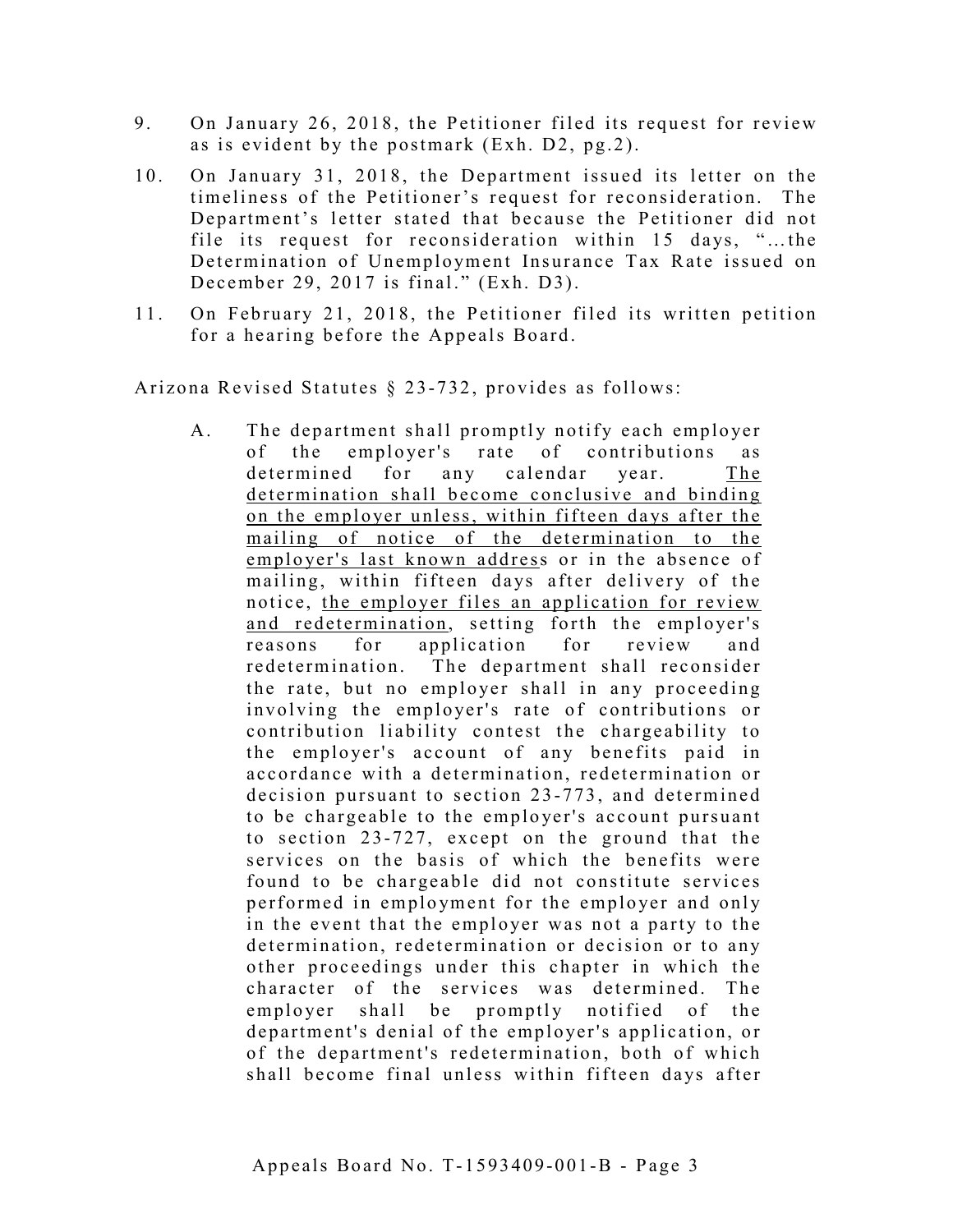9. On January 26, 2018, the Petitioner filed its request for review as is evident by the postmark (Exh. D2, pg.2).

10. On January 31, 2018, the Department issued its letter on the timeliness of the Petitioner's request for reconsideration. The Department's letter stated that because the Petitioner did not file its request for reconsideration within 15 days, "…the Determination of Unemployment Insurance Tax Rate issued on December 29, 2017 is final." (Exh. D3).

11. On February 21, 2018, the Petitioner filed its written petition for a hearing before the Appeals Board.

Arizona Revised Statutes § 23-732, provides as follows:

> A. The department shall promptly notify each employer of the employer's rate of contributions as determined for any calendar year. <u>The determination shall become conclusive and binding on the employer unless, within fifteen days after the mailing of notice of the determination to the employer's last known address</u> or in the absence of mailing, within fifteen days after delivery of the notice, <u>the employer files an application for review and redetermination</u>, setting forth the employer's reasons for application for review and redetermination. The department shall reconsider the rate, but no employer shall in any proceeding involving the employer's rate of contributions or contribution liability contest the chargeability to the employer's account of any benefits paid in accordance with a determination, redetermination or decision pursuant to section 23-773, and determined to be chargeable to the employer's account pursuant to section 23-727, except on the ground that the services on the basis of which the benefits were found to be chargeable did not constitute services performed in employment for the employer and only in the event that the employer was not a party to the determination, redetermination or decision or to any other proceedings under this chapter in which the character of the services was determined. The employer shall be promptly notified of the department's denial of the employer's application, or of the department's redetermination, both of which shall become final unless within fifteen days after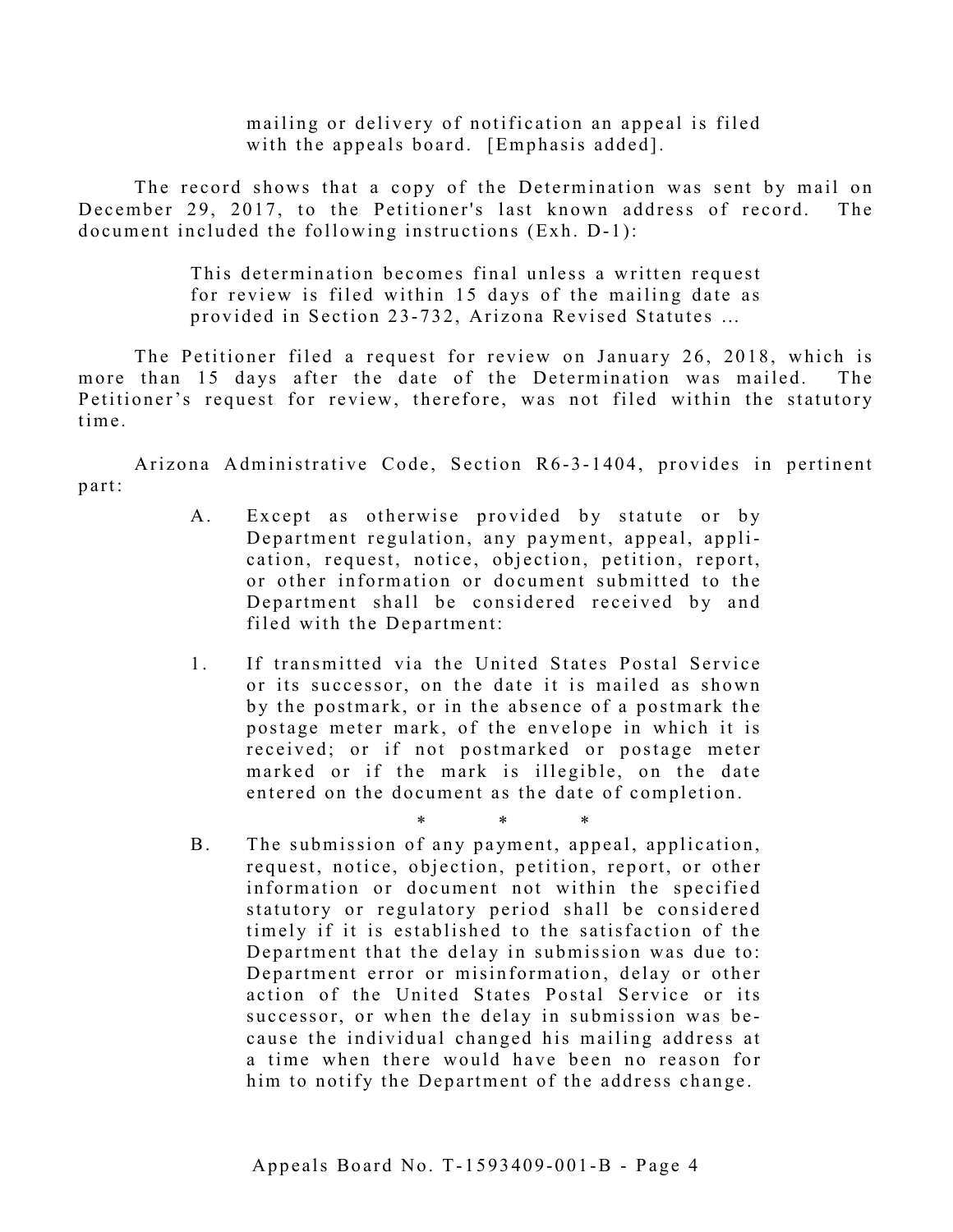> mailing or delivery of notification an appeal is filed with the appeals board. [Emphasis added].

The record shows that a copy of the Determination was sent by mail on December 29, 2017, to the Petitioner's last known address of record. The document included the following instructions (Exh. D-1):

> This determination becomes final unless a written request for review is filed within 15 days of the mailing date as provided in Section 23-732, Arizona Revised Statutes ...

The Petitioner filed a request for review on January 26, 2018, which is more than 15 days after the date of the Determination was mailed. The Petitioner's request for review, therefore, was not filed within the statutory time.

Arizona Administrative Code, Section R6-3-1404, provides in pertinent part:

> A. Except as otherwise provided by statute or by Department regulation, any payment, appeal, application, request, notice, objection, petition, report, or other information or document submitted to the Department shall be considered received by and filed with the Department:
>
> 1. If transmitted via the United States Postal Service or its successor, on the date it is mailed as shown by the postmark, or in the absence of a postmark the postage meter mark, of the envelope in which it is received; or if not postmarked or postage meter marked or if the mark is illegible, on the date entered on the document as the date of completion.
>
> \* \* \*
>
> B. The submission of any payment, appeal, application, request, notice, objection, petition, report, or other information or document not within the specified statutory or regulatory period shall be considered timely if it is established to the satisfaction of the Department that the delay in submission was due to: Department error or misinformation, delay or other action of the United States Postal Service or its successor, or when the delay in submission was because the individual changed his mailing address at a time when there would have been no reason for him to notify the Department of the address change.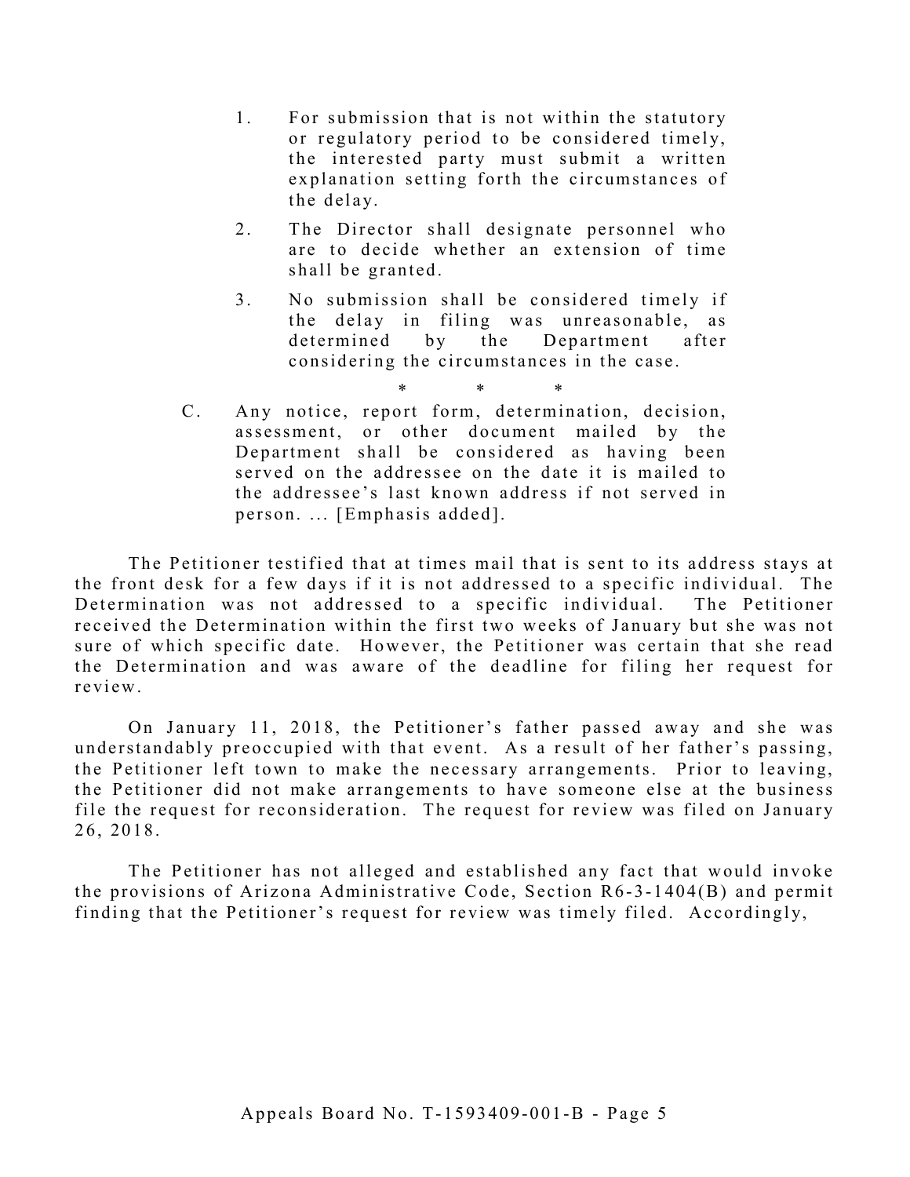> 1. For submission that is not within the statutory or regulatory period to be considered timely, the interested party must submit a written explanation setting forth the circumstances of the delay.
>
> 2. The Director shall designate personnel who are to decide whether an extension of time shall be granted.
>
> 3. No submission shall be considered timely if the delay in filing was unreasonable, as determined by the Department after considering the circumstances in the case.
>
> \* \* \*
>
> C. Any notice, report form, determination, decision, assessment, or other document mailed by the Department shall be considered as having been served on the addressee on the date it is mailed to the addressee's last known address if not served in person. ... [Emphasis added].

The Petitioner testified that at times mail that is sent to its address stays at the front desk for a few days if it is not addressed to a specific individual. The Determination was not addressed to a specific individual. The Petitioner received the Determination within the first two weeks of January but she was not sure of which specific date. However, the Petitioner was certain that she read the Determination and was aware of the deadline for filing her request for review.

On January 11, 2018, the Petitioner's father passed away and she was understandably preoccupied with that event. As a result of her father's passing, the Petitioner left town to make the necessary arrangements. Prior to leaving, the Petitioner did not make arrangements to have someone else at the business file the request for reconsideration. The request for review was filed on January 26, 2018.

The Petitioner has not alleged and established any fact that would invoke the provisions of Arizona Administrative Code, Section R6-3-1404(B) and permit finding that the Petitioner's request for review was timely filed. Accordingly,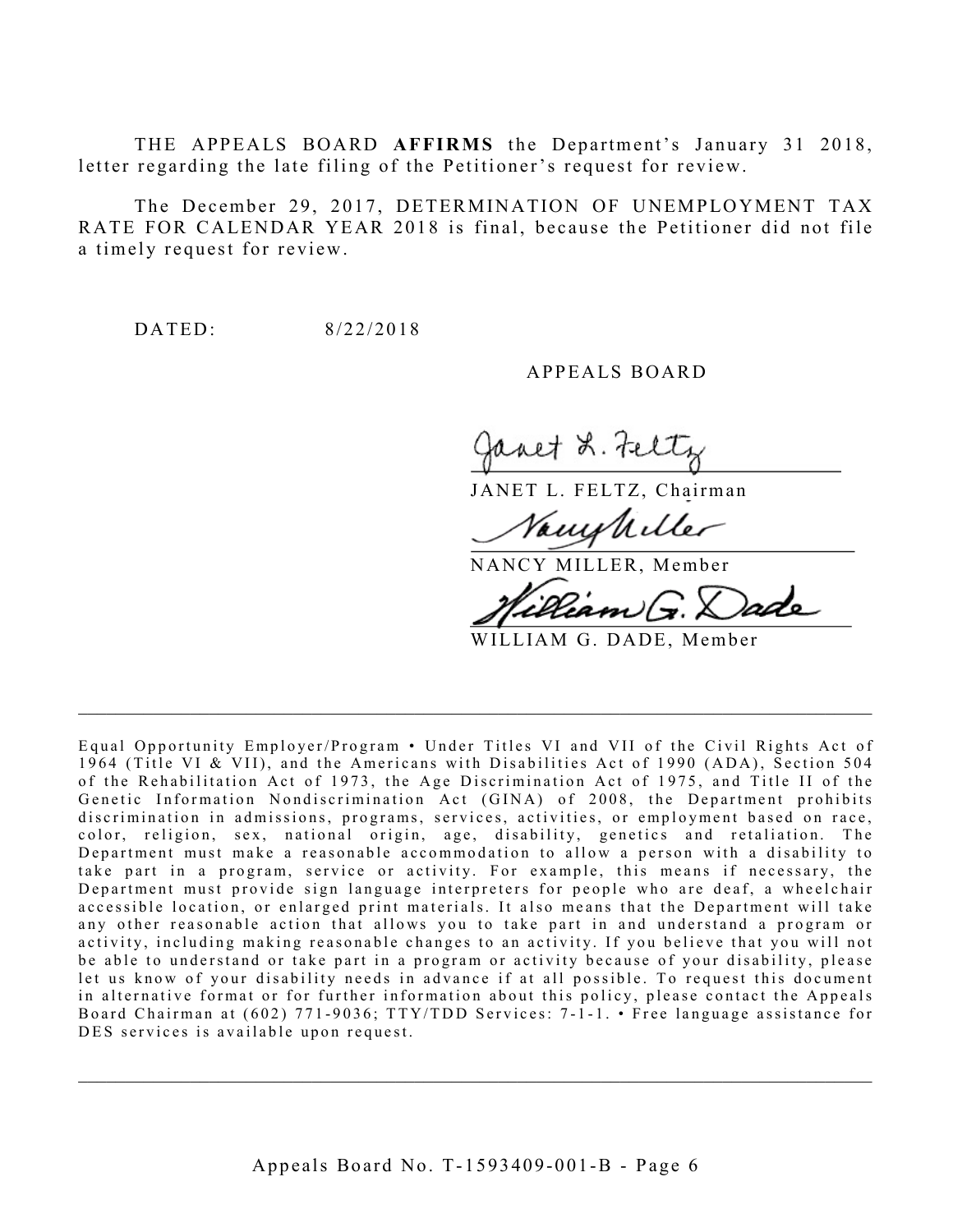THE APPEALS BOARD **AFFIRMS** the Department's January 31 2018, letter regarding the late filing of the Petitioner's request for review.

The December 29, 2017, DETERMINATION OF UNEMPLOYMENT TAX RATE FOR CALENDAR YEAR 2018 is final, because the Petitioner did not file a timely request for review.

DATED: 8/22/2018

APPEALS BOARD

JANET L. FELTZ, Chairman

NANCY MILLER, Member

WILLIAM G. DADE, Member

---

Equal Opportunity Employer/Program • Under Titles VI and VII of the Civil Rights Act of 1964 (Title VI & VII), and the Americans with Disabilities Act of 1990 (ADA), Section 504 of the Rehabilitation Act of 1973, the Age Discrimination Act of 1975, and Title II of the Genetic Information Nondiscrimination Act (GINA) of 2008, the Department prohibits discrimination in admissions, programs, services, activities, or employment based on race, color, religion, sex, national origin, age, disability, genetics and retaliation. The Department must make a reasonable accommodation to allow a person with a disability to take part in a program, service or activity. For example, this means if necessary, the Department must provide sign language interpreters for people who are deaf, a wheelchair accessible location, or enlarged print materials. It also means that the Department will take any other reasonable action that allows you to take part in and understand a program or activity, including making reasonable changes to an activity. If you believe that you will not be able to understand or take part in a program or activity because of your disability, please let us know of your disability needs in advance if at all possible. To request this document in alternative format or for further information about this policy, please contact the Appeals Board Chairman at (602) 771-9036; TTY/TDD Services: 7-1-1. • Free language assistance for DES services is available upon request.

---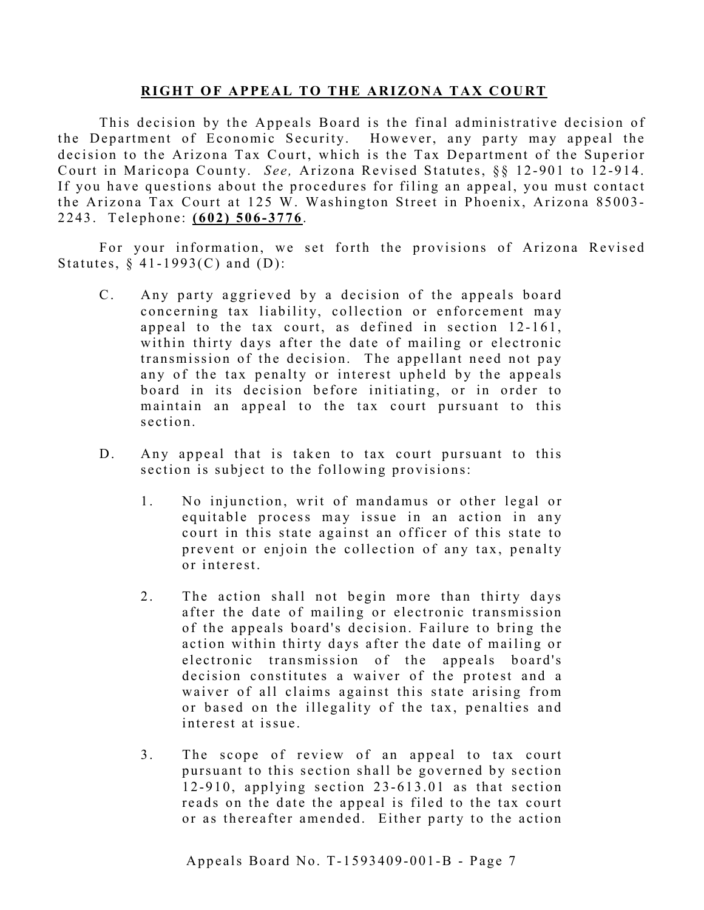## RIGHT OF APPEAL TO THE ARIZONA TAX COURT

This decision by the Appeals Board is the final administrative decision of the Department of Economic Security. However, any party may appeal the decision to the Arizona Tax Court, which is the Tax Department of the Superior Court in Maricopa County. *See,* Arizona Revised Statutes, §§ 12-901 to 12-914. If you have questions about the procedures for filing an appeal, you must contact the Arizona Tax Court at 125 W. Washington Street in Phoenix, Arizona 85003-2243. Telephone: **(602) 506-3776**.

For your information, we set forth the provisions of Arizona Revised Statutes, § 41-1993(C) and (D):

C. Any party aggrieved by a decision of the appeals board concerning tax liability, collection or enforcement may appeal to the tax court, as defined in section 12-161, within thirty days after the date of mailing or electronic transmission of the decision. The appellant need not pay any of the tax penalty or interest upheld by the appeals board in its decision before initiating, or in order to maintain an appeal to the tax court pursuant to this section.

D. Any appeal that is taken to tax court pursuant to this section is subject to the following provisions:

1. No injunction, writ of mandamus or other legal or equitable process may issue in an action in any court in this state against an officer of this state to prevent or enjoin the collection of any tax, penalty or interest.

2. The action shall not begin more than thirty days after the date of mailing or electronic transmission of the appeals board's decision. Failure to bring the action within thirty days after the date of mailing or electronic transmission of the appeals board's decision constitutes a waiver of the protest and a waiver of all claims against this state arising from or based on the illegality of the tax, penalties and interest at issue.

3. The scope of review of an appeal to tax court pursuant to this section shall be governed by section 12-910, applying section 23-613.01 as that section reads on the date the appeal is filed to the tax court or as thereafter amended. Either party to the action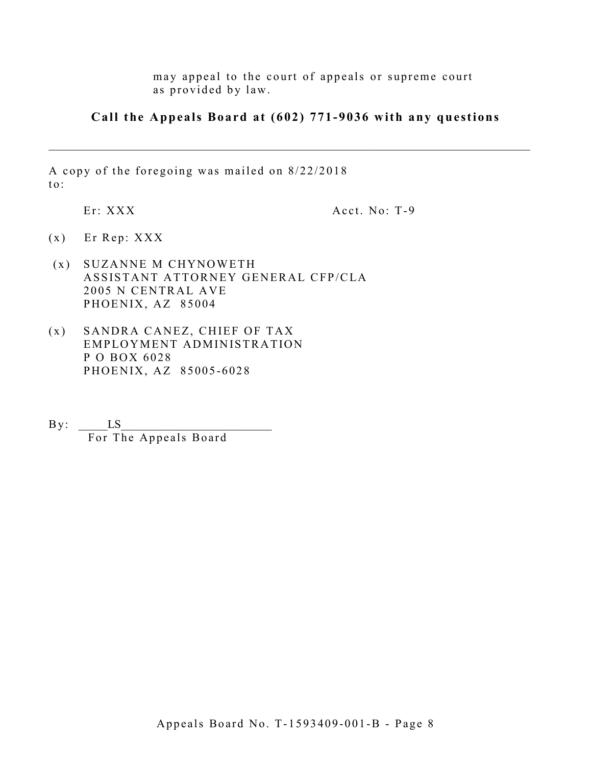may appeal to the court of appeals or supreme court as provided by law.

**Call the Appeals Board at (602) 771-9036 with any questions**

---

A copy of the foregoing was mailed on 8/22/2018 to:

Er: XXX Acct. No: T-9

(x) Er Rep: XXX

(x) SUZANNE M CHYNOWETH
ASSISTANT ATTORNEY GENERAL CFP/CLA
2005 N CENTRAL AVE
PHOENIX, AZ 85004

(x) SANDRA CANEZ, CHIEF OF TAX
EMPLOYMENT ADMINISTRATION
P O BOX 6028
PHOENIX, AZ 85005-6028

By: _____LS________________________
For The Appeals Board

Appeals Board No. T-1593409-001-B - Page 8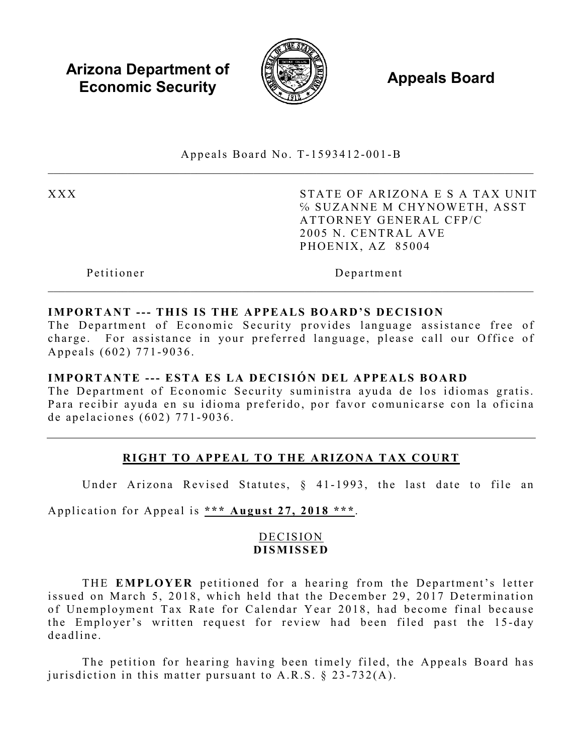**Arizona Department of Economic Security**

**Appeals Board**

Appeals Board No. T-1593412-001-B

---

XXX

Petitioner

STATE OF ARIZONA E S A TAX UNIT
% SUZANNE M CHYNOWETH, ASST
ATTORNEY GENERAL CFP/C
2005 N. CENTRAL AVE
PHOENIX, AZ 85004

Department

---

**IMPORTANT --- THIS IS THE APPEALS BOARD'S DECISION**
The Department of Economic Security provides language assistance free of charge. For assistance in your preferred language, please call our Office of Appeals (602) 771-9036.

**IMPORTANTE --- ESTA ES LA DECISIÓN DEL APPEALS BOARD**
The Department of Economic Security suministra ayuda de los idiomas gratis. Para recibir ayuda en su idioma preferido, por favor comunicarse con la oficina de apelaciones (602) 771-9036.

---

## RIGHT TO APPEAL TO THE ARIZONA TAX COURT

Under Arizona Revised Statutes, § 41-1993, the last date to file an Application for Appeal is **\*\*\* August 27, 2018 \*\*\***.

DECISION
**DISMISSED**

THE **EMPLOYER** petitioned for a hearing from the Department's letter issued on March 5, 2018, which held that the December 29, 2017 Determination of Unemployment Tax Rate for Calendar Year 2018, had become final because the Employer's written request for review had been filed past the 15-day deadline.

The petition for hearing having been timely filed, the Appeals Board has jurisdiction in this matter pursuant to A.R.S. § 23-732(A).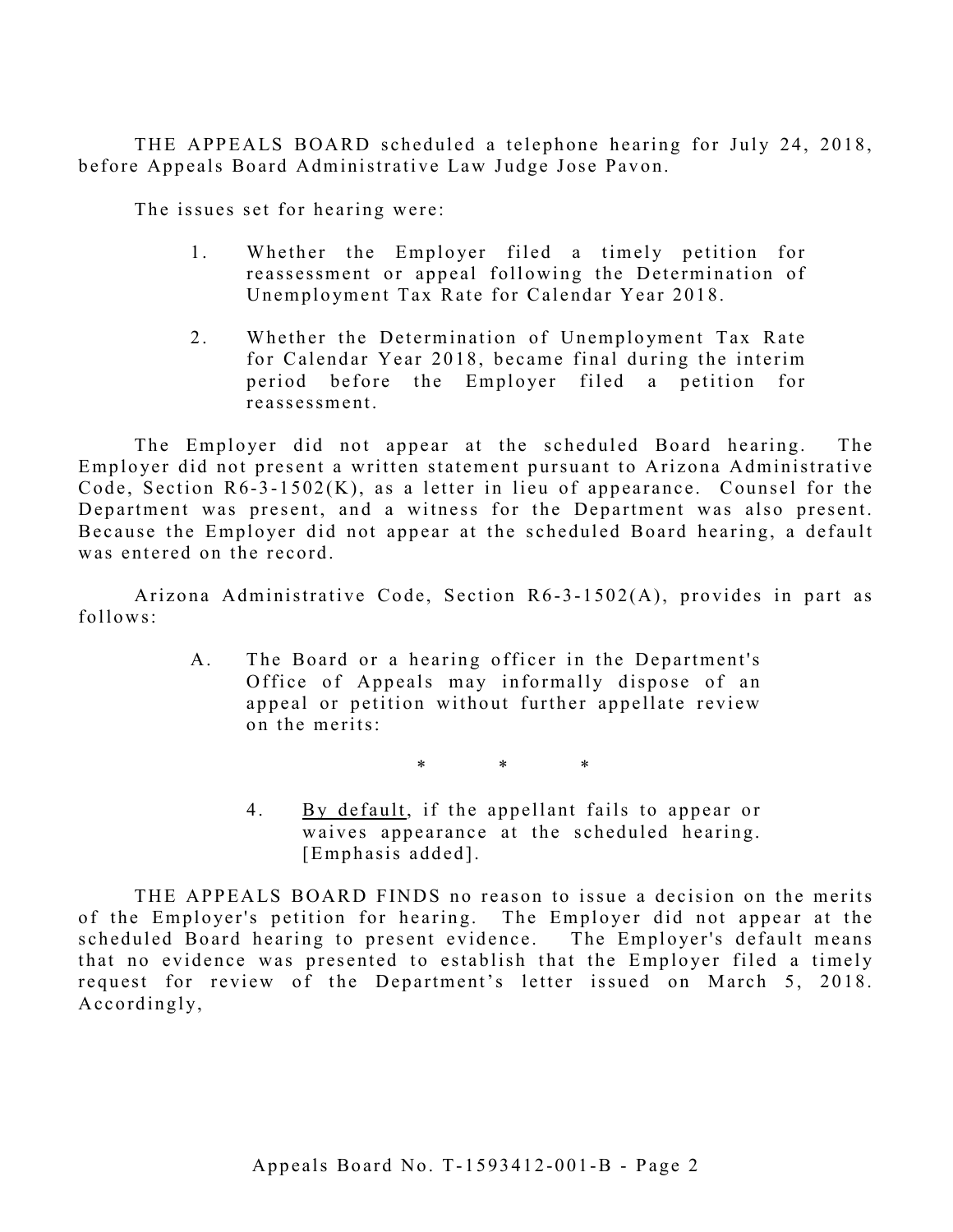THE APPEALS BOARD scheduled a telephone hearing for July 24, 2018, before Appeals Board Administrative Law Judge Jose Pavon.

The issues set for hearing were:

1. Whether the Employer filed a timely petition for reassessment or appeal following the Determination of Unemployment Tax Rate for Calendar Year 2018.

2. Whether the Determination of Unemployment Tax Rate for Calendar Year 2018, became final during the interim period before the Employer filed a petition for reassessment.

The Employer did not appear at the scheduled Board hearing. The Employer did not present a written statement pursuant to Arizona Administrative Code, Section R6-3-1502(K), as a letter in lieu of appearance. Counsel for the Department was present, and a witness for the Department was also present. Because the Employer did not appear at the scheduled Board hearing, a default was entered on the record.

Arizona Administrative Code, Section R6-3-1502(A), provides in part as follows:

> A. The Board or a hearing officer in the Department's Office of Appeals may informally dispose of an appeal or petition without further appellate review on the merits:
>
> \* \* \*
>
> 4. <u>By default</u>, if the appellant fails to appear or waives appearance at the scheduled hearing. [Emphasis added].

THE APPEALS BOARD FINDS no reason to issue a decision on the merits of the Employer's petition for hearing. The Employer did not appear at the scheduled Board hearing to present evidence. The Employer's default means that no evidence was presented to establish that the Employer filed a timely request for review of the Department's letter issued on March 5, 2018. Accordingly,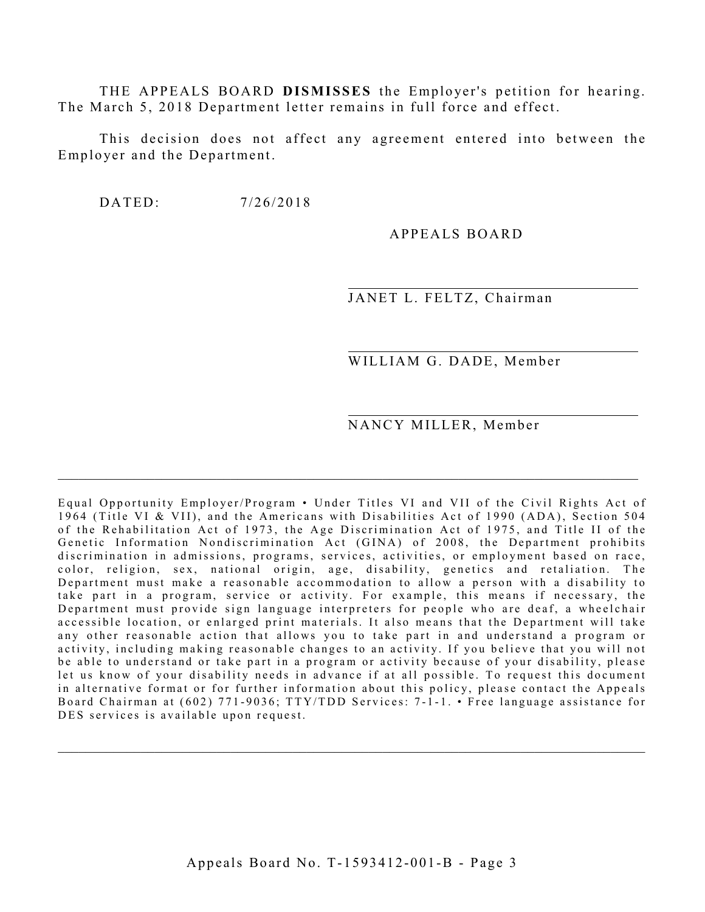THE APPEALS BOARD **DISMISSES** the Employer's petition for hearing. The March 5, 2018 Department letter remains in full force and effect.

This decision does not affect any agreement entered into between the Employer and the Department.

DATED: 7/26/2018

APPEALS BOARD

JANET L. FELTZ, Chairman

WILLIAM G. DADE, Member

NANCY MILLER, Member

---

Equal Opportunity Employer/Program • Under Titles VI and VII of the Civil Rights Act of 1964 (Title VI & VII), and the Americans with Disabilities Act of 1990 (ADA), Section 504 of the Rehabilitation Act of 1973, the Age Discrimination Act of 1975, and Title II of the Genetic Information Nondiscrimination Act (GINA) of 2008, the Department prohibits discrimination in admissions, programs, services, activities, or employment based on race, color, religion, sex, national origin, age, disability, genetics and retaliation. The Department must make a reasonable accommodation to allow a person with a disability to take part in a program, service or activity. For example, this means if necessary, the Department must provide sign language interpreters for people who are deaf, a wheelchair accessible location, or enlarged print materials. It also means that the Department will take any other reasonable action that allows you to take part in and understand a program or activity, including making reasonable changes to an activity. If you believe that you will not be able to understand or take part in a program or activity because of your disability, please let us know of your disability needs in advance if at all possible. To request this document in alternative format or for further information about this policy, please contact the Appeals Board Chairman at (602) 771-9036; TTY/TDD Services: 7-1-1. • Free language assistance for DES services is available upon request.

---

Appeals Board No. T-1593412-001-B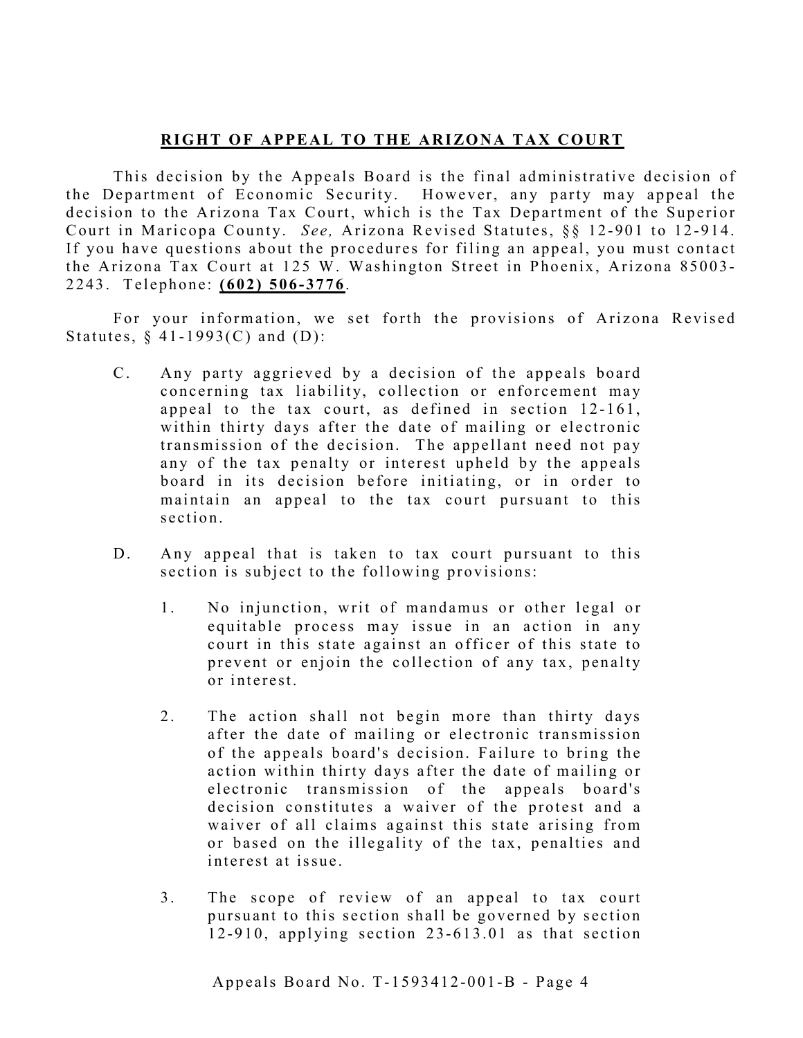## **RIGHT OF APPEAL TO THE ARIZONA TAX COURT**

This decision by the Appeals Board is the final administrative decision of the Department of Economic Security. However, any party may appeal the decision to the Arizona Tax Court, which is the Tax Department of the Superior Court in Maricopa County. *See,* Arizona Revised Statutes, §§ 12-901 to 12-914. If you have questions about the procedures for filing an appeal, you must contact the Arizona Tax Court at 125 W. Washington Street in Phoenix, Arizona 85003-2243. Telephone: **(602) 506-3776**.

For your information, we set forth the provisions of Arizona Revised Statutes, § 41-1993(C) and (D):

C. Any party aggrieved by a decision of the appeals board concerning tax liability, collection or enforcement may appeal to the tax court, as defined in section 12-161, within thirty days after the date of mailing or electronic transmission of the decision. The appellant need not pay any of the tax penalty or interest upheld by the appeals board in its decision before initiating, or in order to maintain an appeal to the tax court pursuant to this section.

D. Any appeal that is taken to tax court pursuant to this section is subject to the following provisions:

1. No injunction, writ of mandamus or other legal or equitable process may issue in an action in any court in this state against an officer of this state to prevent or enjoin the collection of any tax, penalty or interest.

2. The action shall not begin more than thirty days after the date of mailing or electronic transmission of the appeals board's decision. Failure to bring the action within thirty days after the date of mailing or electronic transmission of the appeals board's decision constitutes a waiver of the protest and a waiver of all claims against this state arising from or based on the illegality of the tax, penalties and interest at issue.

3. The scope of review of an appeal to tax court pursuant to this section shall be governed by section 12-910, applying section 23-613.01 as that section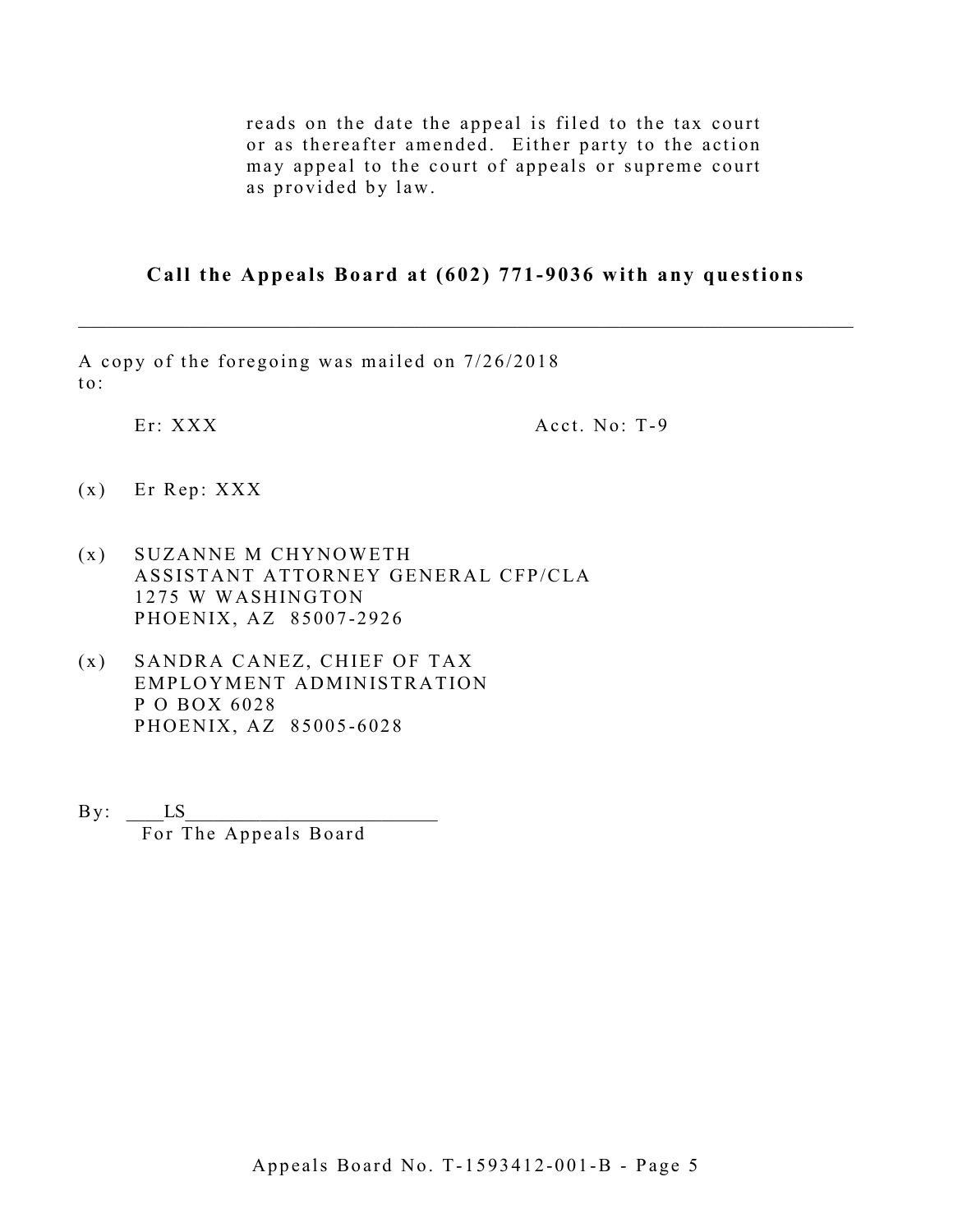reads on the date the appeal is filed to the tax court or as thereafter amended. Either party to the action may appeal to the court of appeals or supreme court as provided by law.

**Call the Appeals Board at (602) 771-9036 with any questions**

---

A copy of the foregoing was mailed on 7/26/2018 to:

Er: XXX    Acct. No: T-9

(x) Er Rep: XXX

(x) SUZANNE M CHYNOWETH
ASSISTANT ATTORNEY GENERAL CFP/CLA
1275 W WASHINGTON
PHOENIX, AZ 85007-2926

(x) SANDRA CANEZ, CHIEF OF TAX
EMPLOYMENT ADMINISTRATION
P O BOX 6028
PHOENIX, AZ 85005-6028

By: ____LS________________________
For The Appeals Board

Appeals Board No. T-1593412-001-B - Page 5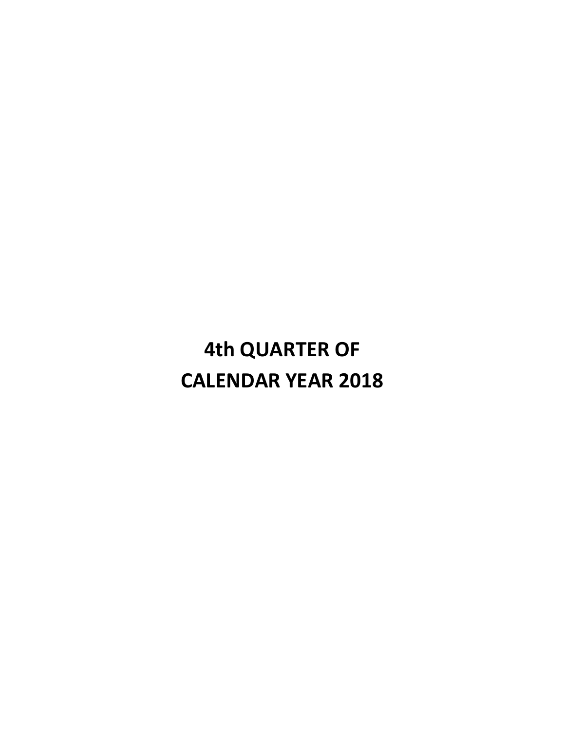# 4th QUARTER OF CALENDAR YEAR 2018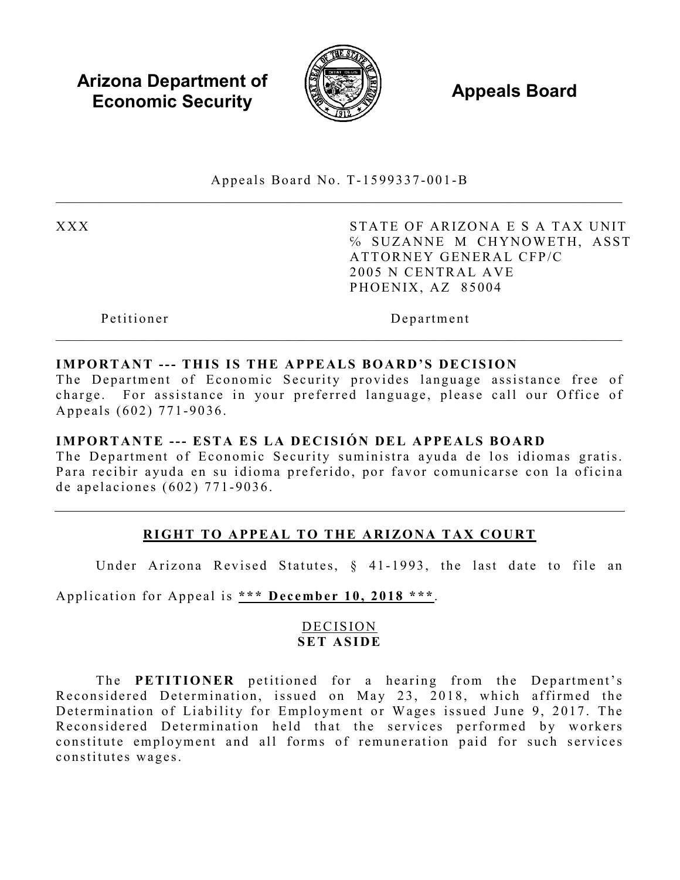**Arizona Department of Economic Security** **Appeals Board**

Appeals Board No. T-1599337-001-B

| | |
|---|---|
| XXX | STATE OF ARIZONA E S A TAX UNIT<br>% SUZANNE M CHYNOWETH, ASST ATTORNEY GENERAL CFP/C<br>2005 N CENTRAL AVE<br>PHOENIX, AZ 85004 |
| Petitioner | Department |

**IMPORTANT --- THIS IS THE APPEALS BOARD'S DECISION**
The Department of Economic Security provides language assistance free of charge. For assistance in your preferred language, please call our Office of Appeals (602) 771-9036.

**IMPORTANTE --- ESTA ES LA DECISIÓN DEL APPEALS BOARD**
The Department of Economic Security suministra ayuda de los idiomas gratis. Para recibir ayuda en su idioma preferido, por favor comunicarse con la oficina de apelaciones (602) 771-9036.

## RIGHT TO APPEAL TO THE ARIZONA TAX COURT

Under Arizona Revised Statutes, § 41-1993, the last date to file an Application for Appeal is ***\*\*\* December 10, 2018 \*\*\****.

## DECISION
**SET ASIDE**

The **PETITIONER** petitioned for a hearing from the Department's Reconsidered Determination, issued on May 23, 2018, which affirmed the Determination of Liability for Employment or Wages issued June 9, 2017. The Reconsidered Determination held that the services performed by workers constitute employment and all forms of remuneration paid for such services constitutes wages.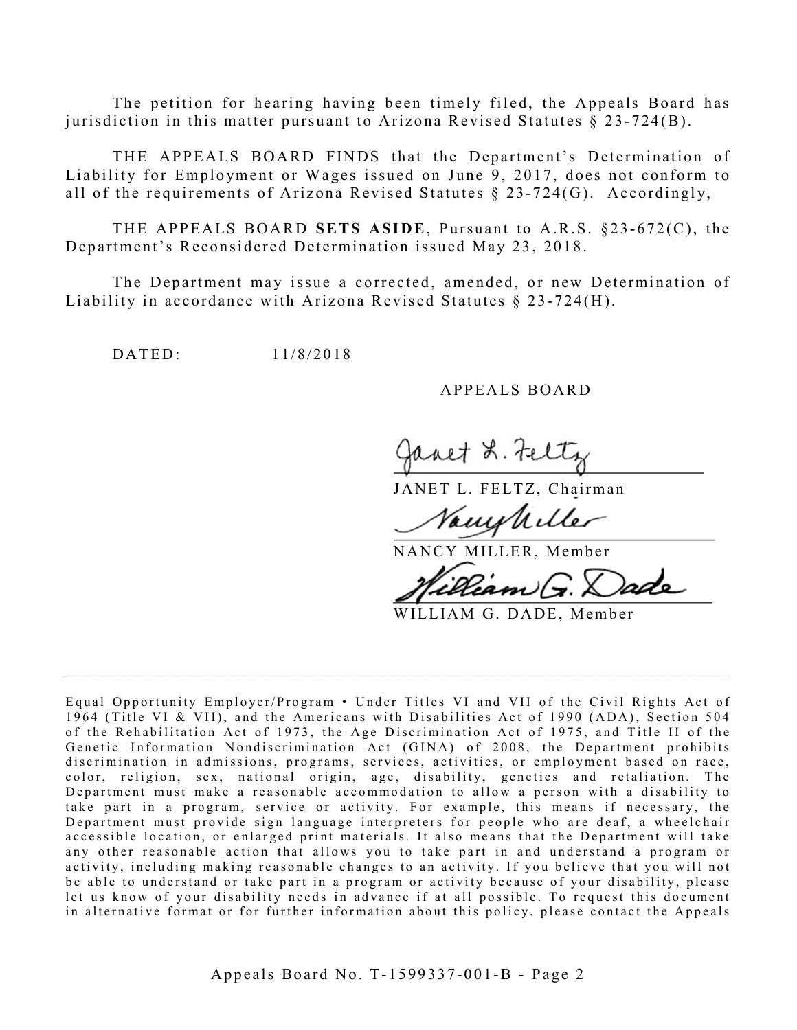The petition for hearing having been timely filed, the Appeals Board has jurisdiction in this matter pursuant to Arizona Revised Statutes § 23-724(B).

THE APPEALS BOARD FINDS that the Department's Determination of Liability for Employment or Wages issued on June 9, 2017, does not conform to all of the requirements of Arizona Revised Statutes § 23-724(G). Accordingly,

THE APPEALS BOARD **SETS ASIDE**, Pursuant to A.R.S. §23-672(C), the Department's Reconsidered Determination issued May 23, 2018.

The Department may issue a corrected, amended, or new Determination of Liability in accordance with Arizona Revised Statutes § 23-724(H).

DATED: 11/8/2018

APPEALS BOARD

JANET L. FELTZ, Chairman

NANCY MILLER, Member

WILLIAM G. DADE, Member

---

Equal Opportunity Employer/Program • Under Titles VI and VII of the Civil Rights Act of 1964 (Title VI & VII), and the Americans with Disabilities Act of 1990 (ADA), Section 504 of the Rehabilitation Act of 1973, the Age Discrimination Act of 1975, and Title II of the Genetic Information Nondiscrimination Act (GINA) of 2008, the Department prohibits discrimination in admissions, programs, services, activities, or employment based on race, color, religion, sex, national origin, age, disability, genetics and retaliation. The Department must make a reasonable accommodation to allow a person with a disability to take part in a program, service or activity. For example, this means if necessary, the Department must provide sign language interpreters for people who are deaf, a wheelchair accessible location, or enlarged print materials. It also means that the Department will take any other reasonable action that allows you to take part in and understand a program or activity, including making reasonable changes to an activity. If you believe that you will not be able to understand or take part in a program or activity because of your disability, please let us know of your disability needs in advance if at all possible. To request this document in alternative format or for further information about this policy, please contact the Appeals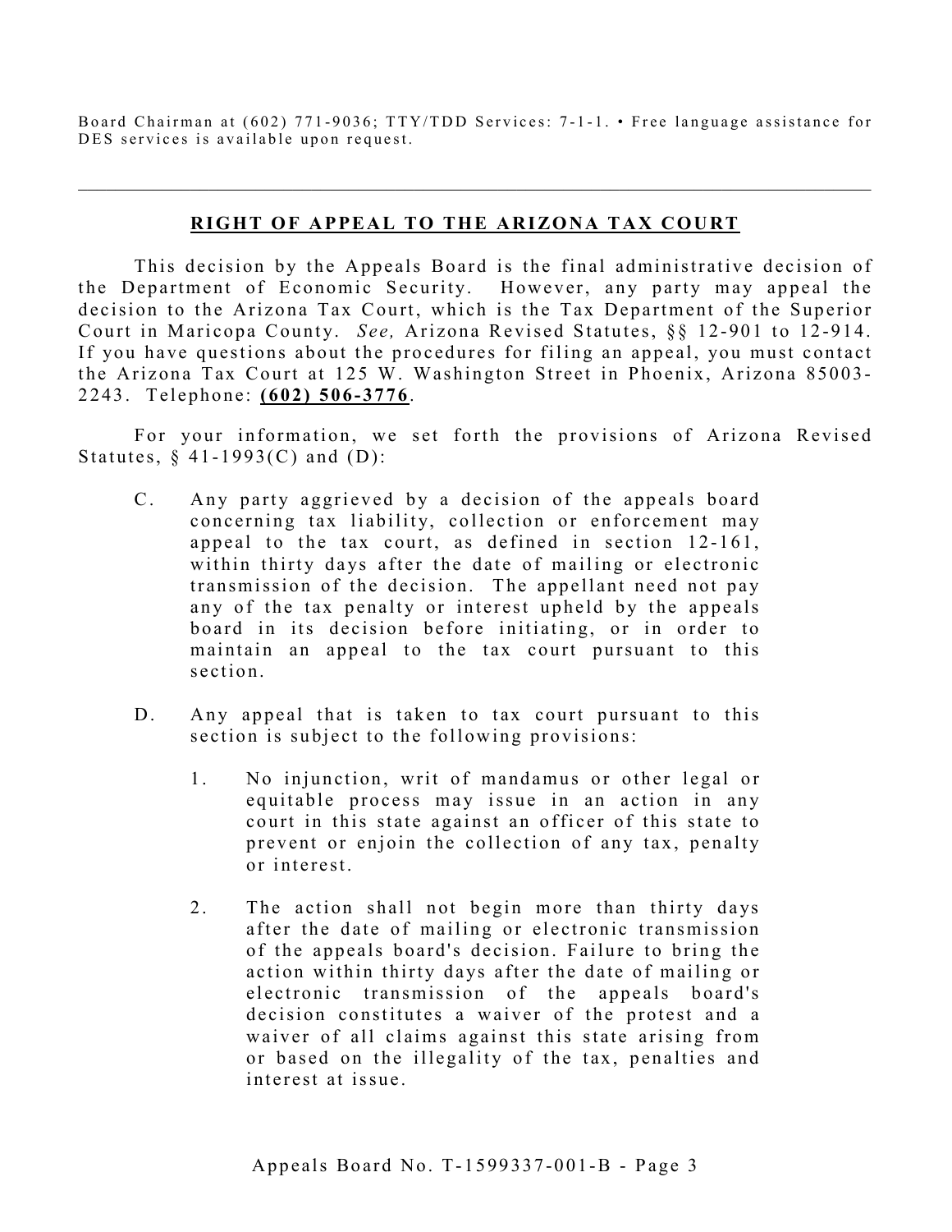Board Chairman at (602) 771-9036; TTY/TDD Services: 7-1-1. • Free language assistance for DES services is available upon request.

---

## RIGHT OF APPEAL TO THE ARIZONA TAX COURT

This decision by the Appeals Board is the final administrative decision of the Department of Economic Security. However, any party may appeal the decision to the Arizona Tax Court, which is the Tax Department of the Superior Court in Maricopa County. *See,* Arizona Revised Statutes, §§ 12-901 to 12-914. If you have questions about the procedures for filing an appeal, you must contact the Arizona Tax Court at 125 W. Washington Street in Phoenix, Arizona 85003-2243. Telephone: **(602) 506-3776**.

For your information, we set forth the provisions of Arizona Revised Statutes, § 41-1993(C) and (D):

C. Any party aggrieved by a decision of the appeals board concerning tax liability, collection or enforcement may appeal to the tax court, as defined in section 12-161, within thirty days after the date of mailing or electronic transmission of the decision. The appellant need not pay any of the tax penalty or interest upheld by the appeals board in its decision before initiating, or in order to maintain an appeal to the tax court pursuant to this section.

D. Any appeal that is taken to tax court pursuant to this section is subject to the following provisions:

1. No injunction, writ of mandamus or other legal or equitable process may issue in an action in any court in this state against an officer of this state to prevent or enjoin the collection of any tax, penalty or interest.

2. The action shall not begin more than thirty days after the date of mailing or electronic transmission of the appeals board's decision. Failure to bring the action within thirty days after the date of mailing or electronic transmission of the appeals board's decision constitutes a waiver of the protest and a waiver of all claims against this state arising from or based on the illegality of the tax, penalties and interest at issue.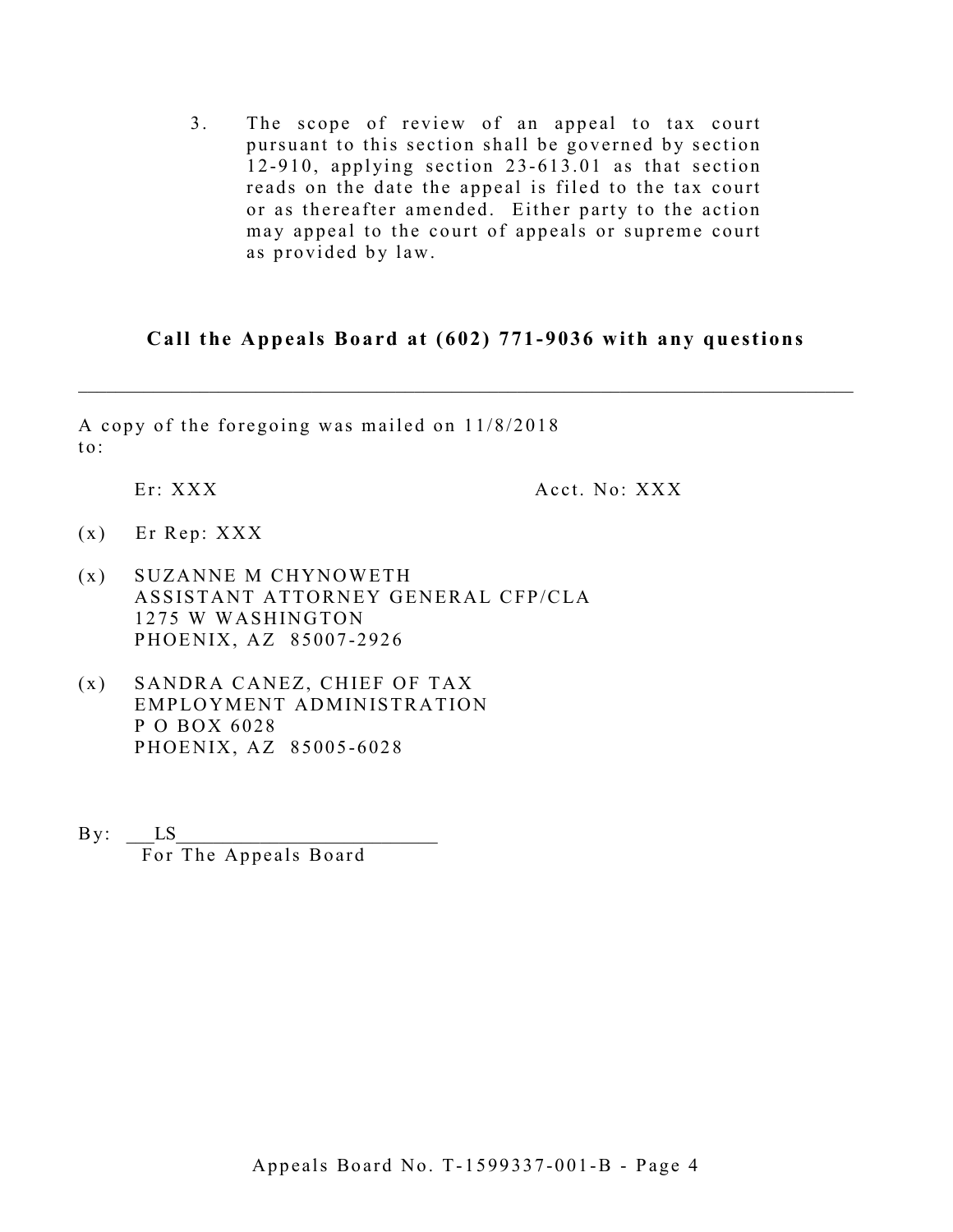3. The scope of review of an appeal to tax court pursuant to this section shall be governed by section 12-910, applying section 23-613.01 as that section reads on the date the appeal is filed to the tax court or as thereafter amended. Either party to the action may appeal to the court of appeals or supreme court as provided by law.

**Call the Appeals Board at (602) 771-9036 with any questions**

---

A copy of the foregoing was mailed on 11/8/2018 to:

Er: XXX     Acct. No: XXX

(x) Er Rep: XXX

(x) SUZANNE M CHYNOWETH  
ASSISTANT ATTORNEY GENERAL CFP/CLA  
1275 W WASHINGTON  
PHOENIX, AZ 85007-2926

(x) SANDRA CANEZ, CHIEF OF TAX  
EMPLOYMENT ADMINISTRATION  
P O BOX 6028  
PHOENIX, AZ 85005-6028

By: LS  
For The Appeals Board

Appeals Board No. T-1599337-001-B - Page 4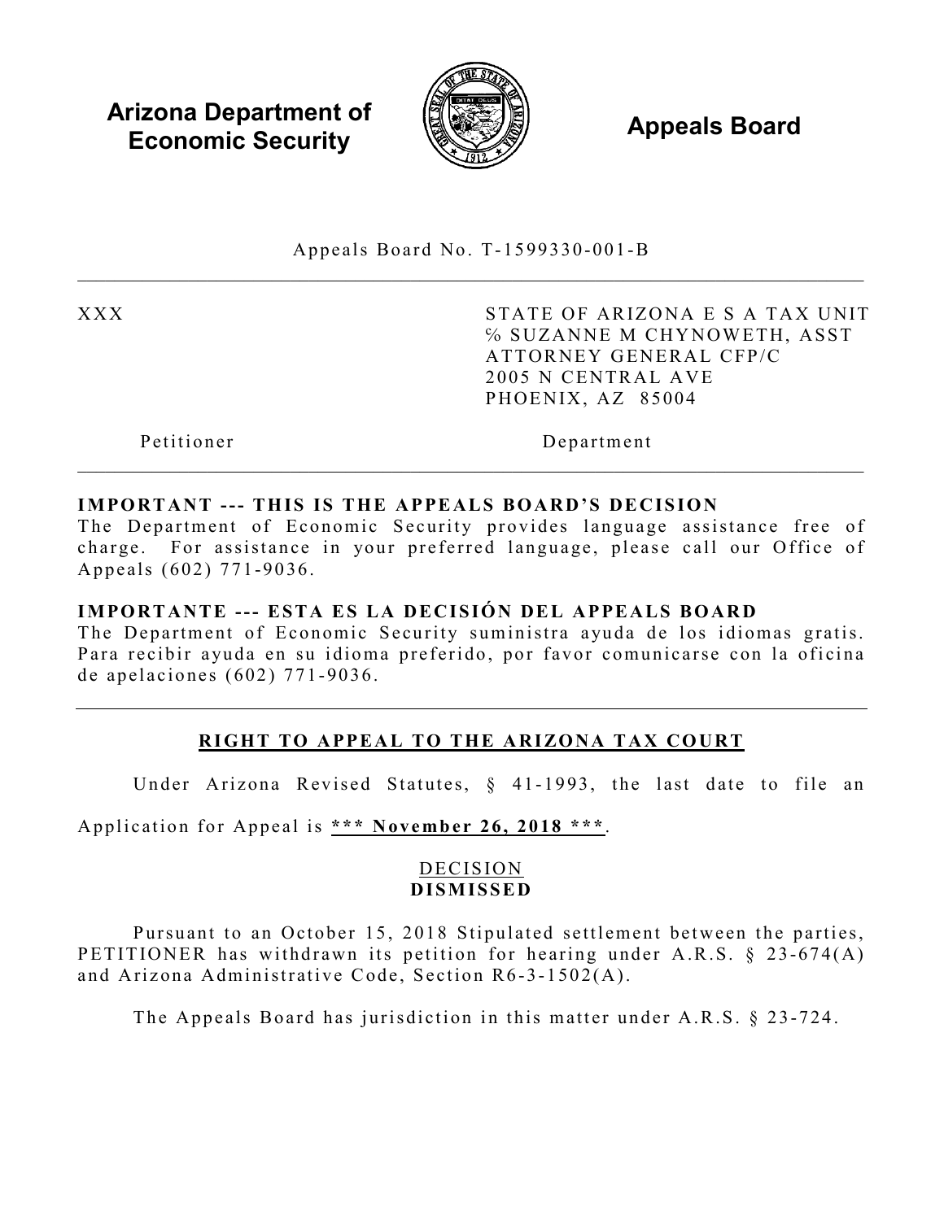**Arizona Department of Economic Security**

**Appeals Board**

Appeals Board No. T-1599330-001-B

| | |
|---|---|
| XXX | STATE OF ARIZONA E S A TAX UNIT<br>% SUZANNE M CHYNOWETH, ASST ATTORNEY GENERAL CFP/C<br>2005 N CENTRAL AVE<br>PHOENIX, AZ 85004 |
| Petitioner | Department |

**IMPORTANT --- THIS IS THE APPEALS BOARD'S DECISION**
The Department of Economic Security provides language assistance free of charge. For assistance in your preferred language, please call our Office of Appeals (602) 771-9036.

**IMPORTANTE --- ESTA ES LA DECISIÓN DEL APPEALS BOARD**
The Department of Economic Security suministra ayuda de los idiomas gratis. Para recibir ayuda en su idioma preferido, por favor comunicarse con la oficina de apelaciones (602) 771-9036.

## RIGHT TO APPEAL TO THE ARIZONA TAX COURT

Under Arizona Revised Statutes, § 41-1993, the last date to file an Application for Appeal is ***** November 26, 2018 *****.

## DECISION
**DISMISSED**

Pursuant to an October 15, 2018 Stipulated settlement between the parties, PETITIONER has withdrawn its petition for hearing under A.R.S. § 23-674(A) and Arizona Administrative Code, Section R6-3-1502(A).

The Appeals Board has jurisdiction in this matter under A.R.S. § 23-724.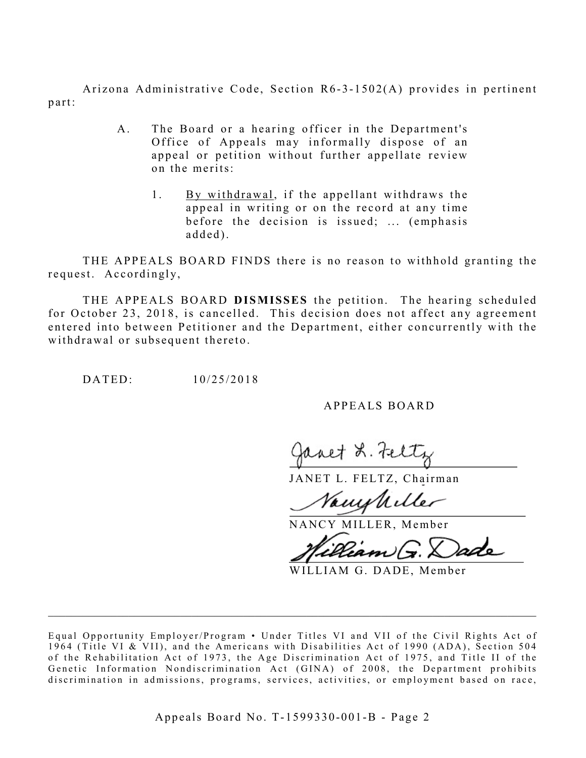Arizona Administrative Code, Section R6-3-1502(A) provides in pertinent part:

> A. The Board or a hearing officer in the Department's Office of Appeals may informally dispose of an appeal or petition without further appellate review on the merits:
>
> 1. By withdrawal, if the appellant withdraws the appeal in writing or on the record at any time before the decision is issued; ... (emphasis added).

THE APPEALS BOARD FINDS there is no reason to withhold granting the request. Accordingly,

THE APPEALS BOARD **DISMISSES** the petition. The hearing scheduled for October 23, 2018, is cancelled. This decision does not affect any agreement entered into between Petitioner and the Department, either concurrently with the withdrawal or subsequent thereto.

DATED: 10/25/2018

APPEALS BOARD

JANET L. FELTZ, Chairman

NANCY MILLER, Member

WILLIAM G. DADE, Member

---

Equal Opportunity Employer/Program • Under Titles VI and VII of the Civil Rights Act of 1964 (Title VI & VII), and the Americans with Disabilities Act of 1990 (ADA), Section 504 of the Rehabilitation Act of 1973, the Age Discrimination Act of 1975, and Title II of the Genetic Information Nondiscrimination Act (GINA) of 2008, the Department prohibits discrimination in admissions, programs, services, activities, or employment based on race,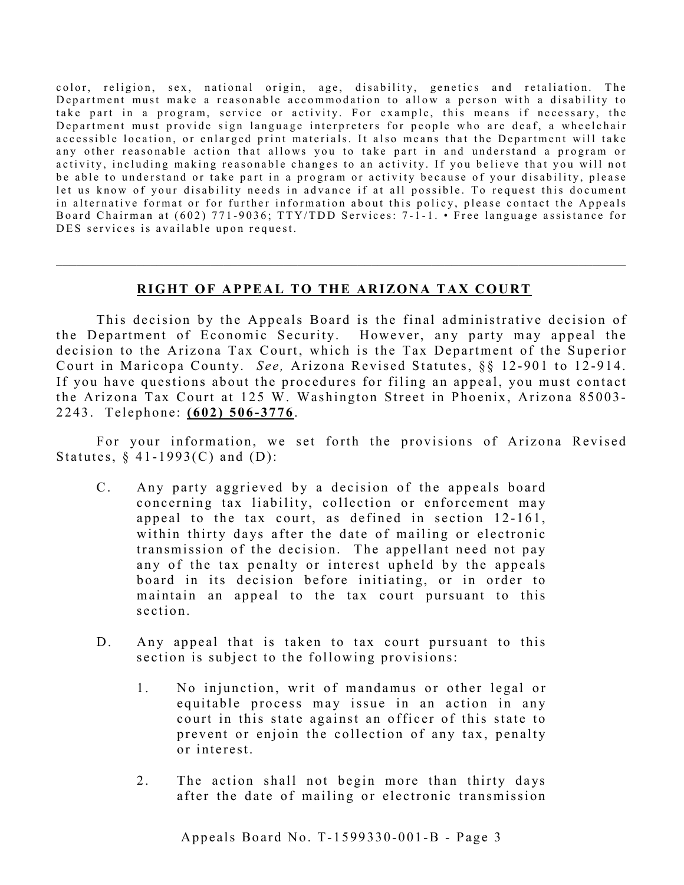color, religion, sex, national origin, age, disability, genetics and retaliation. The Department must make a reasonable accommodation to allow a person with a disability to take part in a program, service or activity. For example, this means if necessary, the Department must provide sign language interpreters for people who are deaf, a wheelchair accessible location, or enlarged print materials. It also means that the Department will take any other reasonable action that allows you to take part in and understand a program or activity, including making reasonable changes to an activity. If you believe that you will not be able to understand or take part in a program or activity because of your disability, please let us know of your disability needs in advance if at all possible. To request this document in alternative format or for further information about this policy, please contact the Appeals Board Chairman at (602) 771-9036; TTY/TDD Services: 7-1-1. • Free language assistance for DES services is available upon request.

---

## RIGHT OF APPEAL TO THE ARIZONA TAX COURT

This decision by the Appeals Board is the final administrative decision of the Department of Economic Security. However, any party may appeal the decision to the Arizona Tax Court, which is the Tax Department of the Superior Court in Maricopa County. *See,* Arizona Revised Statutes, §§ 12-901 to 12-914. If you have questions about the procedures for filing an appeal, you must contact the Arizona Tax Court at 125 W. Washington Street in Phoenix, Arizona 85003-2243. Telephone: **(602) 506-3776**.

For your information, we set forth the provisions of Arizona Revised Statutes, § 41-1993(C) and (D):

C. Any party aggrieved by a decision of the appeals board concerning tax liability, collection or enforcement may appeal to the tax court, as defined in section 12-161, within thirty days after the date of mailing or electronic transmission of the decision. The appellant need not pay any of the tax penalty or interest upheld by the appeals board in its decision before initiating, or in order to maintain an appeal to the tax court pursuant to this section.

D. Any appeal that is taken to tax court pursuant to this section is subject to the following provisions:

1. No injunction, writ of mandamus or other legal or equitable process may issue in an action in any court in this state against an officer of this state to prevent or enjoin the collection of any tax, penalty or interest.

2. The action shall not begin more than thirty days after the date of mailing or electronic transmission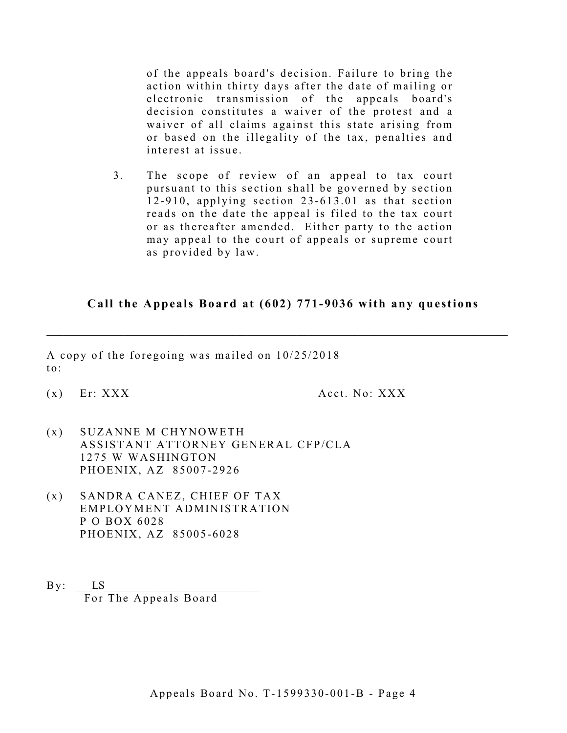of the appeals board's decision. Failure to bring the action within thirty days after the date of mailing or electronic transmission of the appeals board's decision constitutes a waiver of the protest and a waiver of all claims against this state arising from or based on the illegality of the tax, penalties and interest at issue.

3. The scope of review of an appeal to tax court pursuant to this section shall be governed by section 12-910, applying section 23-613.01 as that section reads on the date the appeal is filed to the tax court or as thereafter amended. Either party to the action may appeal to the court of appeals or supreme court as provided by law.

**Call the Appeals Board at (602) 771-9036 with any questions**

---

A copy of the foregoing was mailed on 10/25/2018 to:

(x) Er: XXX Acct. No: XXX

(x) SUZANNE M CHYNOWETH
ASSISTANT ATTORNEY GENERAL CFP/CLA
1275 W WASHINGTON
PHOENIX, AZ 85007-2926

(x) SANDRA CANEZ, CHIEF OF TAX
EMPLOYMENT ADMINISTRATION
P O BOX 6028
PHOENIX, AZ 85005-6028

By: \_\_\_LS\_\_\_\_\_\_\_\_\_\_\_\_\_\_\_\_\_\_\_\_\_\_\_\_\_
For The Appeals Board

Appeals Board No. T-1599330-001-B - Page 4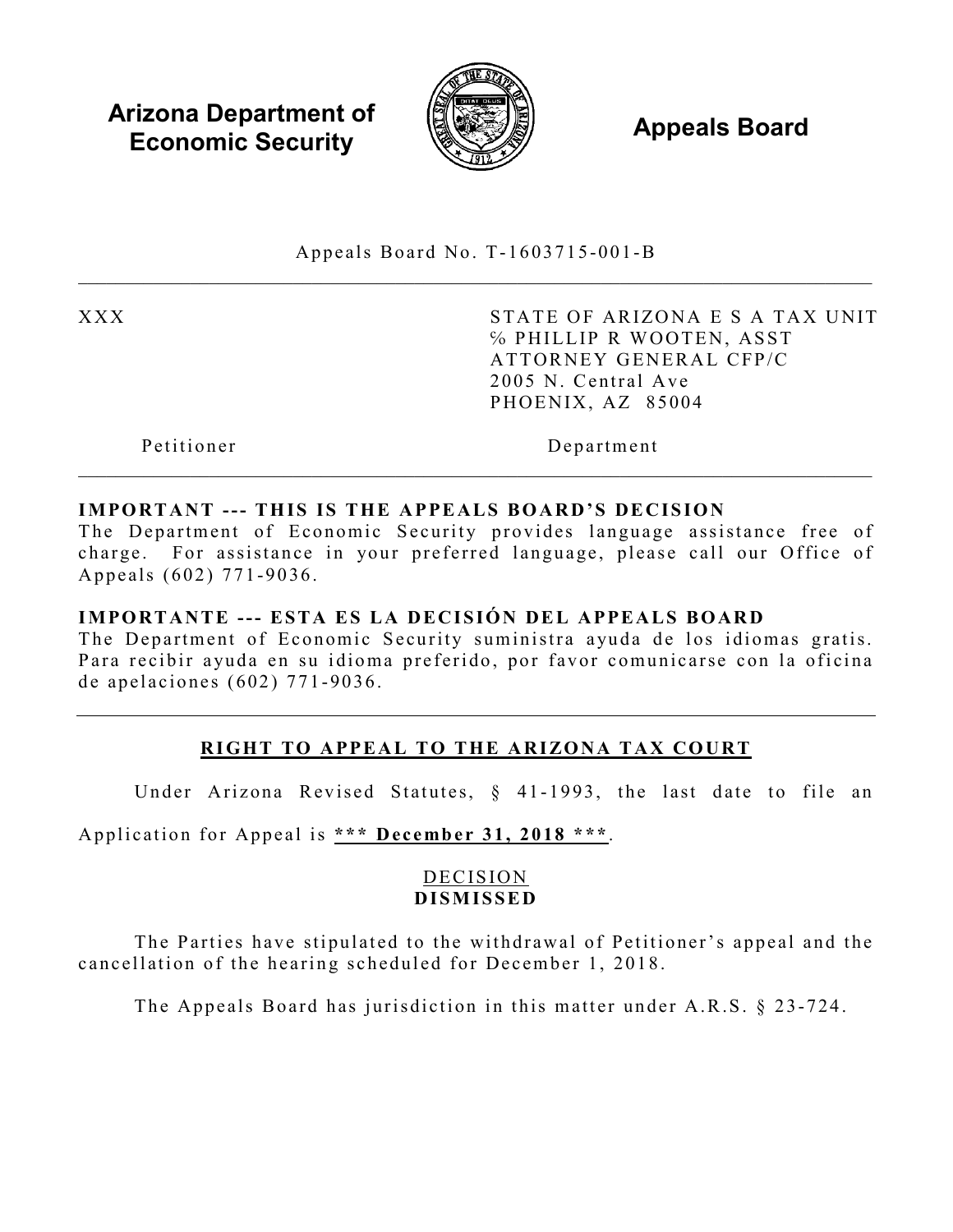**Arizona Department of Economic Security**

**Appeals Board**

Appeals Board No. T-1603715-001-B

| | |
|---|---|
| XXX | STATE OF ARIZONA E S A TAX UNIT<br>% PHILLIP R WOOTEN, ASST<br>ATTORNEY GENERAL CFP/C<br>2005 N. Central Ave<br>PHOENIX, AZ 85004 |
| Petitioner | Department |

**IMPORTANT --- THIS IS THE APPEALS BOARD'S DECISION**
The Department of Economic Security provides language assistance free of charge. For assistance in your preferred language, please call our Office of Appeals (602) 771-9036.

**IMPORTANTE --- ESTA ES LA DECISIÓN DEL APPEALS BOARD**
The Department of Economic Security suministra ayuda de los idiomas gratis. Para recibir ayuda en su idioma preferido, por favor comunicarse con la oficina de apelaciones (602) 771-9036.

## RIGHT TO APPEAL TO THE ARIZONA TAX COURT

Under Arizona Revised Statutes, § 41-1993, the last date to file an Application for Appeal is **\*\*\* December 31, 2018 \*\*\***.

DECISION
**DISMISSED**

The Parties have stipulated to the withdrawal of Petitioner's appeal and the cancellation of the hearing scheduled for December 1, 2018.

The Appeals Board has jurisdiction in this matter under A.R.S. § 23-724.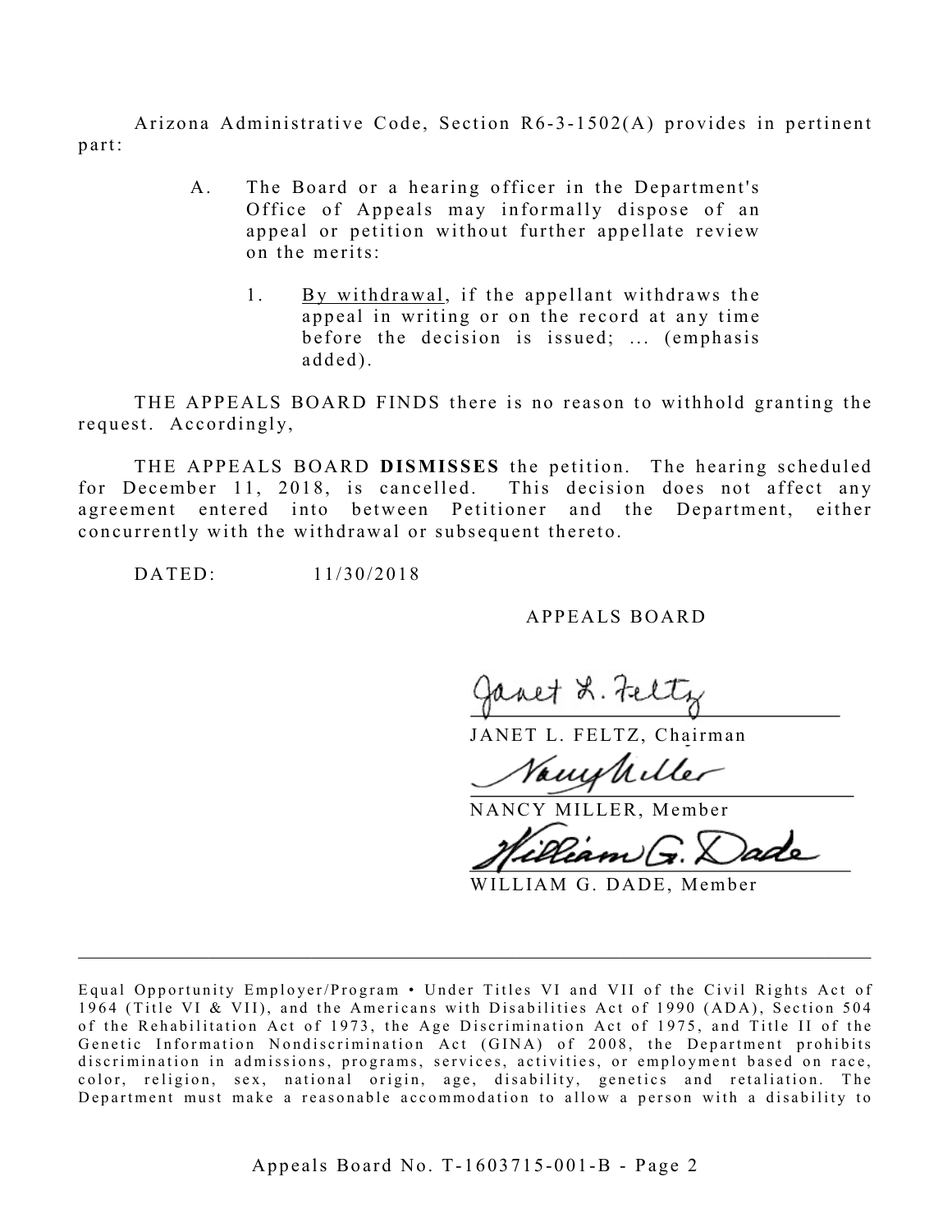Arizona Administrative Code, Section R6-3-1502(A) provides in pertinent part:

> A. The Board or a hearing officer in the Department's Office of Appeals may informally dispose of an appeal or petition without further appellate review on the merits:
>
> 1. By withdrawal, if the appellant withdraws the appeal in writing or on the record at any time before the decision is issued; ... (emphasis added).

THE APPEALS BOARD FINDS there is no reason to withhold granting the request. Accordingly,

THE APPEALS BOARD **DISMISSES** the petition. The hearing scheduled for December 11, 2018, is cancelled. This decision does not affect any agreement entered into between Petitioner and the Department, either concurrently with the withdrawal or subsequent thereto.

DATED: 11/30/2018

APPEALS BOARD

Janet L. Feltz

JANET L. FELTZ, Chairman

Nancy Miller

NANCY MILLER, Member

William G. Dade

WILLIAM G. DADE, Member

---

Equal Opportunity Employer/Program • Under Titles VI and VII of the Civil Rights Act of 1964 (Title VI & VII), and the Americans with Disabilities Act of 1990 (ADA), Section 504 of the Rehabilitation Act of 1973, the Age Discrimination Act of 1975, and Title II of the Genetic Information Nondiscrimination Act (GINA) of 2008, the Department prohibits discrimination in admissions, programs, services, activities, or employment based on race, color, religion, sex, national origin, age, disability, genetics and retaliation. The Department must make a reasonable accommodation to allow a person with a disability to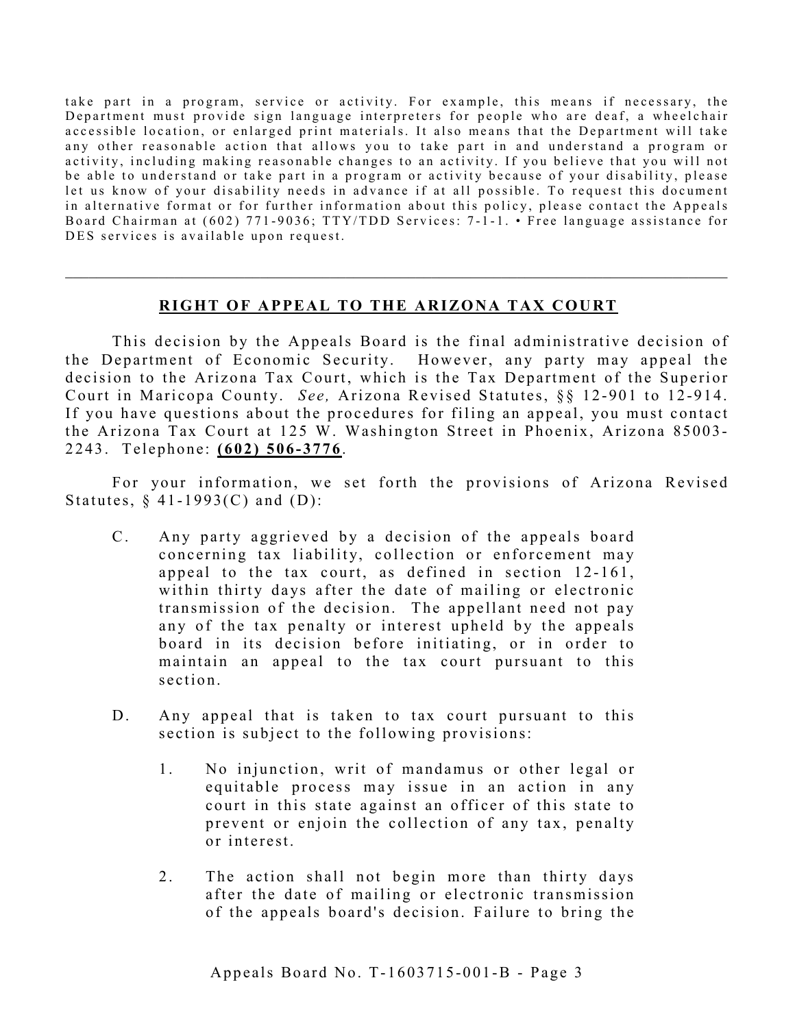take part in a program, service or activity. For example, this means if necessary, the Department must provide sign language interpreters for people who are deaf, a wheelchair accessible location, or enlarged print materials. It also means that the Department will take any other reasonable action that allows you to take part in and understand a program or activity, including making reasonable changes to an activity. If you believe that you will not be able to understand or take part in a program or activity because of your disability, please let us know of your disability needs in advance if at all possible. To request this document in alternative format or for further information about this policy, please contact the Appeals Board Chairman at (602) 771-9036; TTY/TDD Services: 7-1-1. • Free language assistance for DES services is available upon request.

---

## RIGHT OF APPEAL TO THE ARIZONA TAX COURT

This decision by the Appeals Board is the final administrative decision of the Department of Economic Security. However, any party may appeal the decision to the Arizona Tax Court, which is the Tax Department of the Superior Court in Maricopa County. *See,* Arizona Revised Statutes, §§ 12-901 to 12-914. If you have questions about the procedures for filing an appeal, you must contact the Arizona Tax Court at 125 W. Washington Street in Phoenix, Arizona 85003-2243. Telephone: **(602) 506-3776**.

For your information, we set forth the provisions of Arizona Revised Statutes, § 41-1993(C) and (D):

C. Any party aggrieved by a decision of the appeals board concerning tax liability, collection or enforcement may appeal to the tax court, as defined in section 12-161, within thirty days after the date of mailing or electronic transmission of the decision. The appellant need not pay any of the tax penalty or interest upheld by the appeals board in its decision before initiating, or in order to maintain an appeal to the tax court pursuant to this section.

D. Any appeal that is taken to tax court pursuant to this section is subject to the following provisions:

1. No injunction, writ of mandamus or other legal or equitable process may issue in an action in any court in this state against an officer of this state to prevent or enjoin the collection of any tax, penalty or interest.

2. The action shall not begin more than thirty days after the date of mailing or electronic transmission of the appeals board's decision. Failure to bring the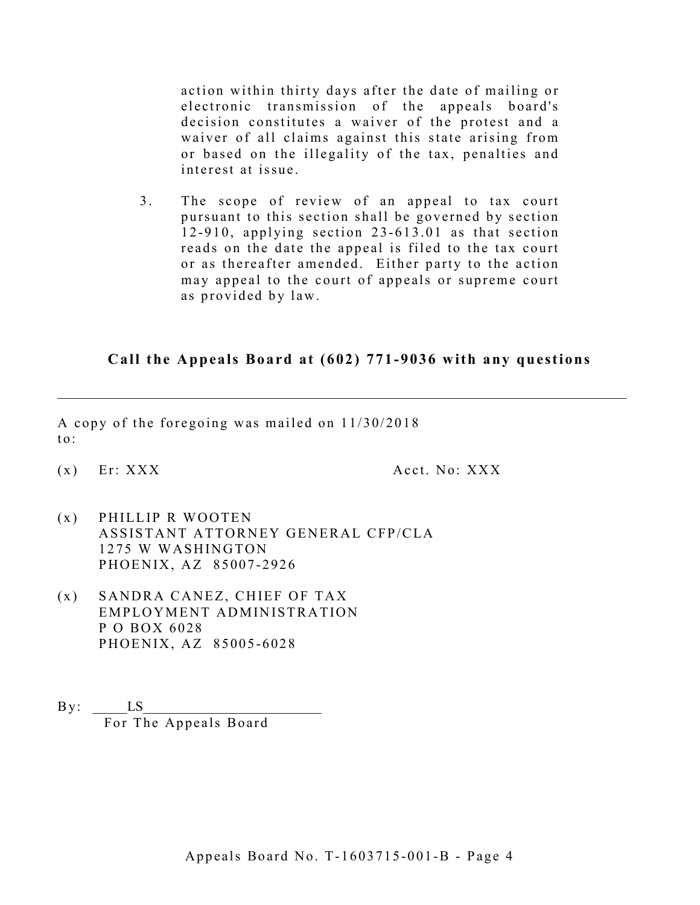action within thirty days after the date of mailing or electronic transmission of the appeals board's decision constitutes a waiver of the protest and a waiver of all claims against this state arising from or based on the illegality of the tax, penalties and interest at issue.

3. The scope of review of an appeal to tax court pursuant to this section shall be governed by section 12-910, applying section 23-613.01 as that section reads on the date the appeal is filed to the tax court or as thereafter amended. Either party to the action may appeal to the court of appeals or supreme court as provided by law.

**Call the Appeals Board at (602) 771-9036 with any questions**

---

A copy of the foregoing was mailed on 11/30/2018 to:

(x) Er: XXX Acct. No: XXX

(x) PHILLIP R WOOTEN
ASSISTANT ATTORNEY GENERAL CFP/CLA
1275 W WASHINGTON
PHOENIX, AZ 85007-2926

(x) SANDRA CANEZ, CHIEF OF TAX
EMPLOYMENT ADMINISTRATION
P O BOX 6028
PHOENIX, AZ 85005-6028

By: _____LS________________________
For The Appeals Board

Appeals Board No. T-1603715-001-B - Page 4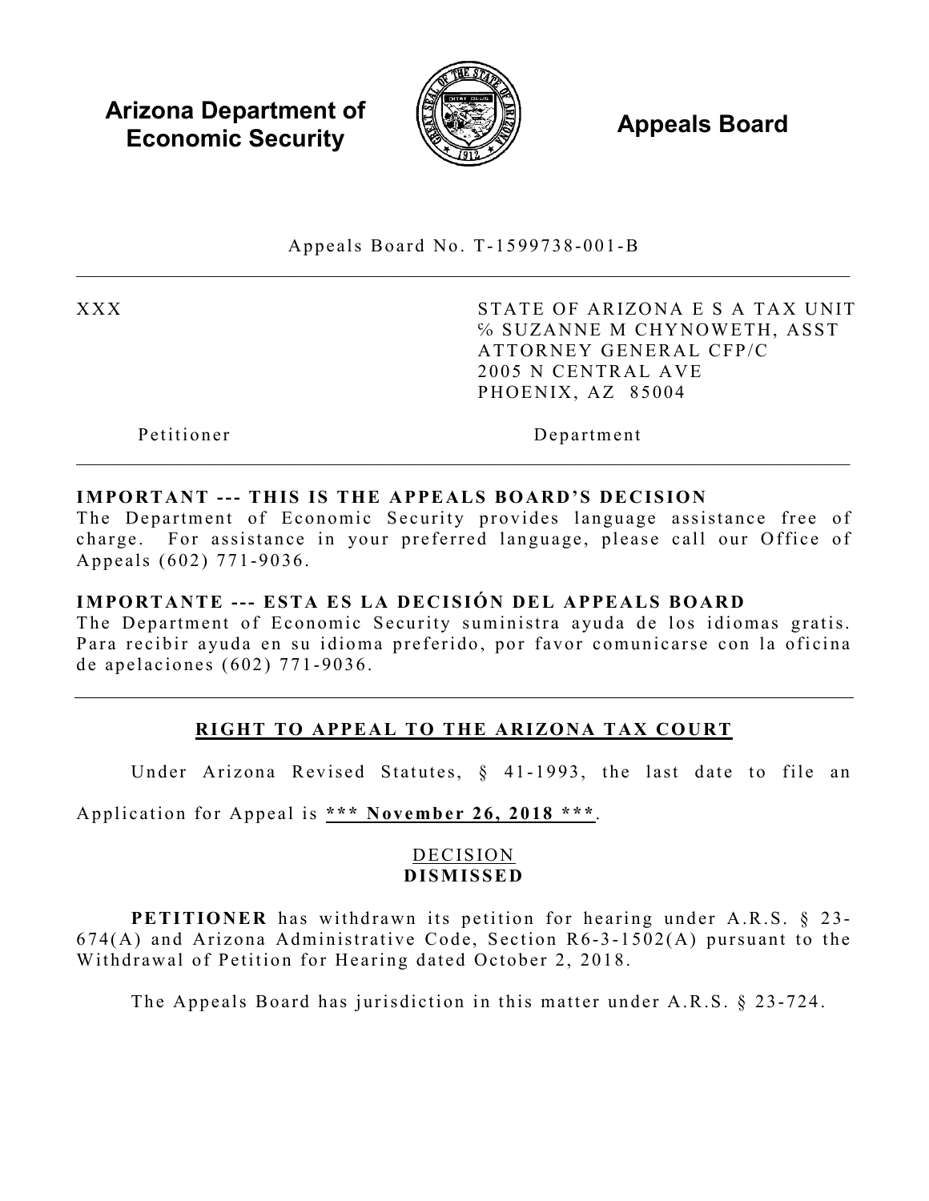**Arizona Department of Economic Security**

**Appeals Board**

Appeals Board No. T-1599738-001-B

---

| XXX | STATE OF ARIZONA E S A TAX UNIT<br>% SUZANNE M CHYNOWETH, ASST<br>ATTORNEY GENERAL CFP/C<br>2005 N CENTRAL AVE<br>PHOENIX, AZ 85004 |
|---|---|
| Petitioner | Department |

---

**IMPORTANT --- THIS IS THE APPEALS BOARD'S DECISION**
The Department of Economic Security provides language assistance free of charge. For assistance in your preferred language, please call our Office of Appeals (602) 771-9036.

**IMPORTANTE --- ESTA ES LA DECISIÓN DEL APPEALS BOARD**
The Department of Economic Security suministra ayuda de los idiomas gratis. Para recibir ayuda en su idioma preferido, por favor comunicarse con la oficina de apelaciones (602) 771-9036.

---

**RIGHT TO APPEAL TO THE ARIZONA TAX COURT**

Under Arizona Revised Statutes, § 41-1993, the last date to file an Application for Appeal is **\*\*\* November 26, 2018 \*\*\***.

DECISION
**DISMISSED**

**PETITIONER** has withdrawn its petition for hearing under A.R.S. § 23-674(A) and Arizona Administrative Code, Section R6-3-1502(A) pursuant to the Withdrawal of Petition for Hearing dated October 2, 2018.

The Appeals Board has jurisdiction in this matter under A.R.S. § 23-724.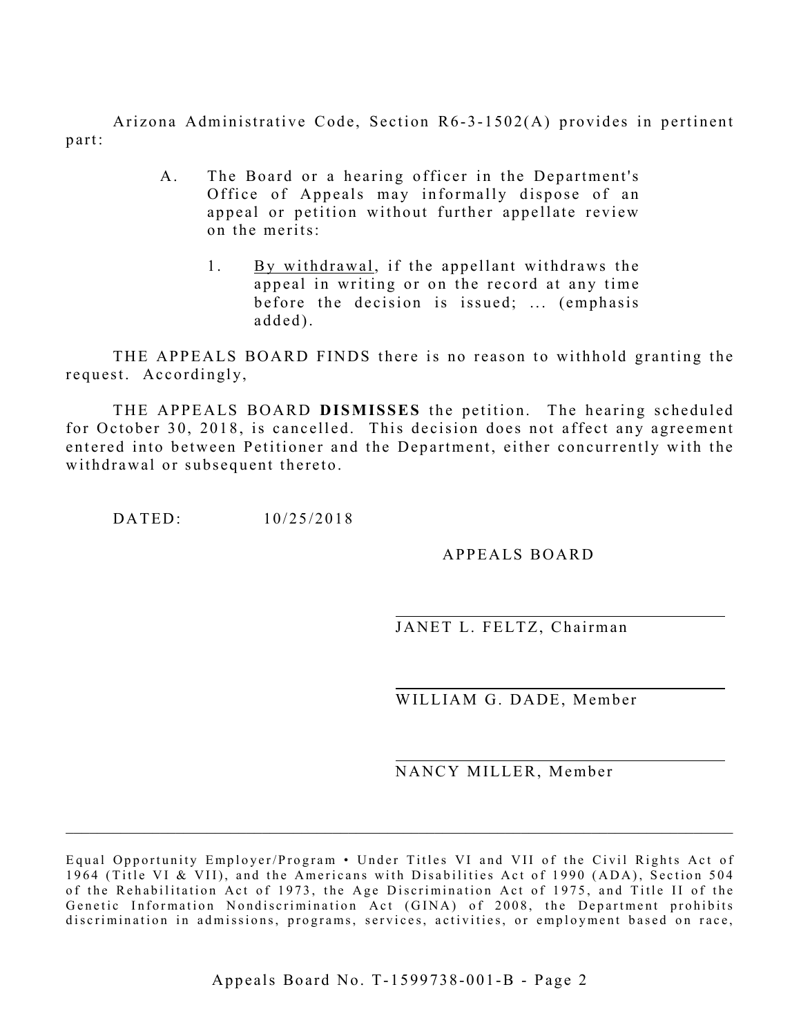Arizona Administrative Code, Section R6-3-1502(A) provides in pertinent part:

> A. The Board or a hearing officer in the Department's Office of Appeals may informally dispose of an appeal or petition without further appellate review on the merits:
>
> 1. By withdrawal, if the appellant withdraws the appeal in writing or on the record at any time before the decision is issued; ... (emphasis added).

THE APPEALS BOARD FINDS there is no reason to withhold granting the request. Accordingly,

THE APPEALS BOARD **DISMISSES** the petition. The hearing scheduled for October 30, 2018, is cancelled. This decision does not affect any agreement entered into between Petitioner and the Department, either concurrently with the withdrawal or subsequent thereto.

DATED: 10/25/2018

APPEALS BOARD

JANET L. FELTZ, Chairman

WILLIAM G. DADE, Member

NANCY MILLER, Member

---

Equal Opportunity Employer/Program • Under Titles VI and VII of the Civil Rights Act of 1964 (Title VI & VII), and the Americans with Disabilities Act of 1990 (ADA), Section 504 of the Rehabilitation Act of 1973, the Age Discrimination Act of 1975, and Title II of the Genetic Information Nondiscrimination Act (GINA) of 2008, the Department prohibits discrimination in admissions, programs, services, activities, or employment based on race,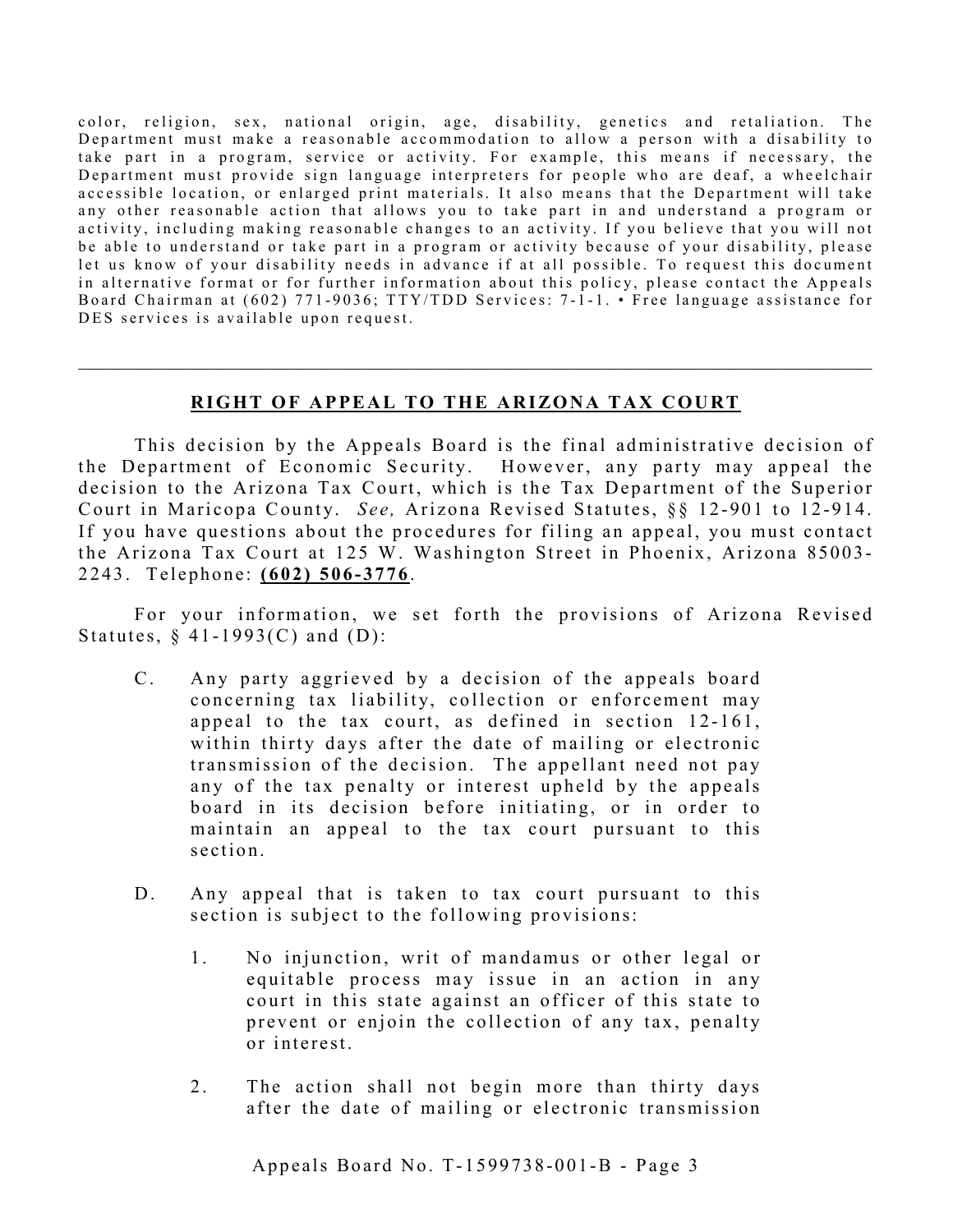color, religion, sex, national origin, age, disability, genetics and retaliation. The Department must make a reasonable accommodation to allow a person with a disability to take part in a program, service or activity. For example, this means if necessary, the Department must provide sign language interpreters for people who are deaf, a wheelchair accessible location, or enlarged print materials. It also means that the Department will take any other reasonable action that allows you to take part in and understand a program or activity, including making reasonable changes to an activity. If you believe that you will not be able to understand or take part in a program or activity because of your disability, please let us know of your disability needs in advance if at all possible. To request this document in alternative format or for further information about this policy, please contact the Appeals Board Chairman at (602) 771-9036; TTY/TDD Services: 7-1-1. • Free language assistance for DES services is available upon request.

---

## RIGHT OF APPEAL TO THE ARIZONA TAX COURT

This decision by the Appeals Board is the final administrative decision of the Department of Economic Security. However, any party may appeal the decision to the Arizona Tax Court, which is the Tax Department of the Superior Court in Maricopa County. *See,* Arizona Revised Statutes, §§ 12-901 to 12-914. If you have questions about the procedures for filing an appeal, you must contact the Arizona Tax Court at 125 W. Washington Street in Phoenix, Arizona 85003-2243. Telephone: **(602) 506-3776**.

For your information, we set forth the provisions of Arizona Revised Statutes, § 41-1993(C) and (D):

C. Any party aggrieved by a decision of the appeals board concerning tax liability, collection or enforcement may appeal to the tax court, as defined in section 12-161, within thirty days after the date of mailing or electronic transmission of the decision. The appellant need not pay any of the tax penalty or interest upheld by the appeals board in its decision before initiating, or in order to maintain an appeal to the tax court pursuant to this section.

D. Any appeal that is taken to tax court pursuant to this section is subject to the following provisions:

1. No injunction, writ of mandamus or other legal or equitable process may issue in an action in any court in this state against an officer of this state to prevent or enjoin the collection of any tax, penalty or interest.

2. The action shall not begin more than thirty days after the date of mailing or electronic transmission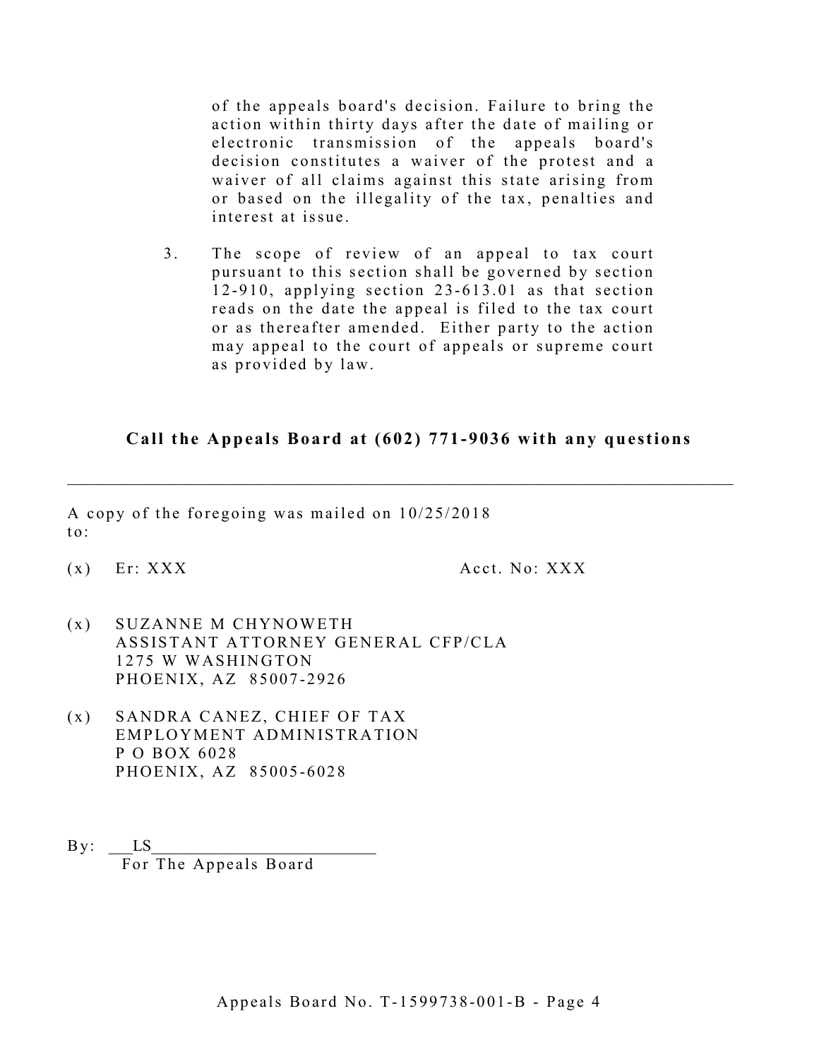of the appeals board's decision. Failure to bring the action within thirty days after the date of mailing or electronic transmission of the appeals board's decision constitutes a waiver of the protest and a waiver of all claims against this state arising from or based on the illegality of the tax, penalties and interest at issue.

3. The scope of review of an appeal to tax court pursuant to this section shall be governed by section 12-910, applying section 23-613.01 as that section reads on the date the appeal is filed to the tax court or as thereafter amended. Either party to the action may appeal to the court of appeals or supreme court as provided by law.

**Call the Appeals Board at (602) 771-9036 with any questions**

---

A copy of the foregoing was mailed on 10/25/2018 to:

(x) Er: XXX Acct. No: XXX

(x) SUZANNE M CHYNOWETH
ASSISTANT ATTORNEY GENERAL CFP/CLA
1275 W WASHINGTON
PHOENIX, AZ 85007-2926

(x) SANDRA CANEZ, CHIEF OF TAX
EMPLOYMENT ADMINISTRATION
P O BOX 6028
PHOENIX, AZ 85005-6028

By: ___LS_________________________
For The Appeals Board

Appeals Board No. T-1599738-001-B - Page 4